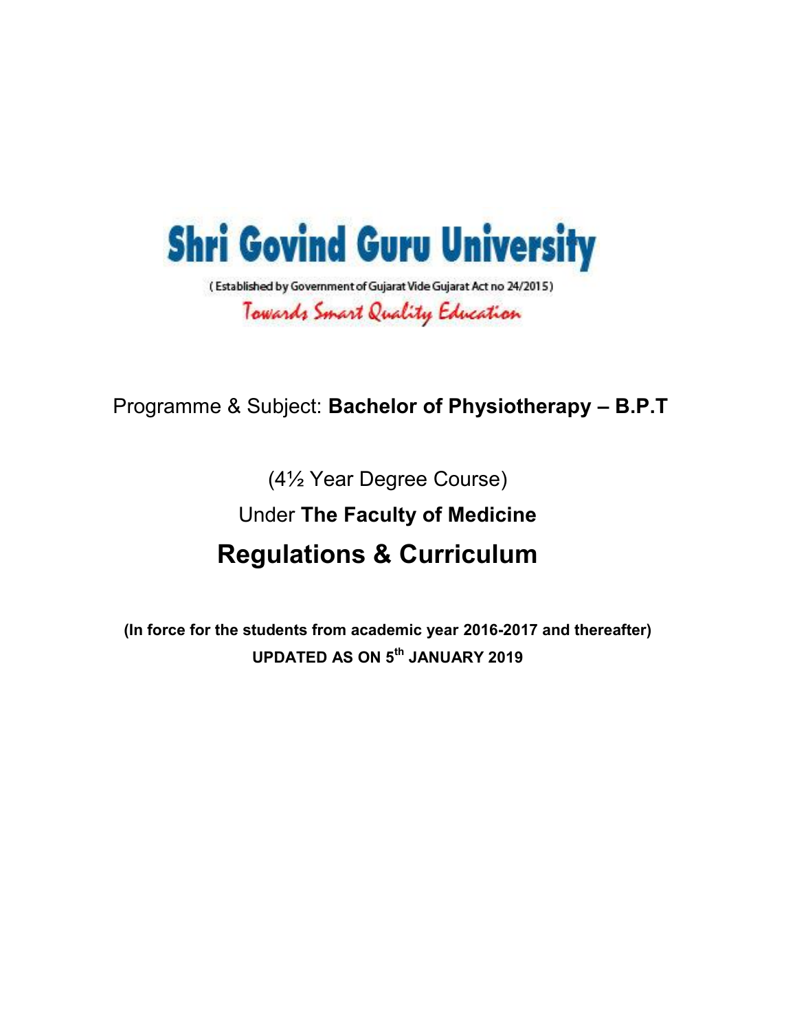# Shri Govind Guru University

( Established by Government of Gujarat Vide Gujarat Act no 24/2015 )

*Towards Smart Quality Education*

Programme & Subject: **Bachelor of Physiotherapy – B.P.T**

(4½ Year Degree Course)

Under **The Faculty of Medicine**

## Regulations & Curriculum

**(In force for the students from academic year 2016-2017 and thereafter)**

**UPDATED AS ON 5th JANUARY 2019**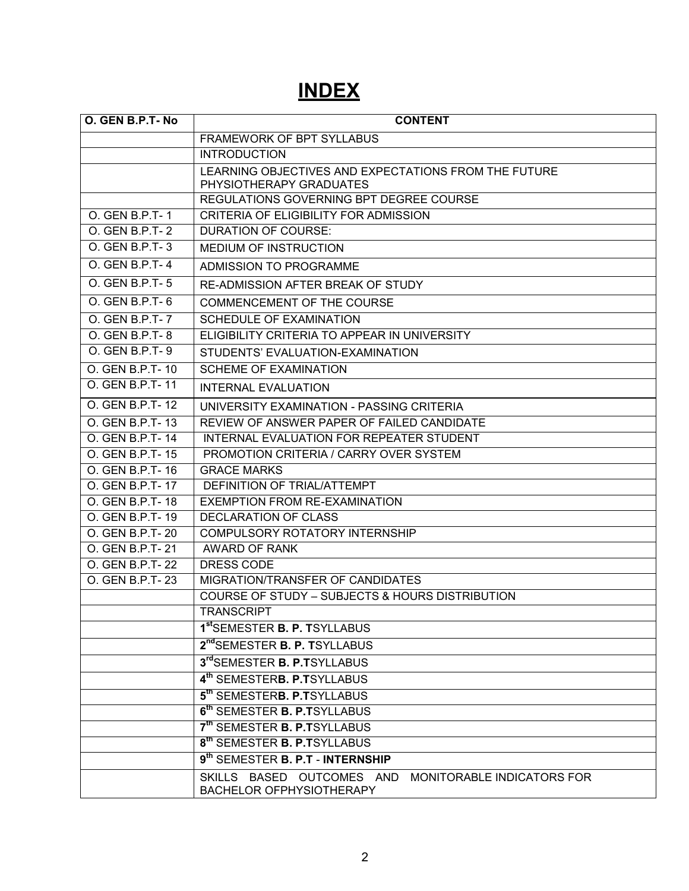# INDEX

| O. GEN B.P.T- No | CONTENT |
|---|---|
| | FRAMEWORK OF BPT SYLLABUS |
| | INTRODUCTION |
| | LEARNING OBJECTIVES AND EXPECTATIONS FROM THE FUTURE PHYSIOTHERAPY GRADUATES |
| | REGULATIONS GOVERNING BPT DEGREE COURSE |
| O. GEN B.P.T- 1 | CRITERIA OF ELIGIBILITY FOR ADMISSION |
| O. GEN B.P.T- 2 | DURATION OF COURSE: |
| O. GEN B.P.T- 3 | MEDIUM OF INSTRUCTION |
| O. GEN B.P.T- 4 | ADMISSION TO PROGRAMME |
| O. GEN B.P.T- 5 | RE-ADMISSION AFTER BREAK OF STUDY |
| O. GEN B.P.T- 6 | COMMENCEMENT OF THE COURSE |
| O. GEN B.P.T- 7 | SCHEDULE OF EXAMINATION |
| O. GEN B.P.T- 8 | ELIGIBILITY CRITERIA TO APPEAR IN UNIVERSITY |
| O. GEN B.P.T- 9 | STUDENTS' EVALUATION-EXAMINATION |
| O. GEN B.P.T- 10 | SCHEME OF EXAMINATION |
| O. GEN B.P.T- 11 | INTERNAL EVALUATION |
| O. GEN B.P.T- 12 | UNIVERSITY EXAMINATION - PASSING CRITERIA |
| O. GEN B.P.T- 13 | REVIEW OF ANSWER PAPER OF FAILED CANDIDATE |
| O. GEN B.P.T- 14 | INTERNAL EVALUATION FOR REPEATER STUDENT |
| O. GEN B.P.T- 15 | PROMOTION CRITERIA / CARRY OVER SYSTEM |
| O. GEN B.P.T- 16 | GRACE MARKS |
| O. GEN B.P.T- 17 | DEFINITION OF TRIAL/ATTEMPT |
| O. GEN B.P.T- 18 | EXEMPTION FROM RE-EXAMINATION |
| O. GEN B.P.T- 19 | DECLARATION OF CLASS |
| O. GEN B.P.T- 20 | COMPULSORY ROTATORY INTERNSHIP |
| O. GEN B.P.T- 21 | AWARD OF RANK |
| O. GEN B.P.T- 22 | DRESS CODE |
| O. GEN B.P.T- 23 | MIGRATION/TRANSFER OF CANDIDATES |
| | COURSE OF STUDY – SUBJECTS & HOURS DISTRIBUTION |
| | TRANSCRIPT |
| | 1st SEMESTER **B. P. T** SYLLABUS |
| | 2nd SEMESTER **B. P. T** SYLLABUS |
| | 3rd SEMESTER **B. P.T** SYLLABUS |
| | 4th SEMESTER **B. P.T** SYLLABUS |
| | 5th SEMESTER **B. P.T** SYLLABUS |
| | 6th SEMESTER **B. P.T** SYLLABUS |
| | 7th SEMESTER **B. P.T** SYLLABUS |
| | 8th SEMESTER **B. P.T** SYLLABUS |
| | 9th SEMESTER **B. P.T** - **INTERNSHIP** |
| | SKILLS BASED OUTCOMES AND MONITORABLE INDICATORS FOR BACHELOR OF PHYSIOTHERAPY |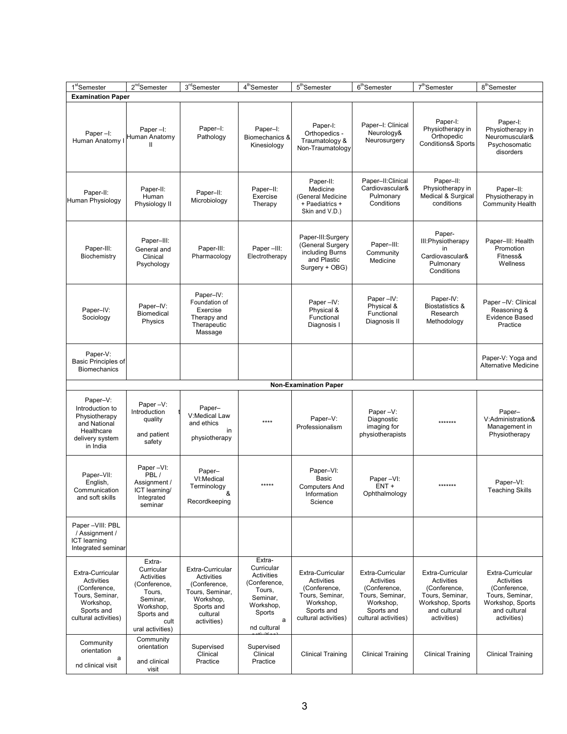| 1st Semester | 2nd Semester | 3rd Semester | 4th Semester | 5th Semester | 6th Semester | 7th Semester | 8th Semester |
|---|---|---|---|---|---|---|---|
| **Examination Paper** | | | | | | | |
| Paper –I: Human Anatomy I | Paper –I: Human Anatomy II | Paper–I: Pathology | Paper–I: Biomechanics & Kinesiology | Paper-I: Orthopedics - Traumatology & Non-Traumatology | Paper–I: Clinical Neurology& Neurosurgery | Paper-I: Physiotherapy in Orthopedic Conditions& Sports | Paper-I: Physiotherapy in Neuromuscular& Psychosomatic disorders |
| Paper-II: Human Physiology | Paper-II: Human Physiology II | Paper–II: Microbiology | Paper–II: Exercise Therapy | Paper-II: Medicine (General Medicine + Paediatrics + Skin and V.D.) | Paper–II:Clinical Cardiovascular& Pulmonary Conditions | Paper–II: Physiotherapy in Medical & Surgical conditions | Paper–II: Physiotherapy in Community Health |
| Paper-III: Biochemistry | Paper–III: General and Clinical Psychology | Paper-III: Pharmacology | Paper –III: Electrotherapy | Paper-III:Surgery (General Surgery including Burns and Plastic Surgery + OBG) | Paper–III: Community Medicine | Paper-III:Physiotherapy in Cardiovascular& Pulmonary Conditions | Paper–III: Health Promotion Fitness& Wellness |
| Paper–IV: Sociology | Paper–IV: Biomedical Physics | Paper–IV: Foundation of Exercise Therapy and Therapeutic Massage | | Paper –IV: Physical & Functional Diagnosis I | Paper –IV: Physical & Functional Diagnosis II | Paper-IV: Biostatistics & Research Methodology | Paper –IV: Clinical Reasoning & Evidence Based Practice |
| Paper-V: Basic Principles of Biomechanics | | | | | | | Paper-V: Yoga and Alternative Medicine |
| **Non-Examination Paper** | | | | | | | |
| Paper–V: Introduction to Physiotherapy and National Healthcare delivery system in India | Paper –V: Introduction to quality and patient safety | Paper–V:Medical Law and ethics in physiotherapy | **** | Paper–V: Professionalism | Paper –V: Diagnostic imaging for physiotherapists | ******* | Paper–V:Administration& Management in Physiotherapy |
| Paper–VII: English, Communication and soft skills | Paper –VI: PBL / Assignment / ICT learning/ Integrated seminar | Paper–VI:Medical Terminology & Recordkeeping | ***** | Paper–VI: Basic Computers And Information Science | Paper –VI: ENT + Ophthalmology | ******* | Paper–VI: Teaching Skills |
| Paper –VIII: PBL / Assignment / ICT learning Integrated seminar | | | | | | | |
| Extra-Curricular Activities (Conference, Tours, Seminar, Workshop, Sports and cultural activities) | Extra-Curricular Activities (Conference, Tours, Seminar, Workshop, Sports and cultural activities) | Extra-Curricular Activities (Conference, Tours, Seminar, Workshop, Sports and cultural activities) | Extra-Curricular Activities (Conference, Tours, Seminar, Workshop, Sports and cultural activities) | Extra-Curricular Activities (Conference, Tours, Seminar, Workshop, Sports and cultural activities) | Extra-Curricular Activities (Conference, Tours, Seminar, Workshop, Sports and cultural activities) | Extra-Curricular Activities (Conference, Tours, Seminar, Workshop, Sports and cultural activities) | Extra-Curricular Activities (Conference, Tours, Seminar, Workshop, Sports and cultural activities) |
| Community orientation and clinical visit | Community orientation and clinical visit | Supervised Clinical Practice | Supervised Clinical Practice | Clinical Training | Clinical Training | Clinical Training | Clinical Training |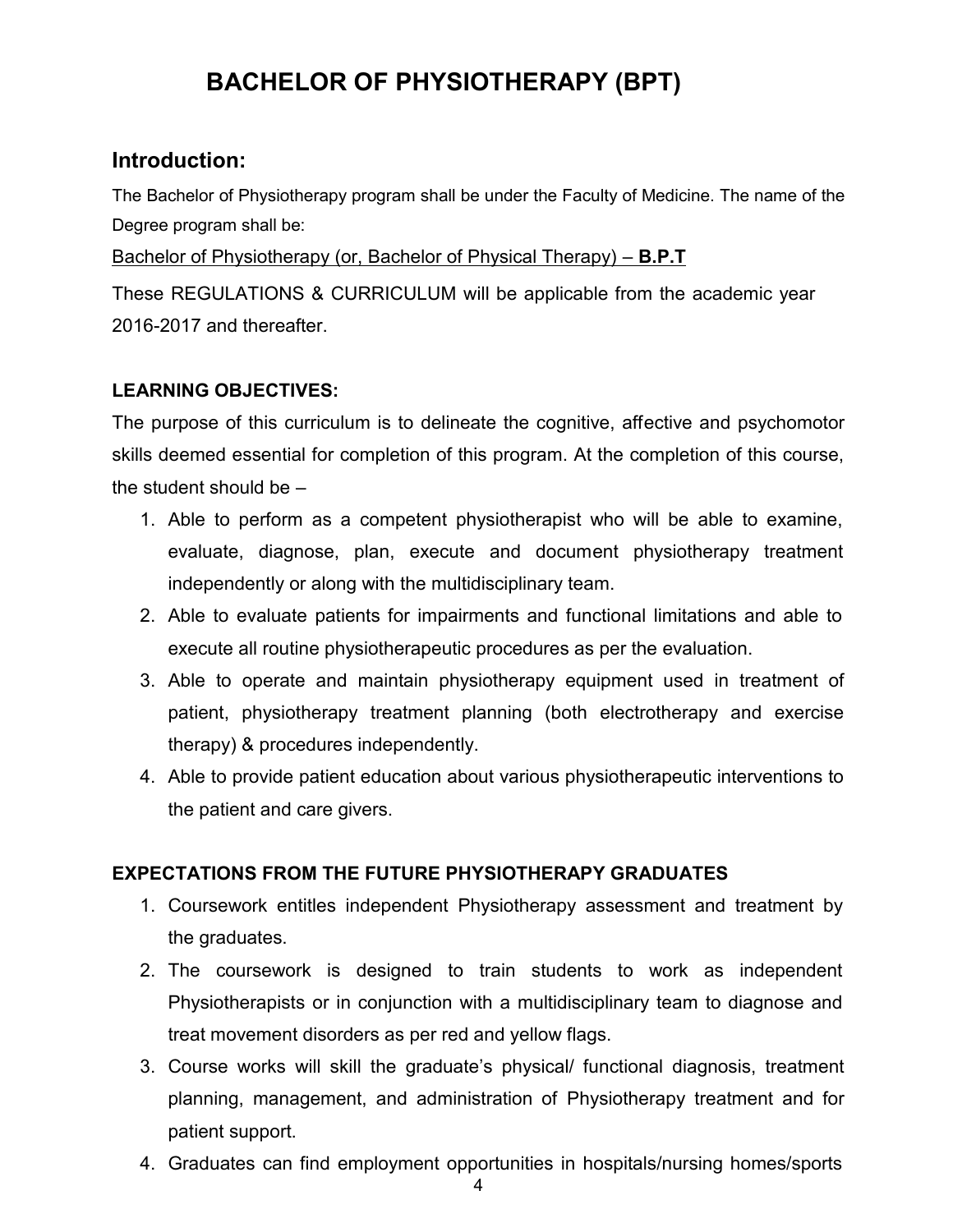# BACHELOR OF PHYSIOTHERAPY (BPT)

## Introduction:

The Bachelor of Physiotherapy program shall be under the Faculty of Medicine. The name of the Degree program shall be:

<u>Bachelor of Physiotherapy (or, Bachelor of Physical Therapy) – **B.P.T**</u>

These REGULATIONS & CURRICULUM will be applicable from the academic year 2016-2017 and thereafter.

**LEARNING OBJECTIVES:**

The purpose of this curriculum is to delineate the cognitive, affective and psychomotor skills deemed essential for completion of this program. At the completion of this course, the student should be –

1. Able to perform as a competent physiotherapist who will be able to examine, evaluate, diagnose, plan, execute and document physiotherapy treatment independently or along with the multidisciplinary team.
2. Able to evaluate patients for impairments and functional limitations and able to execute all routine physiotherapeutic procedures as per the evaluation.
3. Able to operate and maintain physiotherapy equipment used in treatment of patient, physiotherapy treatment planning (both electrotherapy and exercise therapy) & procedures independently.
4. Able to provide patient education about various physiotherapeutic interventions to the patient and care givers.

**EXPECTATIONS FROM THE FUTURE PHYSIOTHERAPY GRADUATES**

1. Coursework entitles independent Physiotherapy assessment and treatment by the graduates.
2. The coursework is designed to train students to work as independent Physiotherapists or in conjunction with a multidisciplinary team to diagnose and treat movement disorders as per red and yellow flags.
3. Course works will skill the graduate's physical/ functional diagnosis, treatment planning, management, and administration of Physiotherapy treatment and for patient support.
4. Graduates can find employment opportunities in hospitals/nursing homes/sports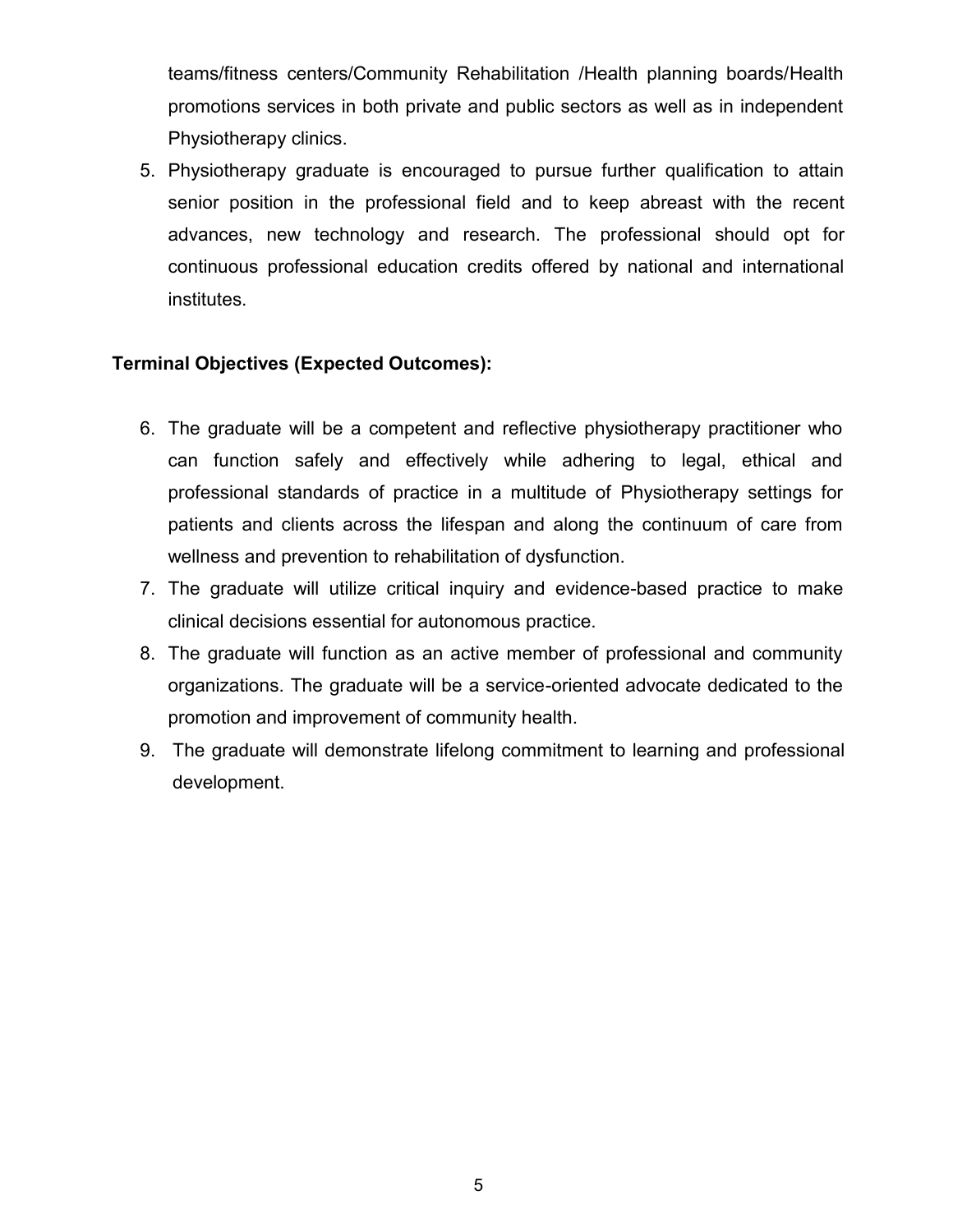teams/fitness centers/Community Rehabilitation /Health planning boards/Health promotions services in both private and public sectors as well as in independent Physiotherapy clinics.

5. Physiotherapy graduate is encouraged to pursue further qualification to attain senior position in the professional field and to keep abreast with the recent advances, new technology and research. The professional should opt for continuous professional education credits offered by national and international institutes.

**Terminal Objectives (Expected Outcomes):**

6. The graduate will be a competent and reflective physiotherapy practitioner who can function safely and effectively while adhering to legal, ethical and professional standards of practice in a multitude of Physiotherapy settings for patients and clients across the lifespan and along the continuum of care from wellness and prevention to rehabilitation of dysfunction.
7. The graduate will utilize critical inquiry and evidence-based practice to make clinical decisions essential for autonomous practice.
8. The graduate will function as an active member of professional and community organizations. The graduate will be a service-oriented advocate dedicated to the promotion and improvement of community health.
9. The graduate will demonstrate lifelong commitment to learning and professional development.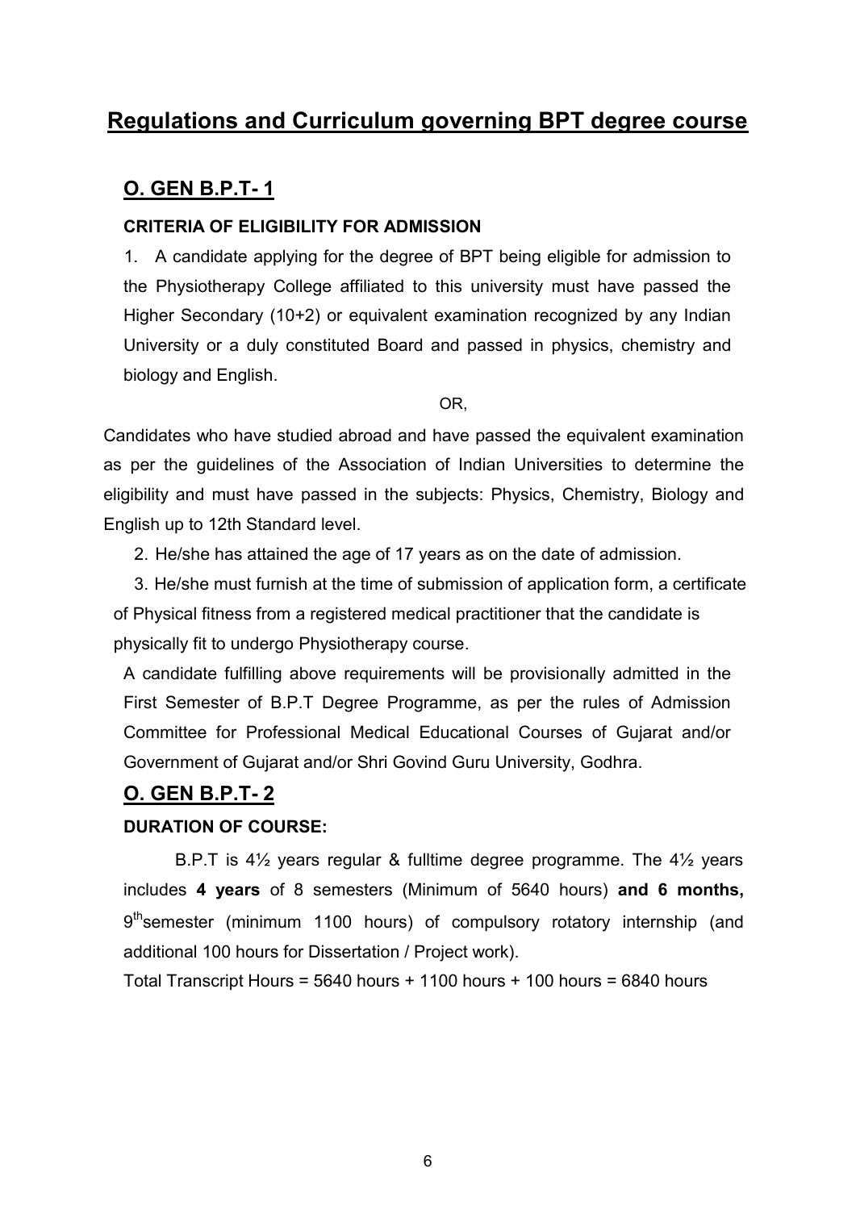# Regulations and Curriculum governing BPT degree course

## O. GEN B.P.T- 1

### CRITERIA OF ELIGIBILITY FOR ADMISSION

1. A candidate applying for the degree of BPT being eligible for admission to the Physiotherapy College affiliated to this university must have passed the Higher Secondary (10+2) or equivalent examination recognized by any Indian University or a duly constituted Board and passed in physics, chemistry and biology and English.

OR,

Candidates who have studied abroad and have passed the equivalent examination as per the guidelines of the Association of Indian Universities to determine the eligibility and must have passed in the subjects: Physics, Chemistry, Biology and English up to 12th Standard level.

2. He/she has attained the age of 17 years as on the date of admission.

3. He/she must furnish at the time of submission of application form, a certificate of Physical fitness from a registered medical practitioner that the candidate is physically fit to undergo Physiotherapy course.

A candidate fulfilling above requirements will be provisionally admitted in the First Semester of B.P.T Degree Programme, as per the rules of Admission Committee for Professional Medical Educational Courses of Gujarat and/or Government of Gujarat and/or Shri Govind Guru University, Godhra.

## O. GEN B.P.T- 2

### DURATION OF COURSE:

B.P.T is 4½ years regular & fulltime degree programme. The 4½ years includes **4 years** of 8 semesters (Minimum of 5640 hours) **and 6 months,** 9th semester (minimum 1100 hours) of compulsory rotatory internship (and additional 100 hours for Dissertation / Project work).

Total Transcript Hours = 5640 hours + 1100 hours + 100 hours = 6840 hours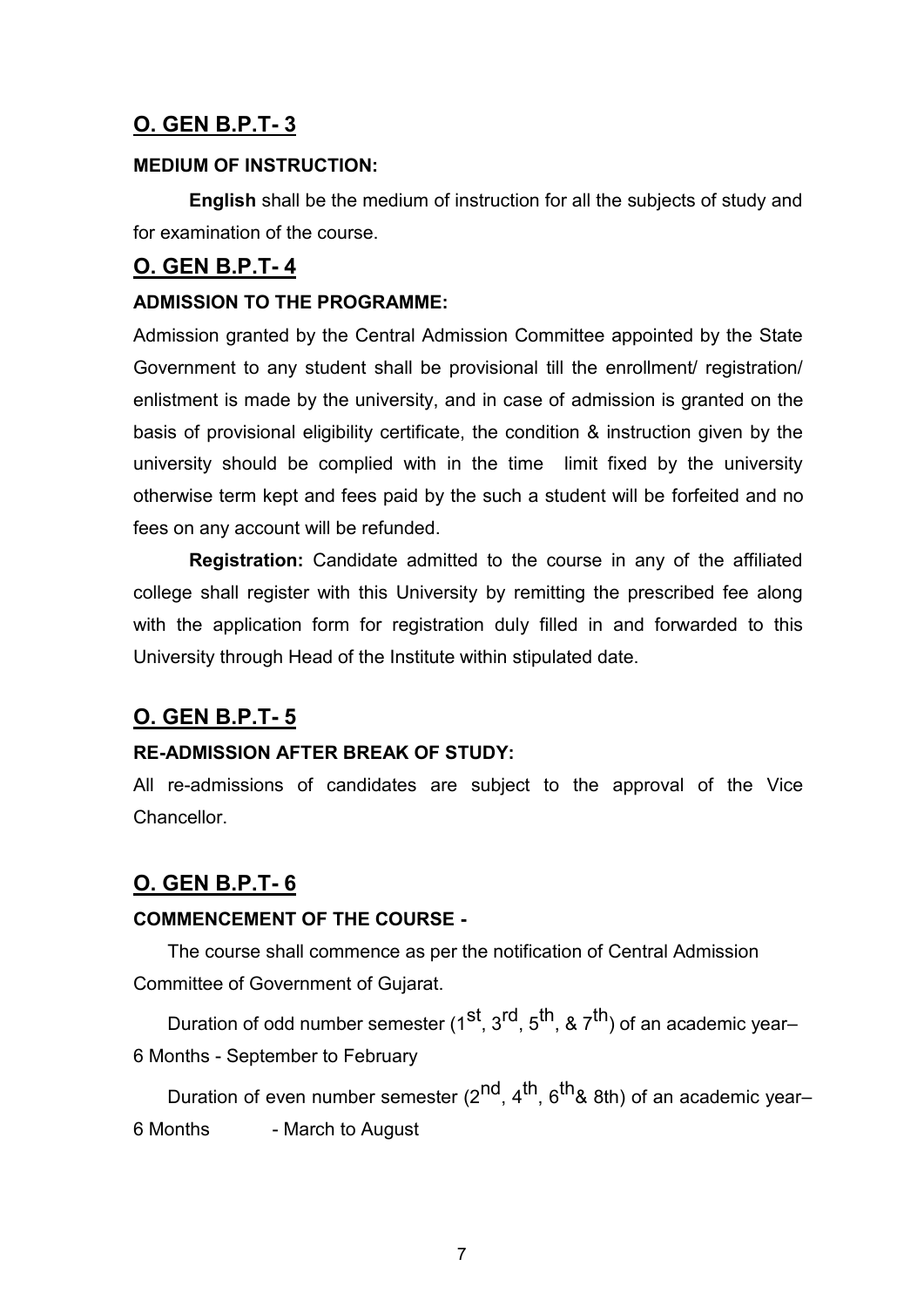## O. GEN B.P.T- 3

**MEDIUM OF INSTRUCTION:**

**English** shall be the medium of instruction for all the subjects of study and for examination of the course.

## O. GEN B.P.T- 4

**ADMISSION TO THE PROGRAMME:**

Admission granted by the Central Admission Committee appointed by the State Government to any student shall be provisional till the enrollment/ registration/ enlistment is made by the university, and in case of admission is granted on the basis of provisional eligibility certificate, the condition & instruction given by the university should be complied with in the time limit fixed by the university otherwise term kept and fees paid by the such a student will be forfeited and no fees on any account will be refunded.

**Registration:** Candidate admitted to the course in any of the affiliated college shall register with this University by remitting the prescribed fee along with the application form for registration duly filled in and forwarded to this University through Head of the Institute within stipulated date.

## O. GEN B.P.T- 5

**RE-ADMISSION AFTER BREAK OF STUDY:**

All re-admissions of candidates are subject to the approval of the Vice Chancellor.

## O. GEN B.P.T- 6

**COMMENCEMENT OF THE COURSE -**

The course shall commence as per the notification of Central Admission Committee of Government of Gujarat.

Duration of odd number semester (1st, 3rd, 5th, & 7th) of an academic year– 6 Months - September to February

Duration of even number semester (2nd, 4th, 6th& 8th) of an academic year– 6 Months - March to August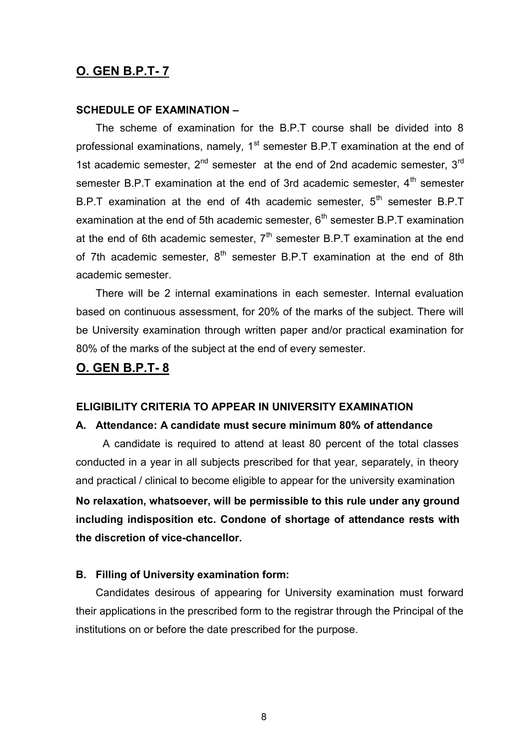## O. GEN B.P.T- 7

**SCHEDULE OF EXAMINATION –**

The scheme of examination for the B.P.T course shall be divided into 8 professional examinations, namely, 1st semester B.P.T examination at the end of 1st academic semester, 2nd semester at the end of 2nd academic semester, 3rd semester B.P.T examination at the end of 3rd academic semester, 4th semester B.P.T examination at the end of 4th academic semester, 5th semester B.P.T examination at the end of 5th academic semester, 6th semester B.P.T examination at the end of 6th academic semester, 7th semester B.P.T examination at the end of 7th academic semester, 8th semester B.P.T examination at the end of 8th academic semester.

There will be 2 internal examinations in each semester. Internal evaluation based on continuous assessment, for 20% of the marks of the subject. There will be University examination through written paper and/or practical examination for 80% of the marks of the subject at the end of every semester.

## O. GEN B.P.T- 8

**ELIGIBILITY CRITERIA TO APPEAR IN UNIVERSITY EXAMINATION**

**A. Attendance: A candidate must secure minimum 80% of attendance**

A candidate is required to attend at least 80 percent of the total classes conducted in a year in all subjects prescribed for that year, separately, in theory and practical / clinical to become eligible to appear for the university examination

**No relaxation, whatsoever, will be permissible to this rule under any ground including indisposition etc. Condone of shortage of attendance rests with the discretion of vice-chancellor.**

**B. Filling of University examination form:**

Candidates desirous of appearing for University examination must forward their applications in the prescribed form to the registrar through the Principal of the institutions on or before the date prescribed for the purpose.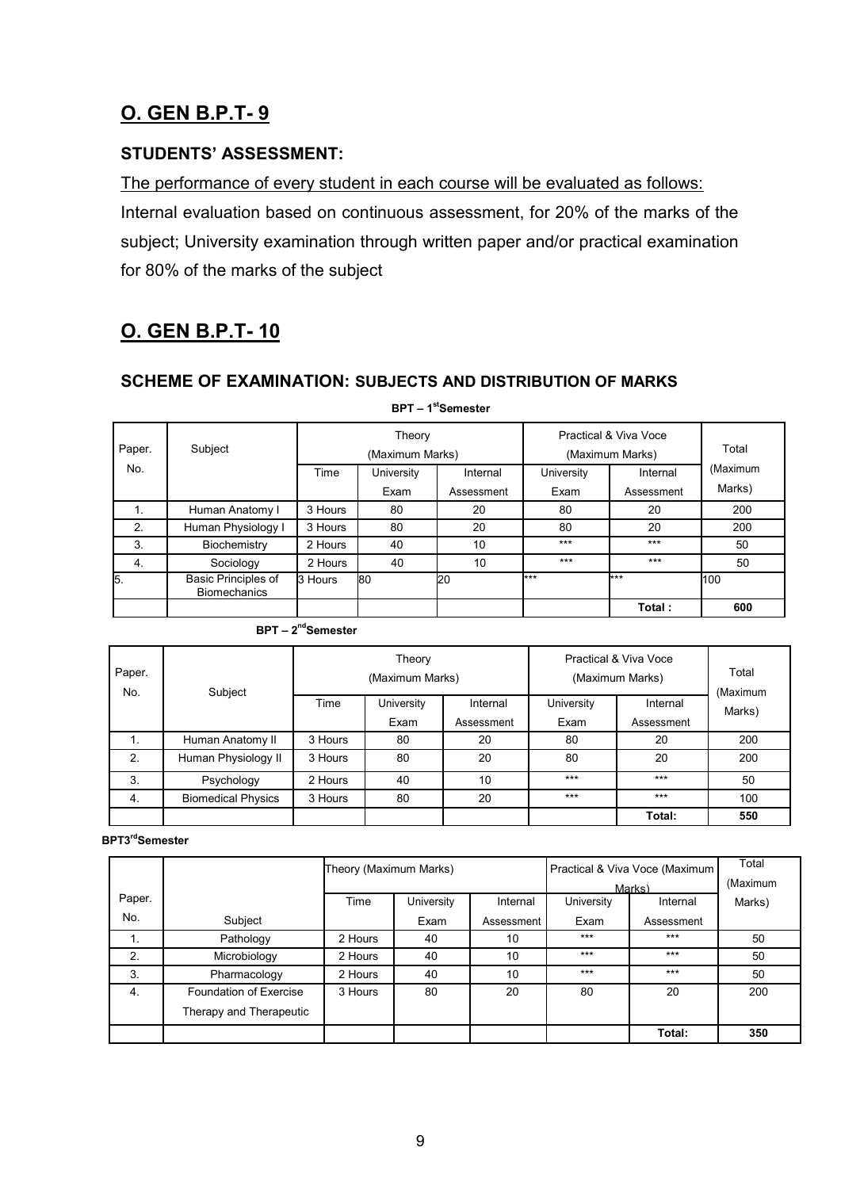## O. GEN B.P.T- 9

### STUDENTS' ASSESSMENT:

The performance of every student in each course will be evaluated as follows:

Internal evaluation based on continuous assessment, for 20% of the marks of the subject; University examination through written paper and/or practical examination for 80% of the marks of the subject

## O. GEN B.P.T- 10

### SCHEME OF EXAMINATION: SUBJECTS AND DISTRIBUTION OF MARKS

**BPT – 1st Semester**

| Paper. No. | Subject | Theory (Maximum Marks) | | | Practical & Viva Voce (Maximum Marks) | | Total (Maximum Marks) |
|---|---|---|---|---|---|---|---|
| | | Time | University Exam | Internal Assessment | University Exam | Internal Assessment | |
| 1. | Human Anatomy I | 3 Hours | 80 | 20 | 80 | 20 | 200 |
| 2. | Human Physiology I | 3 Hours | 80 | 20 | 80 | 20 | 200 |
| 3. | Biochemistry | 2 Hours | 40 | 10 | *** | *** | 50 |
| 4. | Sociology | 2 Hours | 40 | 10 | *** | *** | 50 |
| 5. | Basic Principles of Biomechanics | 3 Hours | 80 | 20 | *** | *** | 100 |
| | | | | | | **Total :** | **600** |

**BPT – 2nd Semester**

| Paper. No. | Subject | Theory (Maximum Marks) | | | Practical & Viva Voce (Maximum Marks) | | Total (Maximum Marks) |
|---|---|---|---|---|---|---|---|
| | | Time | University Exam | Internal Assessment | University Exam | Internal Assessment | |
| 1. | Human Anatomy II | 3 Hours | 80 | 20 | 80 | 20 | 200 |
| 2. | Human Physiology II | 3 Hours | 80 | 20 | 80 | 20 | 200 |
| 3. | Psychology | 2 Hours | 40 | 10 | *** | *** | 50 |
| 4. | Biomedical Physics | 3 Hours | 80 | 20 | *** | *** | 100 |
| | | | | | | **Total:** | **550** |

**BPT3rd Semester**

| Paper. No. | Subject | Theory (Maximum Marks) | | | Practical & Viva Voce (Maximum Marks) | | Total (Maximum Marks) |
|---|---|---|---|---|---|---|---|
| | | Time | University Exam | Internal Assessment | University Exam | Internal Assessment | |
| 1. | Pathology | 2 Hours | 40 | 10 | *** | *** | 50 |
| 2. | Microbiology | 2 Hours | 40 | 10 | *** | *** | 50 |
| 3. | Pharmacology | 2 Hours | 40 | 10 | *** | *** | 50 |
| 4. | Foundation of Exercise Therapy and Therapeutic | 3 Hours | 80 | 20 | 80 | 20 | 200 |
| | | | | | | **Total:** | **350** |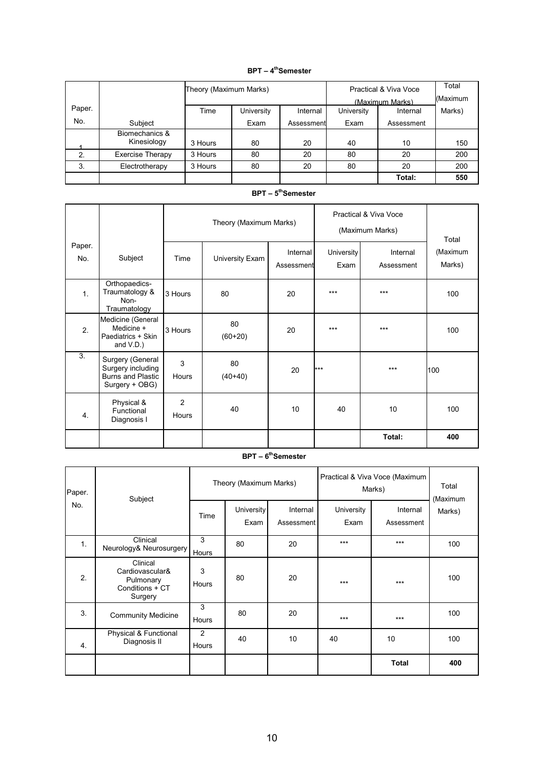### BPT – 4th Semester

| Paper. No. | Subject | Theory (Maximum Marks) | | | Practical & Viva Voce (Maximum Marks) | | Total (Maximum Marks) |
|---|---|---|---|---|---|---|---|
| | | Time | University Exam | Internal Assessment | University Exam | Internal Assessment | |
| 1 | Biomechanics & Kinesiology | 3 Hours | 80 | 20 | 40 | 10 | 150 |
| 2. | Exercise Therapy | 3 Hours | 80 | 20 | 80 | 20 | 200 |
| 3. | Electrotherapy | 3 Hours | 80 | 20 | 80 | 20 | 200 |
| | | | | | | **Total:** | **550** |

### BPT – 5th Semester

| Paper. No. | Subject | Theory (Maximum Marks) | | | Practical & Viva Voce (Maximum Marks) | | Total (Maximum Marks) |
|---|---|---|---|---|---|---|---|
| | | Time | University Exam | Internal Assessment | University Exam | Internal Assessment | |
| 1. | Orthopaedics-Traumatology & Non-Traumatology | 3 Hours | 80 | 20 | *** | *** | 100 |
| 2. | Medicine (General Medicine + Paediatrics + Skin and V.D.) | 3 Hours | 80 (60+20) | 20 | *** | *** | 100 |
| 3. | Surgery (General Surgery including Burns and Plastic Surgery + OBG) | 3 Hours | 80 (40+40) | 20 | *** | *** | 100 |
| 4. | Physical & Functional Diagnosis I | 2 Hours | 40 | 10 | 40 | 10 | 100 |
| | | | | | | **Total:** | **400** |

### BPT – 6th Semester

| Paper. No. | Subject | Theory (Maximum Marks) | | | Practical & Viva Voce (Maximum Marks) | | Total (Maximum Marks) |
|---|---|---|---|---|---|---|---|
| | | Time | University Exam | Internal Assessment | University Exam | Internal Assessment | |
| 1. | Clinical Neurology& Neurosurgery | 3 Hours | 80 | 20 | *** | *** | 100 |
| 2. | Clinical Cardiovascular& Pulmonary Conditions + CT Surgery | 3 Hours | 80 | 20 | *** | *** | 100 |
| 3. | Community Medicine | 3 Hours | 80 | 20 | *** | *** | 100 |
| 4. | Physical & Functional Diagnosis II | 2 Hours | 40 | 10 | 40 | 10 | 100 |
| | | | | | | **Total** | **400** |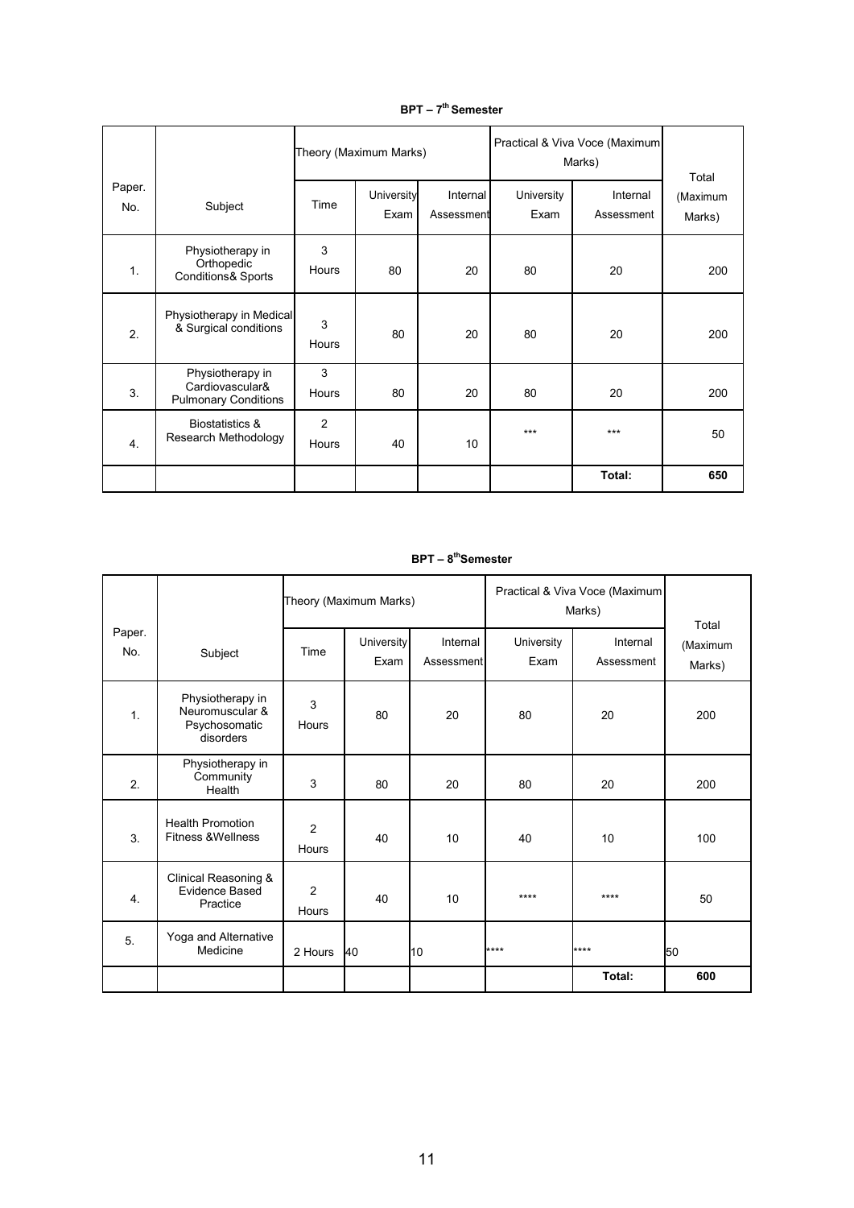**BPT – 7th Semester**

| Paper. No. | Subject | Theory (Maximum Marks) | | | Practical & Viva Voce (Maximum Marks) | | Total (Maximum Marks) |
|---|---|---|---|---|---|---|---|
| | | Time | University Exam | Internal Assessment | University Exam | Internal Assessment | |
| 1. | Physiotherapy in Orthopedic Conditions& Sports | 3 Hours | 80 | 20 | 80 | 20 | 200 |
| 2. | Physiotherapy in Medical & Surgical conditions | 3 Hours | 80 | 20 | 80 | 20 | 200 |
| 3. | Physiotherapy in Cardiovascular& Pulmonary Conditions | 3 Hours | 80 | 20 | 80 | 20 | 200 |
| 4. | Biostatistics & Research Methodology | 2 Hours | 40 | 10 | *** | *** | 50 |
| | | | | | | **Total:** | **650** |

**BPT – 8thSemester**

| Paper. No. | Subject | Theory (Maximum Marks) | | | Practical & Viva Voce (Maximum Marks) | | Total (Maximum Marks) |
|---|---|---|---|---|---|---|---|
| | | Time | University Exam | Internal Assessment | University Exam | Internal Assessment | |
| 1. | Physiotherapy in Neuromuscular & Psychosomatic disorders | 3 Hours | 80 | 20 | 80 | 20 | 200 |
| 2. | Physiotherapy in Community Health | 3 | 80 | 20 | 80 | 20 | 200 |
| 3. | Health Promotion Fitness &Wellness | 2 Hours | 40 | 10 | 40 | 10 | 100 |
| 4. | Clinical Reasoning & Evidence Based Practice | 2 Hours | 40 | 10 | **** | **** | 50 |
| 5. | Yoga and Alternative Medicine | 2 Hours | 40 | 10 | **** | **** | 50 |
| | | | | | | **Total:** | **600** |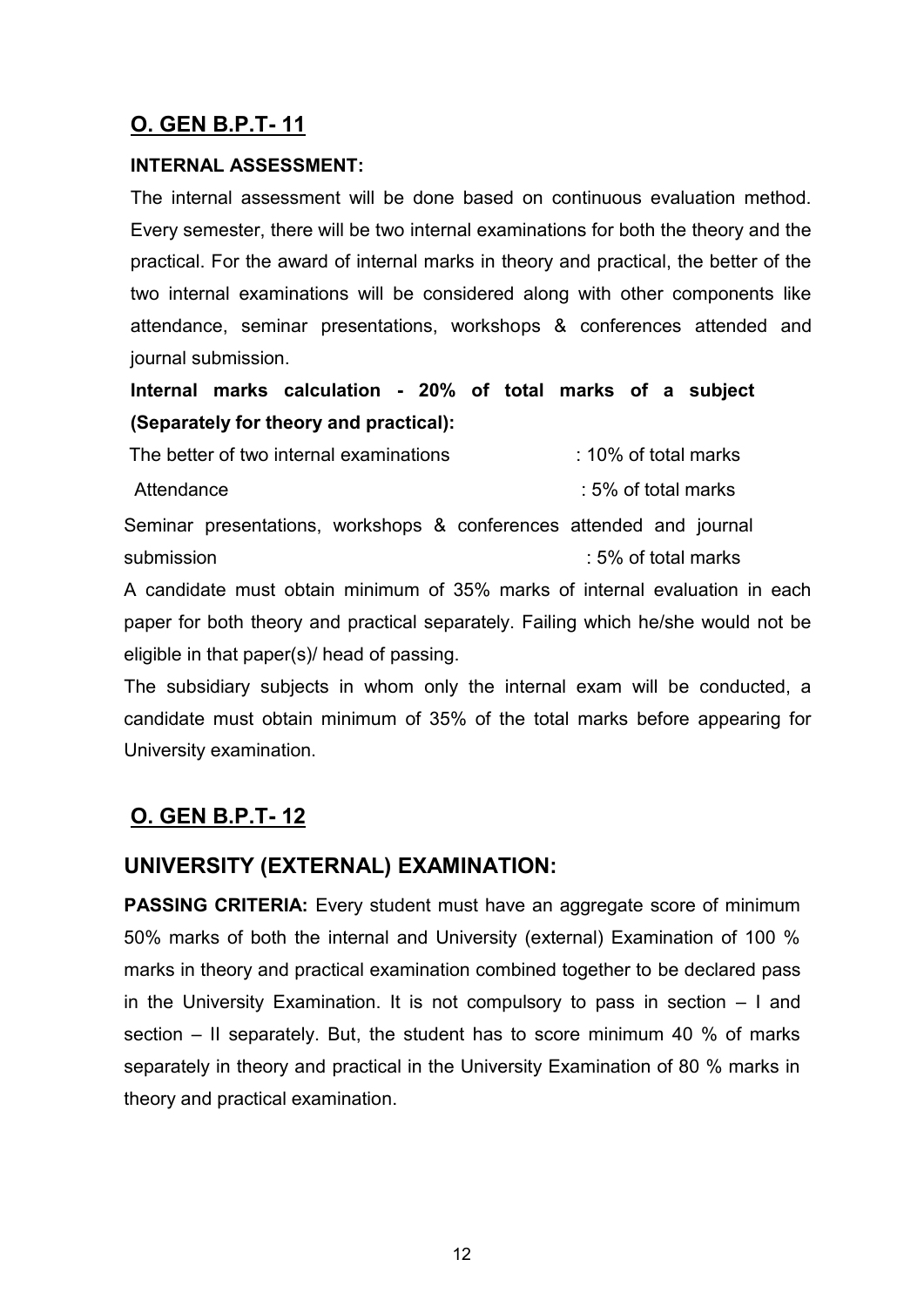## O. GEN B.P.T- 11

**INTERNAL ASSESSMENT:**

The internal assessment will be done based on continuous evaluation method. Every semester, there will be two internal examinations for both the theory and the practical. For the award of internal marks in theory and practical, the better of the two internal examinations will be considered along with other components like attendance, seminar presentations, workshops & conferences attended and journal submission.

**Internal marks calculation - 20% of total marks of a subject (Separately for theory and practical):**

The better of two internal examinations : 10% of total marks

Attendance : 5% of total marks

Seminar presentations, workshops & conferences attended and journal submission : 5% of total marks

A candidate must obtain minimum of 35% marks of internal evaluation in each paper for both theory and practical separately. Failing which he/she would not be eligible in that paper(s)/ head of passing.

The subsidiary subjects in whom only the internal exam will be conducted, a candidate must obtain minimum of 35% of the total marks before appearing for University examination.

## O. GEN B.P.T- 12

### UNIVERSITY (EXTERNAL) EXAMINATION:

**PASSING CRITERIA:** Every student must have an aggregate score of minimum 50% marks of both the internal and University (external) Examination of 100 % marks in theory and practical examination combined together to be declared pass in the University Examination. It is not compulsory to pass in section – I and section – II separately. But, the student has to score minimum 40 % of marks separately in theory and practical in the University Examination of 80 % marks in theory and practical examination.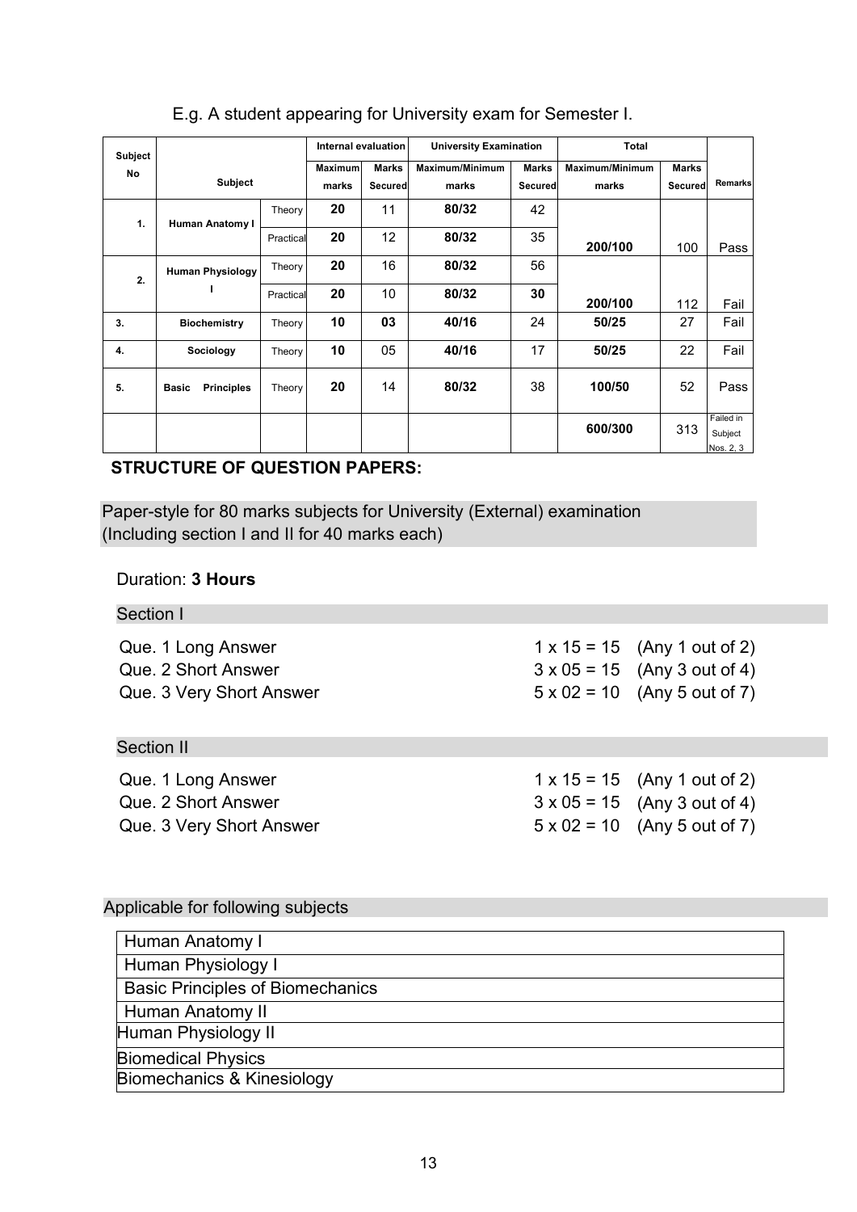E.g. A student appearing for University exam for Semester I.

| Subject No | Subject | | Internal evaluation | | University Examination | | Total | | Remarks |
|---|---|---|---|---|---|---|---|---|---|
| | | | Maximum marks | Marks Secured | Maximum/Minimum marks | Marks Secured | Maximum/Minimum marks | Marks Secured | |
| 1. | Human Anatomy I | Theory | 20 | 11 | 80/32 | 42 | | | |
| | | Practical | 20 | 12 | 80/32 | 35 | 200/100 | 100 | Pass |
| 2. | Human Physiology I | Theory | 20 | 16 | 80/32 | 56 | | | |
| | | Practical | 20 | 10 | 80/32 | 30 | 200/100 | 112 | Fail |
| 3. | Biochemistry | Theory | 10 | 03 | 40/16 | 24 | 50/25 | 27 | Fail |
| 4. | Sociology | Theory | 10 | 05 | 40/16 | 17 | 50/25 | 22 | Fail |
| 5. | Basic Principles | Theory | 20 | 14 | 80/32 | 38 | 100/50 | 52 | Pass |
| | | | | | | | 600/300 | 313 | Failed in Subject Nos. 2, 3 |

**STRUCTURE OF QUESTION PAPERS:**

Paper-style for 80 marks subjects for University (External) examination (Including section I and II for 40 marks each)

Duration: **3 Hours**

Section I

| | | |
|---|---|---|
| Que. 1 Long Answer | 1 x 15 = 15 | (Any 1 out of 2) |
| Que. 2 Short Answer | 3 x 05 = 15 | (Any 3 out of 4) |
| Que. 3 Very Short Answer | 5 x 02 = 10 | (Any 5 out of 7) |

Section II

| | | |
|---|---|---|
| Que. 1 Long Answer | 1 x 15 = 15 | (Any 1 out of 2) |
| Que. 2 Short Answer | 3 x 05 = 15 | (Any 3 out of 4) |
| Que. 3 Very Short Answer | 5 x 02 = 10 | (Any 5 out of 7) |

Applicable for following subjects

| |
|---|
| Human Anatomy I |
| Human Physiology I |
| Basic Principles of Biomechanics |
| Human Anatomy II |
| Human Physiology II |
| Biomedical Physics |
| Biomechanics & Kinesiology |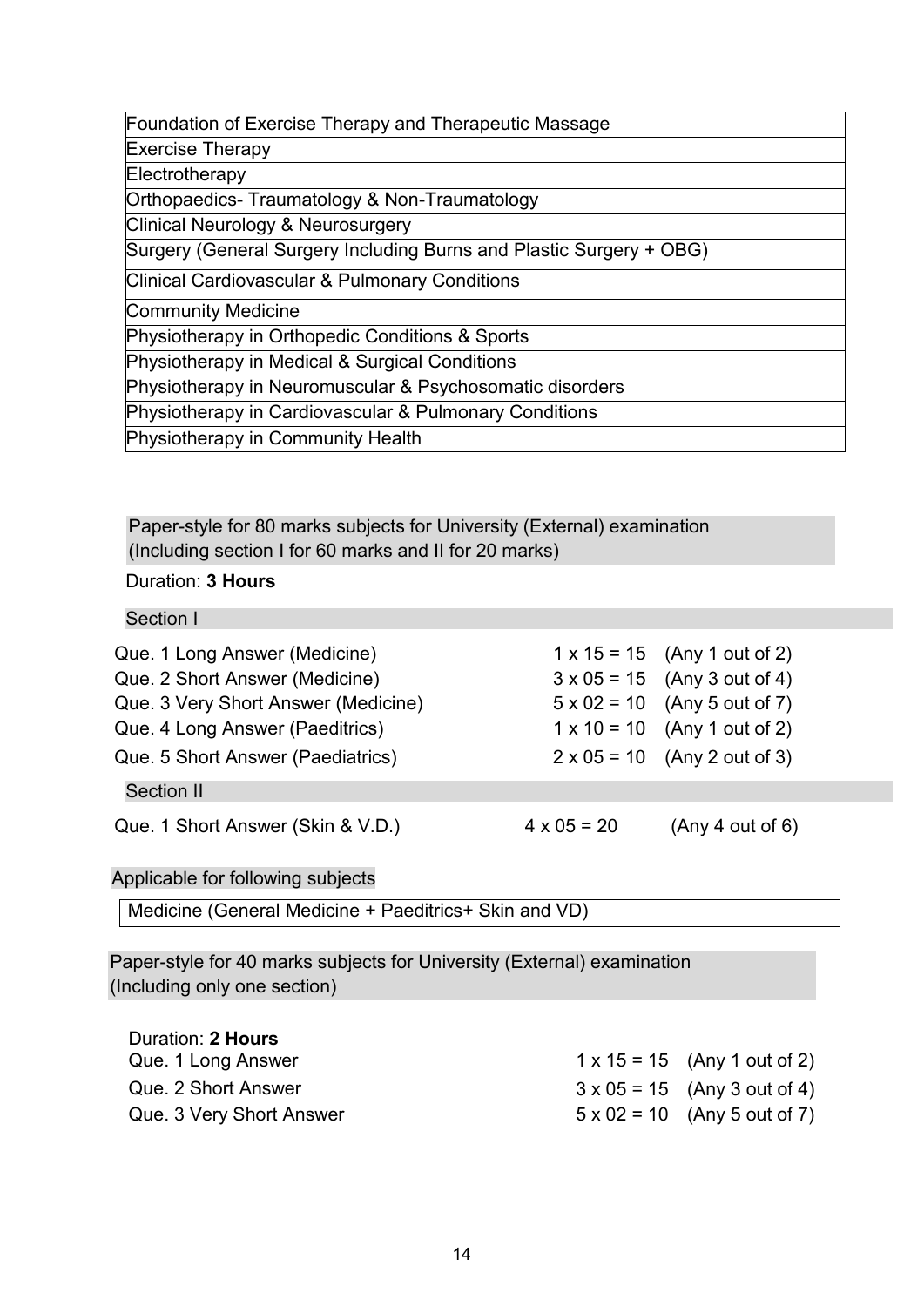| Foundation of Exercise Therapy and Therapeutic Massage |
|---|
| Exercise Therapy |
| Electrotherapy |
| Orthopaedics- Traumatology & Non-Traumatology |
| Clinical Neurology & Neurosurgery |
| Surgery (General Surgery Including Burns and Plastic Surgery + OBG) |
| Clinical Cardiovascular & Pulmonary Conditions |
| Community Medicine |
| Physiotherapy in Orthopedic Conditions & Sports |
| Physiotherapy in Medical & Surgical Conditions |
| Physiotherapy in Neuromuscular & Psychosomatic disorders |
| Physiotherapy in Cardiovascular & Pulmonary Conditions |
| Physiotherapy in Community Health |

Paper-style for 80 marks subjects for University (External) examination (Including section I for 60 marks and II for 20 marks)

Duration: **3 Hours**

Section I

| | | |
|---|---|---|
| Que. 1 Long Answer (Medicine) | 1 x 15 = 15 | (Any 1 out of 2) |
| Que. 2 Short Answer (Medicine) | 3 x 05 = 15 | (Any 3 out of 4) |
| Que. 3 Very Short Answer (Medicine) | 5 x 02 = 10 | (Any 5 out of 7) |
| Que. 4 Long Answer (Paeditrics) | 1 x 10 = 10 | (Any 1 out of 2) |
| Que. 5 Short Answer (Paediatrics) | 2 x 05 = 10 | (Any 2 out of 3) |

Section II

| | | |
|---|---|---|
| Que. 1 Short Answer (Skin & V.D.) | 4 x 05 = 20 | (Any 4 out of 6) |

Applicable for following subjects

| Medicine (General Medicine + Paeditrics+ Skin and VD) |
|---|

Paper-style for 40 marks subjects for University (External) examination (Including only one section)

Duration: **2 Hours**

| | | |
|---|---|---|
| Que. 1 Long Answer | 1 x 15 = 15 | (Any 1 out of 2) |
| Que. 2 Short Answer | 3 x 05 = 15 | (Any 3 out of 4) |
| Que. 3 Very Short Answer | 5 x 02 = 10 | (Any 5 out of 7) |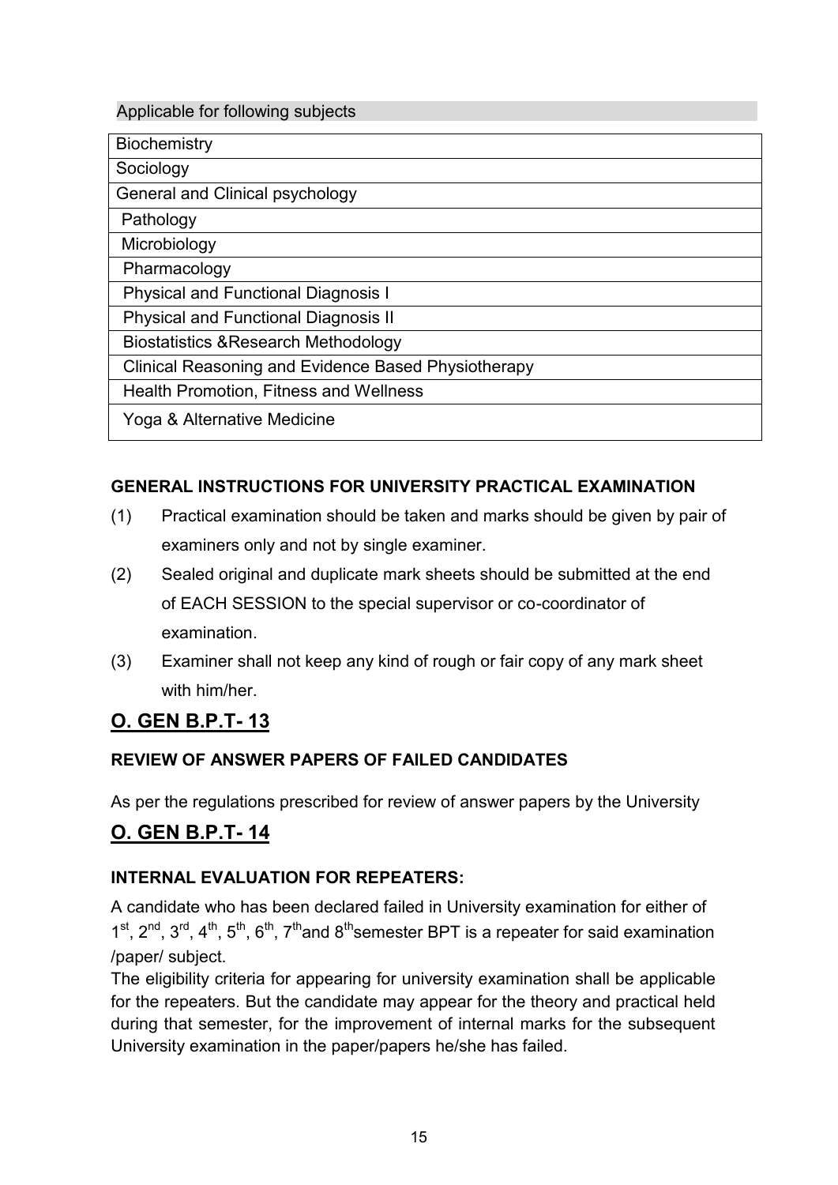Applicable for following subjects

| Applicable for following subjects |
|---|
| Biochemistry |
| Sociology |
| General and Clinical psychology |
| Pathology |
| Microbiology |
| Pharmacology |
| Physical and Functional Diagnosis I |
| Physical and Functional Diagnosis II |
| Biostatistics &Research Methodology |
| Clinical Reasoning and Evidence Based Physiotherapy |
| Health Promotion, Fitness and Wellness |
| Yoga & Alternative Medicine |

**GENERAL INSTRUCTIONS FOR UNIVERSITY PRACTICAL EXAMINATION**

(1) Practical examination should be taken and marks should be given by pair of examiners only and not by single examiner.

(2) Sealed original and duplicate mark sheets should be submitted at the end of EACH SESSION to the special supervisor or co-coordinator of examination.

(3) Examiner shall not keep any kind of rough or fair copy of any mark sheet with him/her.

## O. GEN B.P.T- 13

**REVIEW OF ANSWER PAPERS OF FAILED CANDIDATES**

As per the regulations prescribed for review of answer papers by the University

## O. GEN B.P.T- 14

**INTERNAL EVALUATION FOR REPEATERS:**

A candidate who has been declared failed in University examination for either of 1st, 2nd, 3rd, 4th, 5th, 6th, 7th and 8th semester BPT is a repeater for said examination /paper/ subject.

The eligibility criteria for appearing for university examination shall be applicable for the repeaters. But the candidate may appear for the theory and practical held during that semester, for the improvement of internal marks for the subsequent University examination in the paper/papers he/she has failed.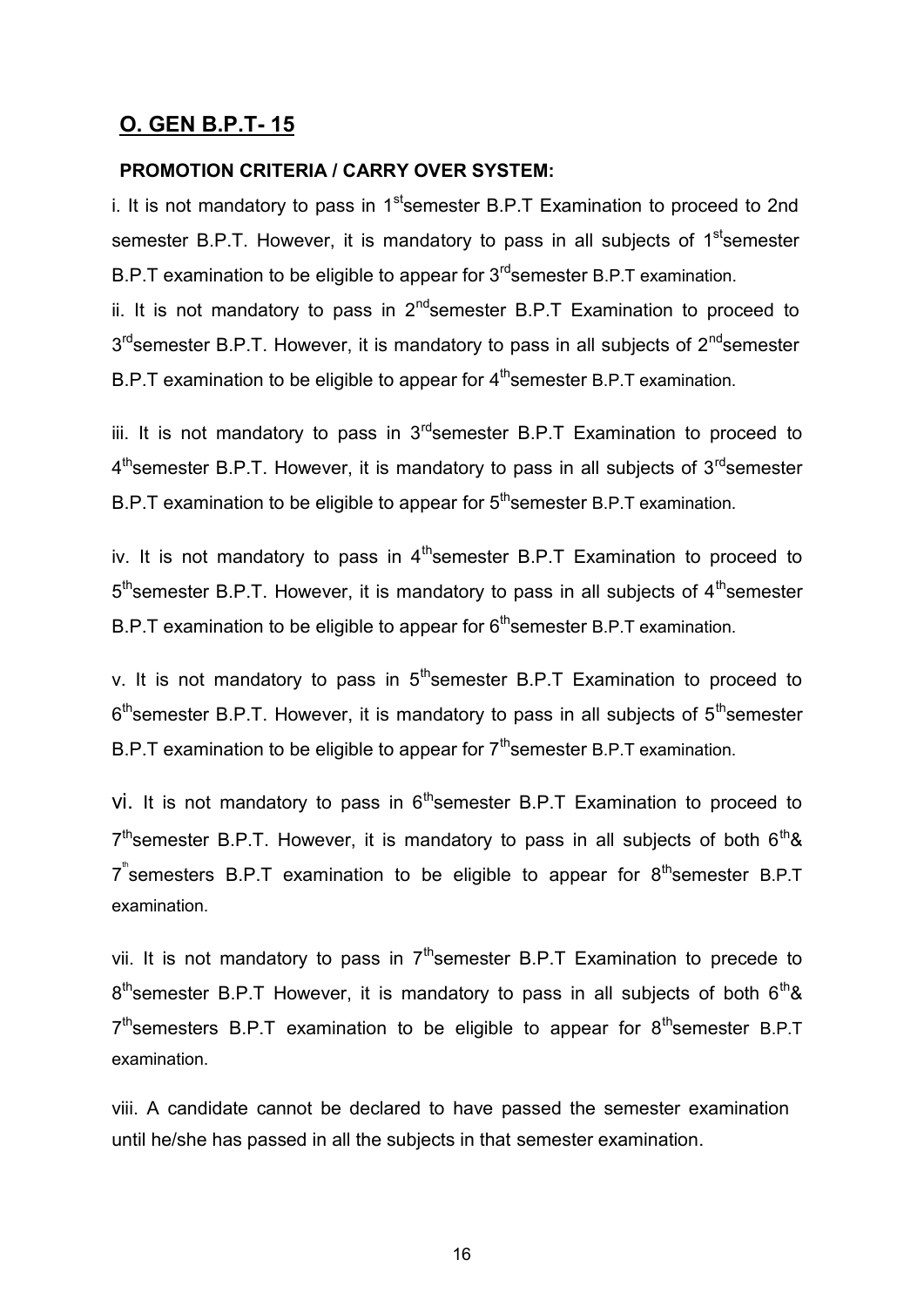## O. GEN B.P.T- 15

**PROMOTION CRITERIA / CARRY OVER SYSTEM:**

i. It is not mandatory to pass in 1st semester B.P.T Examination to proceed to 2nd semester B.P.T. However, it is mandatory to pass in all subjects of 1st semester B.P.T examination to be eligible to appear for 3rd semester B.P.T examination.

ii. It is not mandatory to pass in 2nd semester B.P.T Examination to proceed to 3rd semester B.P.T. However, it is mandatory to pass in all subjects of 2nd semester B.P.T examination to be eligible to appear for 4th semester B.P.T examination.

iii. It is not mandatory to pass in 3rd semester B.P.T Examination to proceed to 4th semester B.P.T. However, it is mandatory to pass in all subjects of 3rd semester B.P.T examination to be eligible to appear for 5th semester B.P.T examination.

iv. It is not mandatory to pass in 4th semester B.P.T Examination to proceed to 5th semester B.P.T. However, it is mandatory to pass in all subjects of 4th semester B.P.T examination to be eligible to appear for 6th semester B.P.T examination.

v. It is not mandatory to pass in 5th semester B.P.T Examination to proceed to 6th semester B.P.T. However, it is mandatory to pass in all subjects of 5th semester B.P.T examination to be eligible to appear for 7th semester B.P.T examination.

vi. It is not mandatory to pass in 6th semester B.P.T Examination to proceed to 7th semester B.P.T. However, it is mandatory to pass in all subjects of both 6th & 7th semesters B.P.T examination to be eligible to appear for 8th semester B.P.T examination.

vii. It is not mandatory to pass in 7th semester B.P.T Examination to precede to 8th semester B.P.T However, it is mandatory to pass in all subjects of both 6th & 7th semesters B.P.T examination to be eligible to appear for 8th semester B.P.T examination.

viii. A candidate cannot be declared to have passed the semester examination until he/she has passed in all the subjects in that semester examination.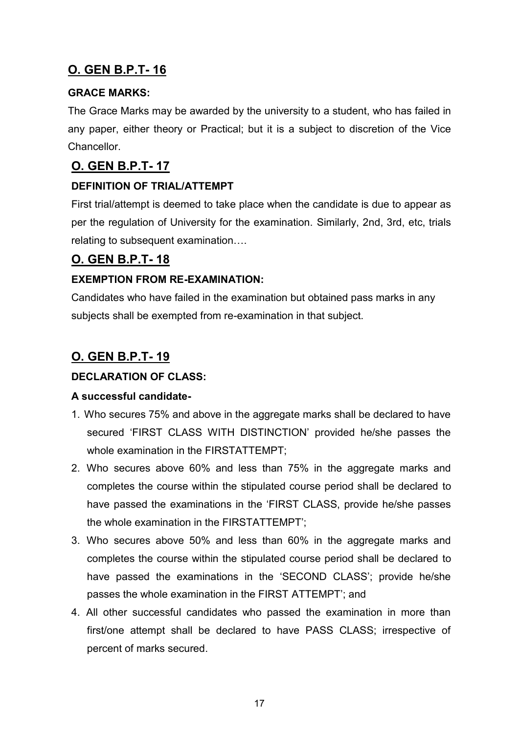## O. GEN B.P.T- 16

**GRACE MARKS:**

The Grace Marks may be awarded by the university to a student, who has failed in any paper, either theory or Practical; but it is a subject to discretion of the Vice Chancellor.

## O. GEN B.P.T- 17

**DEFINITION OF TRIAL/ATTEMPT**

First trial/attempt is deemed to take place when the candidate is due to appear as per the regulation of University for the examination. Similarly, 2nd, 3rd, etc, trials relating to subsequent examination….

## O. GEN B.P.T- 18

**EXEMPTION FROM RE-EXAMINATION:**

Candidates who have failed in the examination but obtained pass marks in any subjects shall be exempted from re-examination in that subject.

## O. GEN B.P.T- 19

**DECLARATION OF CLASS:**

**A successful candidate-**

1. Who secures 75% and above in the aggregate marks shall be declared to have secured 'FIRST CLASS WITH DISTINCTION' provided he/she passes the whole examination in the FIRSTATTEMPT;
2. Who secures above 60% and less than 75% in the aggregate marks and completes the course within the stipulated course period shall be declared to have passed the examinations in the 'FIRST CLASS, provide he/she passes the whole examination in the FIRSTATTEMPT';
3. Who secures above 50% and less than 60% in the aggregate marks and completes the course within the stipulated course period shall be declared to have passed the examinations in the 'SECOND CLASS'; provide he/she passes the whole examination in the FIRST ATTEMPT'; and
4. All other successful candidates who passed the examination in more than first/one attempt shall be declared to have PASS CLASS; irrespective of percent of marks secured.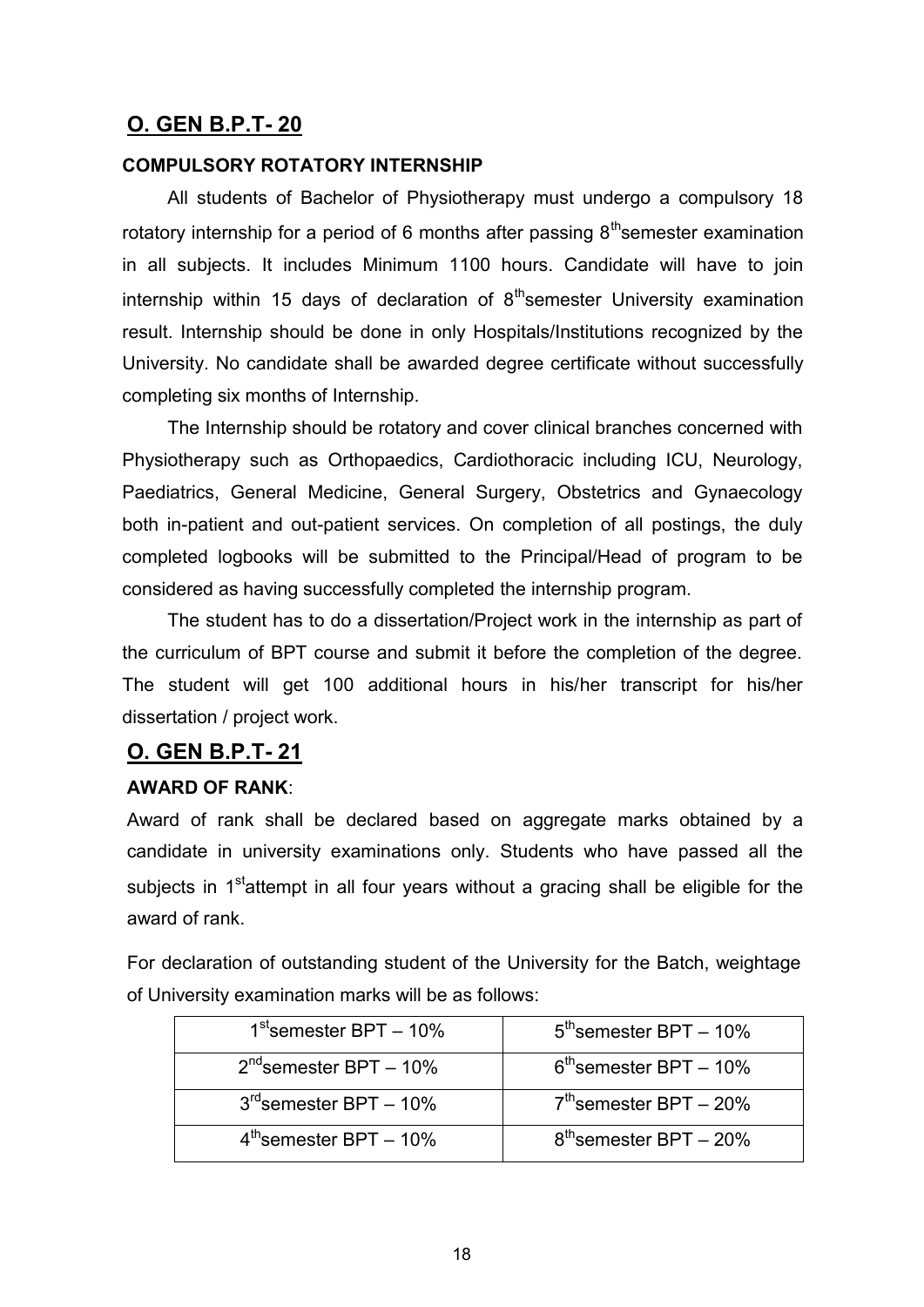## O. GEN B.P.T- 20

**COMPULSORY ROTATORY INTERNSHIP**

All students of Bachelor of Physiotherapy must undergo a compulsory 18 rotatory internship for a period of 6 months after passing 8th semester examination in all subjects. It includes Minimum 1100 hours. Candidate will have to join internship within 15 days of declaration of 8th semester University examination result. Internship should be done in only Hospitals/Institutions recognized by the University. No candidate shall be awarded degree certificate without successfully completing six months of Internship.

The Internship should be rotatory and cover clinical branches concerned with Physiotherapy such as Orthopaedics, Cardiothoracic including ICU, Neurology, Paediatrics, General Medicine, General Surgery, Obstetrics and Gynaecology both in-patient and out-patient services. On completion of all postings, the duly completed logbooks will be submitted to the Principal/Head of program to be considered as having successfully completed the internship program.

The student has to do a dissertation/Project work in the internship as part of the curriculum of BPT course and submit it before the completion of the degree. The student will get 100 additional hours in his/her transcript for his/her dissertation / project work.

## O. GEN B.P.T- 21

**AWARD OF RANK**:

Award of rank shall be declared based on aggregate marks obtained by a candidate in university examinations only. Students who have passed all the subjects in 1st attempt in all four years without a gracing shall be eligible for the award of rank.

For declaration of outstanding student of the University for the Batch, weightage of University examination marks will be as follows:

| | |
|---|---|
| 1st semester BPT – 10% | 5th semester BPT – 10% |
| 2nd semester BPT – 10% | 6th semester BPT – 10% |
| 3rd semester BPT – 10% | 7th semester BPT – 20% |
| 4th semester BPT – 10% | 8th semester BPT – 20% |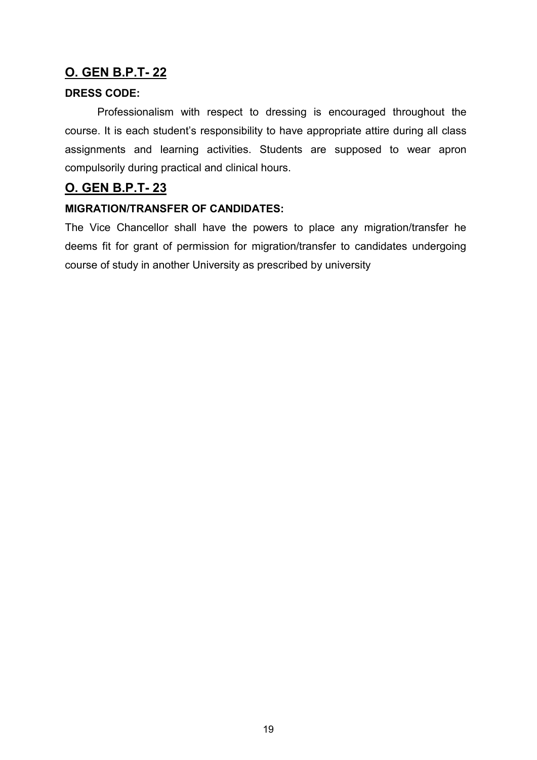## O. GEN B.P.T- 22

**DRESS CODE:**

Professionalism with respect to dressing is encouraged throughout the course. It is each student's responsibility to have appropriate attire during all class assignments and learning activities. Students are supposed to wear apron compulsorily during practical and clinical hours.

## O. GEN B.P.T- 23

**MIGRATION/TRANSFER OF CANDIDATES:**

The Vice Chancellor shall have the powers to place any migration/transfer he deems fit for grant of permission for migration/transfer to candidates undergoing course of study in another University as prescribed by university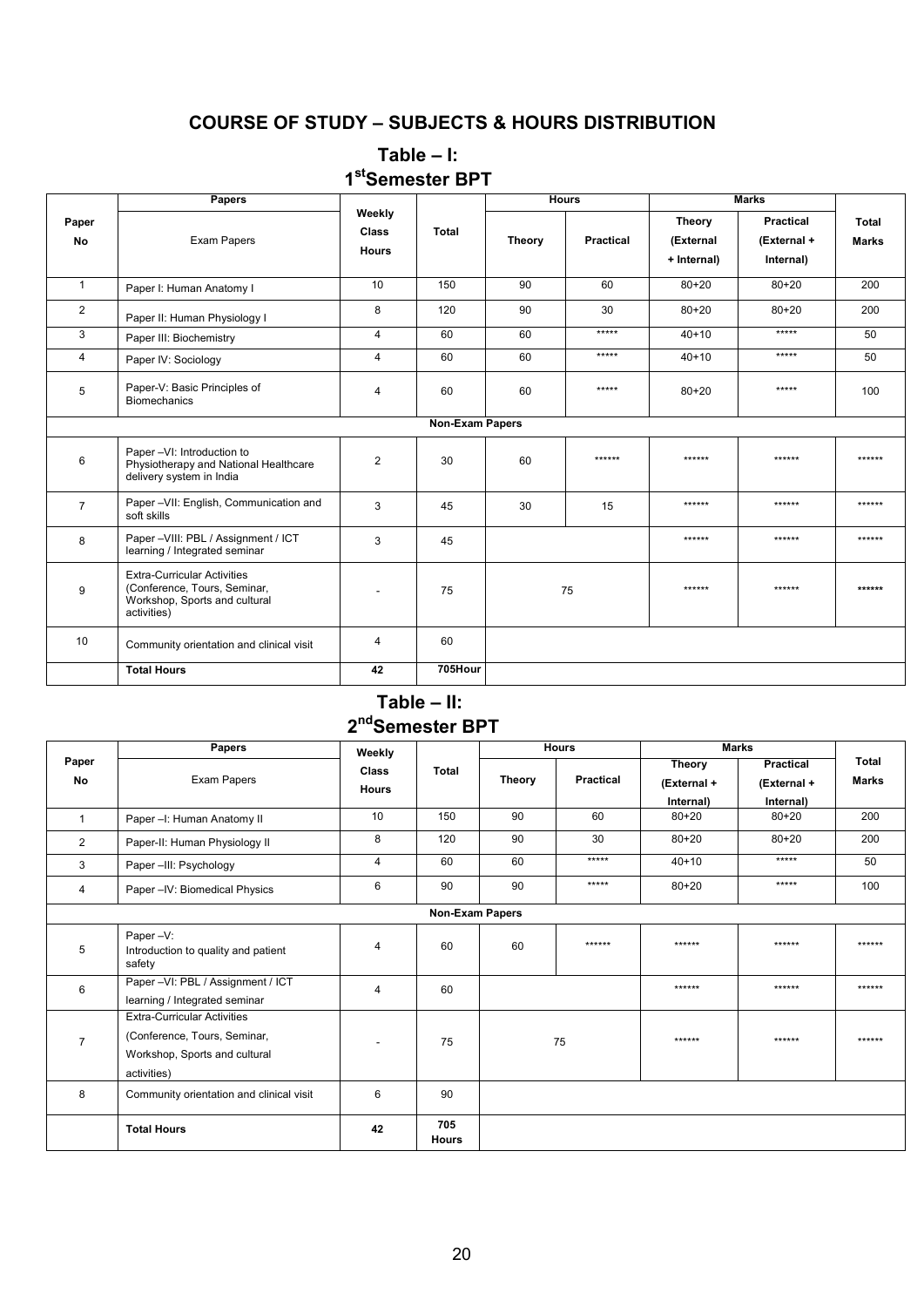# COURSE OF STUDY – SUBJECTS & HOURS DISTRIBUTION

## Table – I:
## 1st Semester BPT

| Paper No | Papers | Weekly Class Hours | Total | Hours | | Marks | | Total Marks |
|---|---|---|---|---|---|---|---|---|
| | Exam Papers | | | Theory | Practical | Theory (External + Internal) | Practical (External + Internal) | |
| 1 | Paper I: Human Anatomy I | 10 | 150 | 90 | 60 | 80+20 | 80+20 | 200 |
| 2 | Paper II: Human Physiology I | 8 | 120 | 90 | 30 | 80+20 | 80+20 | 200 |
| 3 | Paper III: Biochemistry | 4 | 60 | 60 | ***** | 40+10 | ***** | 50 |
| 4 | Paper IV: Sociology | 4 | 60 | 60 | ***** | 40+10 | ***** | 50 |
| 5 | Paper-V: Basic Principles of Biomechanics | 4 | 60 | 60 | ***** | 80+20 | ***** | 100 |
| | **Non-Exam Papers** | | | | | | | |
| 6 | Paper –VI: Introduction to Physiotherapy and National Healthcare delivery system in India | 2 | 30 | 60 | ****** | ****** | ****** | ****** |
| 7 | Paper –VII: English, Communication and soft skills | 3 | 45 | 30 | 15 | ****** | ****** | ****** |
| 8 | Paper –VIII: PBL / Assignment / ICT learning / Integrated seminar | 3 | 45 | | | ****** | ****** | ****** |
| 9 | Extra-Curricular Activities (Conference, Tours, Seminar, Workshop, Sports and cultural activities) | - | 75 | 75 | | ****** | ****** | ****** |
| 10 | Community orientation and clinical visit | 4 | 60 | | | | | |
| | **Total Hours** | **42** | **705Hour** | | | | | |

## Table – II:
## 2nd Semester BPT

| Paper No | Papers | Weekly Class Hours | Total | Hours | | Marks | | Total Marks |
|---|---|---|---|---|---|---|---|---|
| | Exam Papers | | | Theory | Practical | Theory (External + Internal) | Practical (External + Internal) | |
| 1 | Paper –I: Human Anatomy II | 10 | 150 | 90 | 60 | 80+20 | 80+20 | 200 |
| 2 | Paper-II: Human Physiology II | 8 | 120 | 90 | 30 | 80+20 | 80+20 | 200 |
| 3 | Paper –III: Psychology | 4 | 60 | 60 | ***** | 40+10 | ***** | 50 |
| 4 | Paper –IV: Biomedical Physics | 6 | 90 | 90 | ***** | 80+20 | ***** | 100 |
| | **Non-Exam Papers** | | | | | | | |
| 5 | Paper –V: Introduction to quality and patient safety | 4 | 60 | 60 | ****** | ****** | ****** | ****** |
| 6 | Paper –VI: PBL / Assignment / ICT learning / Integrated seminar | 4 | 60 | | | ****** | ****** | ****** |
| 7 | Extra-Curricular Activities (Conference, Tours, Seminar, Workshop, Sports and cultural activities) | - | 75 | 75 | | ****** | ****** | ****** |
| 8 | Community orientation and clinical visit | 6 | 90 | | | | | |
| | **Total Hours** | **42** | **705 Hours** | | | | | |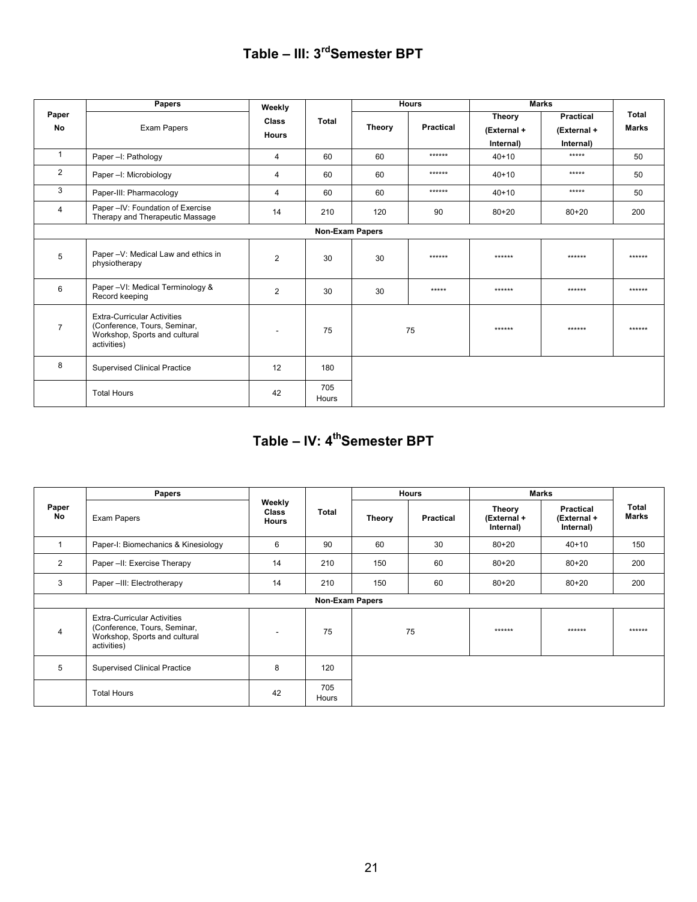## Table – III: 3rd Semester BPT

| Paper No | Papers | Weekly Class Hours | Total | Hours | | Marks | | Total Marks |
|---|---|---|---|---|---|---|---|---|
| | Exam Papers | | | Theory | Practical | Theory (External + Internal) | Practical (External + Internal) | |
| 1 | Paper –I: Pathology | 4 | 60 | 60 | ****** | 40+10 | ***** | 50 |
| 2 | Paper –I: Microbiology | 4 | 60 | 60 | ****** | 40+10 | ***** | 50 |
| 3 | Paper-III: Pharmacology | 4 | 60 | 60 | ****** | 40+10 | ***** | 50 |
| 4 | Paper –IV: Foundation of Exercise Therapy and Therapeutic Massage | 14 | 210 | 120 | 90 | 80+20 | 80+20 | 200 |
| | | | Non-Exam Papers | | | | | |
| 5 | Paper –V: Medical Law and ethics in physiotherapy | 2 | 30 | 30 | ****** | ****** | ****** | ****** |
| 6 | Paper –VI: Medical Terminology & Record keeping | 2 | 30 | 30 | ***** | ****** | ****** | ****** |
| 7 | Extra-Curricular Activities (Conference, Tours, Seminar, Workshop, Sports and cultural activities) | - | 75 | 75 | | ****** | ****** | ****** |
| 8 | Supervised Clinical Practice | 12 | 180 | | | | | |
| | Total Hours | 42 | 705 Hours | | | | | |

## Table – IV: 4th Semester BPT

| Paper No | Papers | Weekly Class Hours | Total | Hours | | Marks | | Total Marks |
|---|---|---|---|---|---|---|---|---|
| | Exam Papers | | | Theory | Practical | Theory (External + Internal) | Practical (External + Internal) | |
| 1 | Paper-I: Biomechanics & Kinesiology | 6 | 90 | 60 | 30 | 80+20 | 40+10 | 150 |
| 2 | Paper –II: Exercise Therapy | 14 | 210 | 150 | 60 | 80+20 | 80+20 | 200 |
| 3 | Paper –III: Electrotherapy | 14 | 210 | 150 | 60 | 80+20 | 80+20 | 200 |
| | | | Non-Exam Papers | | | | | |
| 4 | Extra-Curricular Activities (Conference, Tours, Seminar, Workshop, Sports and cultural activities) | - | 75 | 75 | | ****** | ****** | ****** |
| 5 | Supervised Clinical Practice | 8 | 120 | | | | | |
| | Total Hours | 42 | 705 Hours | | | | | |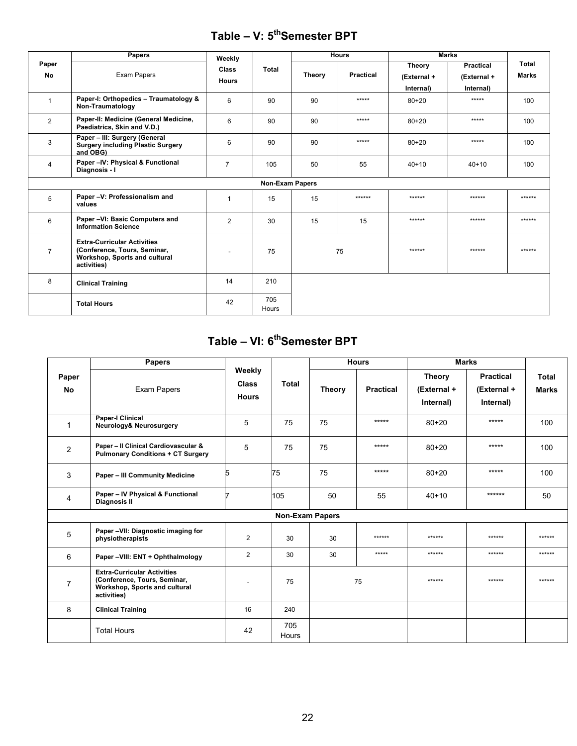## Table – V: 5th Semester BPT

| Paper No | Papers | Weekly Class Hours | Total | Hours | | Marks | | Total Marks |
|---|---|---|---|---|---|---|---|---|
| | Exam Papers | | | Theory | Practical | Theory (External + Internal) | Practical (External + Internal) | |
| 1 | Paper-I: Orthopedics – Traumatology & Non-Traumatology | 6 | 90 | 90 | ***** | 80+20 | ***** | 100 |
| 2 | Paper-II: Medicine (General Medicine, Paediatrics, Skin and V.D.) | 6 | 90 | 90 | ***** | 80+20 | ***** | 100 |
| 3 | Paper – III: Surgery (General Surgery including Plastic Surgery and OBG) | 6 | 90 | 90 | ***** | 80+20 | ***** | 100 |
| 4 | Paper –IV: Physical & Functional Diagnosis - I | 7 | 105 | 50 | 55 | 40+10 | 40+10 | 100 |
| | | | Non-Exam Papers | | | | | |
| 5 | Paper –V: Professionalism and values | 1 | 15 | 15 | ****** | ****** | ****** | ****** |
| 6 | Paper –VI: Basic Computers and Information Science | 2 | 30 | 15 | 15 | ****** | ****** | ****** |
| 7 | Extra-Curricular Activities (Conference, Tours, Seminar, Workshop, Sports and cultural activities) | - | 75 | 75 | | ****** | ****** | ****** |
| 8 | Clinical Training | 14 | 210 | | | | | |
| | Total Hours | 42 | 705 Hours | | | | | |

## Table – VI: 6th Semester BPT

| Paper No | Papers | Weekly Class Hours | Total | Hours | | Marks | | Total Marks |
|---|---|---|---|---|---|---|---|---|
| | Exam Papers | | | Theory | Practical | Theory (External + Internal) | Practical (External + Internal) | |
| 1 | Paper-I Clinical Neurology& Neurosurgery | 5 | 75 | 75 | ***** | 80+20 | ***** | 100 |
| 2 | Paper – II Clinical Cardiovascular & Pulmonary Conditions + CT Surgery | 5 | 75 | 75 | ***** | 80+20 | ***** | 100 |
| 3 | Paper – III Community Medicine | 5 | 75 | 75 | ***** | 80+20 | ***** | 100 |
| 4 | Paper – IV Physical & Functional Diagnosis II | 7 | 105 | 50 | 55 | 40+10 | ****** | 50 |
| | | | Non-Exam Papers | | | | | |
| 5 | Paper –VII: Diagnostic imaging for physiotherapists | 2 | 30 | 30 | ****** | ****** | ****** | ****** |
| 6 | Paper –VIII: ENT + Ophthalmology | 2 | 30 | 30 | ***** | ****** | ****** | ****** |
| 7 | Extra-Curricular Activities (Conference, Tours, Seminar, Workshop, Sports and cultural activities) | - | 75 | 75 | | ****** | ****** | ****** |
| 8 | Clinical Training | 16 | 240 | | | | | |
| | Total Hours | 42 | 705 Hours | | | | | |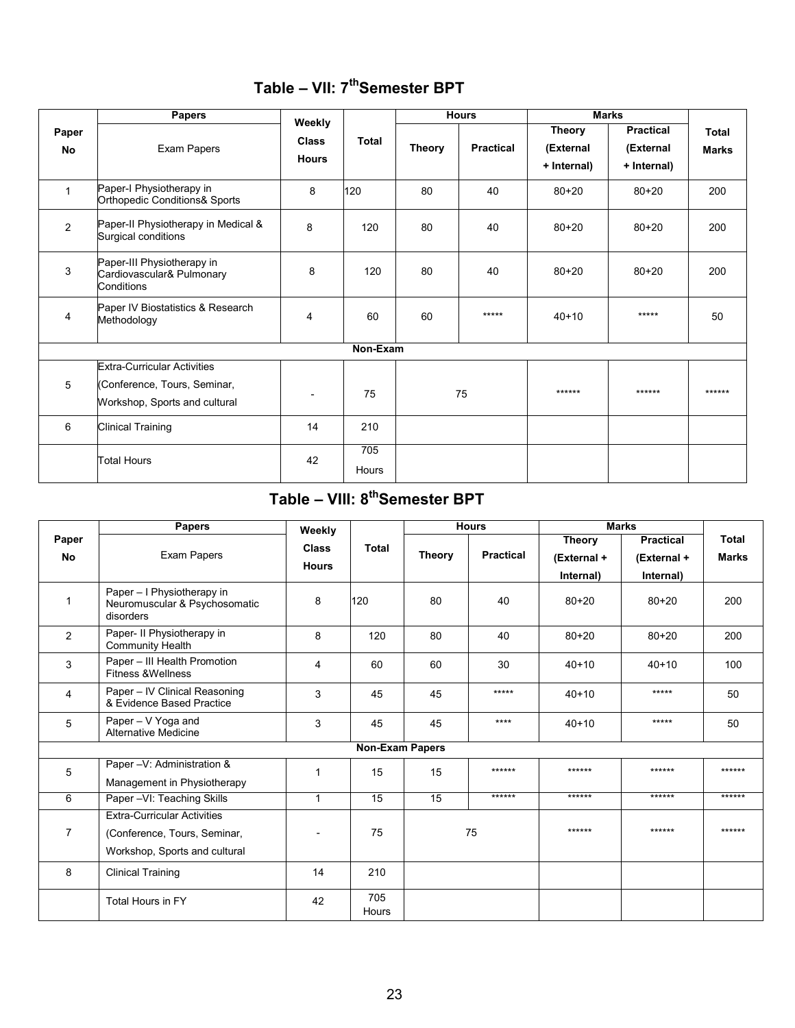## Table – VII: 7th Semester BPT

| Paper No | Papers | Weekly Class Hours | Total | Hours | | Marks | | Total Marks |
|---|---|---|---|---|---|---|---|---|
| | Exam Papers | | | Theory | Practical | Theory (External + Internal) | Practical (External + Internal) | |
| 1 | Paper-I Physiotherapy in Orthopedic Conditions& Sports | 8 | 120 | 80 | 40 | 80+20 | 80+20 | 200 |
| 2 | Paper-II Physiotherapy in Medical & Surgical conditions | 8 | 120 | 80 | 40 | 80+20 | 80+20 | 200 |
| 3 | Paper-III Physiotherapy in Cardiovascular& Pulmonary Conditions | 8 | 120 | 80 | 40 | 80+20 | 80+20 | 200 |
| 4 | Paper IV Biostatistics & Research Methodology | 4 | 60 | 60 | ***** | 40+10 | ***** | 50 |
| | | | Non-Exam | | | | | |
| 5 | Extra-Curricular Activities (Conference, Tours, Seminar, Workshop, Sports and cultural | - | 75 | 75 | | ****** | ****** | ****** |
| 6 | Clinical Training | 14 | 210 | | | | | |
| | Total Hours | 42 | 705 Hours | | | | | |

## Table – VIII: 8th Semester BPT

| Paper No | Papers | Weekly Class Hours | Total | Hours | | Marks | | Total Marks |
|---|---|---|---|---|---|---|---|---|
| | Exam Papers | | | Theory | Practical | Theory (External + Internal) | Practical (External + Internal) | |
| 1 | Paper – I Physiotherapy in Neuromuscular & Psychosomatic disorders | 8 | 120 | 80 | 40 | 80+20 | 80+20 | 200 |
| 2 | Paper- II Physiotherapy in Community Health | 8 | 120 | 80 | 40 | 80+20 | 80+20 | 200 |
| 3 | Paper – III Health Promotion Fitness &Wellness | 4 | 60 | 60 | 30 | 40+10 | 40+10 | 100 |
| 4 | Paper – IV Clinical Reasoning & Evidence Based Practice | 3 | 45 | 45 | ***** | 40+10 | ***** | 50 |
| 5 | Paper – V Yoga and Alternative Medicine | 3 | 45 | 45 | **** | 40+10 | ***** | 50 |
| | | | Non-Exam Papers | | | | | |
| 5 | Paper –V: Administration & Management in Physiotherapy | 1 | 15 | 15 | ****** | ****** | ****** | ****** |
| 6 | Paper –VI: Teaching Skills | 1 | 15 | 15 | ****** | ****** | ****** | ****** |
| 7 | Extra-Curricular Activities (Conference, Tours, Seminar, Workshop, Sports and cultural | - | 75 | 75 | | ****** | ****** | ****** |
| 8 | Clinical Training | 14 | 210 | | | | | |
| | Total Hours in FY | 42 | 705 Hours | | | | | |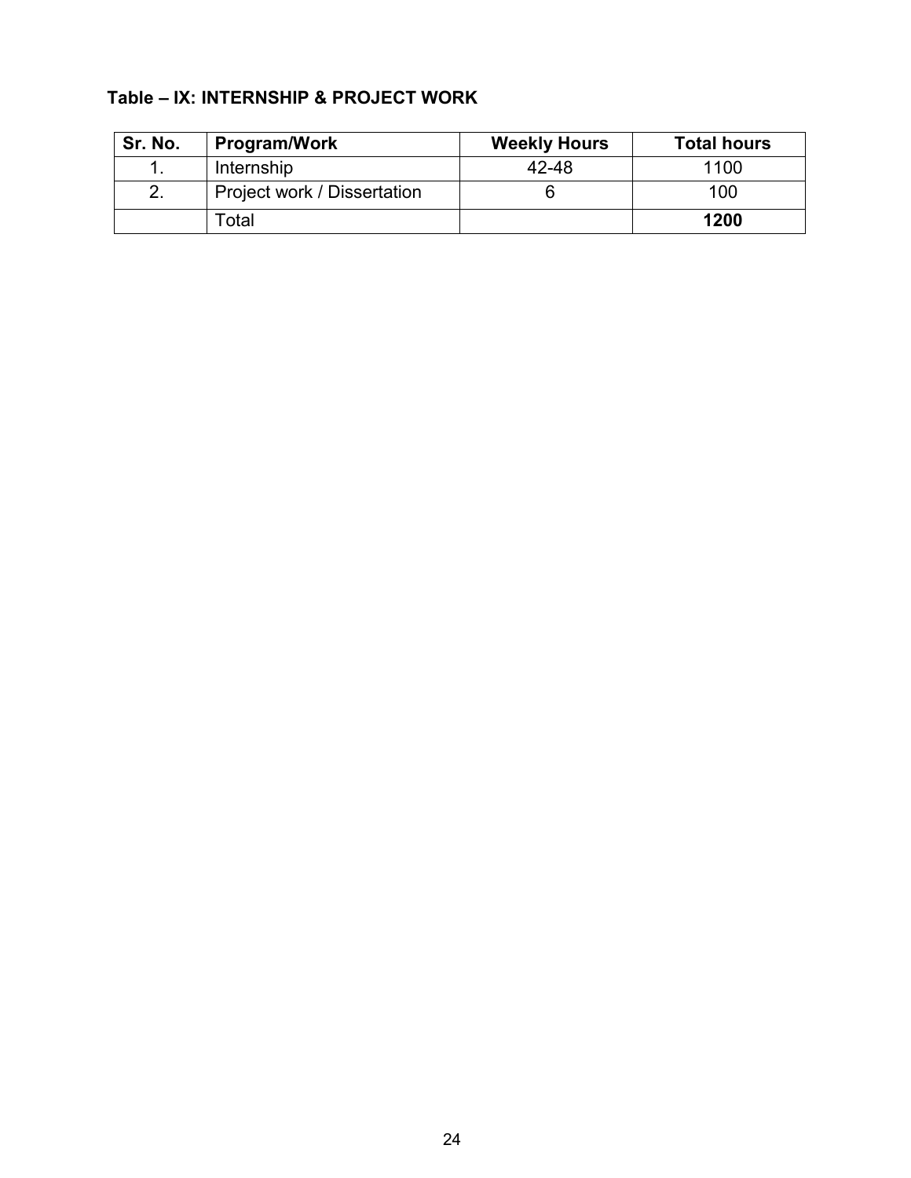**Table – IX: INTERNSHIP & PROJECT WORK**

| Sr. No. | Program/Work | Weekly Hours | Total hours |
|---|---|---|---|
| 1. | Internship | 42-48 | 1100 |
| 2. | Project work / Dissertation | 6 | 100 |
| | Total | | **1200** |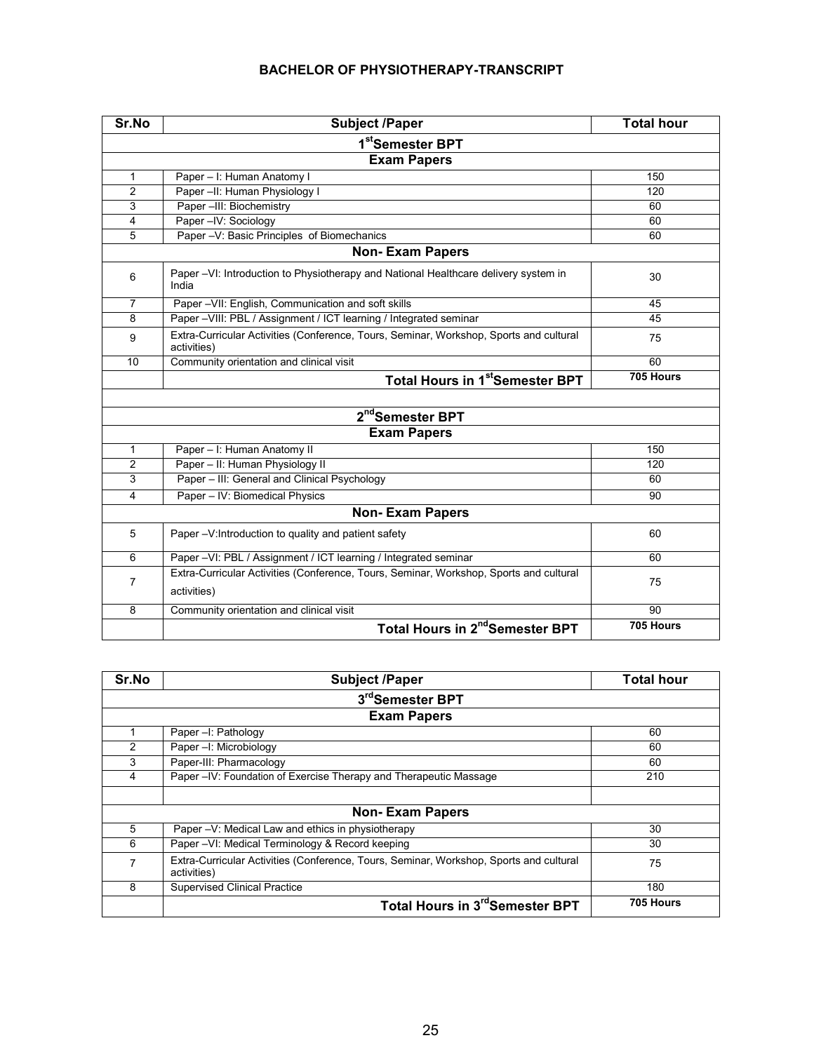**BACHELOR OF PHYSIOTHERAPY-TRANSCRIPT**

| Sr.No | Subject /Paper | Total hour |
|---|---|---|
| | **1st Semester BPT** | |
| | **Exam Papers** | |
| 1 | Paper – I: Human Anatomy I | 150 |
| 2 | Paper –II: Human Physiology I | 120 |
| 3 | Paper –III: Biochemistry | 60 |
| 4 | Paper –IV: Sociology | 60 |
| 5 | Paper –V: Basic Principles of Biomechanics | 60 |
| | **Non- Exam Papers** | |
| 6 | Paper –VI: Introduction to Physiotherapy and National Healthcare delivery system in India | 30 |
| 7 | Paper –VII: English, Communication and soft skills | 45 |
| 8 | Paper –VIII: PBL / Assignment / ICT learning / Integrated seminar | 45 |
| 9 | Extra-Curricular Activities (Conference, Tours, Seminar, Workshop, Sports and cultural activities) | 75 |
| 10 | Community orientation and clinical visit | 60 |
| | **Total Hours in 1st Semester BPT** | **705 Hours** |
| | | |
| | **2nd Semester BPT** | |
| | **Exam Papers** | |
| 1 | Paper – I: Human Anatomy II | 150 |
| 2 | Paper – II: Human Physiology II | 120 |
| 3 | Paper – III: General and Clinical Psychology | 60 |
| 4 | Paper – IV: Biomedical Physics | 90 |
| | **Non- Exam Papers** | |
| 5 | Paper –V:Introduction to quality and patient safety | 60 |
| 6 | Paper –VI: PBL / Assignment / ICT learning / Integrated seminar | 60 |
| 7 | Extra-Curricular Activities (Conference, Tours, Seminar, Workshop, Sports and cultural activities) | 75 |
| 8 | Community orientation and clinical visit | 90 |
| | **Total Hours in 2nd Semester BPT** | **705 Hours** |

| Sr.No | Subject /Paper | Total hour |
|---|---|---|
| | **3rd Semester BPT** | |
| | **Exam Papers** | |
| 1 | Paper –I: Pathology | 60 |
| 2 | Paper –I: Microbiology | 60 |
| 3 | Paper-III: Pharmacology | 60 |
| 4 | Paper –IV: Foundation of Exercise Therapy and Therapeutic Massage | 210 |
| | | |
| | **Non- Exam Papers** | |
| 5 | Paper –V: Medical Law and ethics in physiotherapy | 30 |
| 6 | Paper –VI: Medical Terminology & Record keeping | 30 |
| 7 | Extra-Curricular Activities (Conference, Tours, Seminar, Workshop, Sports and cultural activities) | 75 |
| 8 | Supervised Clinical Practice | 180 |
| | **Total Hours in 3rd Semester BPT** | **705 Hours** |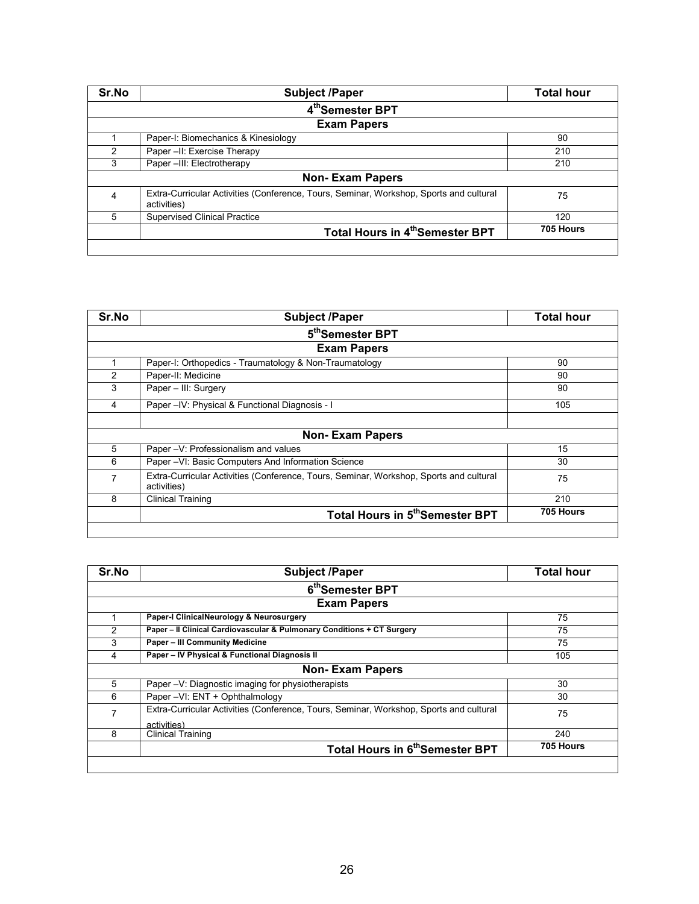| Sr.No | Subject /Paper | Total hour |
|---|---|---|
| | **4th Semester BPT** | |
| | **Exam Papers** | |
| 1 | Paper-I: Biomechanics & Kinesiology | 90 |
| 2 | Paper –II: Exercise Therapy | 210 |
| 3 | Paper –III: Electrotherapy | 210 |
| | **Non- Exam Papers** | |
| 4 | Extra-Curricular Activities (Conference, Tours, Seminar, Workshop, Sports and cultural activities) | 75 |
| 5 | Supervised Clinical Practice | 120 |
| | **Total Hours in 4th Semester BPT** | **705 Hours** |

| Sr.No | Subject /Paper | Total hour |
|---|---|---|
| | **5th Semester BPT** | |
| | **Exam Papers** | |
| 1 | Paper-I: Orthopedics - Traumatology & Non-Traumatology | 90 |
| 2 | Paper-II: Medicine | 90 |
| 3 | Paper – III: Surgery | 90 |
| 4 | Paper –IV: Physical & Functional Diagnosis - I | 105 |
| | | |
| | **Non- Exam Papers** | |
| 5 | Paper –V: Professionalism and values | 15 |
| 6 | Paper –VI: Basic Computers And Information Science | 30 |
| 7 | Extra-Curricular Activities (Conference, Tours, Seminar, Workshop, Sports and cultural activities) | 75 |
| 8 | Clinical Training | 210 |
| | **Total Hours in 5th Semester BPT** | **705 Hours** |

| Sr.No | Subject /Paper | Total hour |
|---|---|---|
| | **6th Semester BPT** | |
| | **Exam Papers** | |
| 1 | **Paper-I ClinicalNeurology & Neurosurgery** | 75 |
| 2 | **Paper – II Clinical Cardiovascular & Pulmonary Conditions + CT Surgery** | 75 |
| 3 | **Paper – III Community Medicine** | 75 |
| 4 | **Paper – IV Physical & Functional Diagnosis II** | 105 |
| | **Non- Exam Papers** | |
| 5 | Paper –V: Diagnostic imaging for physiotherapists | 30 |
| 6 | Paper –VI: ENT + Ophthalmology | 30 |
| 7 | Extra-Curricular Activities (Conference, Tours, Seminar, Workshop, Sports and cultural activities) | 75 |
| 8 | Clinical Training | 240 |
| | **Total Hours in 6th Semester BPT** | **705 Hours** |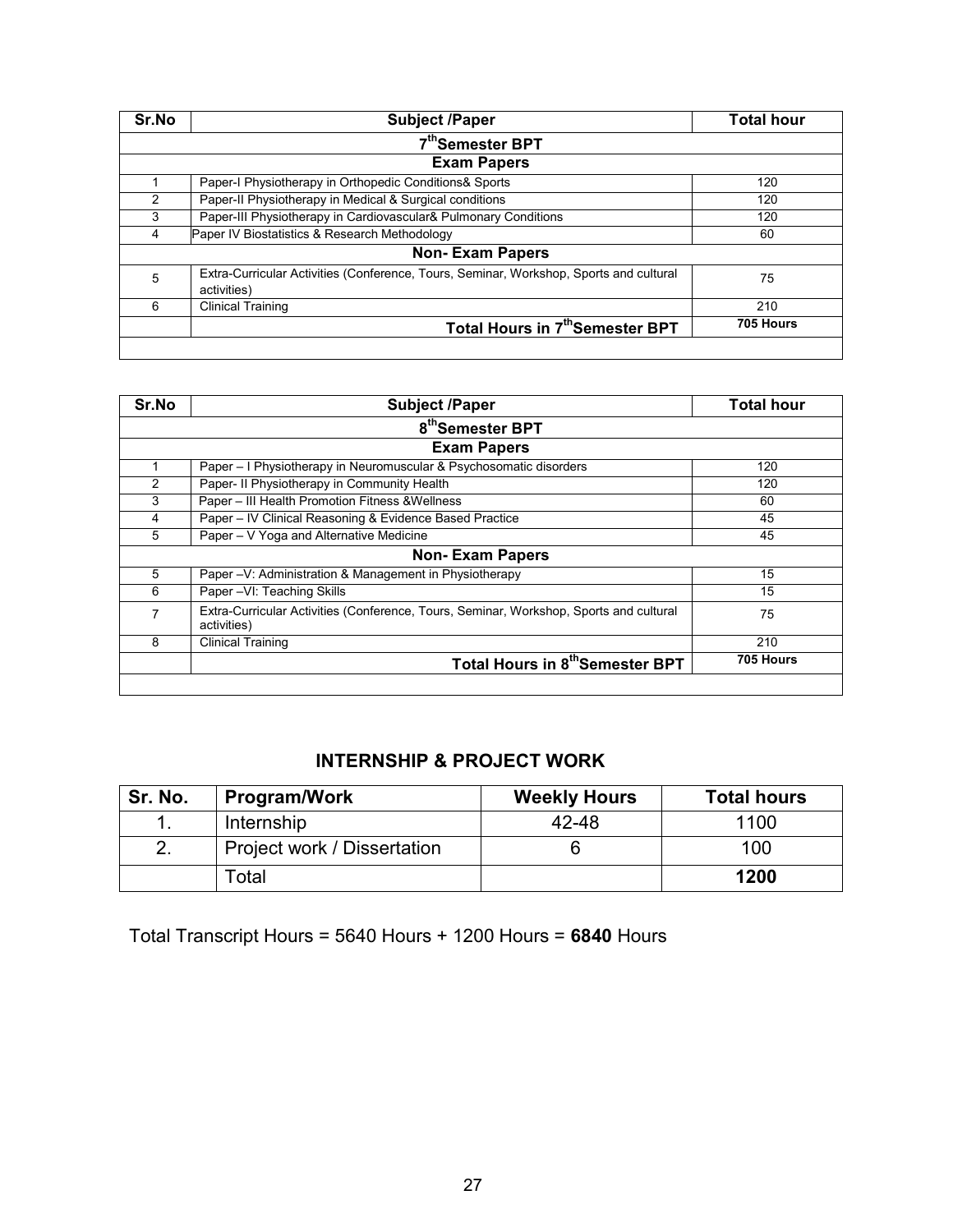| Sr.No | Subject /Paper | Total hour |
|---|---|---|
| | **7th Semester BPT** | |
| | **Exam Papers** | |
| 1 | Paper-I Physiotherapy in Orthopedic Conditions& Sports | 120 |
| 2 | Paper-II Physiotherapy in Medical & Surgical conditions | 120 |
| 3 | Paper-III Physiotherapy in Cardiovascular& Pulmonary Conditions | 120 |
| 4 | Paper IV Biostatistics & Research Methodology | 60 |
| | **Non- Exam Papers** | |
| 5 | Extra-Curricular Activities (Conference, Tours, Seminar, Workshop, Sports and cultural activities) | 75 |
| 6 | Clinical Training | 210 |
| | **Total Hours in 7th Semester BPT** | **705 Hours** |

| Sr.No | Subject /Paper | Total hour |
|---|---|---|
| | **8th Semester BPT** | |
| | **Exam Papers** | |
| 1 | Paper – I Physiotherapy in Neuromuscular & Psychosomatic disorders | 120 |
| 2 | Paper- II Physiotherapy in Community Health | 120 |
| 3 | Paper – III Health Promotion Fitness &Wellness | 60 |
| 4 | Paper – IV Clinical Reasoning & Evidence Based Practice | 45 |
| 5 | Paper – V Yoga and Alternative Medicine | 45 |
| | **Non- Exam Papers** | |
| 5 | Paper –V: Administration & Management in Physiotherapy | 15 |
| 6 | Paper –VI: Teaching Skills | 15 |
| 7 | Extra-Curricular Activities (Conference, Tours, Seminar, Workshop, Sports and cultural activities) | 75 |
| 8 | Clinical Training | 210 |
| | **Total Hours in 8th Semester BPT** | **705 Hours** |

## INTERNSHIP & PROJECT WORK

| Sr. No. | Program/Work | Weekly Hours | Total hours |
|---|---|---|---|
| 1. | Internship | 42-48 | 1100 |
| 2. | Project work / Dissertation | 6 | 100 |
| | Total | | **1200** |

Total Transcript Hours = 5640 Hours + 1200 Hours = **6840** Hours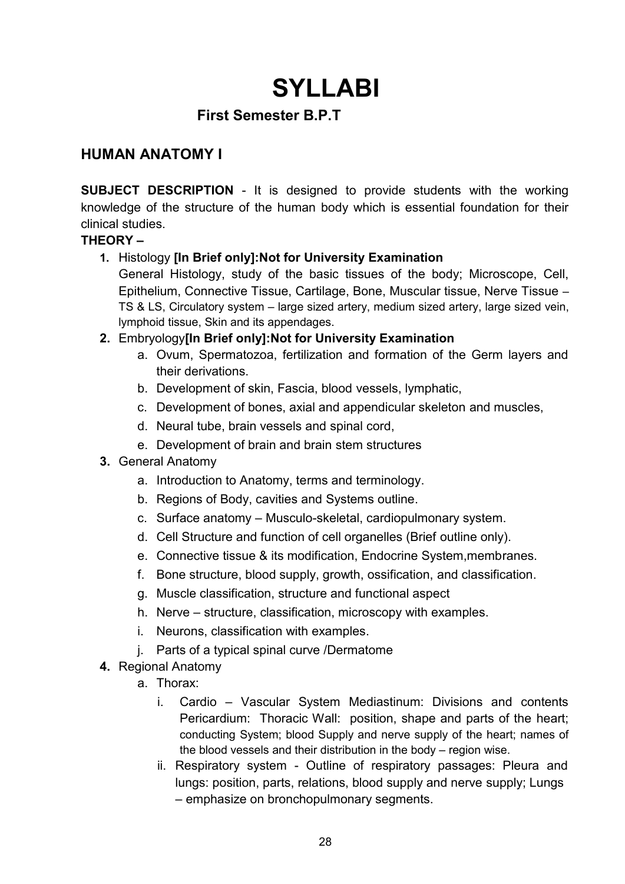# SYLLABI

## First Semester B.P.T

## HUMAN ANATOMY I

**SUBJECT DESCRIPTION** - It is designed to provide students with the working knowledge of the structure of the human body which is essential foundation for their clinical studies.

**THEORY –**

1. Histology **[In Brief only]:Not for University Examination**
   General Histology, study of the basic tissues of the body; Microscope, Cell, Epithelium, Connective Tissue, Cartilage, Bone, Muscular tissue, Nerve Tissue – TS & LS, Circulatory system – large sized artery, medium sized artery, large sized vein, lymphoid tissue, Skin and its appendages.
2. Embryology**[In Brief only]:Not for University Examination**
   a. Ovum, Spermatozoa, fertilization and formation of the Germ layers and their derivations.
   b. Development of skin, Fascia, blood vessels, lymphatic,
   c. Development of bones, axial and appendicular skeleton and muscles,
   d. Neural tube, brain vessels and spinal cord,
   e. Development of brain and brain stem structures
3. General Anatomy
   a. Introduction to Anatomy, terms and terminology.
   b. Regions of Body, cavities and Systems outline.
   c. Surface anatomy – Musculo-skeletal, cardiopulmonary system.
   d. Cell Structure and function of cell organelles (Brief outline only).
   e. Connective tissue & its modification, Endocrine System,membranes.
   f. Bone structure, blood supply, growth, ossification, and classification.
   g. Muscle classification, structure and functional aspect
   h. Nerve – structure, classification, microscopy with examples.
   i. Neurons, classification with examples.
   j. Parts of a typical spinal curve /Dermatome
4. Regional Anatomy
   a. Thorax:
      i. Cardio – Vascular System Mediastinum: Divisions and contents Pericardium: Thoracic Wall: position, shape and parts of the heart; conducting System; blood Supply and nerve supply of the heart; names of the blood vessels and their distribution in the body – region wise.
      ii. Respiratory system - Outline of respiratory passages: Pleura and lungs: position, parts, relations, blood supply and nerve supply; Lungs – emphasize on bronchopulmonary segments.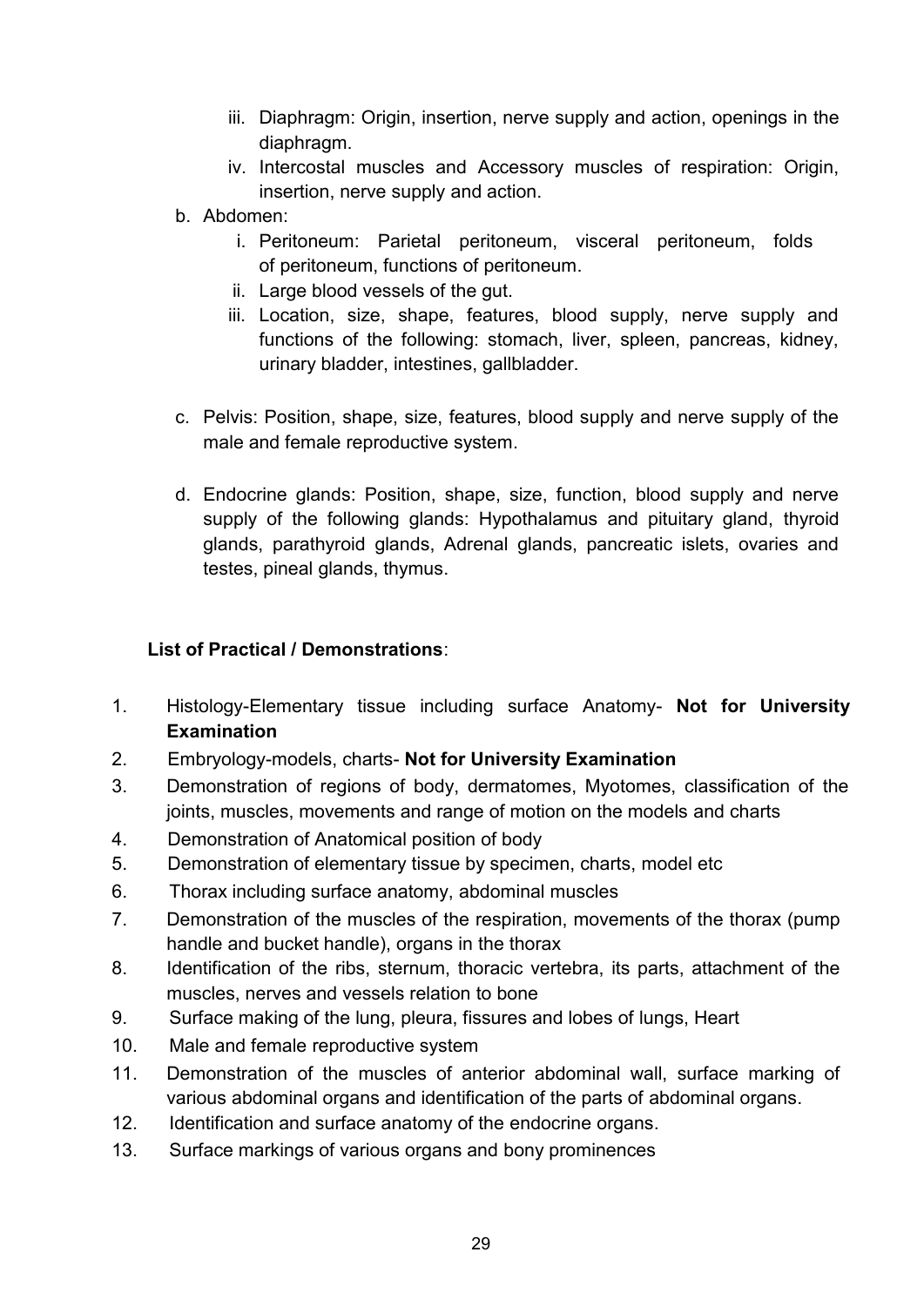iii. Diaphragm: Origin, insertion, nerve supply and action, openings in the diaphragm.
   iv. Intercostal muscles and Accessory muscles of respiration: Origin, insertion, nerve supply and action.

b. Abdomen:
   i. Peritoneum: Parietal peritoneum, visceral peritoneum, folds of peritoneum, functions of peritoneum.
   ii. Large blood vessels of the gut.
   iii. Location, size, shape, features, blood supply, nerve supply and functions of the following: stomach, liver, spleen, pancreas, kidney, urinary bladder, intestines, gallbladder.

c. Pelvis: Position, shape, size, features, blood supply and nerve supply of the male and female reproductive system.

d. Endocrine glands: Position, shape, size, function, blood supply and nerve supply of the following glands: Hypothalamus and pituitary gland, thyroid glands, parathyroid glands, Adrenal glands, pancreatic islets, ovaries and testes, pineal glands, thymus.

**List of Practical / Demonstrations**:

1. Histology-Elementary tissue including surface Anatomy- **Not for University Examination**
2. Embryology-models, charts- **Not for University Examination**
3. Demonstration of regions of body, dermatomes, Myotomes, classification of the joints, muscles, movements and range of motion on the models and charts
4. Demonstration of Anatomical position of body
5. Demonstration of elementary tissue by specimen, charts, model etc
6. Thorax including surface anatomy, abdominal muscles
7. Demonstration of the muscles of the respiration, movements of the thorax (pump handle and bucket handle), organs in the thorax
8. Identification of the ribs, sternum, thoracic vertebra, its parts, attachment of the muscles, nerves and vessels relation to bone
9. Surface making of the lung, pleura, fissures and lobes of lungs, Heart
10. Male and female reproductive system
11. Demonstration of the muscles of anterior abdominal wall, surface marking of various abdominal organs and identification of the parts of abdominal organs.
12. Identification and surface anatomy of the endocrine organs.
13. Surface markings of various organs and bony prominences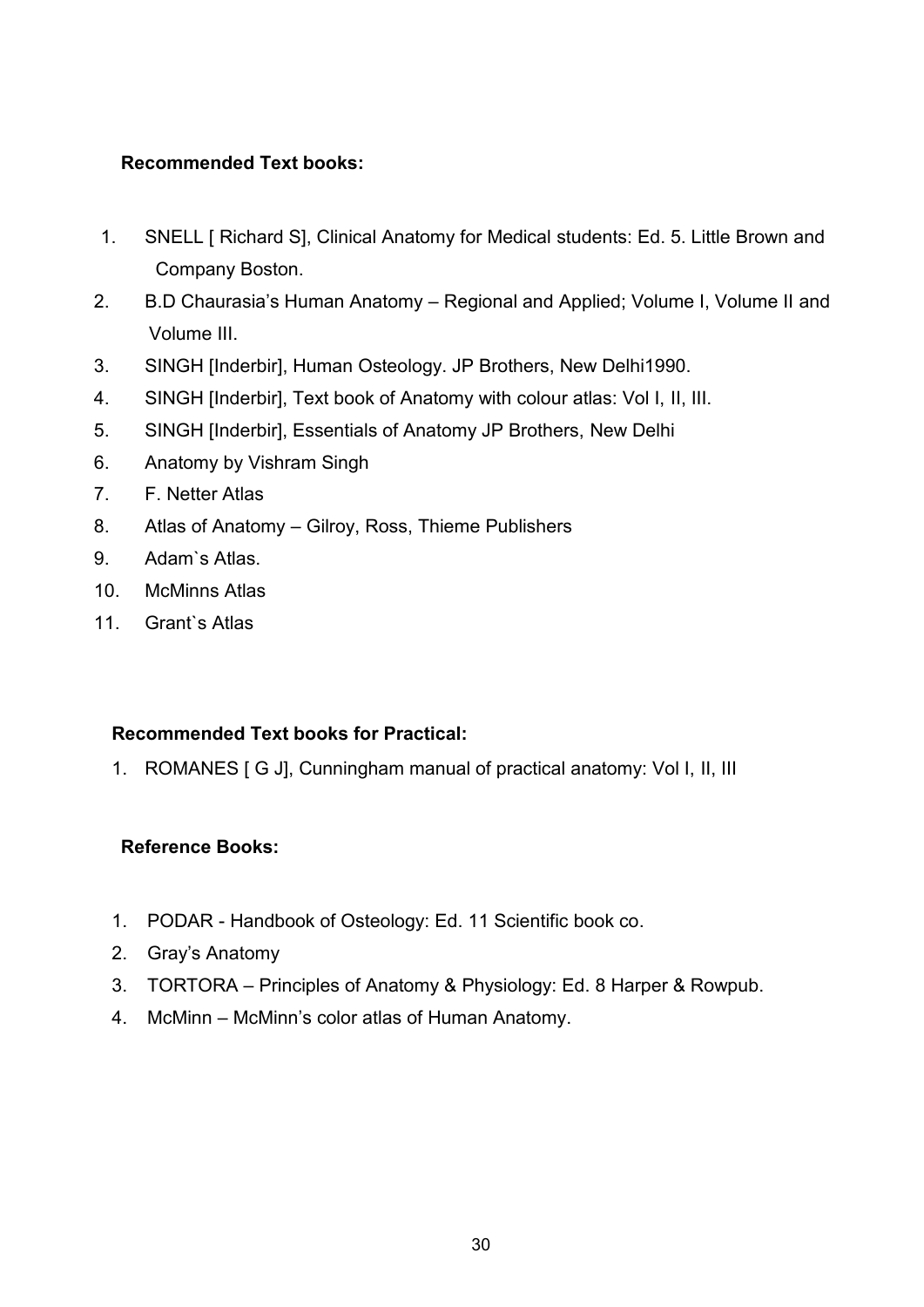**Recommended Text books:**

1. SNELL [ Richard S], Clinical Anatomy for Medical students: Ed. 5. Little Brown and Company Boston.
2. B.D Chaurasia's Human Anatomy – Regional and Applied; Volume I, Volume II and Volume III.
3. SINGH [Inderbir], Human Osteology. JP Brothers, New Delhi1990.
4. SINGH [Inderbir], Text book of Anatomy with colour atlas: Vol I, II, III.
5. SINGH [Inderbir], Essentials of Anatomy JP Brothers, New Delhi
6. Anatomy by Vishram Singh
7. F. Netter Atlas
8. Atlas of Anatomy – Gilroy, Ross, Thieme Publishers
9. Adam`s Atlas.
10. McMinns Atlas
11. Grant`s Atlas

**Recommended Text books for Practical:**

1. ROMANES [ G J], Cunningham manual of practical anatomy: Vol I, II, III

**Reference Books:**

1. PODAR - Handbook of Osteology: Ed. 11 Scientific book co.
2. Gray's Anatomy
3. TORTORA – Principles of Anatomy & Physiology: Ed. 8 Harper & Rowpub.
4. McMinn – McMinn's color atlas of Human Anatomy.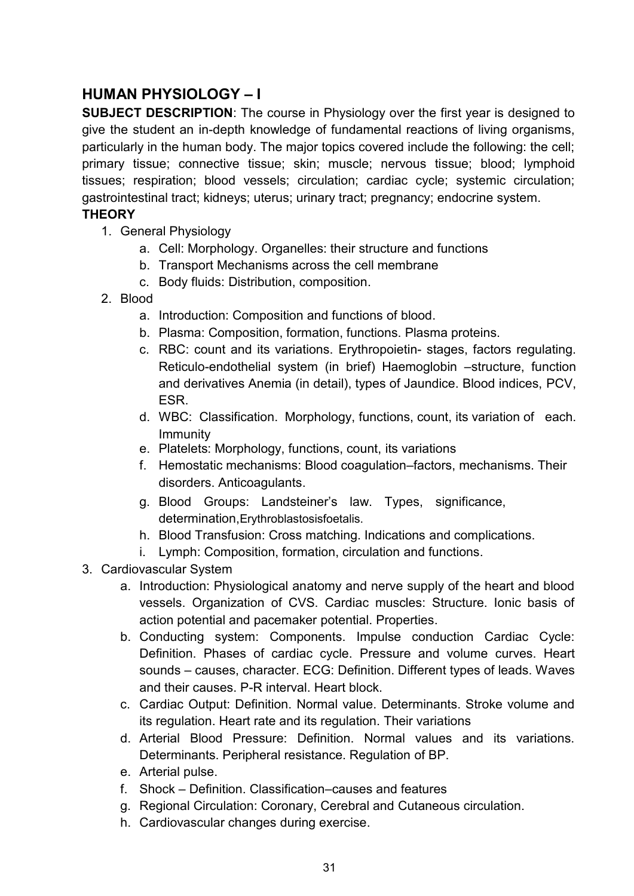## HUMAN PHYSIOLOGY – I

**SUBJECT DESCRIPTION**: The course in Physiology over the first year is designed to give the student an in-depth knowledge of fundamental reactions of living organisms, particularly in the human body. The major topics covered include the following: the cell; primary tissue; connective tissue; skin; muscle; nervous tissue; blood; lymphoid tissues; respiration; blood vessels; circulation; cardiac cycle; systemic circulation; gastrointestinal tract; kidneys; uterus; urinary tract; pregnancy; endocrine system.

**THEORY**

1. General Physiology
   a. Cell: Morphology. Organelles: their structure and functions
   b. Transport Mechanisms across the cell membrane
   c. Body fluids: Distribution, composition.
2. Blood
   a. Introduction: Composition and functions of blood.
   b. Plasma: Composition, formation, functions. Plasma proteins.
   c. RBC: count and its variations. Erythropoietin- stages, factors regulating. Reticulo-endothelial system (in brief) Haemoglobin –structure, function and derivatives Anemia (in detail), types of Jaundice. Blood indices, PCV, ESR.
   d. WBC: Classification. Morphology, functions, count, its variation of each. Immunity
   e. Platelets: Morphology, functions, count, its variations
   f. Hemostatic mechanisms: Blood coagulation–factors, mechanisms. Their disorders. Anticoagulants.
   g. Blood Groups: Landsteiner's law. Types, significance, determination,Erythroblastosisfoetalis.
   h. Blood Transfusion: Cross matching. Indications and complications.
   i. Lymph: Composition, formation, circulation and functions.
3. Cardiovascular System
   a. Introduction: Physiological anatomy and nerve supply of the heart and blood vessels. Organization of CVS. Cardiac muscles: Structure. Ionic basis of action potential and pacemaker potential. Properties.
   b. Conducting system: Components. Impulse conduction Cardiac Cycle: Definition. Phases of cardiac cycle. Pressure and volume curves. Heart sounds – causes, character. ECG: Definition. Different types of leads. Waves and their causes. P-R interval. Heart block.
   c. Cardiac Output: Definition. Normal value. Determinants. Stroke volume and its regulation. Heart rate and its regulation. Their variations
   d. Arterial Blood Pressure: Definition. Normal values and its variations. Determinants. Peripheral resistance. Regulation of BP.
   e. Arterial pulse.
   f. Shock – Definition. Classification–causes and features
   g. Regional Circulation: Coronary, Cerebral and Cutaneous circulation.
   h. Cardiovascular changes during exercise.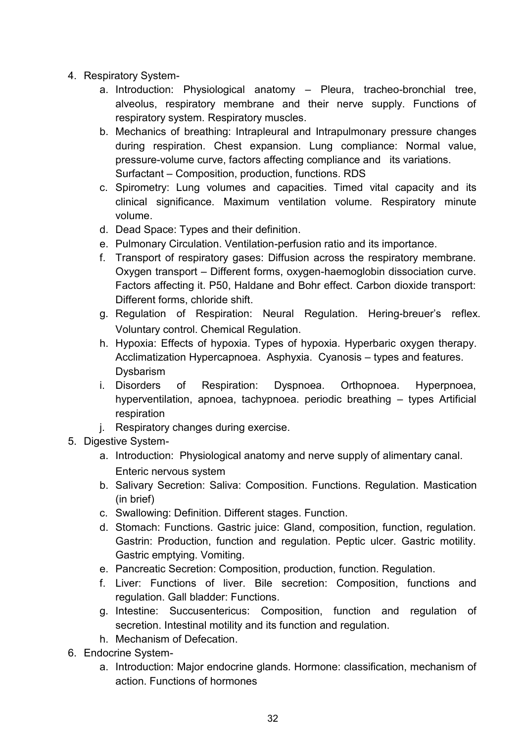4. Respiratory System-
    a. Introduction: Physiological anatomy – Pleura, tracheo-bronchial tree, alveolus, respiratory membrane and their nerve supply. Functions of respiratory system. Respiratory muscles.
    b. Mechanics of breathing: Intrapleural and Intrapulmonary pressure changes during respiration. Chest expansion. Lung compliance: Normal value, pressure-volume curve, factors affecting compliance and its variations. Surfactant – Composition, production, functions. RDS
    c. Spirometry: Lung volumes and capacities. Timed vital capacity and its clinical significance. Maximum ventilation volume. Respiratory minute volume.
    d. Dead Space: Types and their definition.
    e. Pulmonary Circulation. Ventilation-perfusion ratio and its importance.
    f. Transport of respiratory gases: Diffusion across the respiratory membrane. Oxygen transport – Different forms, oxygen-haemoglobin dissociation curve. Factors affecting it. P50, Haldane and Bohr effect. Carbon dioxide transport: Different forms, chloride shift.
    g. Regulation of Respiration: Neural Regulation. Hering-breuer's reflex. Voluntary control. Chemical Regulation.
    h. Hypoxia: Effects of hypoxia. Types of hypoxia. Hyperbaric oxygen therapy. Acclimatization Hypercapnoea. Asphyxia. Cyanosis – types and features. Dysbarism
    i. Disorders of Respiration: Dyspnoea. Orthopnoea. Hyperpnoea, hyperventilation, apnoea, tachypnoea. periodic breathing – types Artificial respiration
    j. Respiratory changes during exercise.
5. Digestive System-
    a. Introduction: Physiological anatomy and nerve supply of alimentary canal. Enteric nervous system
    b. Salivary Secretion: Saliva: Composition. Functions. Regulation. Mastication (in brief)
    c. Swallowing: Definition. Different stages. Function.
    d. Stomach: Functions. Gastric juice: Gland, composition, function, regulation. Gastrin: Production, function and regulation. Peptic ulcer. Gastric motility. Gastric emptying. Vomiting.
    e. Pancreatic Secretion: Composition, production, function. Regulation.
    f. Liver: Functions of liver. Bile secretion: Composition, functions and regulation. Gall bladder: Functions.
    g. Intestine: Succusentericus: Composition, function and regulation of secretion. Intestinal motility and its function and regulation.
    h. Mechanism of Defecation.
6. Endocrine System-
    a. Introduction: Major endocrine glands. Hormone: classification, mechanism of action. Functions of hormones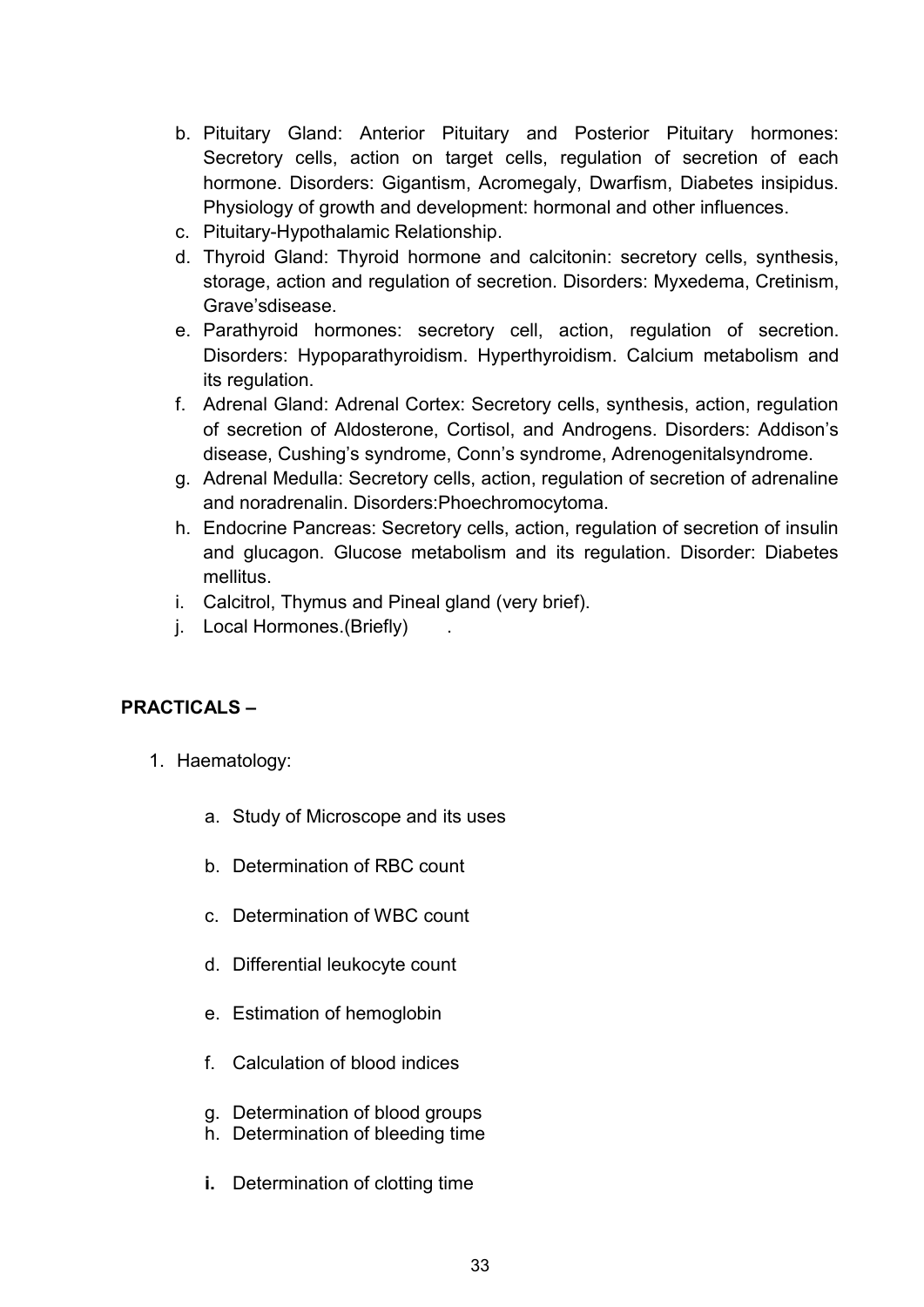b. Pituitary Gland: Anterior Pituitary and Posterior Pituitary hormones: Secretory cells, action on target cells, regulation of secretion of each hormone. Disorders: Gigantism, Acromegaly, Dwarfism, Diabetes insipidus. Physiology of growth and development: hormonal and other influences.
c. Pituitary-Hypothalamic Relationship.
d. Thyroid Gland: Thyroid hormone and calcitonin: secretory cells, synthesis, storage, action and regulation of secretion. Disorders: Myxedema, Cretinism, Grave'sdisease.
e. Parathyroid hormones: secretory cell, action, regulation of secretion. Disorders: Hypoparathyroidism. Hyperthyroidism. Calcium metabolism and its regulation.
f. Adrenal Gland: Adrenal Cortex: Secretory cells, synthesis, action, regulation of secretion of Aldosterone, Cortisol, and Androgens. Disorders: Addison's disease, Cushing's syndrome, Conn's syndrome, Adrenogenitalsyndrome.
g. Adrenal Medulla: Secretory cells, action, regulation of secretion of adrenaline and noradrenalin. Disorders:Phoechromocytoma.
h. Endocrine Pancreas: Secretory cells, action, regulation of secretion of insulin and glucagon. Glucose metabolism and its regulation. Disorder: Diabetes mellitus.
i. Calcitrol, Thymus and Pineal gland (very brief).
j. Local Hormones.(Briefly) .

**PRACTICALS –**

1. Haematology:

   a. Study of Microscope and its uses
   b. Determination of RBC count
   c. Determination of WBC count
   d. Differential leukocyte count
   e. Estimation of hemoglobin
   f. Calculation of blood indices
   g. Determination of blood groups
   h. Determination of bleeding time
   **i.** Determination of clotting time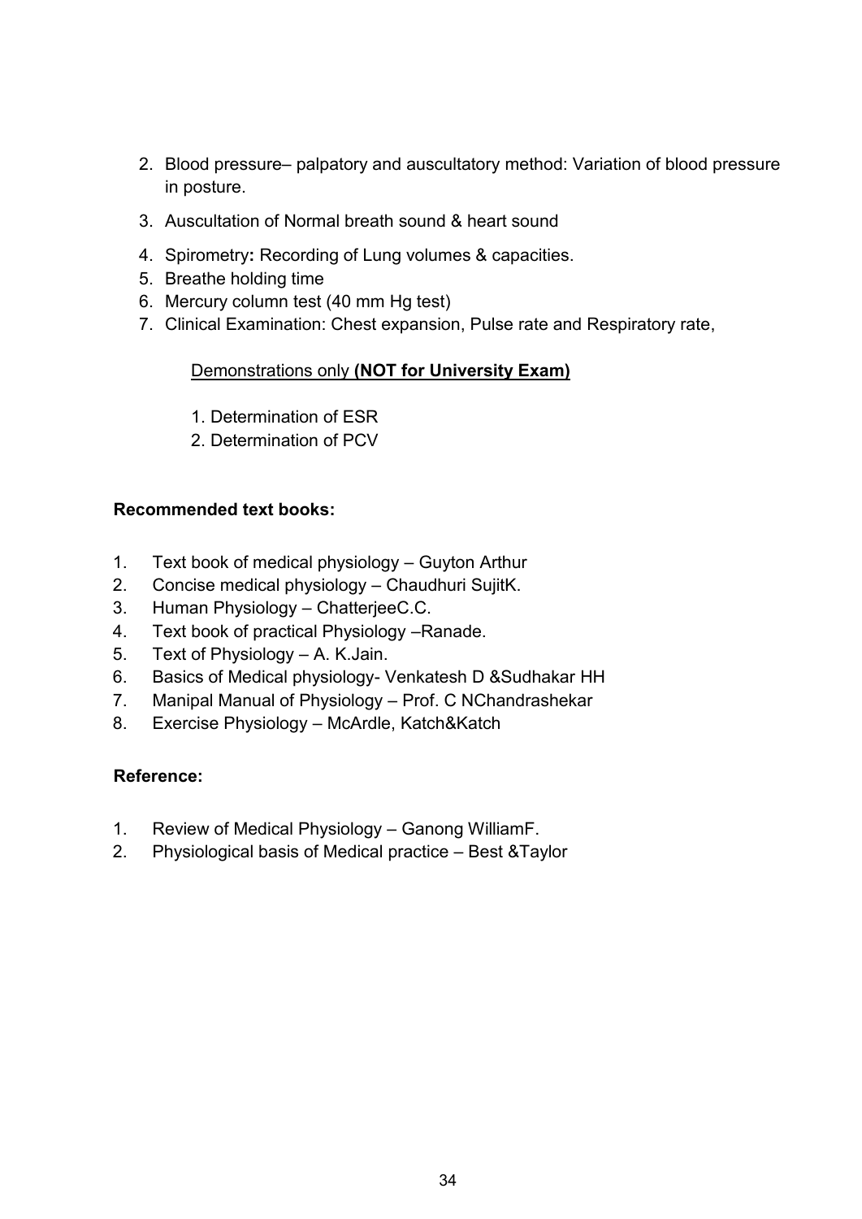2. Blood pressure– palpatory and auscultatory method: Variation of blood pressure in posture.
3. Auscultation of Normal breath sound & heart sound
4. Spirometry**:** Recording of Lung volumes & capacities.
5. Breathe holding time
6. Mercury column test (40 mm Hg test)
7. Clinical Examination: Chest expansion, Pulse rate and Respiratory rate,

Demonstrations only **(NOT for University Exam)**

1. Determination of ESR
2. Determination of PCV

**Recommended text books:**

1. Text book of medical physiology – Guyton Arthur
2. Concise medical physiology – Chaudhuri SujitK.
3. Human Physiology – ChatterjeeC.C.
4. Text book of practical Physiology –Ranade.
5. Text of Physiology – A. K.Jain.
6. Basics of Medical physiology- Venkatesh D &Sudhakar HH
7. Manipal Manual of Physiology – Prof. C NChandrashekar
8. Exercise Physiology – McArdle, Katch&Katch

**Reference:**

1. Review of Medical Physiology – Ganong WilliamF.
2. Physiological basis of Medical practice – Best &Taylor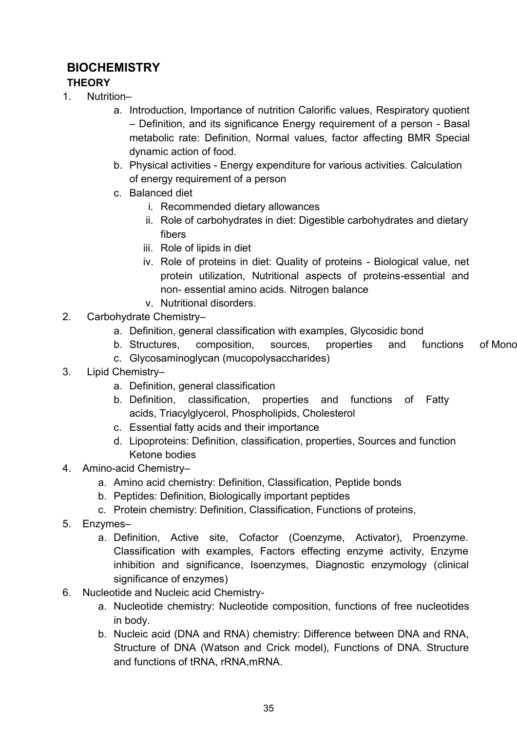## BIOCHEMISTRY

### THEORY

1. Nutrition–
   a. Introduction, Importance of nutrition Calorific values, Respiratory quotient – Definition, and its significance Energy requirement of a person - Basal metabolic rate: Definition, Normal values, factor affecting BMR Special dynamic action of food.
   b. Physical activities - Energy expenditure for various activities. Calculation of energy requirement of a person
   c. Balanced diet
      i. Recommended dietary allowances
      ii. Role of carbohydrates in diet: Digestible carbohydrates and dietary fibers
      iii. Role of lipids in diet
      iv. Role of proteins in diet: Quality of proteins - Biological value, net protein utilization, Nutritional aspects of proteins-essential and non- essential amino acids. Nitrogen balance
      v. Nutritional disorders.
2. Carbohydrate Chemistry–
   a. Definition, general classification with examples, Glycosidic bond
   b. Structures, composition, sources, properties and functions of Mono
   c. Glycosaminoglycan (mucopolysaccharides)
3. Lipid Chemistry–
   a. Definition, general classification
   b. Definition, classification, properties and functions of Fatty acids, Triacylglycerol, Phospholipids, Cholesterol
   c. Essential fatty acids and their importance
   d. Lipoproteins: Definition, classification, properties, Sources and function Ketone bodies
4. Amino-acid Chemistry–
   a. Amino acid chemistry: Definition, Classification, Peptide bonds
   b. Peptides: Definition, Biologically important peptides
   c. Protein chemistry: Definition, Classification, Functions of proteins,
5. Enzymes–
   a. Definition, Active site, Cofactor (Coenzyme, Activator), Proenzyme. Classification with examples, Factors effecting enzyme activity, Enzyme inhibition and significance, Isoenzymes, Diagnostic enzymology (clinical significance of enzymes)
6. Nucleotide and Nucleic acid Chemistry-
   a. Nucleotide chemistry: Nucleotide composition, functions of free nucleotides in body.
   b. Nucleic acid (DNA and RNA) chemistry: Difference between DNA and RNA, Structure of DNA (Watson and Crick model), Functions of DNA. Structure and functions of tRNA, rRNA,mRNA.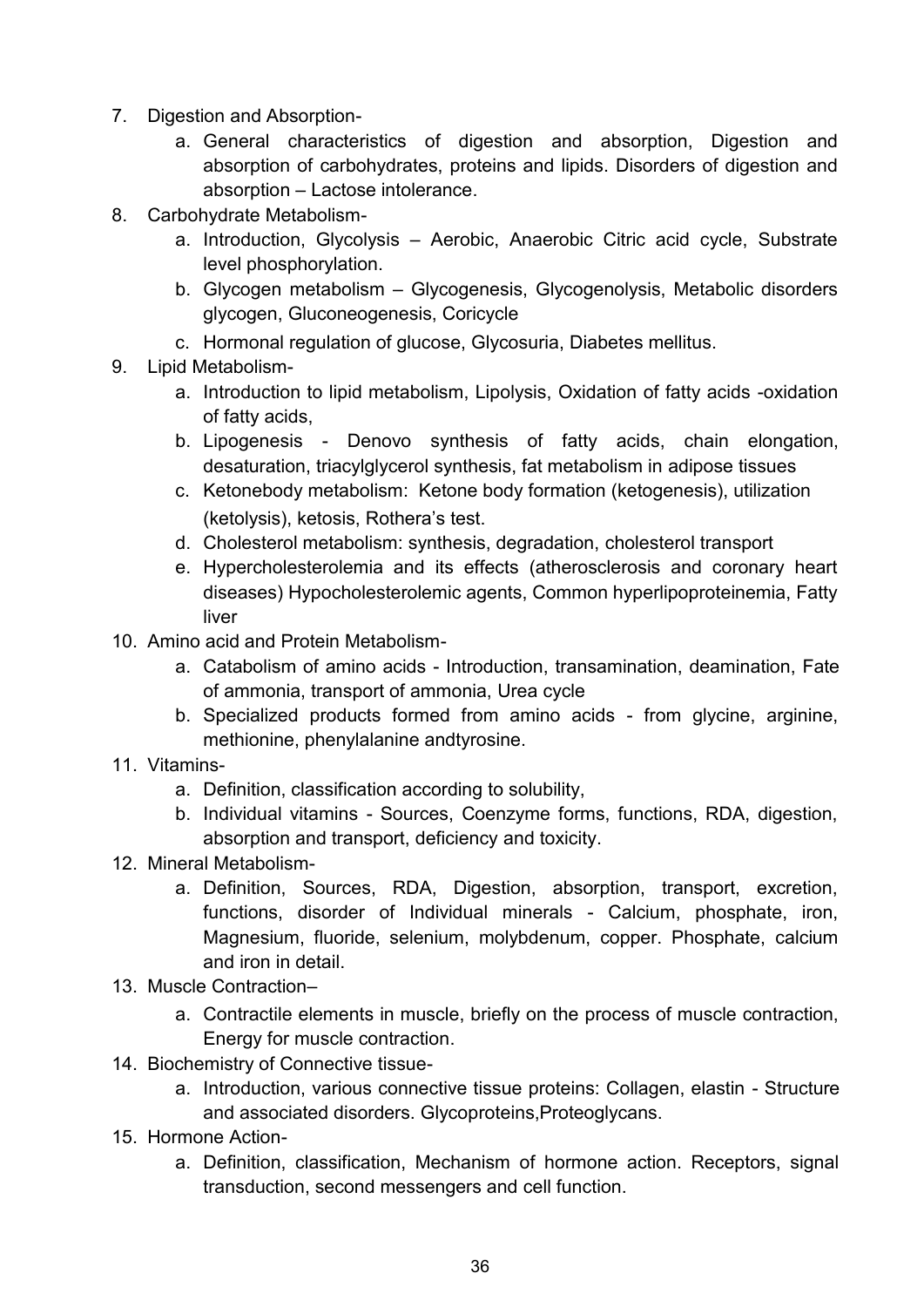7. Digestion and Absorption-
   a. General characteristics of digestion and absorption, Digestion and absorption of carbohydrates, proteins and lipids. Disorders of digestion and absorption – Lactose intolerance.
8. Carbohydrate Metabolism-
   a. Introduction, Glycolysis – Aerobic, Anaerobic Citric acid cycle, Substrate level phosphorylation.
   b. Glycogen metabolism – Glycogenesis, Glycogenolysis, Metabolic disorders glycogen, Gluconeogenesis, Coricycle
   c. Hormonal regulation of glucose, Glycosuria, Diabetes mellitus.
9. Lipid Metabolism-
   a. Introduction to lipid metabolism, Lipolysis, Oxidation of fatty acids -oxidation of fatty acids,
   b. Lipogenesis - Denovo synthesis of fatty acids, chain elongation, desaturation, triacylglycerol synthesis, fat metabolism in adipose tissues
   c. Ketonebody metabolism: Ketone body formation (ketogenesis), utilization (ketolysis), ketosis, Rothera's test.
   d. Cholesterol metabolism: synthesis, degradation, cholesterol transport
   e. Hypercholesterolemia and its effects (atherosclerosis and coronary heart diseases) Hypocholesterolemic agents, Common hyperlipoproteinemia, Fatty liver
10. Amino acid and Protein Metabolism-
    a. Catabolism of amino acids - Introduction, transamination, deamination, Fate of ammonia, transport of ammonia, Urea cycle
    b. Specialized products formed from amino acids - from glycine, arginine, methionine, phenylalanine andtyrosine.
11. Vitamins-
    a. Definition, classification according to solubility,
    b. Individual vitamins - Sources, Coenzyme forms, functions, RDA, digestion, absorption and transport, deficiency and toxicity.
12. Mineral Metabolism-
    a. Definition, Sources, RDA, Digestion, absorption, transport, excretion, functions, disorder of Individual minerals - Calcium, phosphate, iron, Magnesium, fluoride, selenium, molybdenum, copper. Phosphate, calcium and iron in detail.
13. Muscle Contraction–
    a. Contractile elements in muscle, briefly on the process of muscle contraction, Energy for muscle contraction.
14. Biochemistry of Connective tissue-
    a. Introduction, various connective tissue proteins: Collagen, elastin - Structure and associated disorders. Glycoproteins,Proteoglycans.
15. Hormone Action-
    a. Definition, classification, Mechanism of hormone action. Receptors, signal transduction, second messengers and cell function.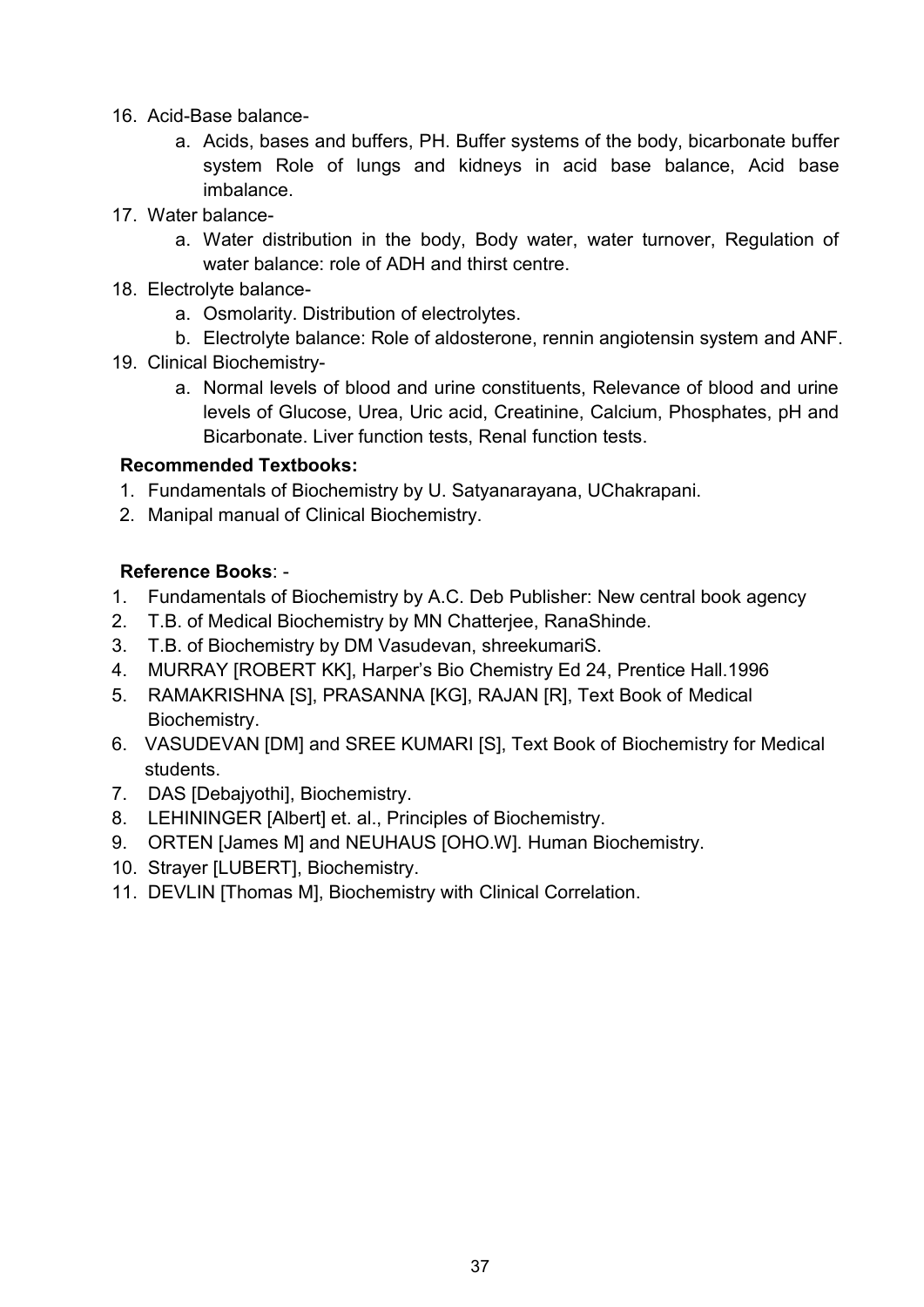16. Acid-Base balance-
    a. Acids, bases and buffers, PH. Buffer systems of the body, bicarbonate buffer system Role of lungs and kidneys in acid base balance, Acid base imbalance.
17. Water balance-
    a. Water distribution in the body, Body water, water turnover, Regulation of water balance: role of ADH and thirst centre.
18. Electrolyte balance-
    a. Osmolarity. Distribution of electrolytes.
    b. Electrolyte balance: Role of aldosterone, rennin angiotensin system and ANF.
19. Clinical Biochemistry-
    a. Normal levels of blood and urine constituents, Relevance of blood and urine levels of Glucose, Urea, Uric acid, Creatinine, Calcium, Phosphates, pH and Bicarbonate. Liver function tests, Renal function tests.

**Recommended Textbooks:**

1. Fundamentals of Biochemistry by U. Satyanarayana, UChakrapani.
2. Manipal manual of Clinical Biochemistry.

**Reference Books**: -

1. Fundamentals of Biochemistry by A.C. Deb Publisher: New central book agency
2. T.B. of Medical Biochemistry by MN Chatterjee, RanaShinde.
3. T.B. of Biochemistry by DM Vasudevan, shreekumariS.
4. MURRAY [ROBERT KK], Harper's Bio Chemistry Ed 24, Prentice Hall.1996
5. RAMAKRISHNA [S], PRASANNA [KG], RAJAN [R], Text Book of Medical Biochemistry.
6. VASUDEVAN [DM] and SREE KUMARI [S], Text Book of Biochemistry for Medical students.
7. DAS [Debajyothi], Biochemistry.
8. LEHININGER [Albert] et. al., Principles of Biochemistry.
9. ORTEN [James M] and NEUHAUS [OHO.W]. Human Biochemistry.
10. Strayer [LUBERT], Biochemistry.
11. DEVLIN [Thomas M], Biochemistry with Clinical Correlation.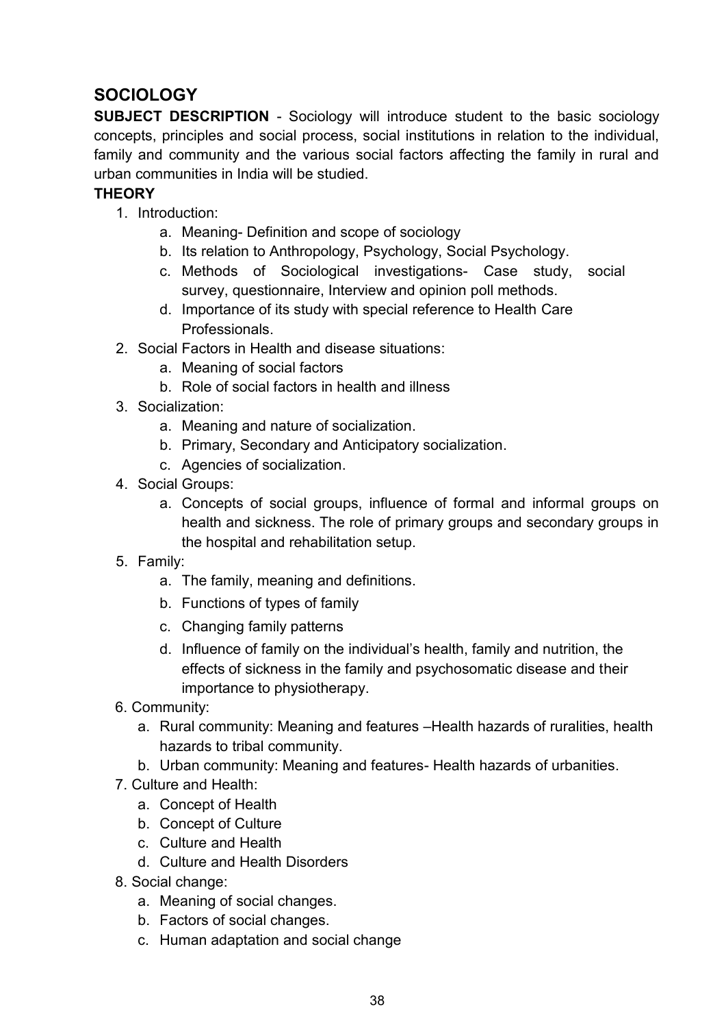## SOCIOLOGY

**SUBJECT DESCRIPTION** - Sociology will introduce student to the basic sociology concepts, principles and social process, social institutions in relation to the individual, family and community and the various social factors affecting the family in rural and urban communities in India will be studied.

**THEORY**

1. Introduction:
    a. Meaning- Definition and scope of sociology
    b. Its relation to Anthropology, Psychology, Social Psychology.
    c. Methods of Sociological investigations- Case study, social survey, questionnaire, Interview and opinion poll methods.
    d. Importance of its study with special reference to Health Care Professionals.
2. Social Factors in Health and disease situations:
    a. Meaning of social factors
    b. Role of social factors in health and illness
3. Socialization:
    a. Meaning and nature of socialization.
    b. Primary, Secondary and Anticipatory socialization.
    c. Agencies of socialization.
4. Social Groups:
    a. Concepts of social groups, influence of formal and informal groups on health and sickness. The role of primary groups and secondary groups in the hospital and rehabilitation setup.
5. Family:
    a. The family, meaning and definitions.
    b. Functions of types of family
    c. Changing family patterns
    d. Influence of family on the individual's health, family and nutrition, the effects of sickness in the family and psychosomatic disease and their importance to physiotherapy.
6. Community:
    a. Rural community: Meaning and features –Health hazards of ruralities, health hazards to tribal community.
    b. Urban community: Meaning and features- Health hazards of urbanities.
7. Culture and Health:
    a. Concept of Health
    b. Concept of Culture
    c. Culture and Health
    d. Culture and Health Disorders
8. Social change:
    a. Meaning of social changes.
    b. Factors of social changes.
    c. Human adaptation and social change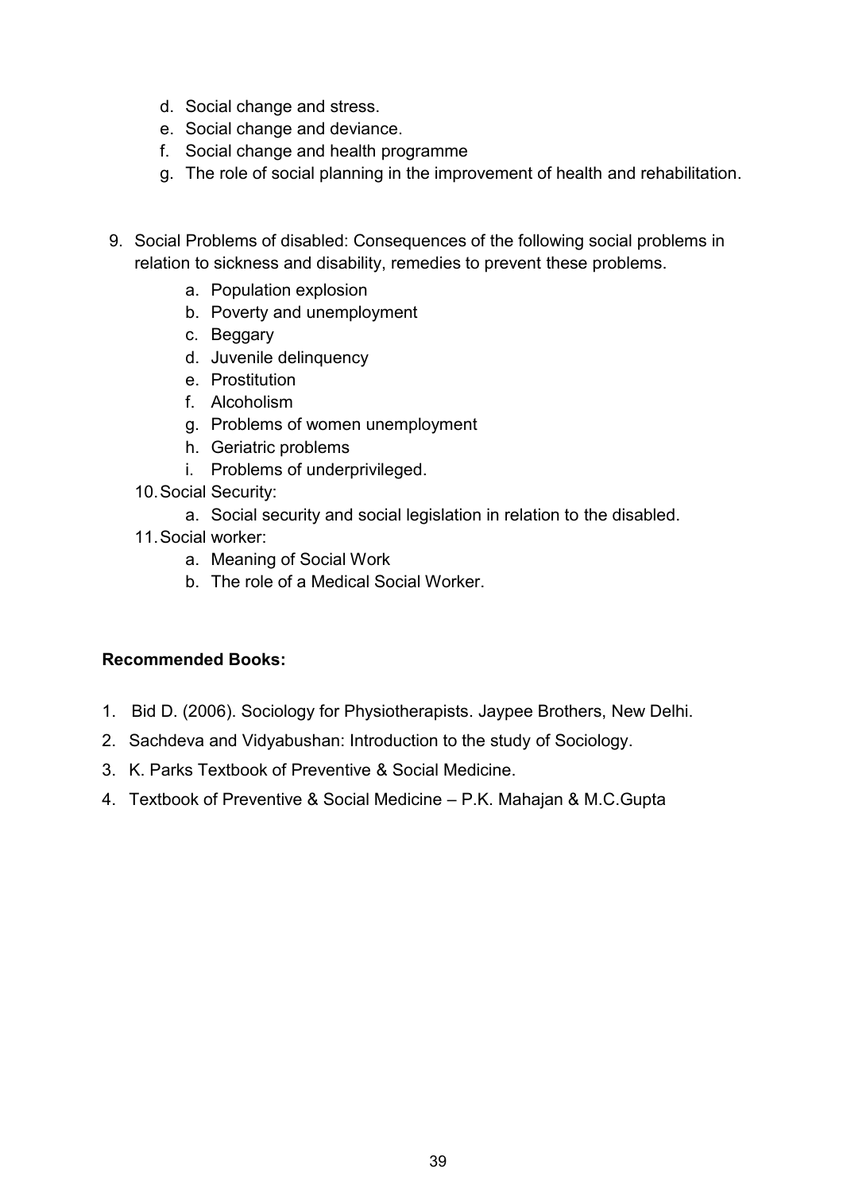d. Social change and stress.
   e. Social change and deviance.
   f. Social change and health programme
   g. The role of social planning in the improvement of health and rehabilitation.

9. Social Problems of disabled: Consequences of the following social problems in relation to sickness and disability, remedies to prevent these problems.
   a. Population explosion
   b. Poverty and unemployment
   c. Beggary
   d. Juvenile delinquency
   e. Prostitution
   f. Alcoholism
   g. Problems of women unemployment
   h. Geriatric problems
   i. Problems of underprivileged.
10. Social Security:
    a. Social security and social legislation in relation to the disabled.
11. Social worker:
    a. Meaning of Social Work
    b. The role of a Medical Social Worker.

**Recommended Books:**

1. Bid D. (2006). Sociology for Physiotherapists. Jaypee Brothers, New Delhi.
2. Sachdeva and Vidyabushan: Introduction to the study of Sociology.
3. K. Parks Textbook of Preventive & Social Medicine.
4. Textbook of Preventive & Social Medicine – P.K. Mahajan & M.C.Gupta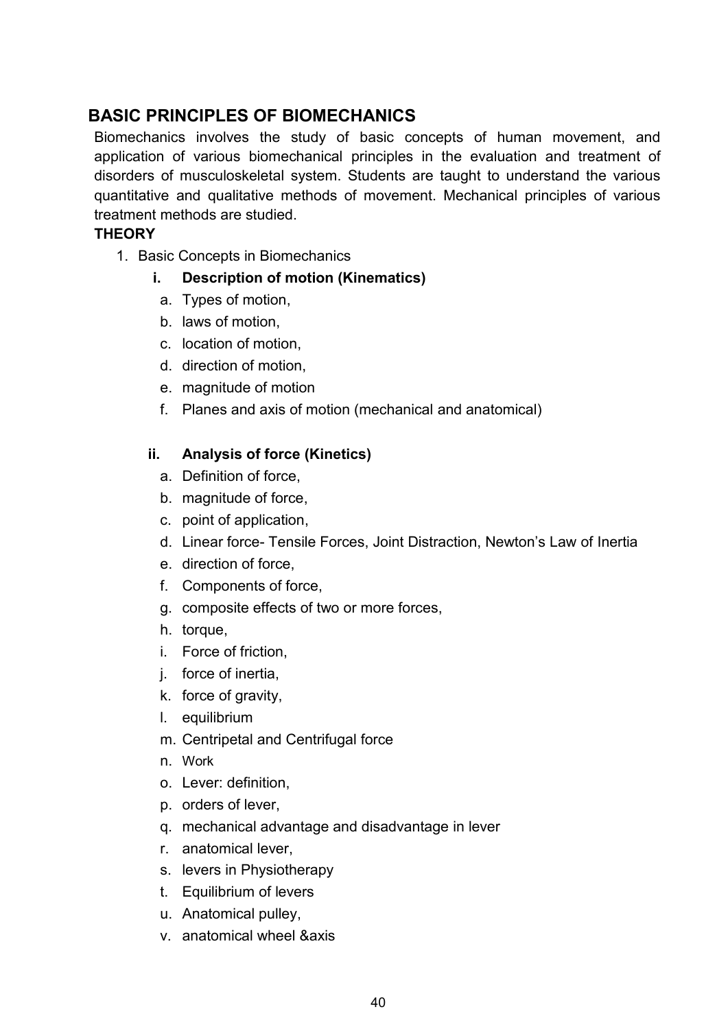## BASIC PRINCIPLES OF BIOMECHANICS

Biomechanics involves the study of basic concepts of human movement, and application of various biomechanical principles in the evaluation and treatment of disorders of musculoskeletal system. Students are taught to understand the various quantitative and qualitative methods of movement. Mechanical principles of various treatment methods are studied.

**THEORY**

1. Basic Concepts in Biomechanics

   **i. Description of motion (Kinematics)**

   a. Types of motion,
   b. laws of motion,
   c. location of motion,
   d. direction of motion,
   e. magnitude of motion
   f. Planes and axis of motion (mechanical and anatomical)

   **ii. Analysis of force (Kinetics)**

   a. Definition of force,
   b. magnitude of force,
   c. point of application,
   d. Linear force- Tensile Forces, Joint Distraction, Newton's Law of Inertia
   e. direction of force,
   f. Components of force,
   g. composite effects of two or more forces,
   h. torque,
   i. Force of friction,
   j. force of inertia,
   k. force of gravity,
   l. equilibrium
   m. Centripetal and Centrifugal force
   n. Work
   o. Lever: definition,
   p. orders of lever,
   q. mechanical advantage and disadvantage in lever
   r. anatomical lever,
   s. levers in Physiotherapy
   t. Equilibrium of levers
   u. Anatomical pulley,
   v. anatomical wheel &axis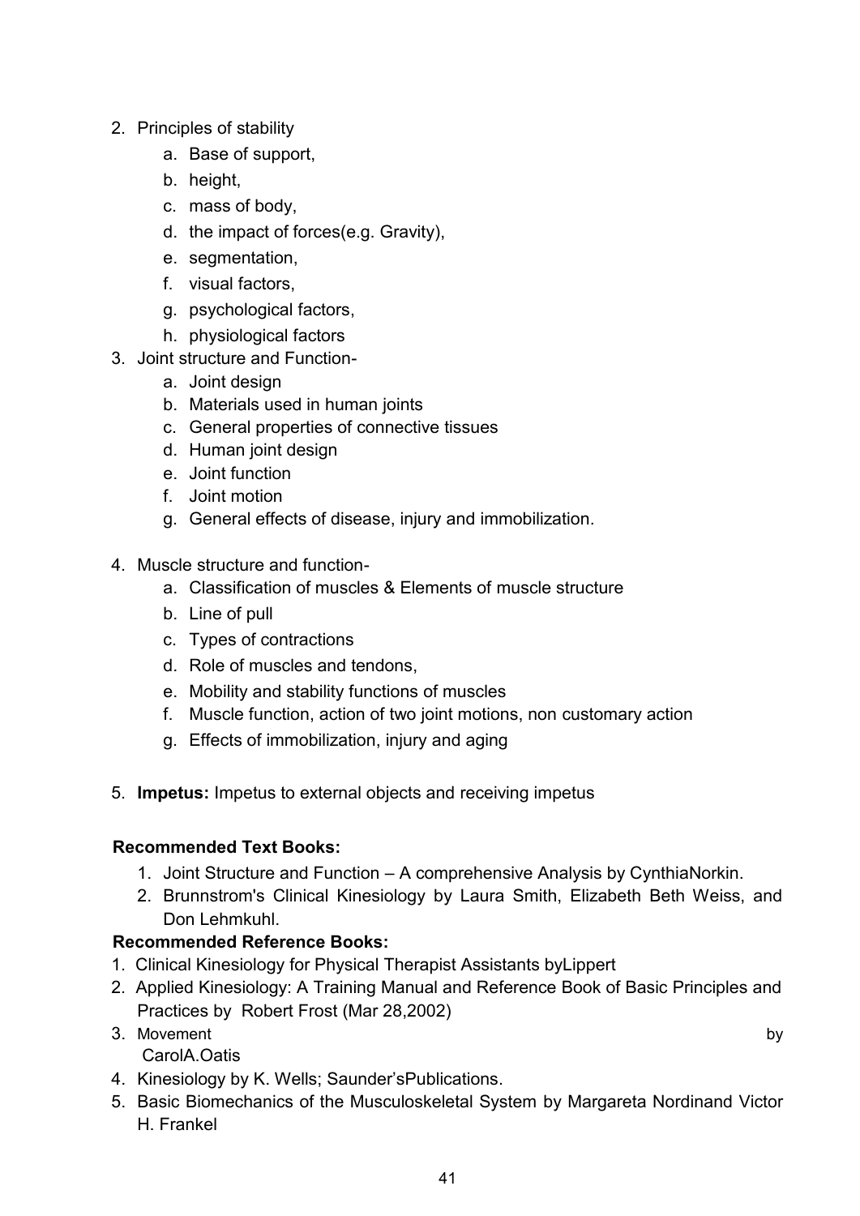2. Principles of stability
    a. Base of support,
    b. height,
    c. mass of body,
    d. the impact of forces(e.g. Gravity),
    e. segmentation,
    f. visual factors,
    g. psychological factors,
    h. physiological factors
3. Joint structure and Function-
    a. Joint design
    b. Materials used in human joints
    c. General properties of connective tissues
    d. Human joint design
    e. Joint function
    f. Joint motion
    g. General effects of disease, injury and immobilization.
4. Muscle structure and function-
    a. Classification of muscles & Elements of muscle structure
    b. Line of pull
    c. Types of contractions
    d. Role of muscles and tendons,
    e. Mobility and stability functions of muscles
    f. Muscle function, action of two joint motions, non customary action
    g. Effects of immobilization, injury and aging
5. **Impetus:** Impetus to external objects and receiving impetus

**Recommended Text Books:**

1. Joint Structure and Function – A comprehensive Analysis by CynthiaNorkin.
2. Brunnstrom's Clinical Kinesiology by Laura Smith, Elizabeth Beth Weiss, and Don Lehmkuhl.

**Recommended Reference Books:**

1. Clinical Kinesiology for Physical Therapist Assistants byLippert
2. Applied Kinesiology: A Training Manual and Reference Book of Basic Principles and Practices by Robert Frost (Mar 28,2002)
3. Movement by CarolA.Oatis
4. Kinesiology by K. Wells; Saunder'sPublications.
5. Basic Biomechanics of the Musculoskeletal System by Margareta Nordinand Victor H. Frankel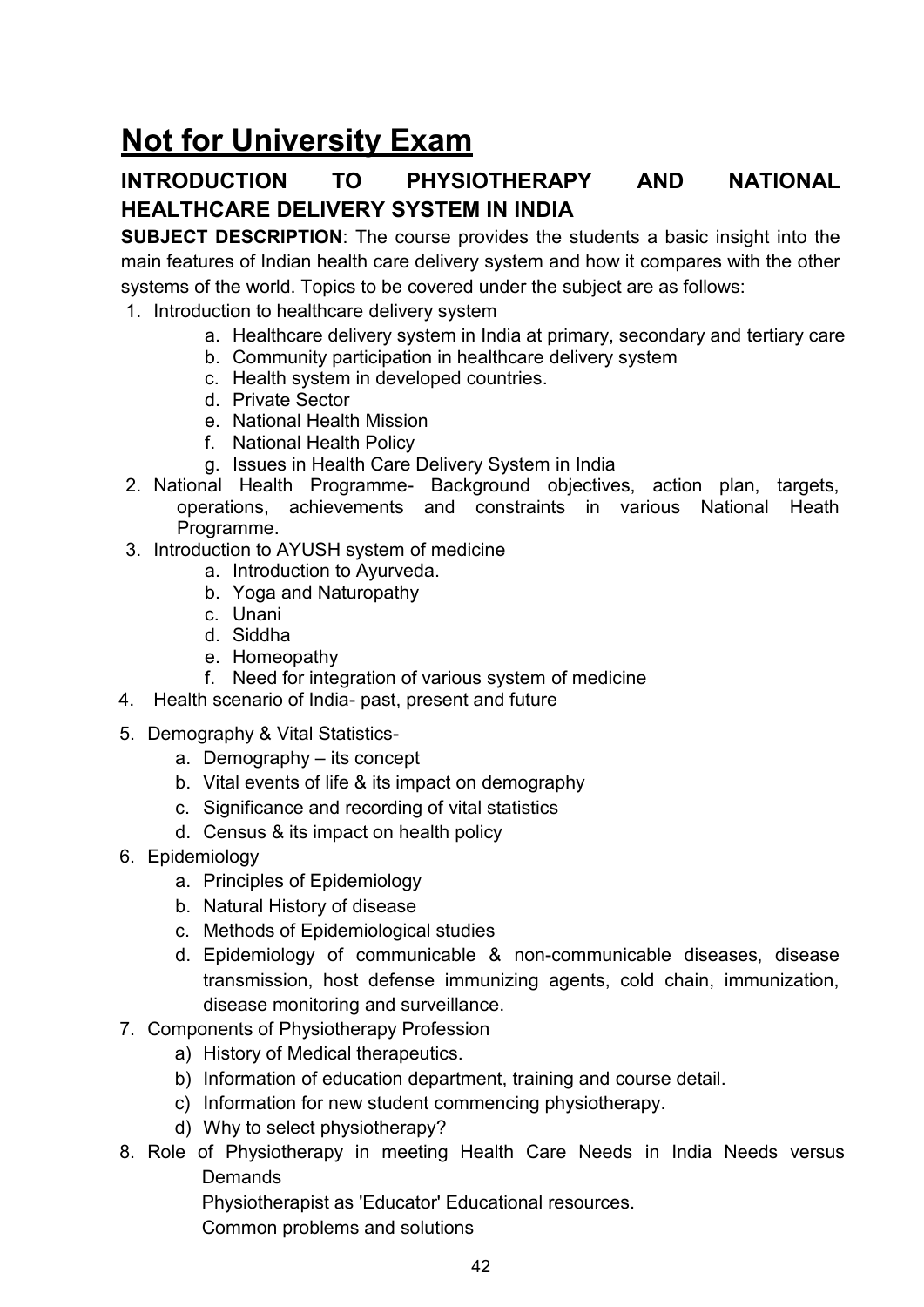# Not for University Exam

## INTRODUCTION TO PHYSIOTHERAPY AND NATIONAL HEALTHCARE DELIVERY SYSTEM IN INDIA

**SUBJECT DESCRIPTION**: The course provides the students a basic insight into the main features of Indian health care delivery system and how it compares with the other systems of the world. Topics to be covered under the subject are as follows:

1. Introduction to healthcare delivery system
    a. Healthcare delivery system in India at primary, secondary and tertiary care
    b. Community participation in healthcare delivery system
    c. Health system in developed countries.
    d. Private Sector
    e. National Health Mission
    f. National Health Policy
    g. Issues in Health Care Delivery System in India
2. National Health Programme- Background objectives, action plan, targets, operations, achievements and constraints in various National Heath Programme.
3. Introduction to AYUSH system of medicine
    a. Introduction to Ayurveda.
    b. Yoga and Naturopathy
    c. Unani
    d. Siddha
    e. Homeopathy
    f. Need for integration of various system of medicine
4. Health scenario of India- past, present and future
5. Demography & Vital Statistics-
    a. Demography – its concept
    b. Vital events of life & its impact on demography
    c. Significance and recording of vital statistics
    d. Census & its impact on health policy
6. Epidemiology
    a. Principles of Epidemiology
    b. Natural History of disease
    c. Methods of Epidemiological studies
    d. Epidemiology of communicable & non-communicable diseases, disease transmission, host defense immunizing agents, cold chain, immunization, disease monitoring and surveillance.
7. Components of Physiotherapy Profession
    a) History of Medical therapeutics.
    b) Information of education department, training and course detail.
    c) Information for new student commencing physiotherapy.
    d) Why to select physiotherapy?
8. Role of Physiotherapy in meeting Health Care Needs in India Needs versus Demands

    Physiotherapist as 'Educator' Educational resources.

    Common problems and solutions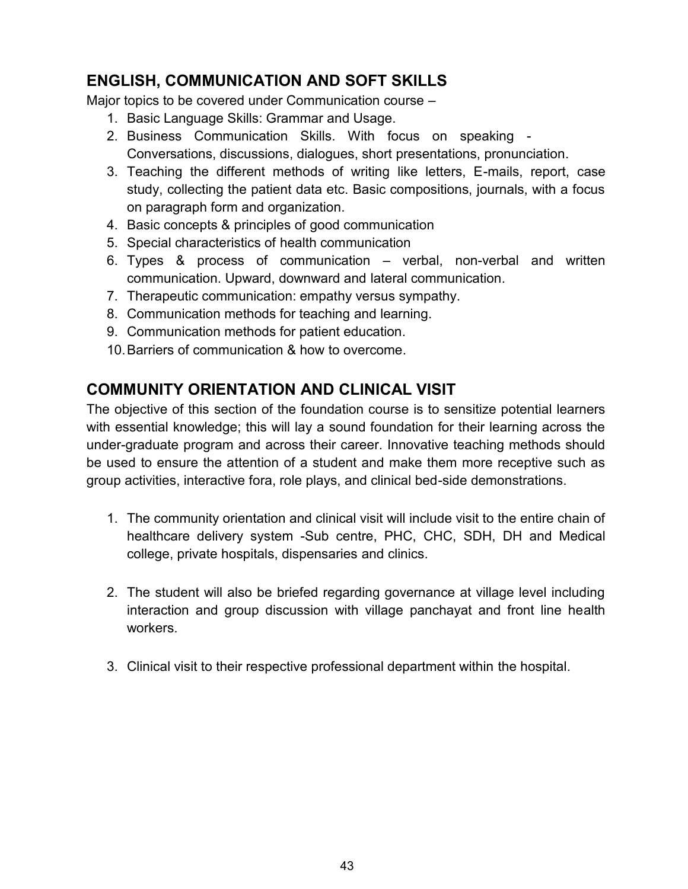## ENGLISH, COMMUNICATION AND SOFT SKILLS

Major topics to be covered under Communication course –

1. Basic Language Skills: Grammar and Usage.
2. Business Communication Skills. With focus on speaking - Conversations, discussions, dialogues, short presentations, pronunciation.
3. Teaching the different methods of writing like letters, E-mails, report, case study, collecting the patient data etc. Basic compositions, journals, with a focus on paragraph form and organization.
4. Basic concepts & principles of good communication
5. Special characteristics of health communication
6. Types & process of communication – verbal, non-verbal and written communication. Upward, downward and lateral communication.
7. Therapeutic communication: empathy versus sympathy.
8. Communication methods for teaching and learning.
9. Communication methods for patient education.
10. Barriers of communication & how to overcome.

## COMMUNITY ORIENTATION AND CLINICAL VISIT

The objective of this section of the foundation course is to sensitize potential learners with essential knowledge; this will lay a sound foundation for their learning across the under-graduate program and across their career. Innovative teaching methods should be used to ensure the attention of a student and make them more receptive such as group activities, interactive fora, role plays, and clinical bed-side demonstrations.

1. The community orientation and clinical visit will include visit to the entire chain of healthcare delivery system -Sub centre, PHC, CHC, SDH, DH and Medical college, private hospitals, dispensaries and clinics.

2. The student will also be briefed regarding governance at village level including interaction and group discussion with village panchayat and front line health workers.

3. Clinical visit to their respective professional department within the hospital.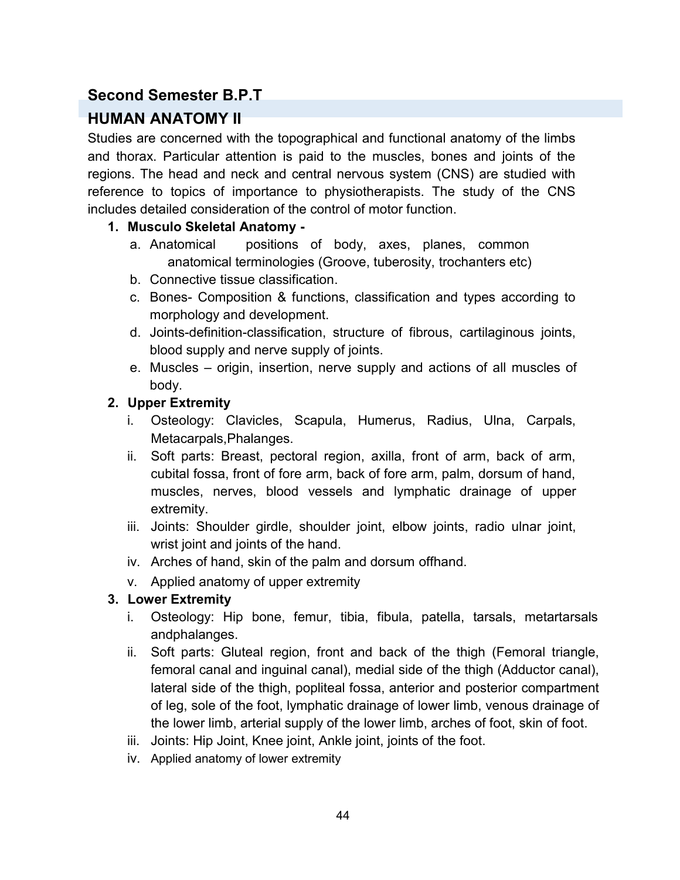## Second Semester B.P.T

## HUMAN ANATOMY II

Studies are concerned with the topographical and functional anatomy of the limbs and thorax. Particular attention is paid to the muscles, bones and joints of the regions. The head and neck and central nervous system (CNS) are studied with reference to topics of importance to physiotherapists. The study of the CNS includes detailed consideration of the control of motor function.

1. **Musculo Skeletal Anatomy -**
   a. Anatomical positions of body, axes, planes, common anatomical terminologies (Groove, tuberosity, trochanters etc)
   b. Connective tissue classification.
   c. Bones- Composition & functions, classification and types according to morphology and development.
   d. Joints-definition-classification, structure of fibrous, cartilaginous joints, blood supply and nerve supply of joints.
   e. Muscles – origin, insertion, nerve supply and actions of all muscles of body.
2. **Upper Extremity**
   i. Osteology: Clavicles, Scapula, Humerus, Radius, Ulna, Carpals, Metacarpals,Phalanges.
   ii. Soft parts: Breast, pectoral region, axilla, front of arm, back of arm, cubital fossa, front of fore arm, back of fore arm, palm, dorsum of hand, muscles, nerves, blood vessels and lymphatic drainage of upper extremity.
   iii. Joints: Shoulder girdle, shoulder joint, elbow joints, radio ulnar joint, wrist joint and joints of the hand.
   iv. Arches of hand, skin of the palm and dorsum offhand.
   v. Applied anatomy of upper extremity
3. **Lower Extremity**
   i. Osteology: Hip bone, femur, tibia, fibula, patella, tarsals, metartarsals andphalanges.
   ii. Soft parts: Gluteal region, front and back of the thigh (Femoral triangle, femoral canal and inguinal canal), medial side of the thigh (Adductor canal), lateral side of the thigh, popliteal fossa, anterior and posterior compartment of leg, sole of the foot, lymphatic drainage of lower limb, venous drainage of the lower limb, arterial supply of the lower limb, arches of foot, skin of foot.
   iii. Joints: Hip Joint, Knee joint, Ankle joint, joints of the foot.
   iv. Applied anatomy of lower extremity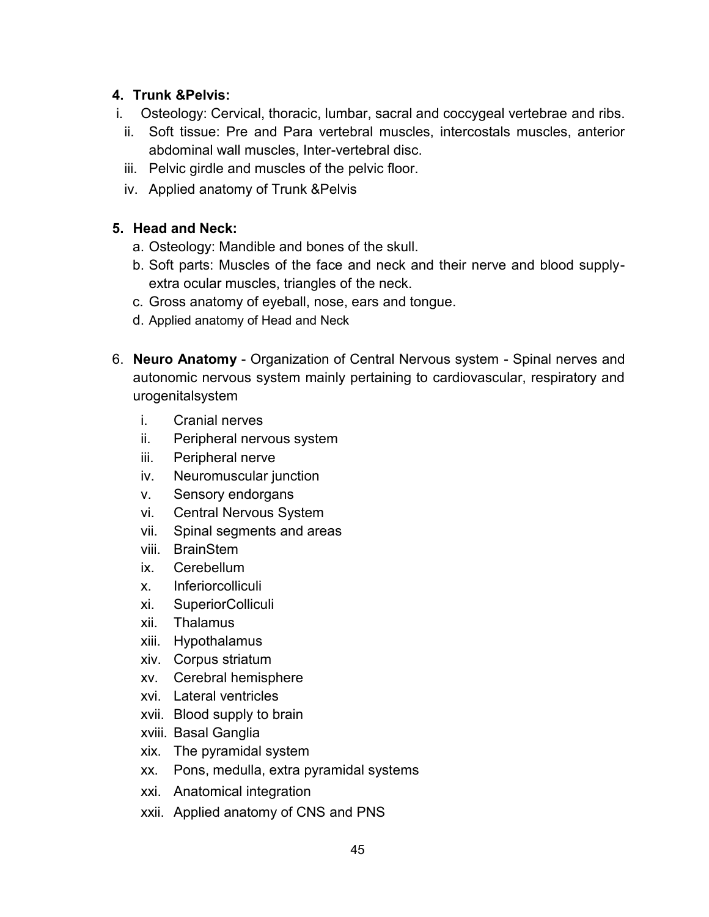**4. Trunk &Pelvis:**

i. Osteology: Cervical, thoracic, lumbar, sacral and coccygeal vertebrae and ribs.

ii. Soft tissue: Pre and Para vertebral muscles, intercostals muscles, anterior abdominal wall muscles, Inter-vertebral disc.

iii. Pelvic girdle and muscles of the pelvic floor.

iv. Applied anatomy of Trunk &Pelvis

**5. Head and Neck:**

a. Osteology: Mandible and bones of the skull.

b. Soft parts: Muscles of the face and neck and their nerve and blood supply-extra ocular muscles, triangles of the neck.

c. Gross anatomy of eyeball, nose, ears and tongue.

d. Applied anatomy of Head and Neck

6. **Neuro Anatomy** - Organization of Central Nervous system - Spinal nerves and autonomic nervous system mainly pertaining to cardiovascular, respiratory and urogenitalsystem

i. Cranial nerves

ii. Peripheral nervous system

iii. Peripheral nerve

iv. Neuromuscular junction

v. Sensory endorgans

vi. Central Nervous System

vii. Spinal segments and areas

viii. BrainStem

ix. Cerebellum

x. Inferiorcolliculi

xi. SuperiorColliculi

xii. Thalamus

xiii. Hypothalamus

xiv. Corpus striatum

xv. Cerebral hemisphere

xvi. Lateral ventricles

xvii. Blood supply to brain

xviii. Basal Ganglia

xix. The pyramidal system

xx. Pons, medulla, extra pyramidal systems

xxi. Anatomical integration

xxii. Applied anatomy of CNS and PNS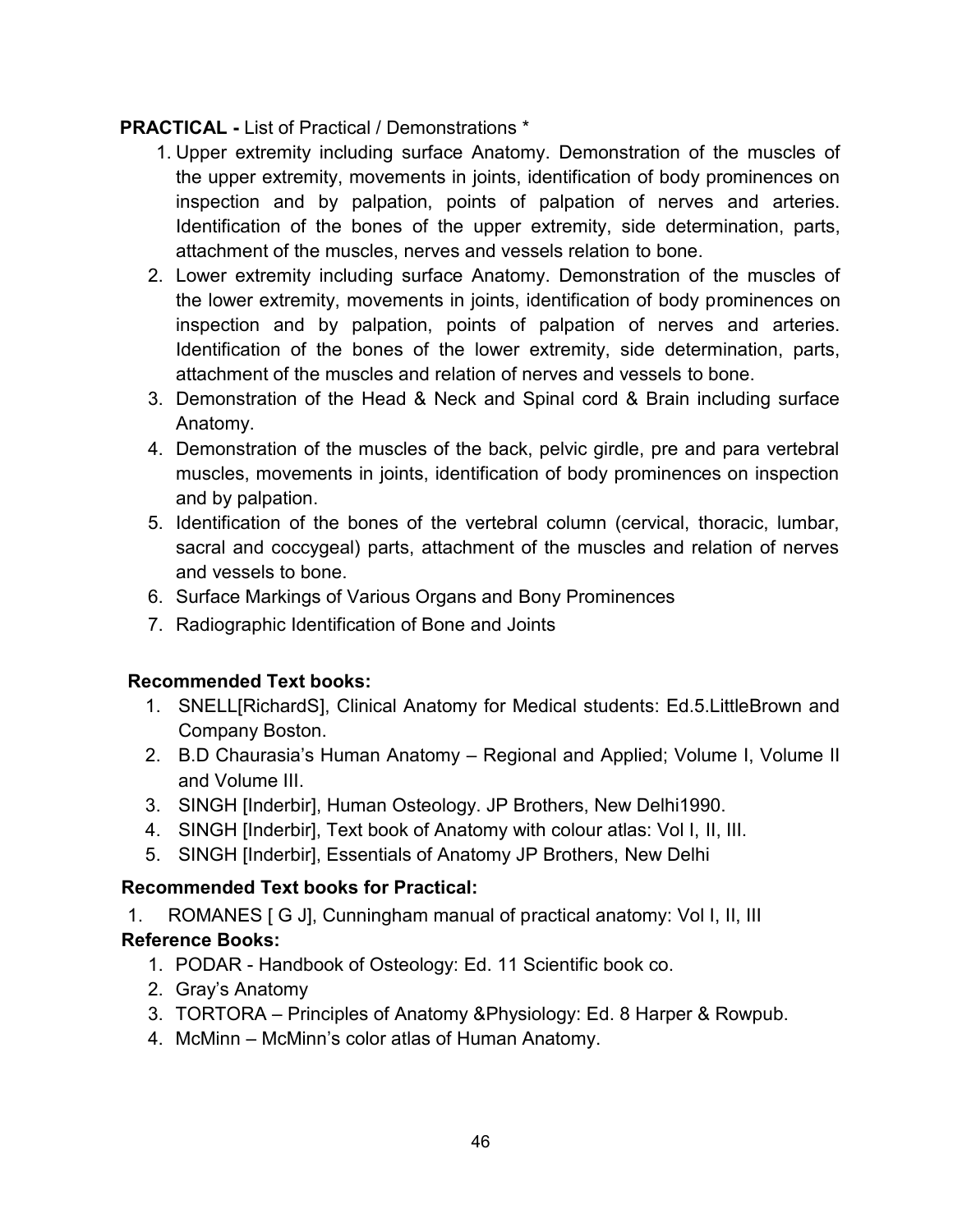**PRACTICAL -** List of Practical / Demonstrations *

1. Upper extremity including surface Anatomy. Demonstration of the muscles of the upper extremity, movements in joints, identification of body prominences on inspection and by palpation, points of palpation of nerves and arteries. Identification of the bones of the upper extremity, side determination, parts, attachment of the muscles, nerves and vessels relation to bone.
2. Lower extremity including surface Anatomy. Demonstration of the muscles of the lower extremity, movements in joints, identification of body prominences on inspection and by palpation, points of palpation of nerves and arteries. Identification of the bones of the lower extremity, side determination, parts, attachment of the muscles and relation of nerves and vessels to bone.
3. Demonstration of the Head & Neck and Spinal cord & Brain including surface Anatomy.
4. Demonstration of the muscles of the back, pelvic girdle, pre and para vertebral muscles, movements in joints, identification of body prominences on inspection and by palpation.
5. Identification of the bones of the vertebral column (cervical, thoracic, lumbar, sacral and coccygeal) parts, attachment of the muscles and relation of nerves and vessels to bone.
6. Surface Markings of Various Organs and Bony Prominences
7. Radiographic Identification of Bone and Joints

**Recommended Text books:**

1. SNELL[RichardS], Clinical Anatomy for Medical students: Ed.5.LittleBrown and Company Boston.
2. B.D Chaurasia's Human Anatomy – Regional and Applied; Volume I, Volume II and Volume III.
3. SINGH [Inderbir], Human Osteology. JP Brothers, New Delhi1990.
4. SINGH [Inderbir], Text book of Anatomy with colour atlas: Vol I, II, III.
5. SINGH [Inderbir], Essentials of Anatomy JP Brothers, New Delhi

**Recommended Text books for Practical:**

1. ROMANES [ G J], Cunningham manual of practical anatomy: Vol I, II, III

**Reference Books:**

1. PODAR - Handbook of Osteology: Ed. 11 Scientific book co.
2. Gray's Anatomy
3. TORTORA – Principles of Anatomy &Physiology: Ed. 8 Harper & Rowpub.
4. McMinn – McMinn's color atlas of Human Anatomy.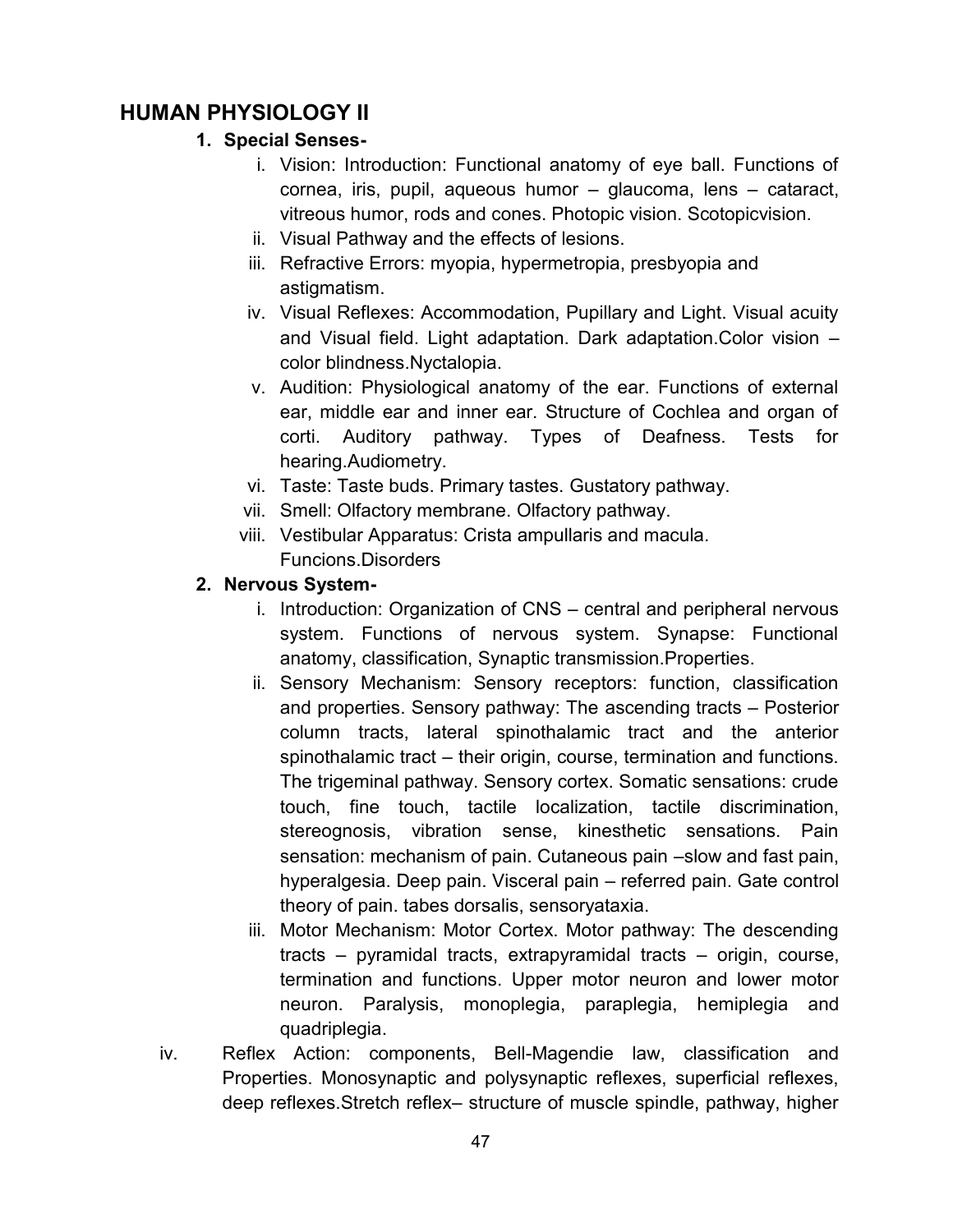## HUMAN PHYSIOLOGY II

1. **Special Senses-**
   1. Vision: Introduction: Functional anatomy of eye ball. Functions of cornea, iris, pupil, aqueous humor – glaucoma, lens – cataract, vitreous humor, rods and cones. Photopic vision. Scotopicvision.
   2. Visual Pathway and the effects of lesions.
   3. Refractive Errors: myopia, hypermetropia, presbyopia and astigmatism.
   4. Visual Reflexes: Accommodation, Pupillary and Light. Visual acuity and Visual field. Light adaptation. Dark adaptation.Color vision – color blindness.Nyctalopia.
   5. Audition: Physiological anatomy of the ear. Functions of external ear, middle ear and inner ear. Structure of Cochlea and organ of corti. Auditory pathway. Types of Deafness. Tests for hearing.Audiometry.
   6. Taste: Taste buds. Primary tastes. Gustatory pathway.
   7. Smell: Olfactory membrane. Olfactory pathway.
   8. Vestibular Apparatus: Crista ampullaris and macula. Funcions.Disorders

2. **Nervous System-**
   1. Introduction: Organization of CNS – central and peripheral nervous system. Functions of nervous system. Synapse: Functional anatomy, classification, Synaptic transmission.Properties.
   2. Sensory Mechanism: Sensory receptors: function, classification and properties. Sensory pathway: The ascending tracts – Posterior column tracts, lateral spinothalamic tract and the anterior spinothalamic tract – their origin, course, termination and functions. The trigeminal pathway. Sensory cortex. Somatic sensations: crude touch, fine touch, tactile localization, tactile discrimination, stereognosis, vibration sense, kinesthetic sensations. Pain sensation: mechanism of pain. Cutaneous pain –slow and fast pain, hyperalgesia. Deep pain. Visceral pain – referred pain. Gate control theory of pain. tabes dorsalis, sensoryataxia.
   3. Motor Mechanism: Motor Cortex. Motor pathway: The descending tracts – pyramidal tracts, extrapyramidal tracts – origin, course, termination and functions. Upper motor neuron and lower motor neuron. Paralysis, monoplegia, paraplegia, hemiplegia and quadriplegia.

iv. Reflex Action: components, Bell-Magendie law, classification and Properties. Monosynaptic and polysynaptic reflexes, superficial reflexes, deep reflexes.Stretch reflex– structure of muscle spindle, pathway, higher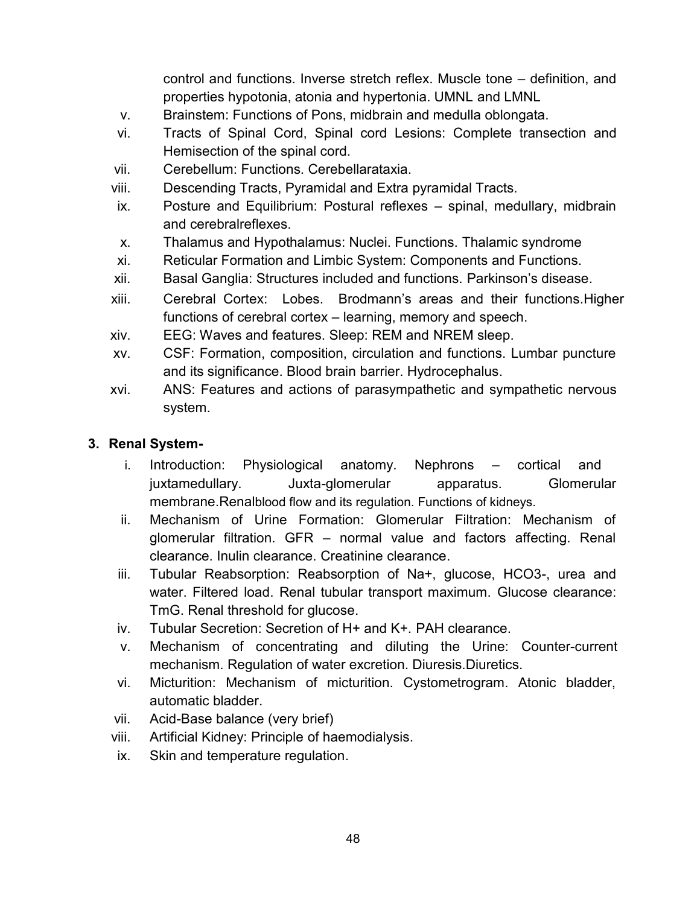control and functions. Inverse stretch reflex. Muscle tone – definition, and properties hypotonia, atonia and hypertonia. UMNL and LMNL

v. Brainstem: Functions of Pons, midbrain and medulla oblongata.

vi. Tracts of Spinal Cord, Spinal cord Lesions: Complete transection and Hemisection of the spinal cord.

vii. Cerebellum: Functions. Cerebellarataxia.

viii. Descending Tracts, Pyramidal and Extra pyramidal Tracts.

ix. Posture and Equilibrium: Postural reflexes – spinal, medullary, midbrain and cerebralreflexes.

x. Thalamus and Hypothalamus: Nuclei. Functions. Thalamic syndrome

xi. Reticular Formation and Limbic System: Components and Functions.

xii. Basal Ganglia: Structures included and functions. Parkinson's disease.

xiii. Cerebral Cortex: Lobes. Brodmann's areas and their functions.Higher functions of cerebral cortex – learning, memory and speech.

xiv. EEG: Waves and features. Sleep: REM and NREM sleep.

xv. CSF: Formation, composition, circulation and functions. Lumbar puncture and its significance. Blood brain barrier. Hydrocephalus.

xvi. ANS: Features and actions of parasympathetic and sympathetic nervous system.

**3. Renal System-**

i. Introduction: Physiological anatomy. Nephrons – cortical and juxtamedullary. Juxta-glomerular apparatus. Glomerular membrane.Renalblood flow and its regulation. Functions of kidneys.

ii. Mechanism of Urine Formation: Glomerular Filtration: Mechanism of glomerular filtration. GFR – normal value and factors affecting. Renal clearance. Inulin clearance. Creatinine clearance.

iii. Tubular Reabsorption: Reabsorption of $Na^+$, glucose, $HCO_3^-$, urea and water. Filtered load. Renal tubular transport maximum. Glucose clearance: TmG. Renal threshold for glucose.

iv. Tubular Secretion: Secretion of $H^+$ and $K^+$. PAH clearance.

v. Mechanism of concentrating and diluting the Urine: Counter-current mechanism. Regulation of water excretion. Diuresis.Diuretics.

vi. Micturition: Mechanism of micturition. Cystometrogram. Atonic bladder, automatic bladder.

vii. Acid-Base balance (very brief)

viii. Artificial Kidney: Principle of haemodialysis.

ix. Skin and temperature regulation.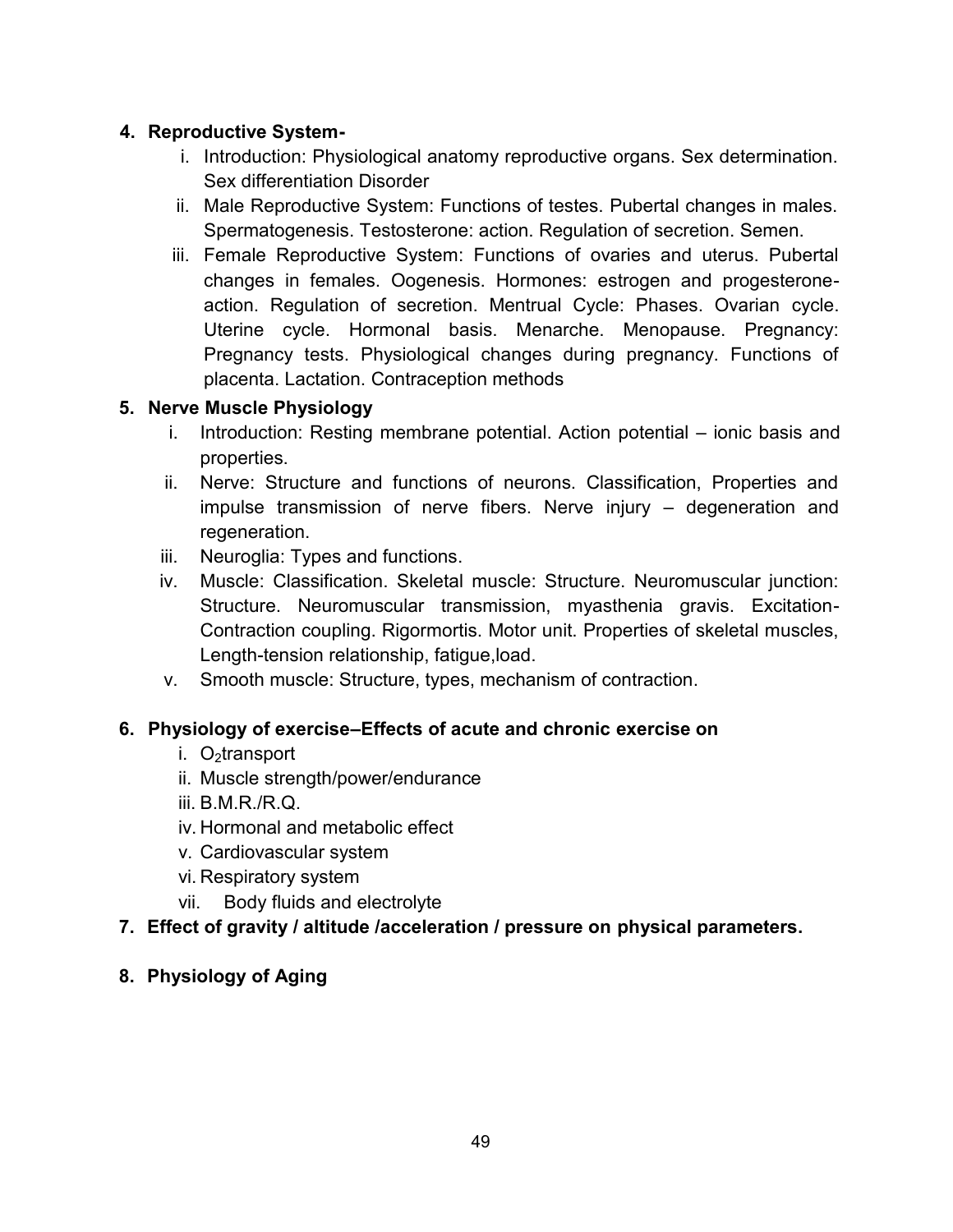4. **Reproductive System-**
   1. Introduction: Physiological anatomy reproductive organs. Sex determination. Sex differentiation Disorder
   2. Male Reproductive System: Functions of testes. Pubertal changes in males. Spermatogenesis. Testosterone: action. Regulation of secretion. Semen.
   3. Female Reproductive System: Functions of ovaries and uterus. Pubertal changes in females. Oogenesis. Hormones: estrogen and progesterone-action. Regulation of secretion. Mentrual Cycle: Phases. Ovarian cycle. Uterine cycle. Hormonal basis. Menarche. Menopause. Pregnancy: Pregnancy tests. Physiological changes during pregnancy. Functions of placenta. Lactation. Contraception methods

5. **Nerve Muscle Physiology**
   1. Introduction: Resting membrane potential. Action potential – ionic basis and properties.
   2. Nerve: Structure and functions of neurons. Classification, Properties and impulse transmission of nerve fibers. Nerve injury – degeneration and regeneration.
   3. Neuroglia: Types and functions.
   4. Muscle: Classification. Skeletal muscle: Structure. Neuromuscular junction: Structure. Neuromuscular transmission, myasthenia gravis. Excitation-Contraction coupling. Rigormortis. Motor unit. Properties of skeletal muscles, Length-tension relationship, fatigue,load.
   5. Smooth muscle: Structure, types, mechanism of contraction.

6. **Physiology of exercise–Effects of acute and chronic exercise on**
   1. $O_2$transport
   2. Muscle strength/power/endurance
   3. B.M.R./R.Q.
   4. Hormonal and metabolic effect
   5. Cardiovascular system
   6. Respiratory system
   7. Body fluids and electrolyte

7. **Effect of gravity / altitude /acceleration / pressure on physical parameters.**

8. **Physiology of Aging**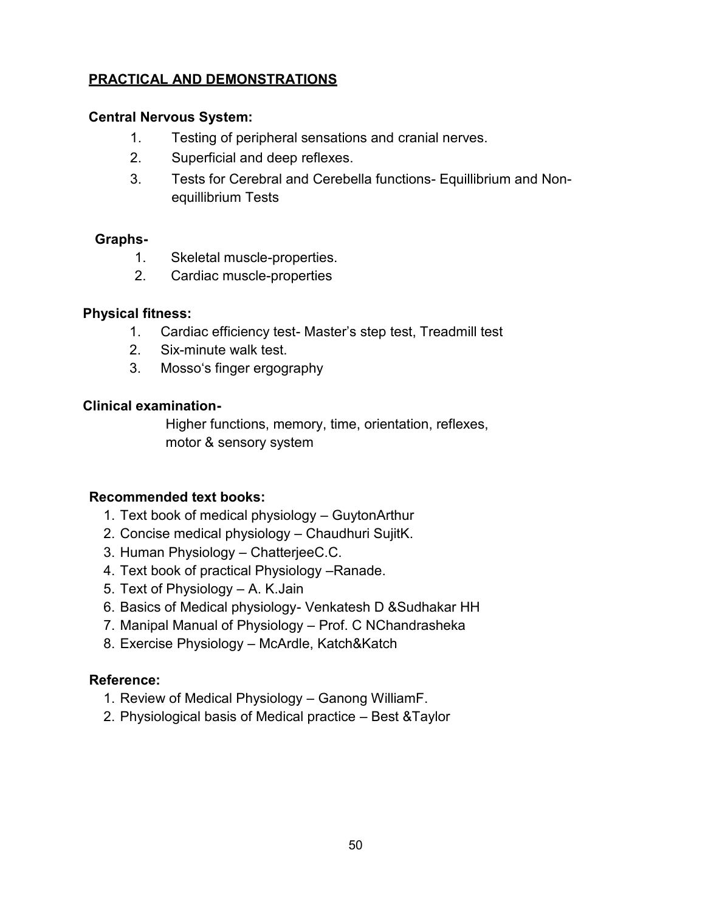## PRACTICAL AND DEMONSTRATIONS

**Central Nervous System:**

1. Testing of peripheral sensations and cranial nerves.
2. Superficial and deep reflexes.
3. Tests for Cerebral and Cerebella functions- Equillibrium and Non-equillibrium Tests

**Graphs-**

1. Skeletal muscle-properties.
2. Cardiac muscle-properties

**Physical fitness:**

1. Cardiac efficiency test- Master's step test, Treadmill test
2. Six-minute walk test.
3. Mosso's finger ergography

**Clinical examination-**

Higher functions, memory, time, orientation, reflexes, motor & sensory system

**Recommended text books:**

1. Text book of medical physiology – GuytonArthur
2. Concise medical physiology – Chaudhuri SujitK.
3. Human Physiology – ChatterjeeC.C.
4. Text book of practical Physiology –Ranade.
5. Text of Physiology – A. K.Jain
6. Basics of Medical physiology- Venkatesh D &Sudhakar HH
7. Manipal Manual of Physiology – Prof. C NChandrasheka
8. Exercise Physiology – McArdle, Katch&Katch

**Reference:**

1. Review of Medical Physiology – Ganong WilliamF.
2. Physiological basis of Medical practice – Best &Taylor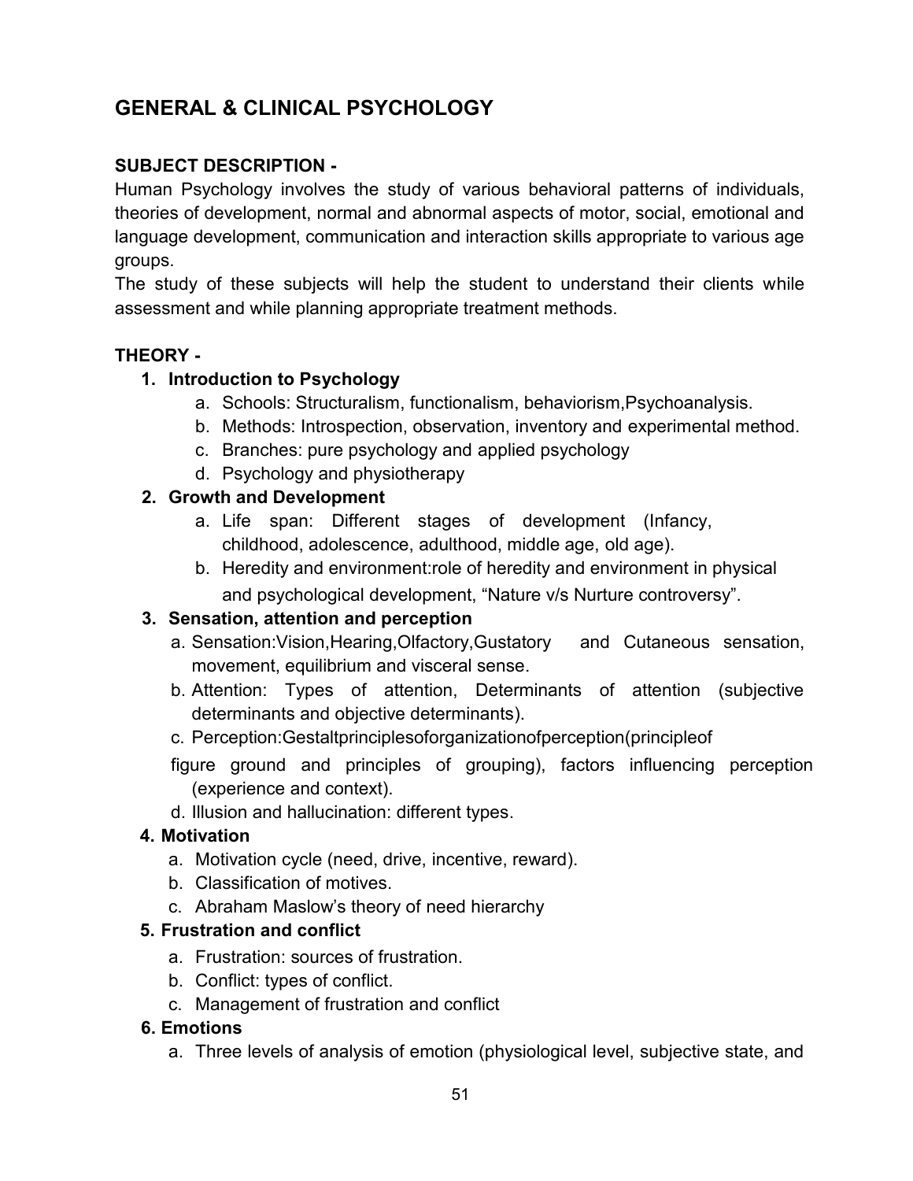## GENERAL & CLINICAL PSYCHOLOGY

**SUBJECT DESCRIPTION -**

Human Psychology involves the study of various behavioral patterns of individuals, theories of development, normal and abnormal aspects of motor, social, emotional and language development, communication and interaction skills appropriate to various age groups.

The study of these subjects will help the student to understand their clients while assessment and while planning appropriate treatment methods.

**THEORY -**

1. **Introduction to Psychology**
    a. Schools: Structuralism, functionalism, behaviorism,Psychoanalysis.
    b. Methods: Introspection, observation, inventory and experimental method.
    c. Branches: pure psychology and applied psychology
    d. Psychology and physiotherapy
2. **Growth and Development**
    a. Life span: Different stages of development (Infancy, childhood, adolescence, adulthood, middle age, old age).
    b. Heredity and environment:role of heredity and environment in physical and psychological development, "Nature v/s Nurture controversy".
3. **Sensation, attention and perception**
    a. Sensation:Vision,Hearing,Olfactory,Gustatory and Cutaneous sensation, movement, equilibrium and visceral sense.
    b. Attention: Types of attention, Determinants of attention (subjective determinants and objective determinants).
    c. Perception:Gestaltprinciplesoforganizationofperception(principleof figure ground and principles of grouping), factors influencing perception (experience and context).
    d. Illusion and hallucination: different types.
4. **Motivation**
    a. Motivation cycle (need, drive, incentive, reward).
    b. Classification of motives.
    c. Abraham Maslow's theory of need hierarchy
5. **Frustration and conflict**
    a. Frustration: sources of frustration.
    b. Conflict: types of conflict.
    c. Management of frustration and conflict
6. **Emotions**
    a. Three levels of analysis of emotion (physiological level, subjective state, and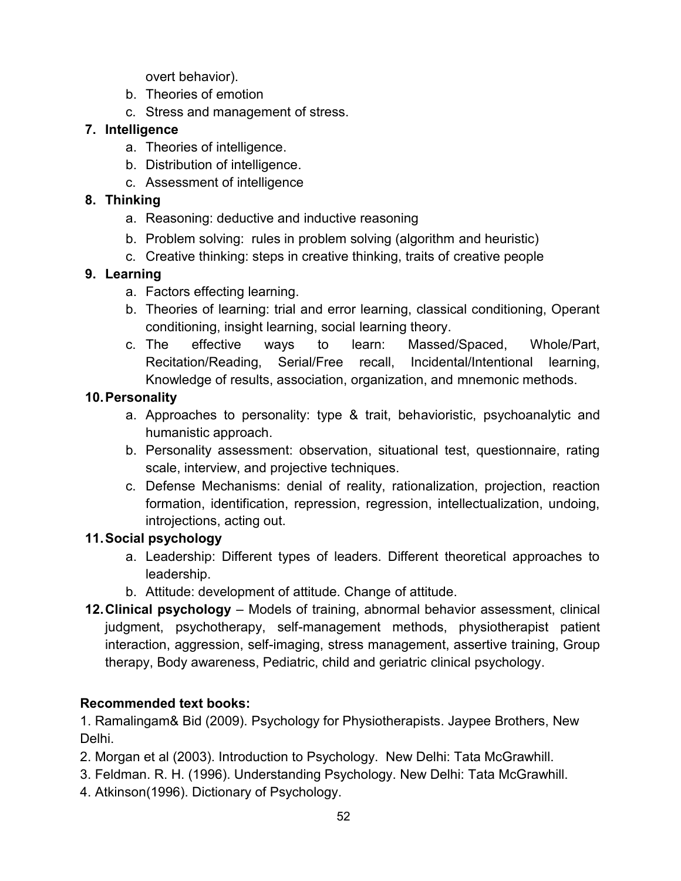overt behavior).

   b. Theories of emotion
   c. Stress and management of stress.

7. **Intelligence**
   a. Theories of intelligence.
   b. Distribution of intelligence.
   c. Assessment of intelligence

8. **Thinking**
   a. Reasoning: deductive and inductive reasoning
   b. Problem solving: rules in problem solving (algorithm and heuristic)
   c. Creative thinking: steps in creative thinking, traits of creative people

9. **Learning**
   a. Factors effecting learning.
   b. Theories of learning: trial and error learning, classical conditioning, Operant conditioning, insight learning, social learning theory.
   c. The effective ways to learn: Massed/Spaced, Whole/Part, Recitation/Reading, Serial/Free recall, Incidental/Intentional learning, Knowledge of results, association, organization, and mnemonic methods.

10. **Personality**
    a. Approaches to personality: type & trait, behavioristic, psychoanalytic and humanistic approach.
    b. Personality assessment: observation, situational test, questionnaire, rating scale, interview, and projective techniques.
    c. Defense Mechanisms: denial of reality, rationalization, projection, reaction formation, identification, repression, regression, intellectualization, undoing, introjections, acting out.

11. **Social psychology**
    a. Leadership: Different types of leaders. Different theoretical approaches to leadership.
    b. Attitude: development of attitude. Change of attitude.

12. **Clinical psychology** – Models of training, abnormal behavior assessment, clinical judgment, psychotherapy, self-management methods, physiotherapist patient interaction, aggression, self-imaging, stress management, assertive training, Group therapy, Body awareness, Pediatric, child and geriatric clinical psychology.

**Recommended text books:**

1. Ramalingam& Bid (2009). Psychology for Physiotherapists. Jaypee Brothers, New Delhi.
2. Morgan et al (2003). Introduction to Psychology. New Delhi: Tata McGrawhill.
3. Feldman. R. H. (1996). Understanding Psychology. New Delhi: Tata McGrawhill.
4. Atkinson(1996). Dictionary of Psychology.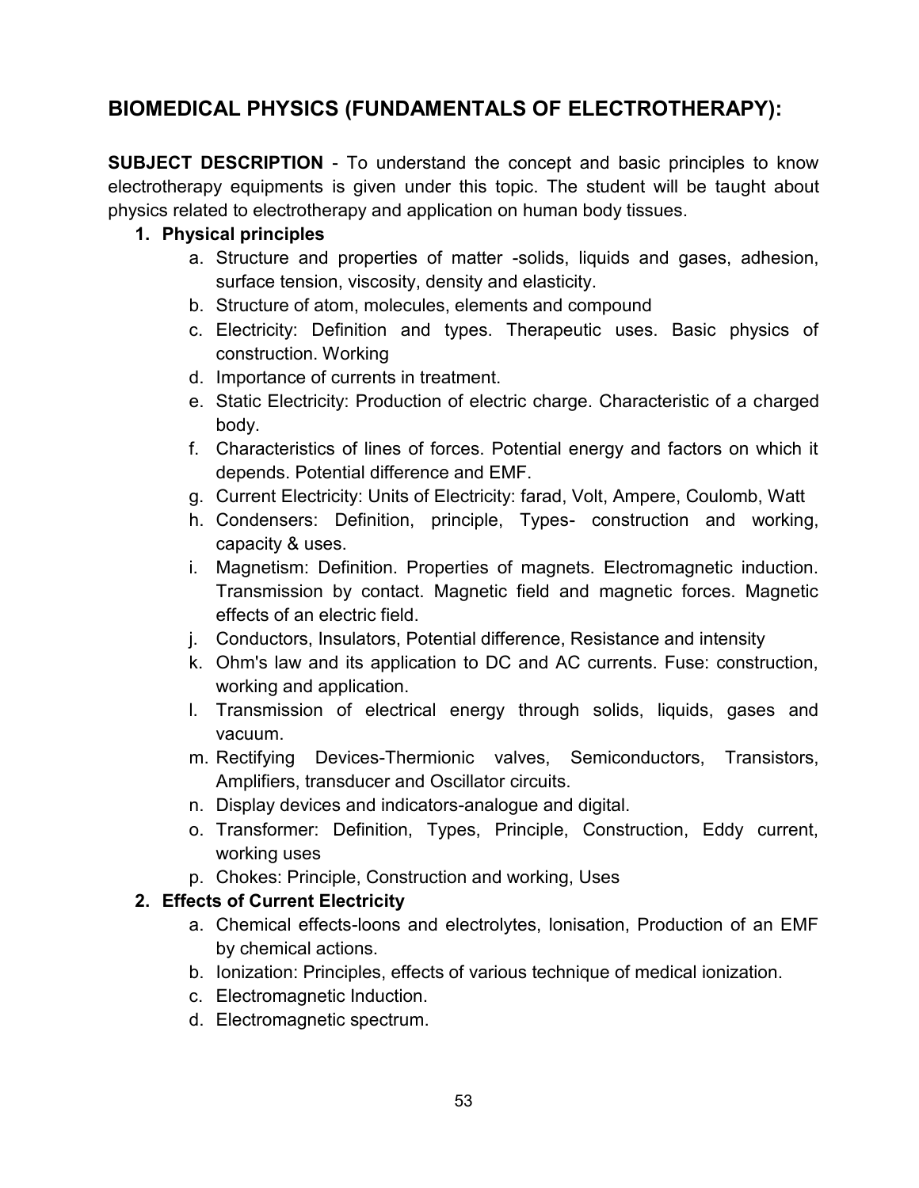## BIOMEDICAL PHYSICS (FUNDAMENTALS OF ELECTROTHERAPY):

**SUBJECT DESCRIPTION** - To understand the concept and basic principles to know electrotherapy equipments is given under this topic. The student will be taught about physics related to electrotherapy and application on human body tissues.

1. **Physical principles**
   a. Structure and properties of matter -solids, liquids and gases, adhesion, surface tension, viscosity, density and elasticity.
   b. Structure of atom, molecules, elements and compound
   c. Electricity: Definition and types. Therapeutic uses. Basic physics of construction. Working
   d. Importance of currents in treatment.
   e. Static Electricity: Production of electric charge. Characteristic of a charged body.
   f. Characteristics of lines of forces. Potential energy and factors on which it depends. Potential difference and EMF.
   g. Current Electricity: Units of Electricity: farad, Volt, Ampere, Coulomb, Watt
   h. Condensers: Definition, principle, Types- construction and working, capacity & uses.
   i. Magnetism: Definition. Properties of magnets. Electromagnetic induction. Transmission by contact. Magnetic field and magnetic forces. Magnetic effects of an electric field.
   j. Conductors, Insulators, Potential difference, Resistance and intensity
   k. Ohm's law and its application to DC and AC currents. Fuse: construction, working and application.
   l. Transmission of electrical energy through solids, liquids, gases and vacuum.
   m. Rectifying Devices-Thermionic valves, Semiconductors, Transistors, Amplifiers, transducer and Oscillator circuits.
   n. Display devices and indicators-analogue and digital.
   o. Transformer: Definition, Types, Principle, Construction, Eddy current, working uses
   p. Chokes: Principle, Construction and working, Uses
2. **Effects of Current Electricity**
   a. Chemical effects-loons and electrolytes, lonisation, Production of an EMF by chemical actions.
   b. Ionization: Principles, effects of various technique of medical ionization.
   c. Electromagnetic Induction.
   d. Electromagnetic spectrum.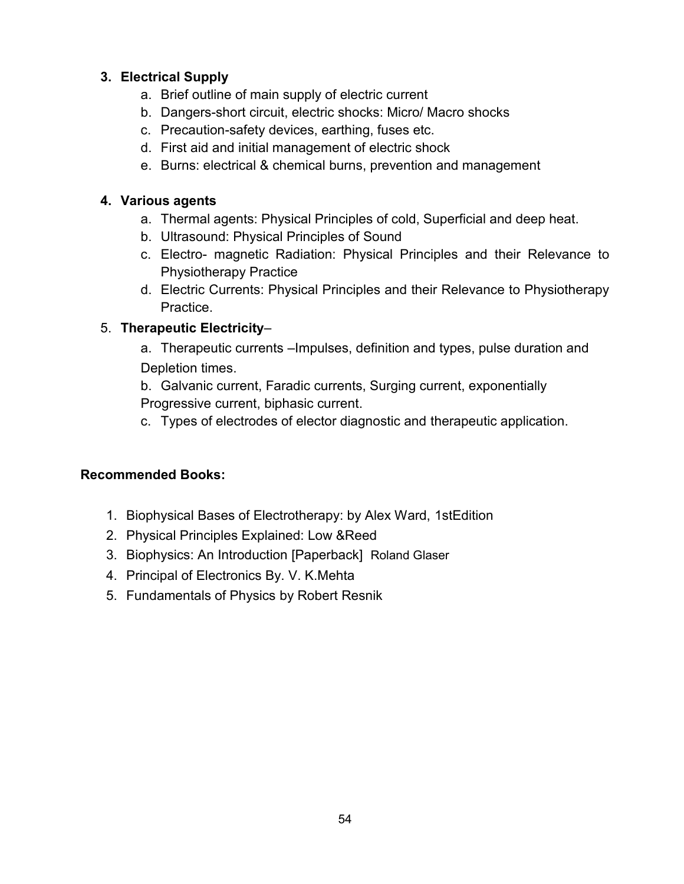**3. Electrical Supply**

a. Brief outline of main supply of electric current
b. Dangers-short circuit, electric shocks: Micro/ Macro shocks
c. Precaution-safety devices, earthing, fuses etc.
d. First aid and initial management of electric shock
e. Burns: electrical & chemical burns, prevention and management

**4. Various agents**

a. Thermal agents: Physical Principles of cold, Superficial and deep heat.
b. Ultrasound: Physical Principles of Sound
c. Electro- magnetic Radiation: Physical Principles and their Relevance to Physiotherapy Practice
d. Electric Currents: Physical Principles and their Relevance to Physiotherapy Practice.

5. **Therapeutic Electricity**–

a. Therapeutic currents –Impulses, definition and types, pulse duration and Depletion times.

b. Galvanic current, Faradic currents, Surging current, exponentially Progressive current, biphasic current.

c. Types of electrodes of elector diagnostic and therapeutic application.

**Recommended Books:**

1. Biophysical Bases of Electrotherapy: by Alex Ward, 1stEdition
2. Physical Principles Explained: Low &Reed
3. Biophysics: An Introduction [Paperback] Roland Glaser
4. Principal of Electronics By. V. K.Mehta
5. Fundamentals of Physics by Robert Resnik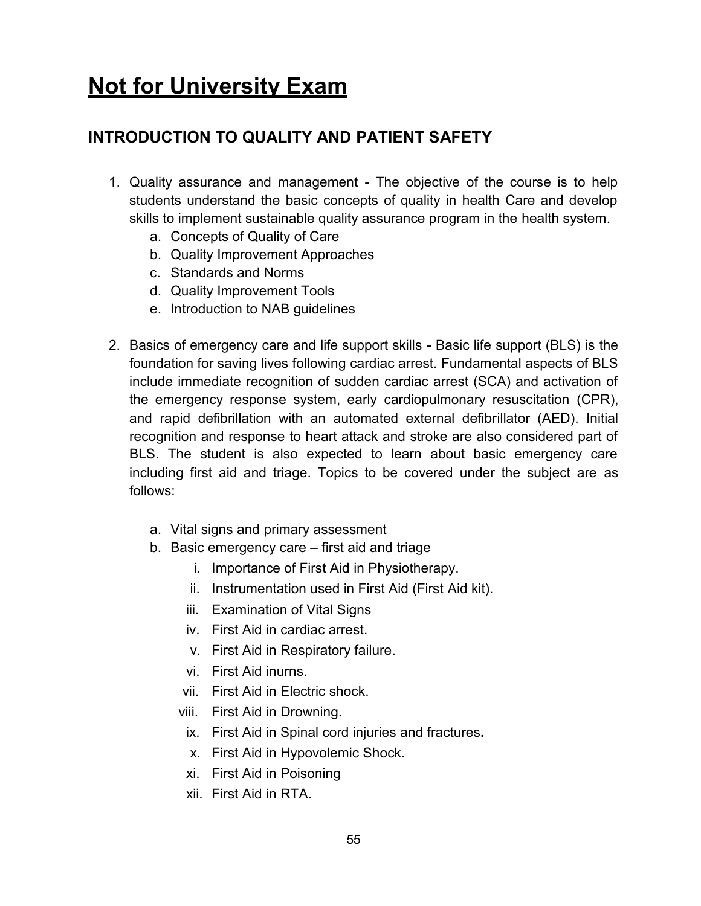# Not for University Exam

## INTRODUCTION TO QUALITY AND PATIENT SAFETY

1. Quality assurance and management - The objective of the course is to help students understand the basic concepts of quality in health Care and develop skills to implement sustainable quality assurance program in the health system.
    a. Concepts of Quality of Care
    b. Quality Improvement Approaches
    c. Standards and Norms
    d. Quality Improvement Tools
    e. Introduction to NAB guidelines

2. Basics of emergency care and life support skills - Basic life support (BLS) is the foundation for saving lives following cardiac arrest. Fundamental aspects of BLS include immediate recognition of sudden cardiac arrest (SCA) and activation of the emergency response system, early cardiopulmonary resuscitation (CPR), and rapid defibrillation with an automated external defibrillator (AED). Initial recognition and response to heart attack and stroke are also considered part of BLS. The student is also expected to learn about basic emergency care including first aid and triage. Topics to be covered under the subject are as follows:

    a. Vital signs and primary assessment
    b. Basic emergency care – first aid and triage
        i. Importance of First Aid in Physiotherapy.
        ii. Instrumentation used in First Aid (First Aid kit).
        iii. Examination of Vital Signs
        iv. First Aid in cardiac arrest.
        v. First Aid in Respiratory failure.
        vi. First Aid inurns.
        vii. First Aid in Electric shock.
        viii. First Aid in Drowning.
        ix. First Aid in Spinal cord injuries and fractures**.**
        x. First Aid in Hypovolemic Shock.
        xi. First Aid in Poisoning
        xii. First Aid in RTA.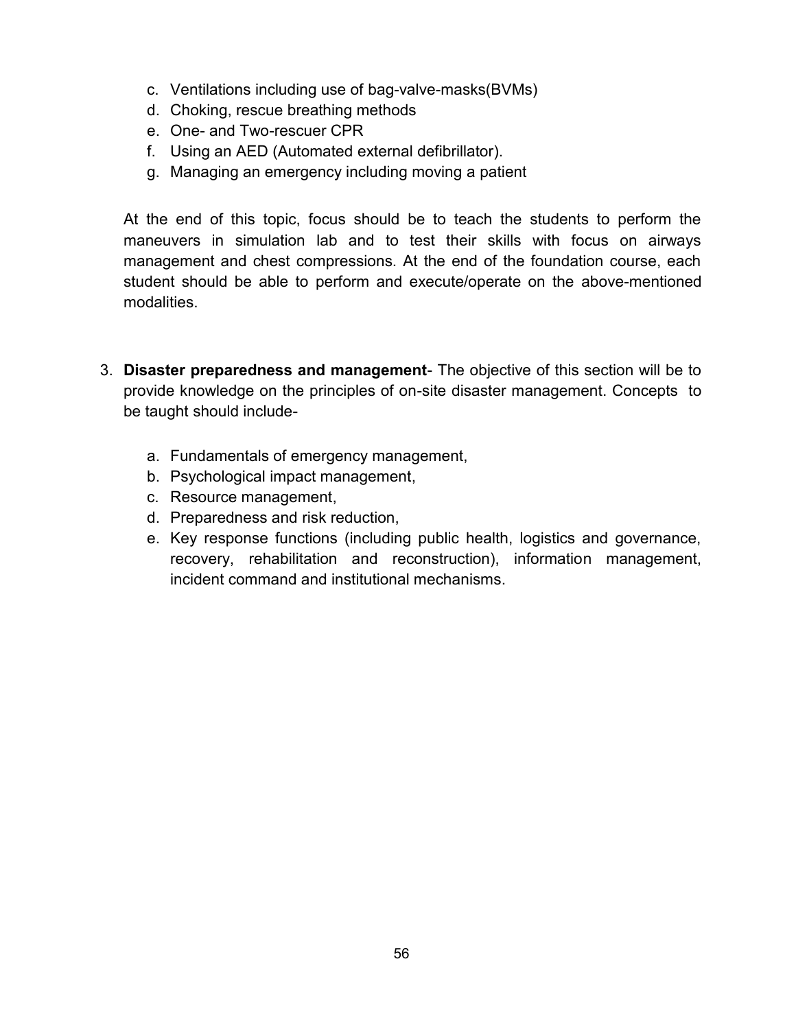c. Ventilations including use of bag-valve-masks(BVMs)
d. Choking, rescue breathing methods
e. One- and Two-rescuer CPR
f. Using an AED (Automated external defibrillator).
g. Managing an emergency including moving a patient

At the end of this topic, focus should be to teach the students to perform the maneuvers in simulation lab and to test their skills with focus on airways management and chest compressions. At the end of the foundation course, each student should be able to perform and execute/operate on the above-mentioned modalities.

3. **Disaster preparedness and management**- The objective of this section will be to provide knowledge on the principles of on-site disaster management. Concepts to be taught should include-

    a. Fundamentals of emergency management,
    b. Psychological impact management,
    c. Resource management,
    d. Preparedness and risk reduction,
    e. Key response functions (including public health, logistics and governance, recovery, rehabilitation and reconstruction), information management, incident command and institutional mechanisms.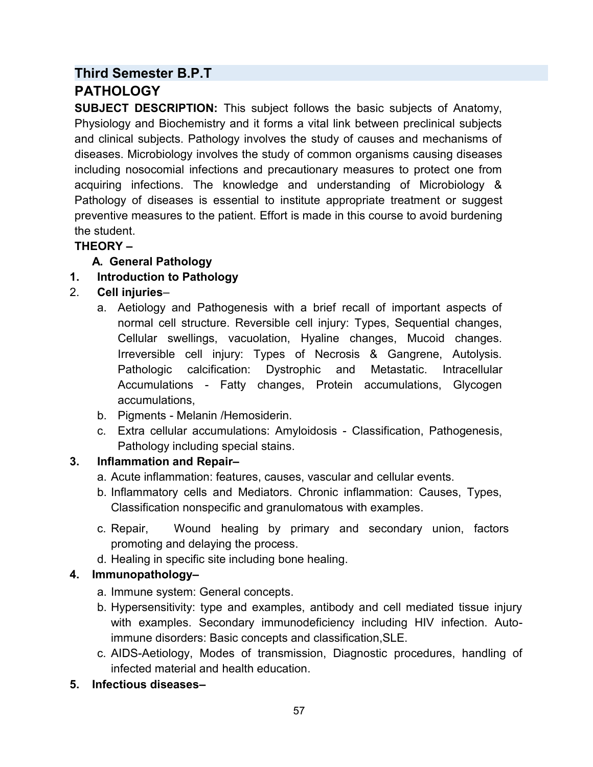## Third Semester B.P.T

## PATHOLOGY

**SUBJECT DESCRIPTION:** This subject follows the basic subjects of Anatomy, Physiology and Biochemistry and it forms a vital link between preclinical subjects and clinical subjects. Pathology involves the study of causes and mechanisms of diseases. Microbiology involves the study of common organisms causing diseases including nosocomial infections and precautionary measures to protect one from acquiring infections. The knowledge and understanding of Microbiology & Pathology of diseases is essential to institute appropriate treatment or suggest preventive measures to the patient. Effort is made in this course to avoid burdening the student.

**THEORY –**

**A. General Pathology**

1. **Introduction to Pathology**
2. **Cell injuries**–
   a. Aetiology and Pathogenesis with a brief recall of important aspects of normal cell structure. Reversible cell injury: Types, Sequential changes, Cellular swellings, vacuolation, Hyaline changes, Mucoid changes. Irreversible cell injury: Types of Necrosis & Gangrene, Autolysis. Pathologic calcification: Dystrophic and Metastatic. Intracellular Accumulations - Fatty changes, Protein accumulations, Glycogen accumulations,
   b. Pigments - Melanin /Hemosiderin.
   c. Extra cellular accumulations: Amyloidosis - Classification, Pathogenesis, Pathology including special stains.
3. **Inflammation and Repair–**
   a. Acute inflammation: features, causes, vascular and cellular events.
   b. Inflammatory cells and Mediators. Chronic inflammation: Causes, Types, Classification nonspecific and granulomatous with examples.
   c. Repair, Wound healing by primary and secondary union, factors promoting and delaying the process.
   d. Healing in specific site including bone healing.
4. **Immunopathology–**
   a. Immune system: General concepts.
   b. Hypersensitivity: type and examples, antibody and cell mediated tissue injury with examples. Secondary immunodeficiency including HIV infection. Auto-immune disorders: Basic concepts and classification,SLE.
   c. AIDS-Aetiology, Modes of transmission, Diagnostic procedures, handling of infected material and health education.
5. **Infectious diseases–**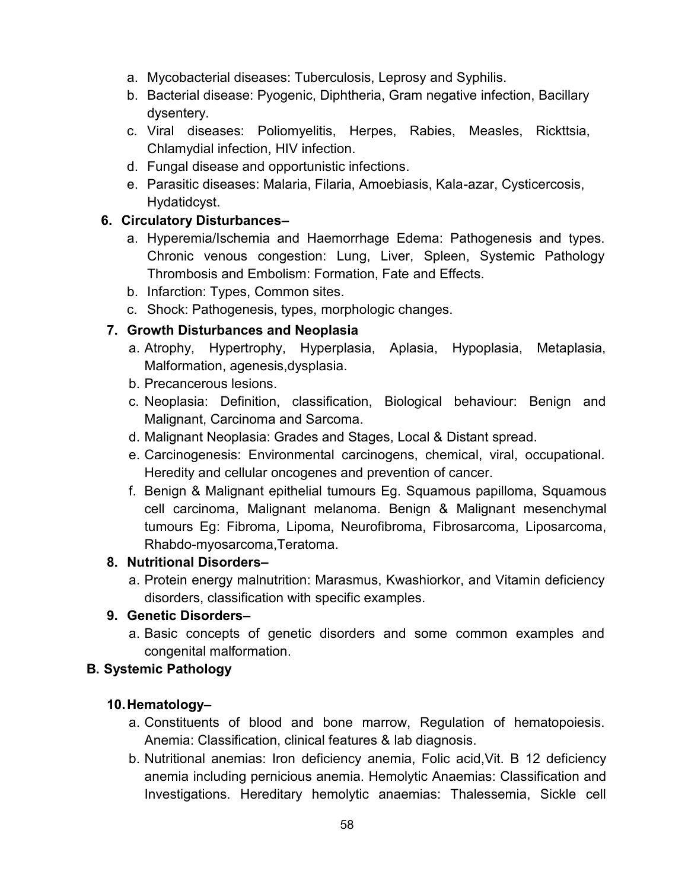a. Mycobacterial diseases: Tuberculosis, Leprosy and Syphilis.
b. Bacterial disease: Pyogenic, Diphtheria, Gram negative infection, Bacillary dysentery.
c. Viral diseases: Poliomyelitis, Herpes, Rabies, Measles, Rickttsia, Chlamydial infection, HIV infection.
d. Fungal disease and opportunistic infections.
e. Parasitic diseases: Malaria, Filaria, Amoebiasis, Kala-azar, Cysticercosis, Hydatidcyst.

**6. Circulatory Disturbances–**

a. Hyperemia/Ischemia and Haemorrhage Edema: Pathogenesis and types. Chronic venous congestion: Lung, Liver, Spleen, Systemic Pathology Thrombosis and Embolism: Formation, Fate and Effects.
b. Infarction: Types, Common sites.
c. Shock: Pathogenesis, types, morphologic changes.

**7. Growth Disturbances and Neoplasia**

a. Atrophy, Hypertrophy, Hyperplasia, Aplasia, Hypoplasia, Metaplasia, Malformation, agenesis,dysplasia.
b. Precancerous lesions.
c. Neoplasia: Definition, classification, Biological behaviour: Benign and Malignant, Carcinoma and Sarcoma.
d. Malignant Neoplasia: Grades and Stages, Local & Distant spread.
e. Carcinogenesis: Environmental carcinogens, chemical, viral, occupational. Heredity and cellular oncogenes and prevention of cancer.
f. Benign & Malignant epithelial tumours Eg. Squamous papilloma, Squamous cell carcinoma, Malignant melanoma. Benign & Malignant mesenchymal tumours Eg: Fibroma, Lipoma, Neurofibroma, Fibrosarcoma, Liposarcoma, Rhabdo-myosarcoma,Teratoma.

**8. Nutritional Disorders–**

a. Protein energy malnutrition: Marasmus, Kwashiorkor, and Vitamin deficiency disorders, classification with specific examples.

**9. Genetic Disorders–**

a. Basic concepts of genetic disorders and some common examples and congenital malformation.

## B. Systemic Pathology

**10. Hematology–**

a. Constituents of blood and bone marrow, Regulation of hematopoiesis. Anemia: Classification, clinical features & lab diagnosis.
b. Nutritional anemias: Iron deficiency anemia, Folic acid,Vit. B 12 deficiency anemia including pernicious anemia. Hemolytic Anaemias: Classification and Investigations. Hereditary hemolytic anaemias: Thalessemia, Sickle cell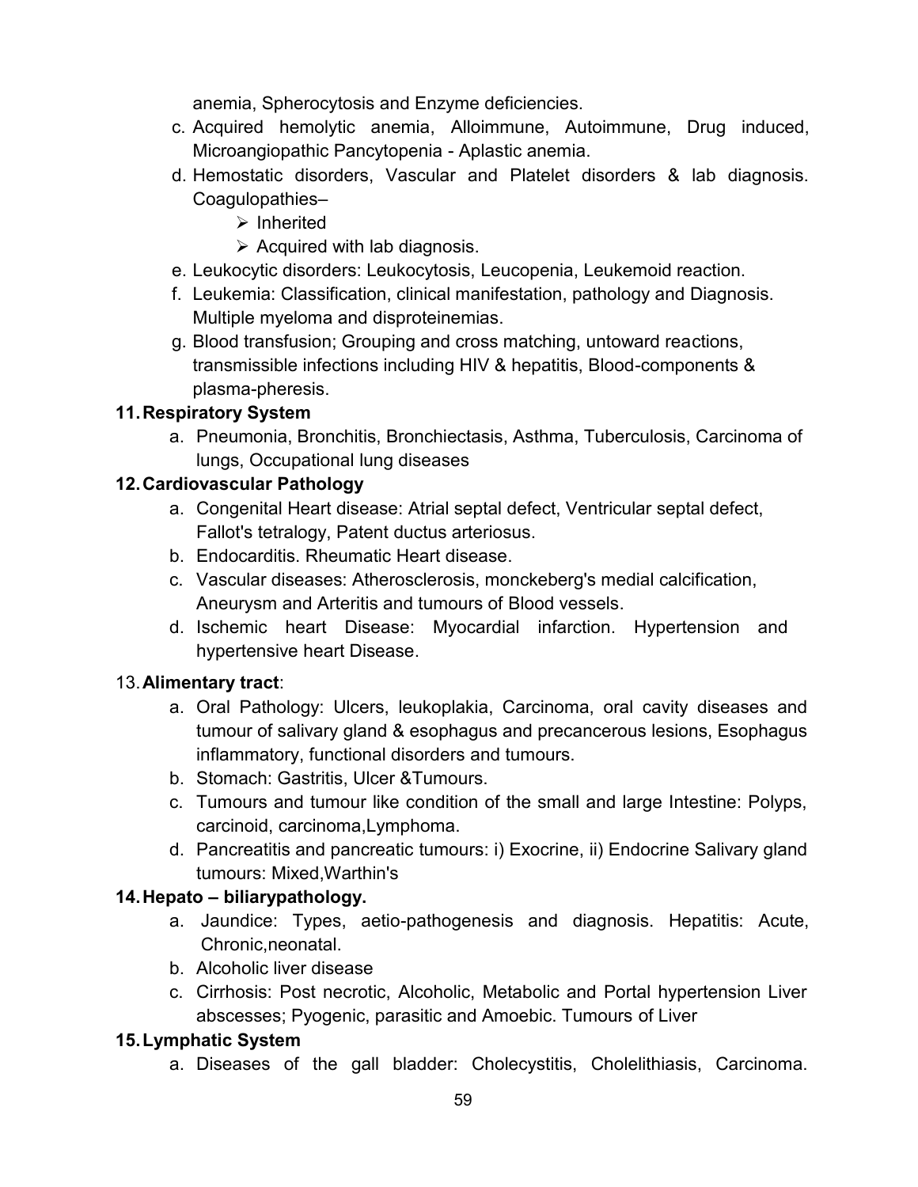anemia, Spherocytosis and Enzyme deficiencies.

c. Acquired hemolytic anemia, Alloimmune, Autoimmune, Drug induced, Microangiopathic Pancytopenia - Aplastic anemia.
d. Hemostatic disorders, Vascular and Platelet disorders & lab diagnosis. Coagulopathies–
    - Inherited
    - Acquired with lab diagnosis.
e. Leukocytic disorders: Leukocytosis, Leucopenia, Leukemoid reaction.
f. Leukemia: Classification, clinical manifestation, pathology and Diagnosis. Multiple myeloma and disproteinemias.
g. Blood transfusion; Grouping and cross matching, untoward reactions, transmissible infections including HIV & hepatitis, Blood-components & plasma-pheresis.

**11. Respiratory System**

a. Pneumonia, Bronchitis, Bronchiectasis, Asthma, Tuberculosis, Carcinoma of lungs, Occupational lung diseases

**12. Cardiovascular Pathology**

a. Congenital Heart disease: Atrial septal defect, Ventricular septal defect, Fallot's tetralogy, Patent ductus arteriosus.
b. Endocarditis. Rheumatic Heart disease.
c. Vascular diseases: Atherosclerosis, monckeberg's medial calcification, Aneurysm and Arteritis and tumours of Blood vessels.
d. Ischemic heart Disease: Myocardial infarction. Hypertension and hypertensive heart Disease.

13. **Alimentary tract**:

a. Oral Pathology: Ulcers, leukoplakia, Carcinoma, oral cavity diseases and tumour of salivary gland & esophagus and precancerous lesions, Esophagus inflammatory, functional disorders and tumours.
b. Stomach: Gastritis, Ulcer &Tumours.
c. Tumours and tumour like condition of the small and large Intestine: Polyps, carcinoid, carcinoma,Lymphoma.
d. Pancreatitis and pancreatic tumours: i) Exocrine, ii) Endocrine Salivary gland tumours: Mixed,Warthin's

**14. Hepato – biliarypathology.**

a. Jaundice: Types, aetio-pathogenesis and diagnosis. Hepatitis: Acute, Chronic,neonatal.
b. Alcoholic liver disease
c. Cirrhosis: Post necrotic, Alcoholic, Metabolic and Portal hypertension Liver abscesses; Pyogenic, parasitic and Amoebic. Tumours of Liver

**15. Lymphatic System**

a. Diseases of the gall bladder: Cholecystitis, Cholelithiasis, Carcinoma.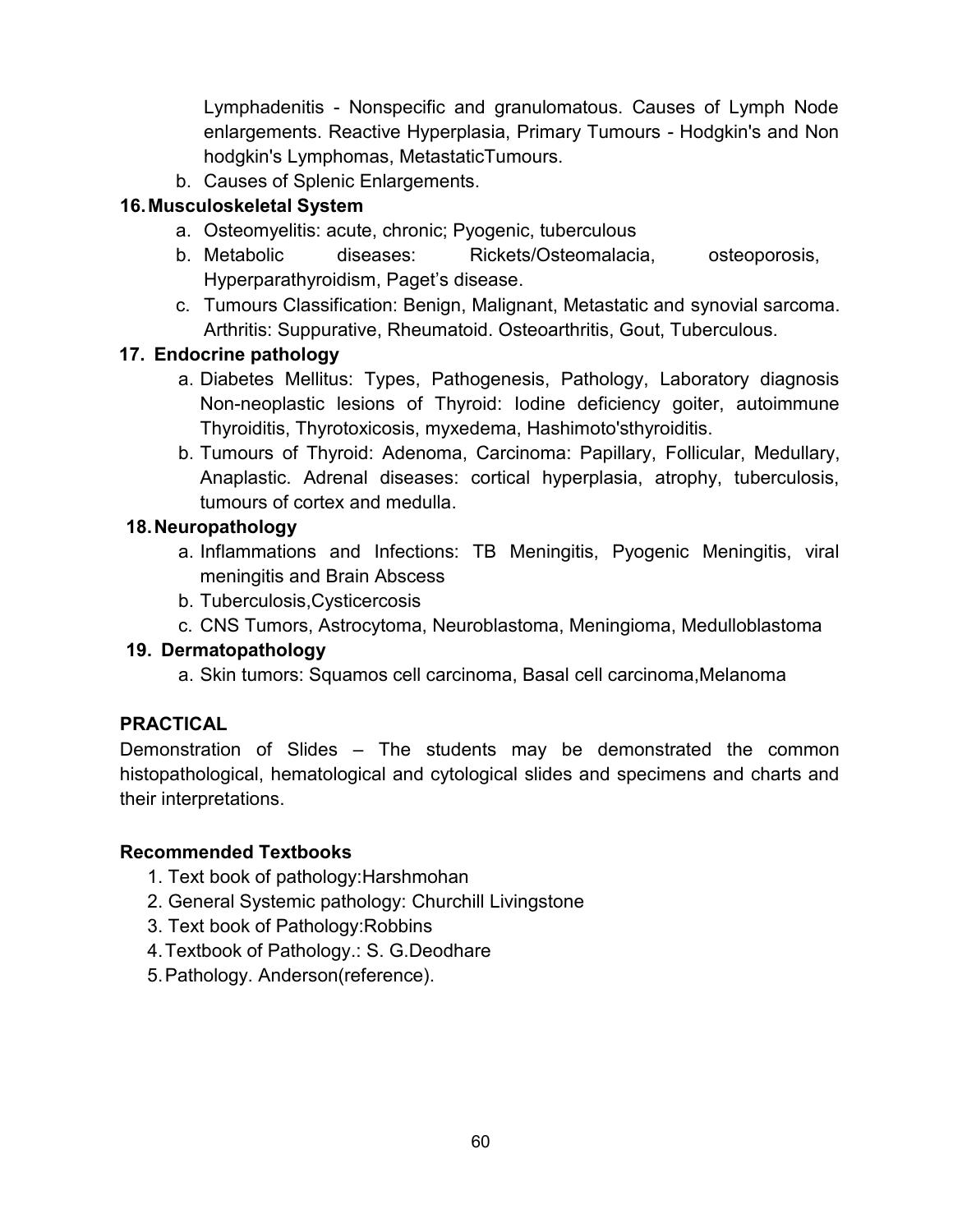Lymphadenitis - Nonspecific and granulomatous. Causes of Lymph Node enlargements. Reactive Hyperplasia, Primary Tumours - Hodgkin's and Non hodgkin's Lymphomas, MetastaticTumours.

b. Causes of Splenic Enlargements.

**16. Musculoskeletal System**

a. Osteomyelitis: acute, chronic; Pyogenic, tuberculous
b. Metabolic diseases: Rickets/Osteomalacia, osteoporosis, Hyperparathyroidism, Paget's disease.
c. Tumours Classification: Benign, Malignant, Metastatic and synovial sarcoma. Arthritis: Suppurative, Rheumatoid. Osteoarthritis, Gout, Tuberculous.

**17. Endocrine pathology**

a. Diabetes Mellitus: Types, Pathogenesis, Pathology, Laboratory diagnosis Non-neoplastic lesions of Thyroid: Iodine deficiency goiter, autoimmune Thyroiditis, Thyrotoxicosis, myxedema, Hashimoto'sthyroiditis.
b. Tumours of Thyroid: Adenoma, Carcinoma: Papillary, Follicular, Medullary, Anaplastic. Adrenal diseases: cortical hyperplasia, atrophy, tuberculosis, tumours of cortex and medulla.

**18. Neuropathology**

a. Inflammations and Infections: TB Meningitis, Pyogenic Meningitis, viral meningitis and Brain Abscess
b. Tuberculosis,Cysticercosis
c. CNS Tumors, Astrocytoma, Neuroblastoma, Meningioma, Medulloblastoma

**19. Dermatopathology**

a. Skin tumors: Squamos cell carcinoma, Basal cell carcinoma,Melanoma

**PRACTICAL**

Demonstration of Slides – The students may be demonstrated the common histopathological, hematological and cytological slides and specimens and charts and their interpretations.

**Recommended Textbooks**

1. Text book of pathology:Harshmohan
2. General Systemic pathology: Churchill Livingstone
3. Text book of Pathology:Robbins
4. Textbook of Pathology.: S. G.Deodhare
5. Pathology. Anderson(reference).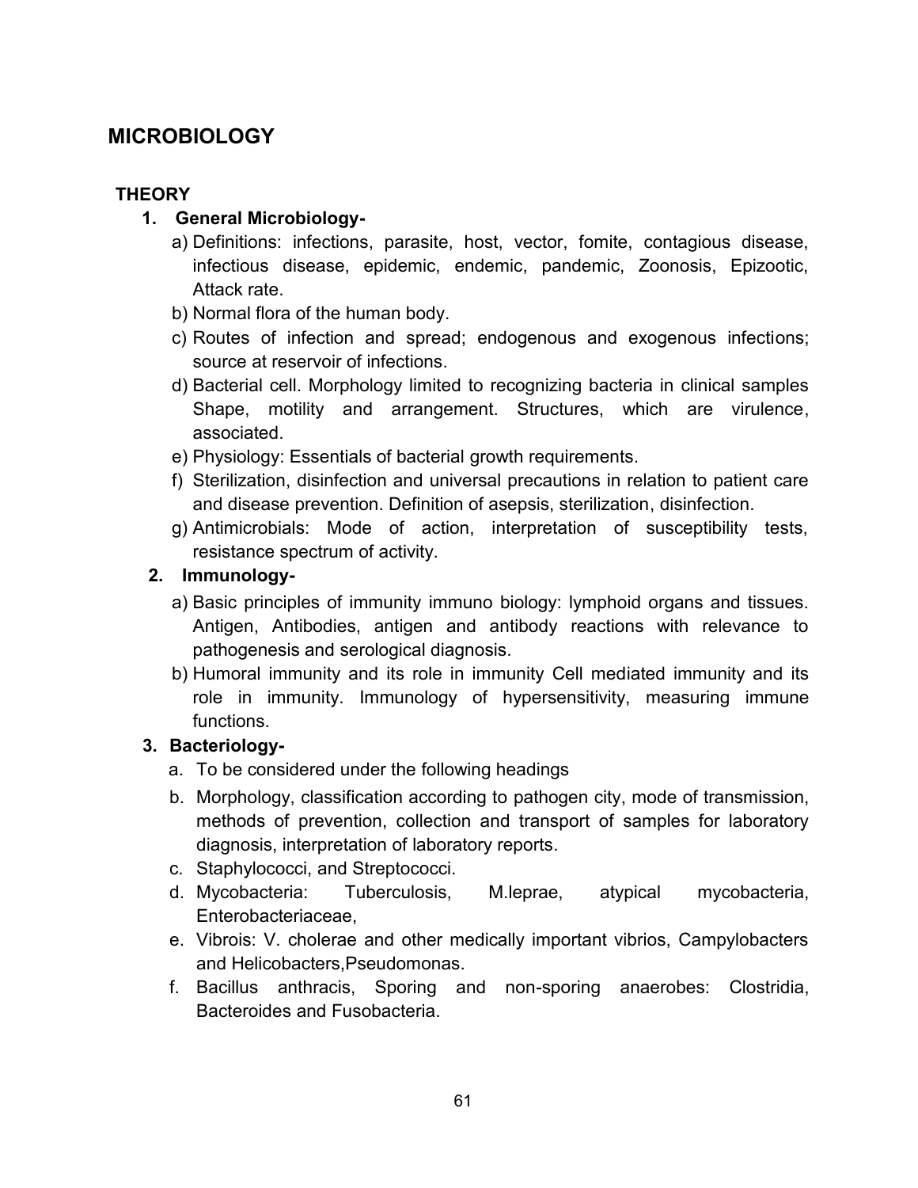# MICROBIOLOGY

## THEORY

1. **General Microbiology-**
   - a) Definitions: infections, parasite, host, vector, fomite, contagious disease, infectious disease, epidemic, endemic, pandemic, Zoonosis, Epizootic, Attack rate.
   - b) Normal flora of the human body.
   - c) Routes of infection and spread; endogenous and exogenous infections; source at reservoir of infections.
   - d) Bacterial cell. Morphology limited to recognizing bacteria in clinical samples Shape, motility and arrangement. Structures, which are virulence, associated.
   - e) Physiology: Essentials of bacterial growth requirements.
   - f) Sterilization, disinfection and universal precautions in relation to patient care and disease prevention. Definition of asepsis, sterilization, disinfection.
   - g) Antimicrobials: Mode of action, interpretation of susceptibility tests, resistance spectrum of activity.

2. **Immunology-**
   - a) Basic principles of immunity immuno biology: lymphoid organs and tissues. Antigen, Antibodies, antigen and antibody reactions with relevance to pathogenesis and serological diagnosis.
   - b) Humoral immunity and its role in immunity Cell mediated immunity and its role in immunity. Immunology of hypersensitivity, measuring immune functions.

3. **Bacteriology-**
   - a. To be considered under the following headings
   - b. Morphology, classification according to pathogen city, mode of transmission, methods of prevention, collection and transport of samples for laboratory diagnosis, interpretation of laboratory reports.
   - c. Staphylococci, and Streptococci.
   - d. Mycobacteria: Tuberculosis, M.leprae, atypical mycobacteria, Enterobacteriaceae,
   - e. Vibrois: V. cholerae and other medically important vibrios, Campylobacters and Helicobacters,Pseudomonas.
   - f. Bacillus anthracis, Sporing and non-sporing anaerobes: Clostridia, Bacteroides and Fusobacteria.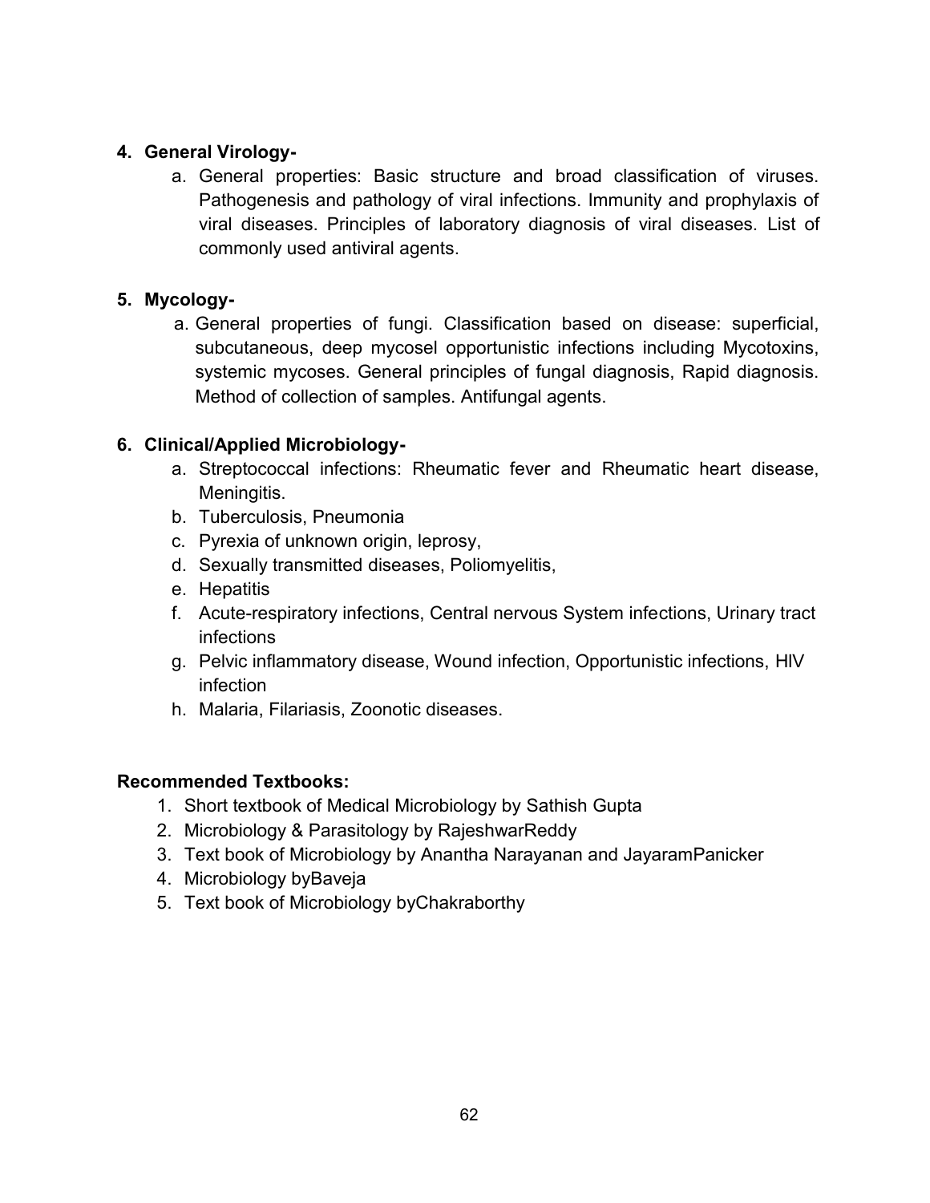**4. General Virology-**

a. General properties: Basic structure and broad classification of viruses. Pathogenesis and pathology of viral infections. Immunity and prophylaxis of viral diseases. Principles of laboratory diagnosis of viral diseases. List of commonly used antiviral agents.

**5. Mycology-**

a. General properties of fungi. Classification based on disease: superficial, subcutaneous, deep mycosel opportunistic infections including Mycotoxins, systemic mycoses. General principles of fungal diagnosis, Rapid diagnosis. Method of collection of samples. Antifungal agents.

**6. Clinical/Applied Microbiology-**

a. Streptococcal infections: Rheumatic fever and Rheumatic heart disease, Meningitis.
b. Tuberculosis, Pneumonia
c. Pyrexia of unknown origin, leprosy,
d. Sexually transmitted diseases, Poliomyelitis,
e. Hepatitis
f. Acute-respiratory infections, Central nervous System infections, Urinary tract infections
g. Pelvic inflammatory disease, Wound infection, Opportunistic infections, HIV infection
h. Malaria, Filariasis, Zoonotic diseases.

**Recommended Textbooks:**

1. Short textbook of Medical Microbiology by Sathish Gupta
2. Microbiology & Parasitology by RajeshwarReddy
3. Text book of Microbiology by Anantha Narayanan and JayaramPanicker
4. Microbiology byBaveja
5. Text book of Microbiology byChakraborthy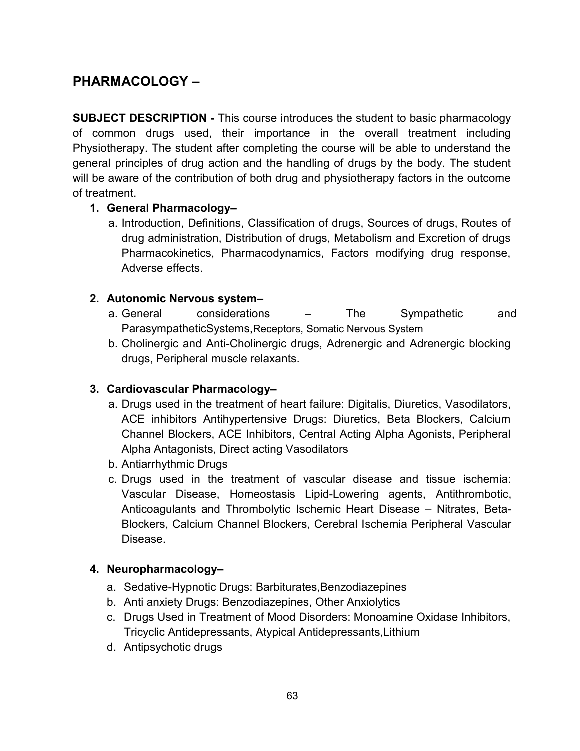## PHARMACOLOGY –

**SUBJECT DESCRIPTION -** This course introduces the student to basic pharmacology of common drugs used, their importance in the overall treatment including Physiotherapy. The student after completing the course will be able to understand the general principles of drug action and the handling of drugs by the body. The student will be aware of the contribution of both drug and physiotherapy factors in the outcome of treatment.

1. **General Pharmacology–**
   a. Introduction, Definitions, Classification of drugs, Sources of drugs, Routes of drug administration, Distribution of drugs, Metabolism and Excretion of drugs Pharmacokinetics, Pharmacodynamics, Factors modifying drug response, Adverse effects.

2. **Autonomic Nervous system–**
   a. General considerations – The Sympathetic and ParasympatheticSystems,Receptors, Somatic Nervous System
   b. Cholinergic and Anti-Cholinergic drugs, Adrenergic and Adrenergic blocking drugs, Peripheral muscle relaxants.

3. **Cardiovascular Pharmacology–**
   a. Drugs used in the treatment of heart failure: Digitalis, Diuretics, Vasodilators, ACE inhibitors Antihypertensive Drugs: Diuretics, Beta Blockers, Calcium Channel Blockers, ACE Inhibitors, Central Acting Alpha Agonists, Peripheral Alpha Antagonists, Direct acting Vasodilators
   b. Antiarrhythmic Drugs
   c. Drugs used in the treatment of vascular disease and tissue ischemia: Vascular Disease, Homeostasis Lipid-Lowering agents, Antithrombotic, Anticoagulants and Thrombolytic Ischemic Heart Disease – Nitrates, Beta-Blockers, Calcium Channel Blockers, Cerebral Ischemia Peripheral Vascular Disease.

4. **Neuropharmacology–**
   a. Sedative-Hypnotic Drugs: Barbiturates,Benzodiazepines
   b. Anti anxiety Drugs: Benzodiazepines, Other Anxiolytics
   c. Drugs Used in Treatment of Mood Disorders: Monoamine Oxidase Inhibitors, Tricyclic Antidepressants, Atypical Antidepressants,Lithium
   d. Antipsychotic drugs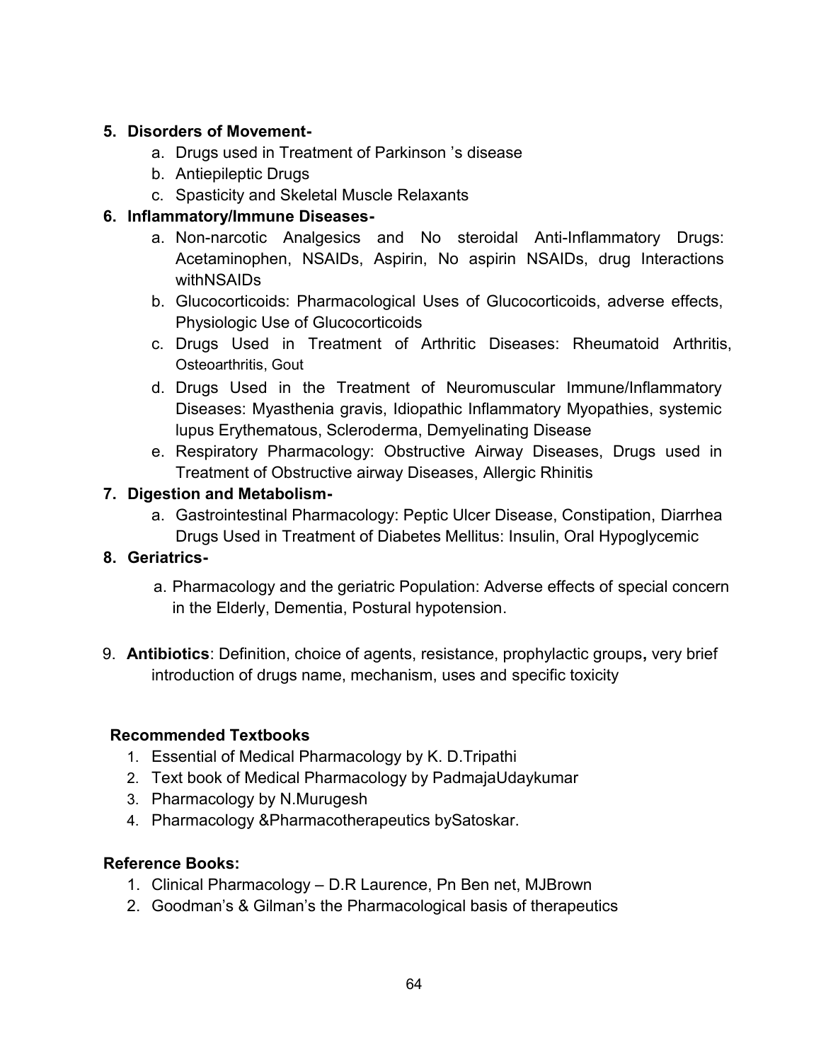5. **Disorders of Movement-**
    a. Drugs used in Treatment of Parkinson 's disease
    b. Antiepileptic Drugs
    c. Spasticity and Skeletal Muscle Relaxants
6. **Inflammatory/Immune Diseases-**
    a. Non-narcotic Analgesics and No steroidal Anti-Inflammatory Drugs: Acetaminophen, NSAIDs, Aspirin, No aspirin NSAIDs, drug Interactions withNSAIDs
    b. Glucocorticoids: Pharmacological Uses of Glucocorticoids, adverse effects, Physiologic Use of Glucocorticoids
    c. Drugs Used in Treatment of Arthritic Diseases: Rheumatoid Arthritis, Osteoarthritis, Gout
    d. Drugs Used in the Treatment of Neuromuscular Immune/Inflammatory Diseases: Myasthenia gravis, Idiopathic Inflammatory Myopathies, systemic lupus Erythematous, Scleroderma, Demyelinating Disease
    e. Respiratory Pharmacology: Obstructive Airway Diseases, Drugs used in Treatment of Obstructive airway Diseases, Allergic Rhinitis
7. **Digestion and Metabolism-**
    a. Gastrointestinal Pharmacology: Peptic Ulcer Disease, Constipation, Diarrhea Drugs Used in Treatment of Diabetes Mellitus: Insulin, Oral Hypoglycemic
8. **Geriatrics-**
    a. Pharmacology and the geriatric Population: Adverse effects of special concern in the Elderly, Dementia, Postural hypotension.

9. **Antibiotics**: Definition, choice of agents, resistance, prophylactic groups**,** very brief introduction of drugs name, mechanism, uses and specific toxicity

**Recommended Textbooks**

1. Essential of Medical Pharmacology by K. D.Tripathi
2. Text book of Medical Pharmacology by PadmajaUdaykumar
3. Pharmacology by N.Murugesh
4. Pharmacology &Pharmacotherapeutics bySatoskar.

**Reference Books:**

1. Clinical Pharmacology – D.R Laurence, Pn Ben net, MJBrown
2. Goodman's & Gilman's the Pharmacological basis of therapeutics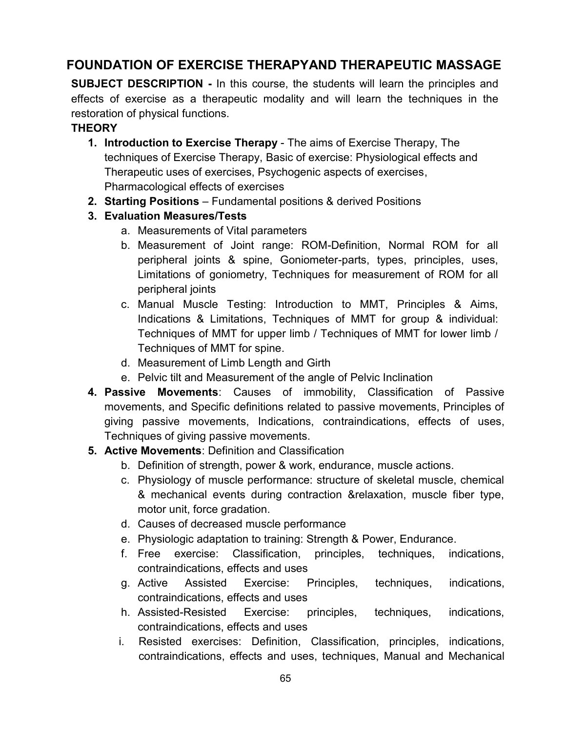## FOUNDATION OF EXERCISE THERAPYAND THERAPEUTIC MASSAGE

**SUBJECT DESCRIPTION -** In this course, the students will learn the principles and effects of exercise as a therapeutic modality and will learn the techniques in the restoration of physical functions.

**THEORY**

1. **Introduction to Exercise Therapy** - The aims of Exercise Therapy, The techniques of Exercise Therapy, Basic of exercise: Physiological effects and Therapeutic uses of exercises, Psychogenic aspects of exercises, Pharmacological effects of exercises
2. **Starting Positions** – Fundamental positions & derived Positions
3. **Evaluation Measures/Tests**
   a. Measurements of Vital parameters
   b. Measurement of Joint range: ROM-Definition, Normal ROM for all peripheral joints & spine, Goniometer-parts, types, principles, uses, Limitations of goniometry, Techniques for measurement of ROM for all peripheral joints
   c. Manual Muscle Testing: Introduction to MMT, Principles & Aims, Indications & Limitations, Techniques of MMT for group & individual: Techniques of MMT for upper limb / Techniques of MMT for lower limb / Techniques of MMT for spine.
   d. Measurement of Limb Length and Girth
   e. Pelvic tilt and Measurement of the angle of Pelvic Inclination
4. **Passive Movements**: Causes of immobility, Classification of Passive movements, and Specific definitions related to passive movements, Principles of giving passive movements, Indications, contraindications, effects of uses, Techniques of giving passive movements.
5. **Active Movements**: Definition and Classification
   b. Definition of strength, power & work, endurance, muscle actions.
   c. Physiology of muscle performance: structure of skeletal muscle, chemical & mechanical events during contraction &relaxation, muscle fiber type, motor unit, force gradation.
   d. Causes of decreased muscle performance
   e. Physiologic adaptation to training: Strength & Power, Endurance.
   f. Free exercise: Classification, principles, techniques, indications, contraindications, effects and uses
   g. Active Assisted Exercise: Principles, techniques, indications, contraindications, effects and uses
   h. Assisted-Resisted Exercise: principles, techniques, indications, contraindications, effects and uses
   i. Resisted exercises: Definition, Classification, principles, indications, contraindications, effects and uses, techniques, Manual and Mechanical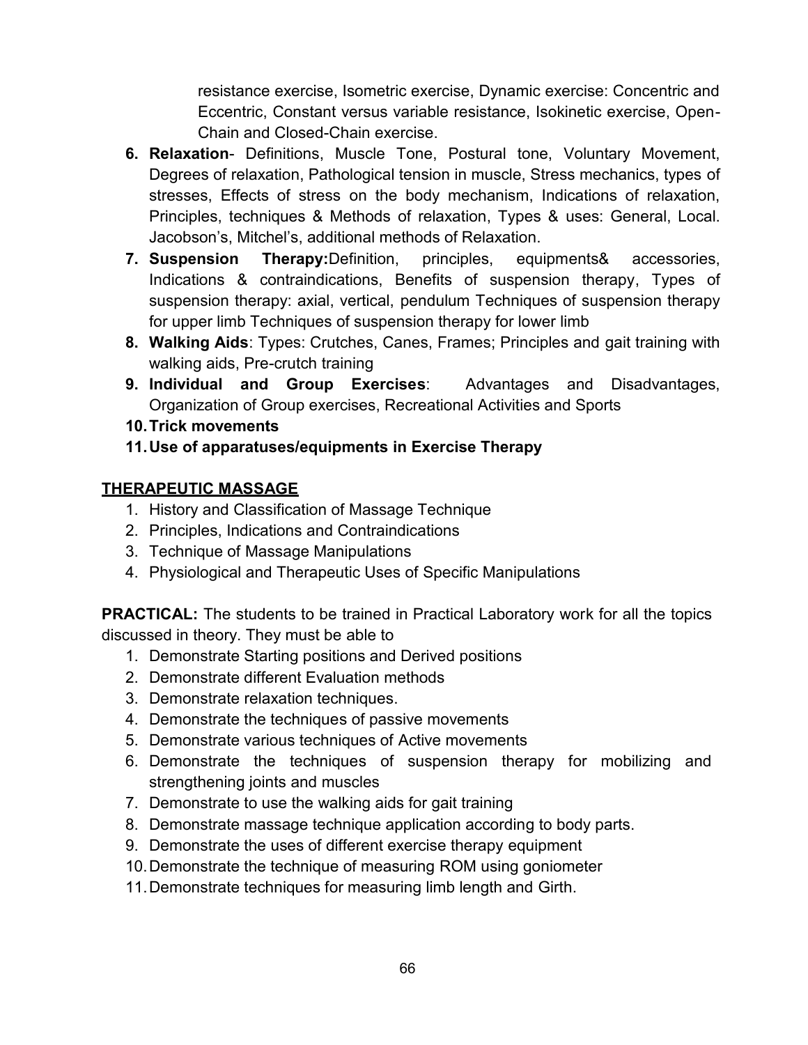resistance exercise, Isometric exercise, Dynamic exercise: Concentric and Eccentric, Constant versus variable resistance, Isokinetic exercise, Open-Chain and Closed-Chain exercise.

6. **Relaxation**- Definitions, Muscle Tone, Postural tone, Voluntary Movement, Degrees of relaxation, Pathological tension in muscle, Stress mechanics, types of stresses, Effects of stress on the body mechanism, Indications of relaxation, Principles, techniques & Methods of relaxation, Types & uses: General, Local. Jacobson's, Mitchel's, additional methods of Relaxation.
7. **Suspension Therapy:**Definition, principles, equipments& accessories, Indications & contraindications, Benefits of suspension therapy, Types of suspension therapy: axial, vertical, pendulum Techniques of suspension therapy for upper limb Techniques of suspension therapy for lower limb
8. **Walking Aids**: Types: Crutches, Canes, Frames; Principles and gait training with walking aids, Pre-crutch training
9. **Individual and Group Exercises**: Advantages and Disadvantages, Organization of Group exercises, Recreational Activities and Sports
10. **Trick movements**
11. **Use of apparatuses/equipments in Exercise Therapy**

## THERAPEUTIC MASSAGE

1. History and Classification of Massage Technique
2. Principles, Indications and Contraindications
3. Technique of Massage Manipulations
4. Physiological and Therapeutic Uses of Specific Manipulations

**PRACTICAL:** The students to be trained in Practical Laboratory work for all the topics discussed in theory. They must be able to

1. Demonstrate Starting positions and Derived positions
2. Demonstrate different Evaluation methods
3. Demonstrate relaxation techniques.
4. Demonstrate the techniques of passive movements
5. Demonstrate various techniques of Active movements
6. Demonstrate the techniques of suspension therapy for mobilizing and strengthening joints and muscles
7. Demonstrate to use the walking aids for gait training
8. Demonstrate massage technique application according to body parts.
9. Demonstrate the uses of different exercise therapy equipment
10. Demonstrate the technique of measuring ROM using goniometer
11. Demonstrate techniques for measuring limb length and Girth.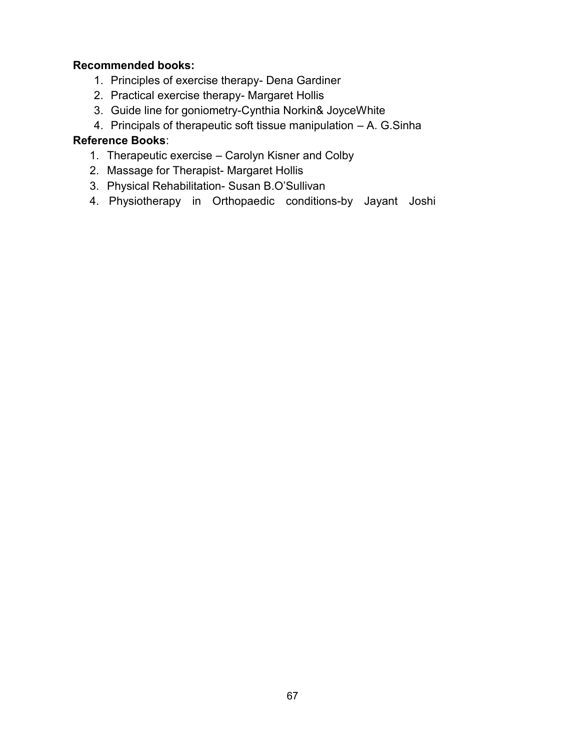**Recommended books:**

1. Principles of exercise therapy- Dena Gardiner
2. Practical exercise therapy- Margaret Hollis
3. Guide line for goniometry-Cynthia Norkin& JoyceWhite
4. Principals of therapeutic soft tissue manipulation – A. G.Sinha

**Reference Books**:

1. Therapeutic exercise – Carolyn Kisner and Colby
2. Massage for Therapist- Margaret Hollis
3. Physical Rehabilitation- Susan B.O'Sullivan
4. Physiotherapy in Orthopaedic conditions-by Jayant Joshi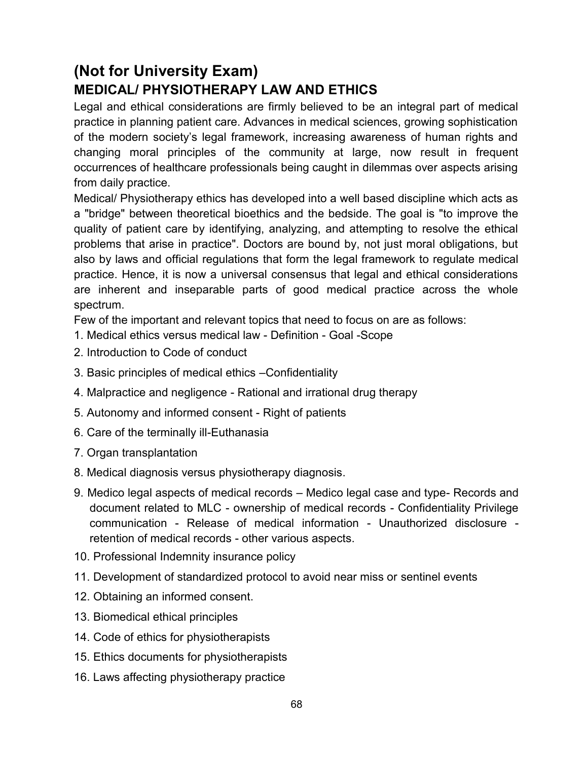## (Not for University Exam)

### MEDICAL/ PHYSIOTHERAPY LAW AND ETHICS

Legal and ethical considerations are firmly believed to be an integral part of medical practice in planning patient care. Advances in medical sciences, growing sophistication of the modern society's legal framework, increasing awareness of human rights and changing moral principles of the community at large, now result in frequent occurrences of healthcare professionals being caught in dilemmas over aspects arising from daily practice.

Medical/ Physiotherapy ethics has developed into a well based discipline which acts as a "bridge" between theoretical bioethics and the bedside. The goal is "to improve the quality of patient care by identifying, analyzing, and attempting to resolve the ethical problems that arise in practice". Doctors are bound by, not just moral obligations, but also by laws and official regulations that form the legal framework to regulate medical practice. Hence, it is now a universal consensus that legal and ethical considerations are inherent and inseparable parts of good medical practice across the whole spectrum.

Few of the important and relevant topics that need to focus on are as follows:

1. Medical ethics versus medical law - Definition - Goal -Scope
2. Introduction to Code of conduct
3. Basic principles of medical ethics –Confidentiality
4. Malpractice and negligence - Rational and irrational drug therapy
5. Autonomy and informed consent - Right of patients
6. Care of the terminally ill-Euthanasia
7. Organ transplantation
8. Medical diagnosis versus physiotherapy diagnosis.
9. Medico legal aspects of medical records – Medico legal case and type- Records and document related to MLC - ownership of medical records - Confidentiality Privilege communication - Release of medical information - Unauthorized disclosure - retention of medical records - other various aspects.
10. Professional Indemnity insurance policy
11. Development of standardized protocol to avoid near miss or sentinel events
12. Obtaining an informed consent.
13. Biomedical ethical principles
14. Code of ethics for physiotherapists
15. Ethics documents for physiotherapists
16. Laws affecting physiotherapy practice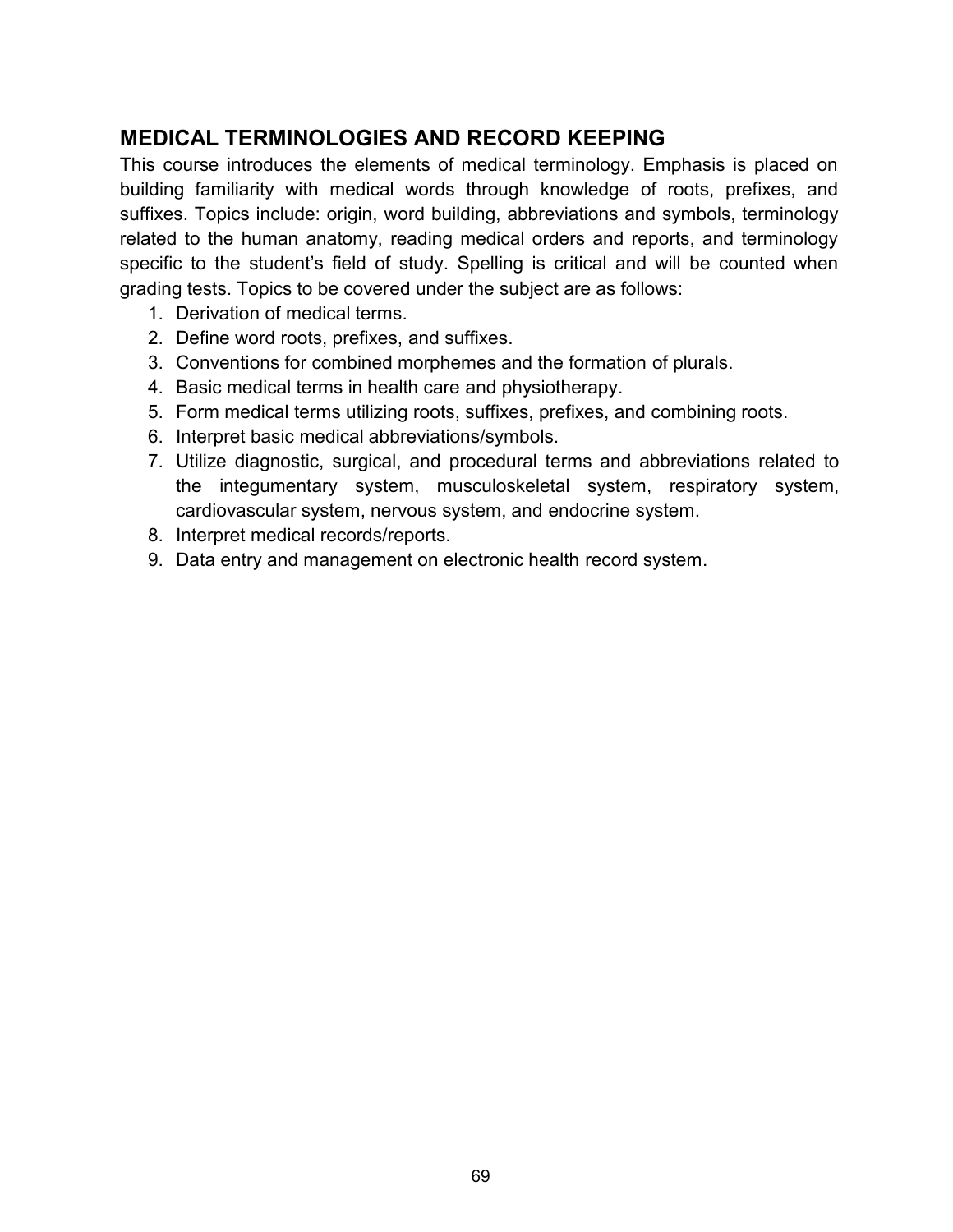## MEDICAL TERMINOLOGIES AND RECORD KEEPING

This course introduces the elements of medical terminology. Emphasis is placed on building familiarity with medical words through knowledge of roots, prefixes, and suffixes. Topics include: origin, word building, abbreviations and symbols, terminology related to the human anatomy, reading medical orders and reports, and terminology specific to the student's field of study. Spelling is critical and will be counted when grading tests. Topics to be covered under the subject are as follows:

1. Derivation of medical terms.
2. Define word roots, prefixes, and suffixes.
3. Conventions for combined morphemes and the formation of plurals.
4. Basic medical terms in health care and physiotherapy.
5. Form medical terms utilizing roots, suffixes, prefixes, and combining roots.
6. Interpret basic medical abbreviations/symbols.
7. Utilize diagnostic, surgical, and procedural terms and abbreviations related to the integumentary system, musculoskeletal system, respiratory system, cardiovascular system, nervous system, and endocrine system.
8. Interpret medical records/reports.
9. Data entry and management on electronic health record system.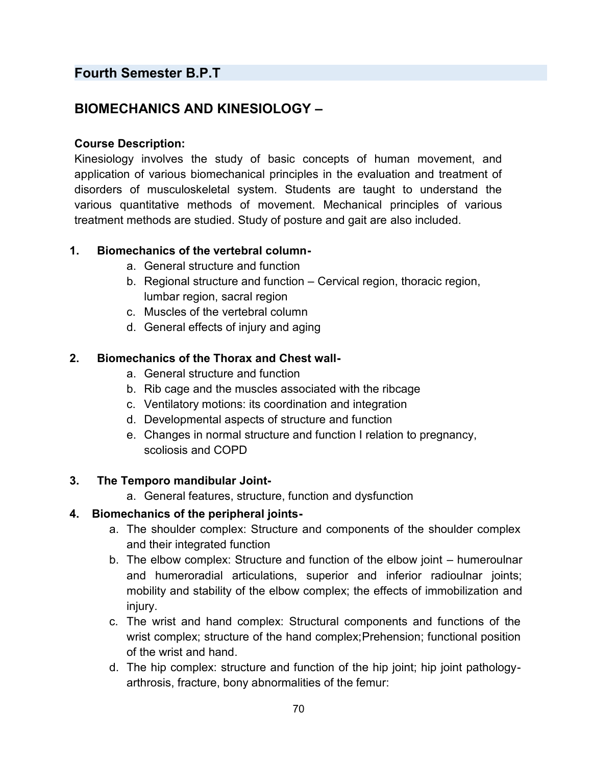## Fourth Semester B.P.T

## BIOMECHANICS AND KINESIOLOGY –

**Course Description:**
Kinesiology involves the study of basic concepts of human movement, and application of various biomechanical principles in the evaluation and treatment of disorders of musculoskeletal system. Students are taught to understand the various quantitative methods of movement. Mechanical principles of various treatment methods are studied. Study of posture and gait are also included.

1. **Biomechanics of the vertebral column-**
   a. General structure and function
   b. Regional structure and function – Cervical region, thoracic region, lumbar region, sacral region
   c. Muscles of the vertebral column
   d. General effects of injury and aging

2. **Biomechanics of the Thorax and Chest wall-**
   a. General structure and function
   b. Rib cage and the muscles associated with the ribcage
   c. Ventilatory motions: its coordination and integration
   d. Developmental aspects of structure and function
   e. Changes in normal structure and function I relation to pregnancy, scoliosis and COPD

3. **The Temporo mandibular Joint-**
   a. General features, structure, function and dysfunction

4. **Biomechanics of the peripheral joints-**
   a. The shoulder complex: Structure and components of the shoulder complex and their integrated function
   b. The elbow complex: Structure and function of the elbow joint – humeroulnar and humeroradial articulations, superior and inferior radioulnar joints; mobility and stability of the elbow complex; the effects of immobilization and injury.
   c. The wrist and hand complex: Structural components and functions of the wrist complex; structure of the hand complex;Prehension; functional position of the wrist and hand.
   d. The hip complex: structure and function of the hip joint; hip joint pathology-arthrosis, fracture, bony abnormalities of the femur: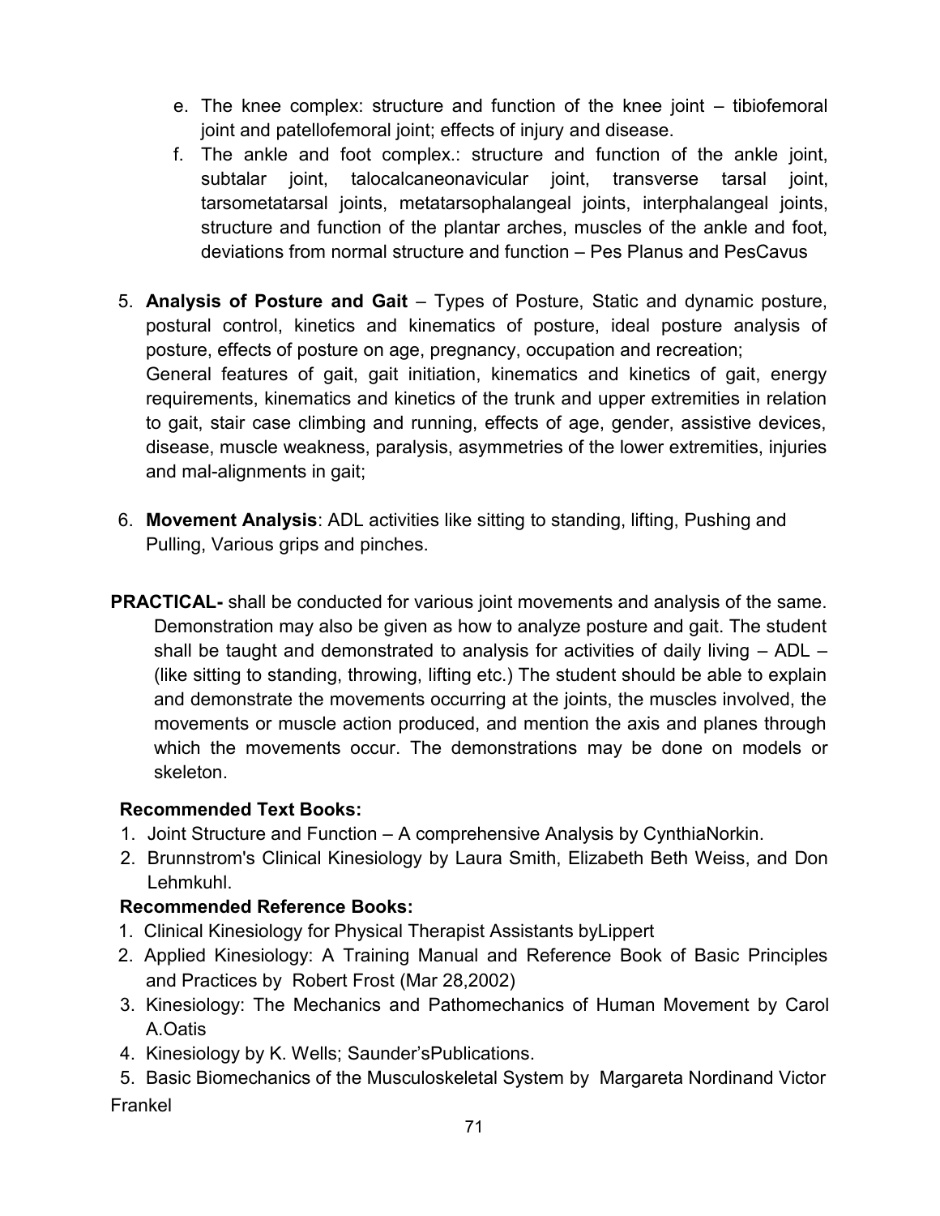e. The knee complex: structure and function of the knee joint – tibiofemoral joint and patellofemoral joint; effects of injury and disease.

f. The ankle and foot complex.: structure and function of the ankle joint, subtalar joint, talocalcaneonavicular joint, transverse tarsal joint, tarsometatarsal joints, metatarsophalangeal joints, interphalangeal joints, structure and function of the plantar arches, muscles of the ankle and foot, deviations from normal structure and function – Pes Planus and PesCavus

5. **Analysis of Posture and Gait** – Types of Posture, Static and dynamic posture, postural control, kinetics and kinematics of posture, ideal posture analysis of posture, effects of posture on age, pregnancy, occupation and recreation;
   General features of gait, gait initiation, kinematics and kinetics of gait, energy requirements, kinematics and kinetics of the trunk and upper extremities in relation to gait, stair case climbing and running, effects of age, gender, assistive devices, disease, muscle weakness, paralysis, asymmetries of the lower extremities, injuries and mal-alignments in gait;

6. **Movement Analysis**: ADL activities like sitting to standing, lifting, Pushing and Pulling, Various grips and pinches.

**PRACTICAL-** shall be conducted for various joint movements and analysis of the same. Demonstration may also be given as how to analyze posture and gait. The student shall be taught and demonstrated to analysis for activities of daily living – ADL – (like sitting to standing, throwing, lifting etc.) The student should be able to explain and demonstrate the movements occurring at the joints, the muscles involved, the movements or muscle action produced, and mention the axis and planes through which the movements occur. The demonstrations may be done on models or skeleton.

**Recommended Text Books:**

1. Joint Structure and Function – A comprehensive Analysis by CynthiaNorkin.
2. Brunnstrom's Clinical Kinesiology by Laura Smith, Elizabeth Beth Weiss, and Don Lehmkuhl.

**Recommended Reference Books:**

1. Clinical Kinesiology for Physical Therapist Assistants byLippert
2. Applied Kinesiology: A Training Manual and Reference Book of Basic Principles and Practices by Robert Frost (Mar 28,2002)
3. Kinesiology: The Mechanics and Pathomechanics of Human Movement by Carol A.Oatis
4. Kinesiology by K. Wells; Saunder'sPublications.
5. Basic Biomechanics of the Musculoskeletal System by Margareta Nordinand Victor Frankel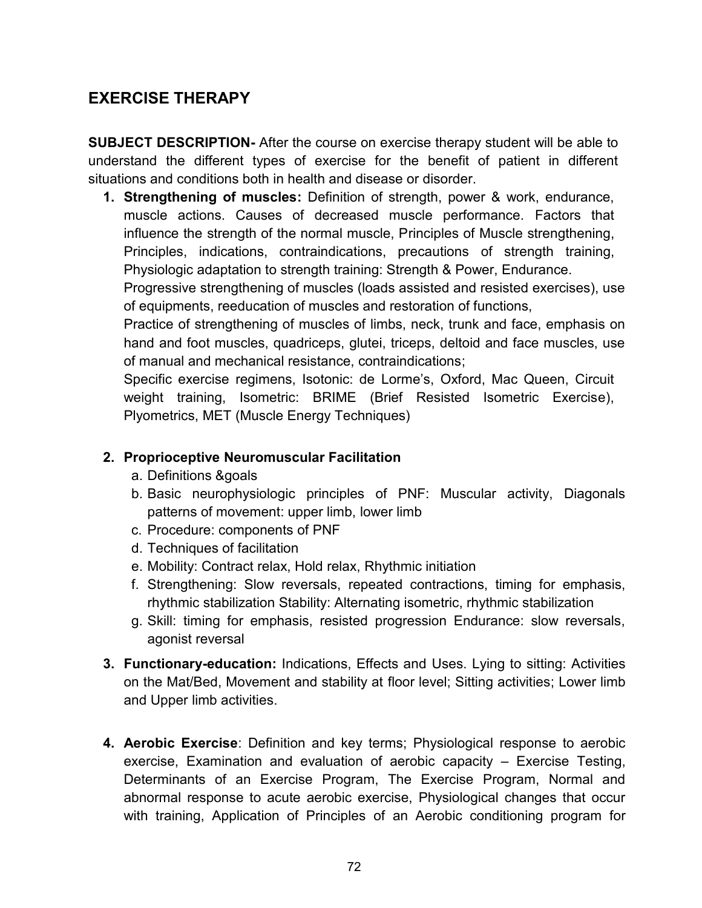## EXERCISE THERAPY

**SUBJECT DESCRIPTION-** After the course on exercise therapy student will be able to understand the different types of exercise for the benefit of patient in different situations and conditions both in health and disease or disorder.

1. **Strengthening of muscles:** Definition of strength, power & work, endurance, muscle actions. Causes of decreased muscle performance. Factors that influence the strength of the normal muscle, Principles of Muscle strengthening, Principles, indications, contraindications, precautions of strength training, Physiologic adaptation to strength training: Strength & Power, Endurance.
   Progressive strengthening of muscles (loads assisted and resisted exercises), use of equipments, reeducation of muscles and restoration of functions,
   Practice of strengthening of muscles of limbs, neck, trunk and face, emphasis on hand and foot muscles, quadriceps, glutei, triceps, deltoid and face muscles, use of manual and mechanical resistance, contraindications;
   Specific exercise regimens, Isotonic: de Lorme's, Oxford, Mac Queen, Circuit weight training, Isometric: BRIME (Brief Resisted Isometric Exercise), Plyometrics, MET (Muscle Energy Techniques)

2. **Proprioceptive Neuromuscular Facilitation**
   a. Definitions &goals
   b. Basic neurophysiologic principles of PNF: Muscular activity, Diagonals patterns of movement: upper limb, lower limb
   c. Procedure: components of PNF
   d. Techniques of facilitation
   e. Mobility: Contract relax, Hold relax, Rhythmic initiation
   f. Strengthening: Slow reversals, repeated contractions, timing for emphasis, rhythmic stabilization Stability: Alternating isometric, rhythmic stabilization
   g. Skill: timing for emphasis, resisted progression Endurance: slow reversals, agonist reversal

3. **Functionary-education:** Indications, Effects and Uses. Lying to sitting: Activities on the Mat/Bed, Movement and stability at floor level; Sitting activities; Lower limb and Upper limb activities.

4. **Aerobic Exercise**: Definition and key terms; Physiological response to aerobic exercise, Examination and evaluation of aerobic capacity – Exercise Testing, Determinants of an Exercise Program, The Exercise Program, Normal and abnormal response to acute aerobic exercise, Physiological changes that occur with training, Application of Principles of an Aerobic conditioning program for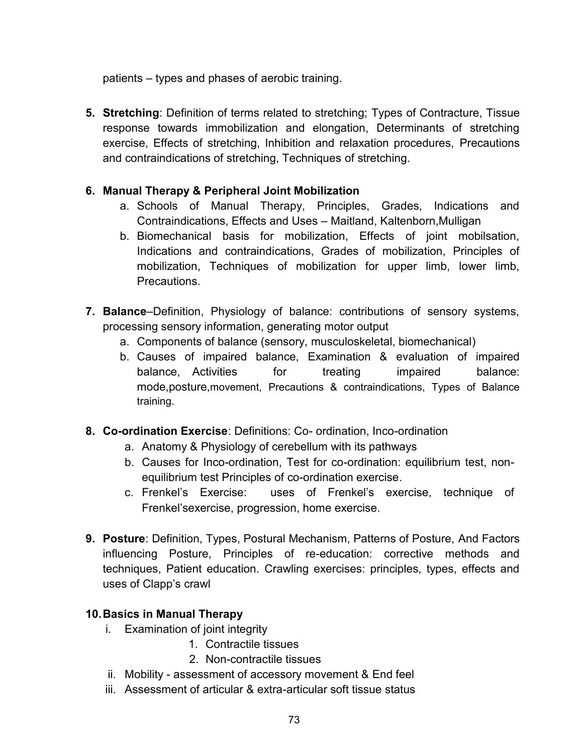patients – types and phases of aerobic training.

5. **Stretching**: Definition of terms related to stretching; Types of Contracture, Tissue response towards immobilization and elongation, Determinants of stretching exercise, Effects of stretching, Inhibition and relaxation procedures, Precautions and contraindications of stretching, Techniques of stretching.

6. **Manual Therapy & Peripheral Joint Mobilization**
   a. Schools of Manual Therapy, Principles, Grades, Indications and Contraindications, Effects and Uses – Maitland, Kaltenborn,Mulligan
   b. Biomechanical basis for mobilization, Effects of joint mobilsation, Indications and contraindications, Grades of mobilization, Principles of mobilization, Techniques of mobilization for upper limb, lower limb, Precautions.

7. **Balance**–Definition, Physiology of balance: contributions of sensory systems, processing sensory information, generating motor output
   a. Components of balance (sensory, musculoskeletal, biomechanical)
   b. Causes of impaired balance, Examination & evaluation of impaired balance, Activities for treating impaired balance: mode,posture,movement, Precautions & contraindications, Types of Balance training.

8. **Co-ordination Exercise**: Definitions: Co- ordination, Inco-ordination
   a. Anatomy & Physiology of cerebellum with its pathways
   b. Causes for Inco-ordination, Test for co-ordination: equilibrium test, non-equilibrium test Principles of co-ordination exercise.
   c. Frenkel's Exercise: uses of Frenkel's exercise, technique of Frenkel'sexercise, progression, home exercise.

9. **Posture**: Definition, Types, Postural Mechanism, Patterns of Posture, And Factors influencing Posture, Principles of re-education: corrective methods and techniques, Patient education. Crawling exercises: principles, types, effects and uses of Clapp's crawl

10. **Basics in Manual Therapy**
    i. Examination of joint integrity
       1. Contractile tissues
       2. Non-contractile tissues
    ii. Mobility - assessment of accessory movement & End feel
    iii. Assessment of articular & extra-articular soft tissue status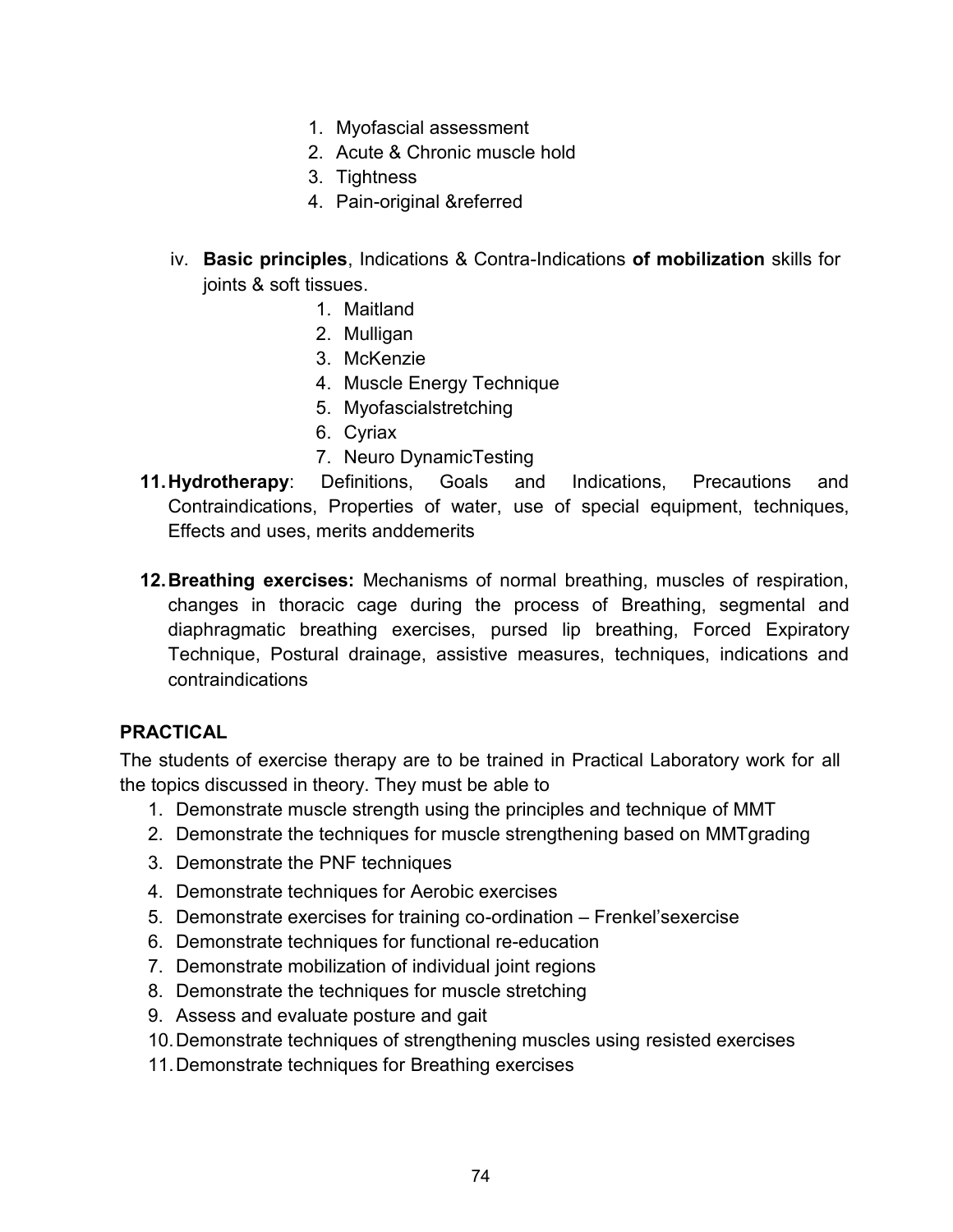1. Myofascial assessment
2. Acute & Chronic muscle hold
3. Tightness
4. Pain-original &referred

iv. **Basic principles**, Indications & Contra-Indications **of mobilization** skills for joints & soft tissues.

1. Maitland
2. Mulligan
3. McKenzie
4. Muscle Energy Technique
5. Myofascialstretching
6. Cyriax
7. Neuro DynamicTesting

**11. Hydrotherapy**: Definitions, Goals and Indications, Precautions and Contraindications, Properties of water, use of special equipment, techniques, Effects and uses, merits anddemerits

**12. Breathing exercises:** Mechanisms of normal breathing, muscles of respiration, changes in thoracic cage during the process of Breathing, segmental and diaphragmatic breathing exercises, pursed lip breathing, Forced Expiratory Technique, Postural drainage, assistive measures, techniques, indications and contraindications

**PRACTICAL**

The students of exercise therapy are to be trained in Practical Laboratory work for all the topics discussed in theory. They must be able to

1. Demonstrate muscle strength using the principles and technique of MMT
2. Demonstrate the techniques for muscle strengthening based on MMTgrading
3. Demonstrate the PNF techniques
4. Demonstrate techniques for Aerobic exercises
5. Demonstrate exercises for training co-ordination – Frenkel'sexercise
6. Demonstrate techniques for functional re-education
7. Demonstrate mobilization of individual joint regions
8. Demonstrate the techniques for muscle stretching
9. Assess and evaluate posture and gait
10. Demonstrate techniques of strengthening muscles using resisted exercises
11. Demonstrate techniques for Breathing exercises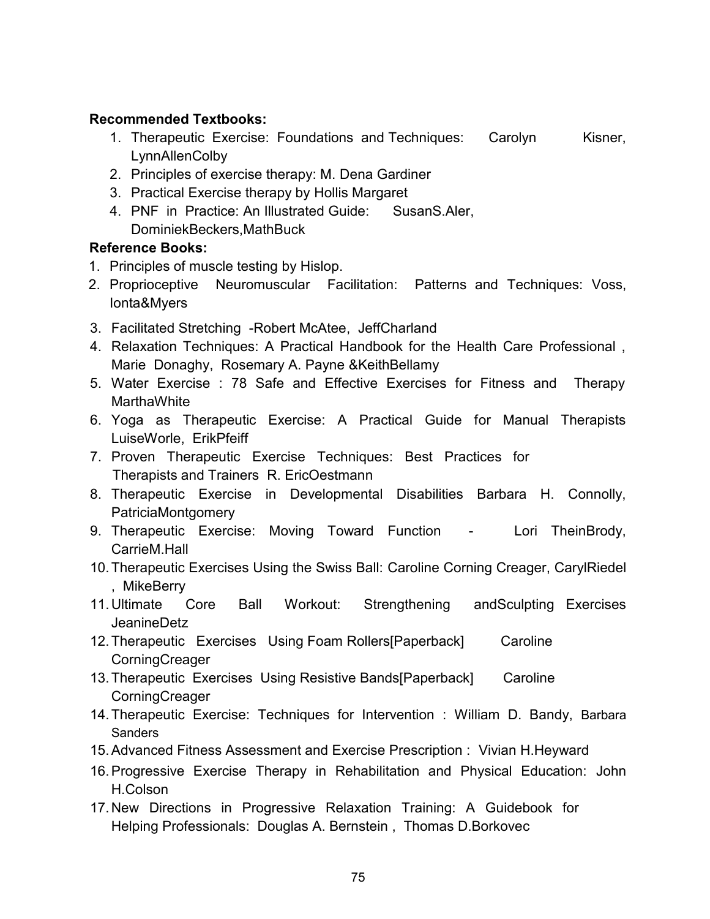**Recommended Textbooks:**

1. Therapeutic Exercise: Foundations and Techniques: Carolyn Kisner, LynnAllenColby
2. Principles of exercise therapy: M. Dena Gardiner
3. Practical Exercise therapy by Hollis Margaret
4. PNF in Practice: An Illustrated Guide: SusanS.Aler, DominiekBeckers,MathBuck

**Reference Books:**

1. Principles of muscle testing by Hislop.
2. Proprioceptive Neuromuscular Facilitation: Patterns and Techniques: Voss, Ionta&Myers
3. Facilitated Stretching -Robert McAtee, JeffCharland
4. Relaxation Techniques: A Practical Handbook for the Health Care Professional , Marie Donaghy, Rosemary A. Payne &KeithBellamy
5. Water Exercise : 78 Safe and Effective Exercises for Fitness and Therapy MarthaWhite
6. Yoga as Therapeutic Exercise: A Practical Guide for Manual Therapists LuiseWorle, ErikPfeiff
7. Proven Therapeutic Exercise Techniques: Best Practices for Therapists and Trainers R. EricOestmann
8. Therapeutic Exercise in Developmental Disabilities Barbara H. Connolly, PatriciaMontgomery
9. Therapeutic Exercise: Moving Toward Function - Lori TheinBrody, CarrieM.Hall
10. Therapeutic Exercises Using the Swiss Ball: Caroline Corning Creager, CarylRiedel , MikeBerry
11. Ultimate Core Ball Workout: Strengthening andSculpting Exercises JeanineDetz
12. Therapeutic Exercises Using Foam Rollers[Paperback] Caroline CorningCreager
13. Therapeutic Exercises Using Resistive Bands[Paperback] Caroline CorningCreager
14. Therapeutic Exercise: Techniques for Intervention : William D. Bandy, Barbara Sanders
15. Advanced Fitness Assessment and Exercise Prescription : Vivian H.Heyward
16. Progressive Exercise Therapy in Rehabilitation and Physical Education: John H.Colson
17. New Directions in Progressive Relaxation Training: A Guidebook for Helping Professionals: Douglas A. Bernstein , Thomas D.Borkovec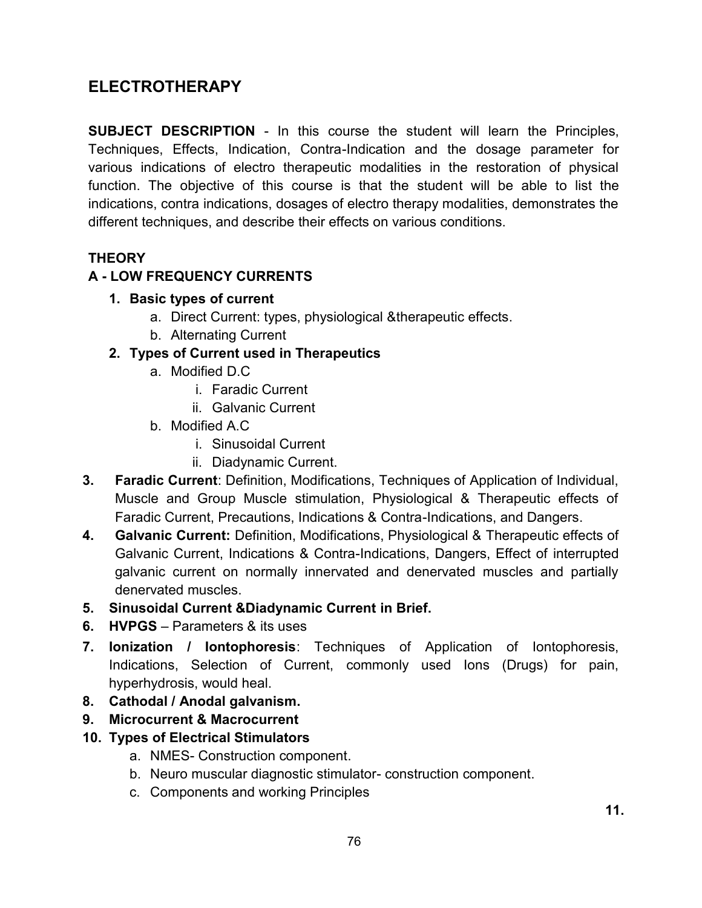# ELECTROTHERAPY

**SUBJECT DESCRIPTION** - In this course the student will learn the Principles, Techniques, Effects, Indication, Contra-Indication and the dosage parameter for various indications of electro therapeutic modalities in the restoration of physical function. The objective of this course is that the student will be able to list the indications, contra indications, dosages of electro therapy modalities, demonstrates the different techniques, and describe their effects on various conditions.

**THEORY**

**A - LOW FREQUENCY CURRENTS**

1. **Basic types of current**
    a. Direct Current: types, physiological &therapeutic effects.
    b. Alternating Current
2. **Types of Current used in Therapeutics**
    a. Modified D.C
        i. Faradic Current
        ii. Galvanic Current
    b. Modified A.C
        i. Sinusoidal Current
        ii. Diadynamic Current.
3. **Faradic Current**: Definition, Modifications, Techniques of Application of Individual, Muscle and Group Muscle stimulation, Physiological & Therapeutic effects of Faradic Current, Precautions, Indications & Contra-Indications, and Dangers.
4. **Galvanic Current:** Definition, Modifications, Physiological & Therapeutic effects of Galvanic Current, Indications & Contra-Indications, Dangers, Effect of interrupted galvanic current on normally innervated and denervated muscles and partially denervated muscles.
5. **Sinusoidal Current &Diadynamic Current in Brief.**
6. **HVPGS** – Parameters & its uses
7. **Ionization / Iontophoresis**: Techniques of Application of Iontophoresis, Indications, Selection of Current, commonly used Ions (Drugs) for pain, hyperhydrosis, would heal.
8. **Cathodal / Anodal galvanism.**
9. **Microcurrent & Macrocurrent**
10. **Types of Electrical Stimulators**
    a. NMES- Construction component.
    b. Neuro muscular diagnostic stimulator- construction component.
    c. Components and working Principles

**11.**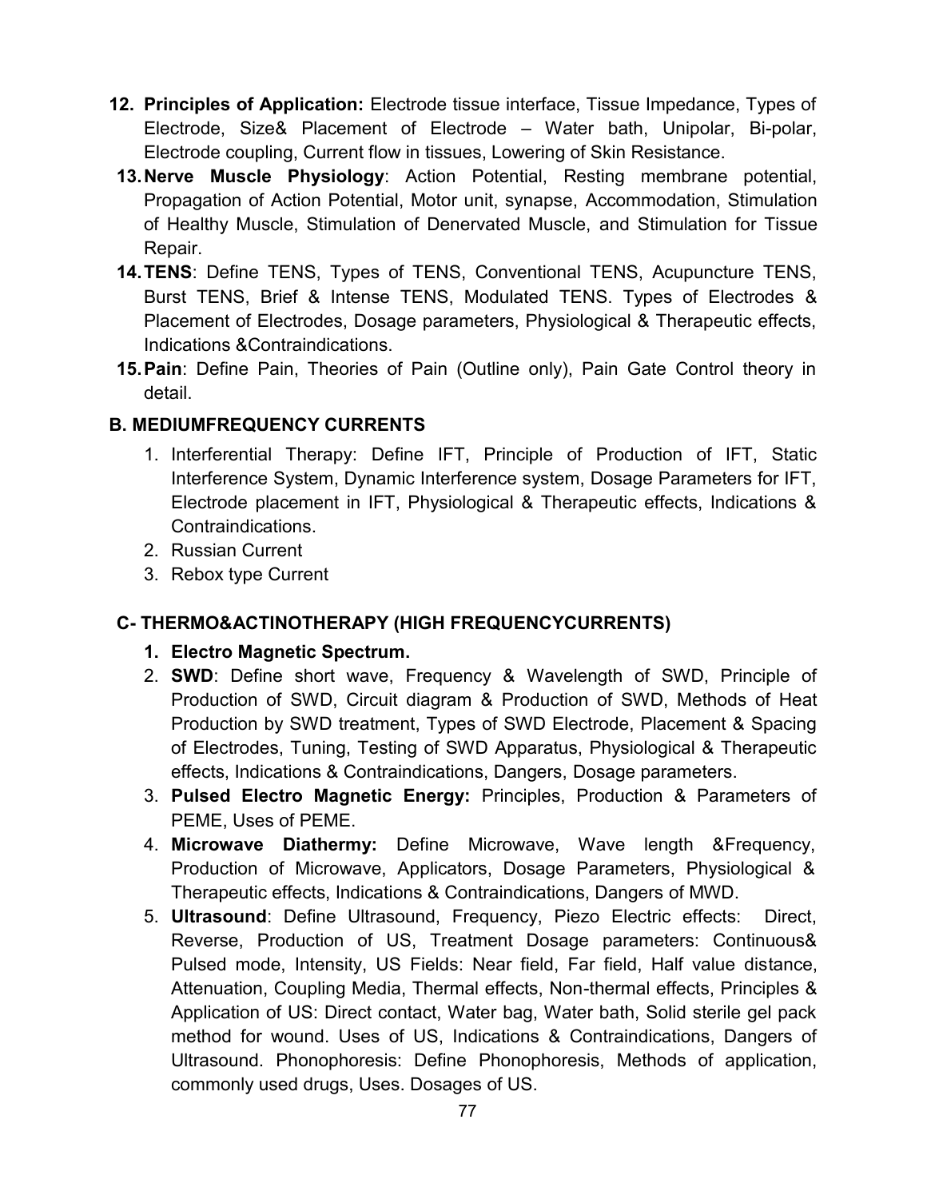12. **Principles of Application:** Electrode tissue interface, Tissue Impedance, Types of Electrode, Size& Placement of Electrode – Water bath, Unipolar, Bi-polar, Electrode coupling, Current flow in tissues, Lowering of Skin Resistance.
13. **Nerve Muscle Physiology**: Action Potential, Resting membrane potential, Propagation of Action Potential, Motor unit, synapse, Accommodation, Stimulation of Healthy Muscle, Stimulation of Denervated Muscle, and Stimulation for Tissue Repair.
14. **TENS**: Define TENS, Types of TENS, Conventional TENS, Acupuncture TENS, Burst TENS, Brief & Intense TENS, Modulated TENS. Types of Electrodes & Placement of Electrodes, Dosage parameters, Physiological & Therapeutic effects, Indications &Contraindications.
15. **Pain**: Define Pain, Theories of Pain (Outline only), Pain Gate Control theory in detail.

**B. MEDIUMFREQUENCY CURRENTS**

1. Interferential Therapy: Define IFT, Principle of Production of IFT, Static Interference System, Dynamic Interference system, Dosage Parameters for IFT, Electrode placement in IFT, Physiological & Therapeutic effects, Indications & Contraindications.
2. Russian Current
3. Rebox type Current

**C- THERMO&ACTINOTHERAPY (HIGH FREQUENCYCURRENTS)**

1. **Electro Magnetic Spectrum.**
2. **SWD**: Define short wave, Frequency & Wavelength of SWD, Principle of Production of SWD, Circuit diagram & Production of SWD, Methods of Heat Production by SWD treatment, Types of SWD Electrode, Placement & Spacing of Electrodes, Tuning, Testing of SWD Apparatus, Physiological & Therapeutic effects, Indications & Contraindications, Dangers, Dosage parameters.
3. **Pulsed Electro Magnetic Energy:** Principles, Production & Parameters of PEME, Uses of PEME.
4. **Microwave Diathermy:** Define Microwave, Wave length &Frequency, Production of Microwave, Applicators, Dosage Parameters, Physiological & Therapeutic effects, Indications & Contraindications, Dangers of MWD.
5. **Ultrasound**: Define Ultrasound, Frequency, Piezo Electric effects: Direct, Reverse, Production of US, Treatment Dosage parameters: Continuous& Pulsed mode, Intensity, US Fields: Near field, Far field, Half value distance, Attenuation, Coupling Media, Thermal effects, Non-thermal effects, Principles & Application of US: Direct contact, Water bag, Water bath, Solid sterile gel pack method for wound. Uses of US, Indications & Contraindications, Dangers of Ultrasound. Phonophoresis: Define Phonophoresis, Methods of application, commonly used drugs, Uses. Dosages of US.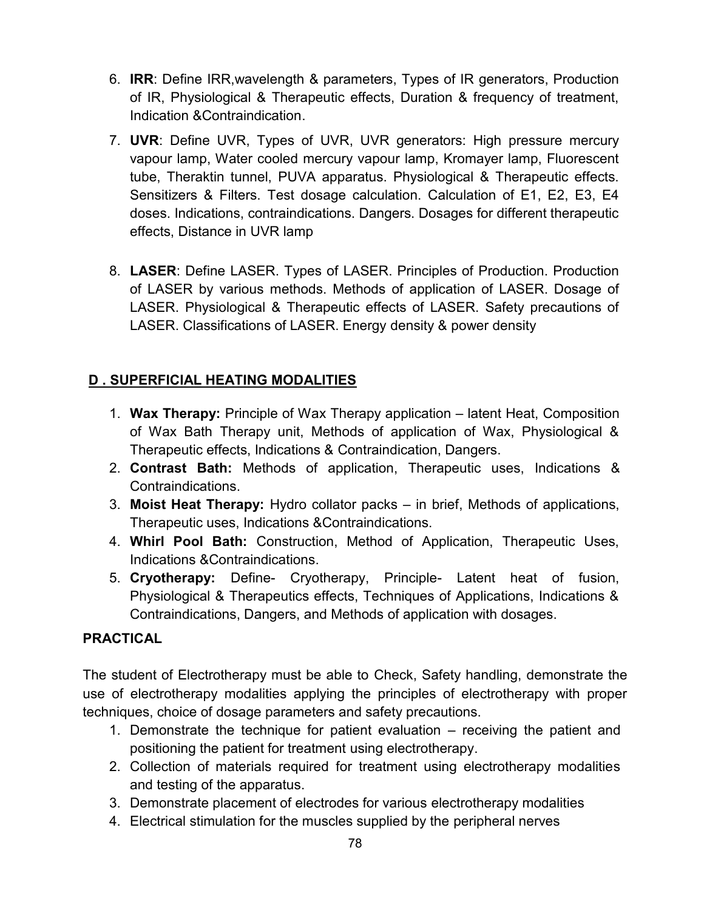6. **IRR**: Define IRR,wavelength & parameters, Types of IR generators, Production of IR, Physiological & Therapeutic effects, Duration & frequency of treatment, Indication &Contraindication.
7. **UVR**: Define UVR, Types of UVR, UVR generators: High pressure mercury vapour lamp, Water cooled mercury vapour lamp, Kromayer lamp, Fluorescent tube, Theraktin tunnel, PUVA apparatus. Physiological & Therapeutic effects. Sensitizers & Filters. Test dosage calculation. Calculation of E1, E2, E3, E4 doses. Indications, contraindications. Dangers. Dosages for different therapeutic effects, Distance in UVR lamp
8. **LASER**: Define LASER. Types of LASER. Principles of Production. Production of LASER by various methods. Methods of application of LASER. Dosage of LASER. Physiological & Therapeutic effects of LASER. Safety precautions of LASER. Classifications of LASER. Energy density & power density

## D . SUPERFICIAL HEATING MODALITIES

1. **Wax Therapy:** Principle of Wax Therapy application – latent Heat, Composition of Wax Bath Therapy unit, Methods of application of Wax, Physiological & Therapeutic effects, Indications & Contraindication, Dangers.
2. **Contrast Bath:** Methods of application, Therapeutic uses, Indications & Contraindications.
3. **Moist Heat Therapy:** Hydro collator packs – in brief, Methods of applications, Therapeutic uses, Indications &Contraindications.
4. **Whirl Pool Bath:** Construction, Method of Application, Therapeutic Uses, Indications &Contraindications.
5. **Cryotherapy:** Define- Cryotherapy, Principle- Latent heat of fusion, Physiological & Therapeutics effects, Techniques of Applications, Indications & Contraindications, Dangers, and Methods of application with dosages.

**PRACTICAL**

The student of Electrotherapy must be able to Check, Safety handling, demonstrate the use of electrotherapy modalities applying the principles of electrotherapy with proper techniques, choice of dosage parameters and safety precautions.

1. Demonstrate the technique for patient evaluation – receiving the patient and positioning the patient for treatment using electrotherapy.
2. Collection of materials required for treatment using electrotherapy modalities and testing of the apparatus.
3. Demonstrate placement of electrodes for various electrotherapy modalities
4. Electrical stimulation for the muscles supplied by the peripheral nerves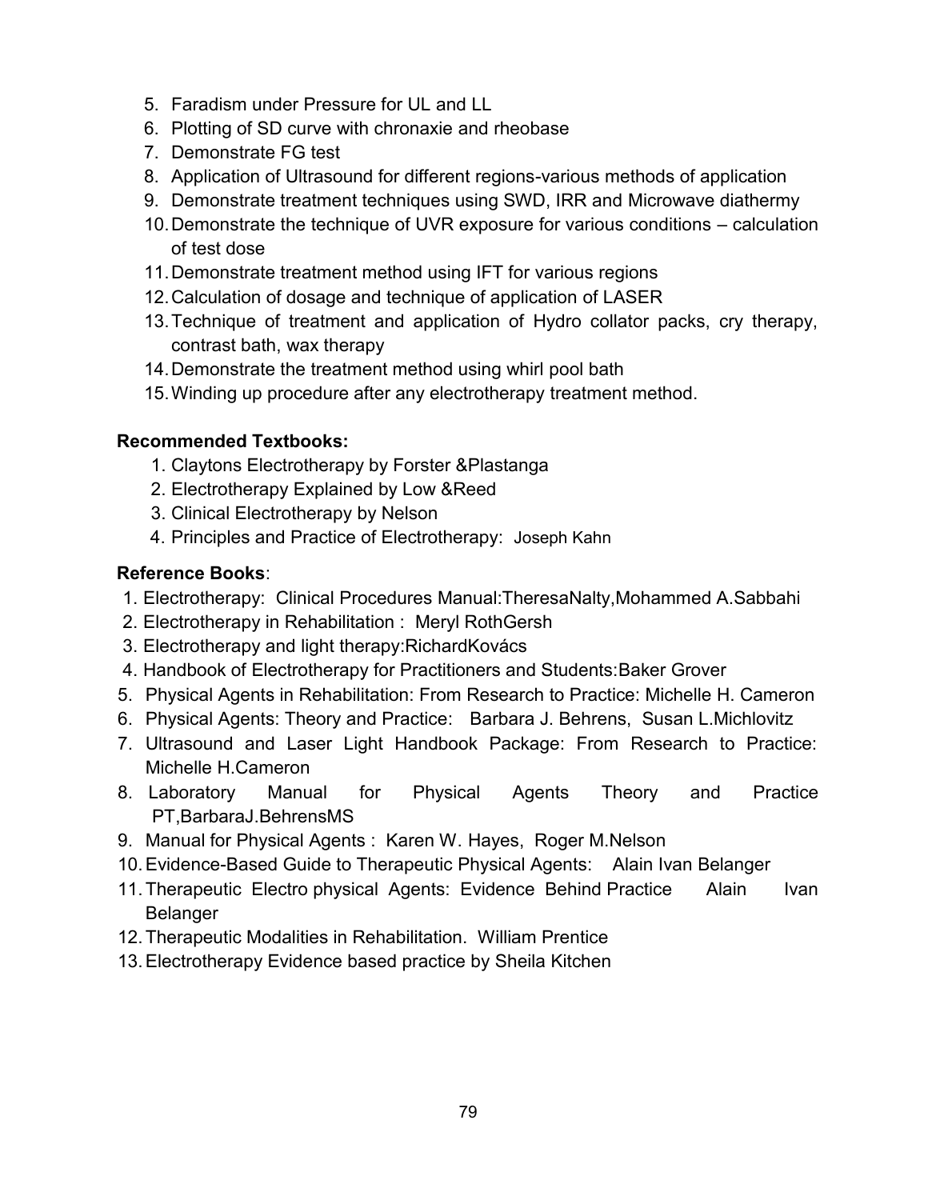5. Faradism under Pressure for UL and LL
6. Plotting of SD curve with chronaxie and rheobase
7. Demonstrate FG test
8. Application of Ultrasound for different regions-various methods of application
9. Demonstrate treatment techniques using SWD, IRR and Microwave diathermy
10. Demonstrate the technique of UVR exposure for various conditions – calculation of test dose
11. Demonstrate treatment method using IFT for various regions
12. Calculation of dosage and technique of application of LASER
13. Technique of treatment and application of Hydro collator packs, cry therapy, contrast bath, wax therapy
14. Demonstrate the treatment method using whirl pool bath
15. Winding up procedure after any electrotherapy treatment method.

**Recommended Textbooks:**

1. Claytons Electrotherapy by Forster &Plastanga
2. Electrotherapy Explained by Low &Reed
3. Clinical Electrotherapy by Nelson
4. Principles and Practice of Electrotherapy: Joseph Kahn

**Reference Books**:

1. Electrotherapy: Clinical Procedures Manual:TheresaNalty,Mohammed A.Sabbahi
2. Electrotherapy in Rehabilitation : Meryl RothGersh
3. Electrotherapy and light therapy:RichardKovács
4. Handbook of Electrotherapy for Practitioners and Students:Baker Grover
5. Physical Agents in Rehabilitation: From Research to Practice: Michelle H. Cameron
6. Physical Agents: Theory and Practice: Barbara J. Behrens, Susan L.Michlovitz
7. Ultrasound and Laser Light Handbook Package: From Research to Practice: Michelle H.Cameron
8. Laboratory Manual for Physical Agents Theory and Practice PT,BarbaraJ.BehrensMS
9. Manual for Physical Agents : Karen W. Hayes, Roger M.Nelson
10. Evidence-Based Guide to Therapeutic Physical Agents: Alain Ivan Belanger
11. Therapeutic Electro physical Agents: Evidence Behind Practice Alain Ivan Belanger
12. Therapeutic Modalities in Rehabilitation. William Prentice
13. Electrotherapy Evidence based practice by Sheila Kitchen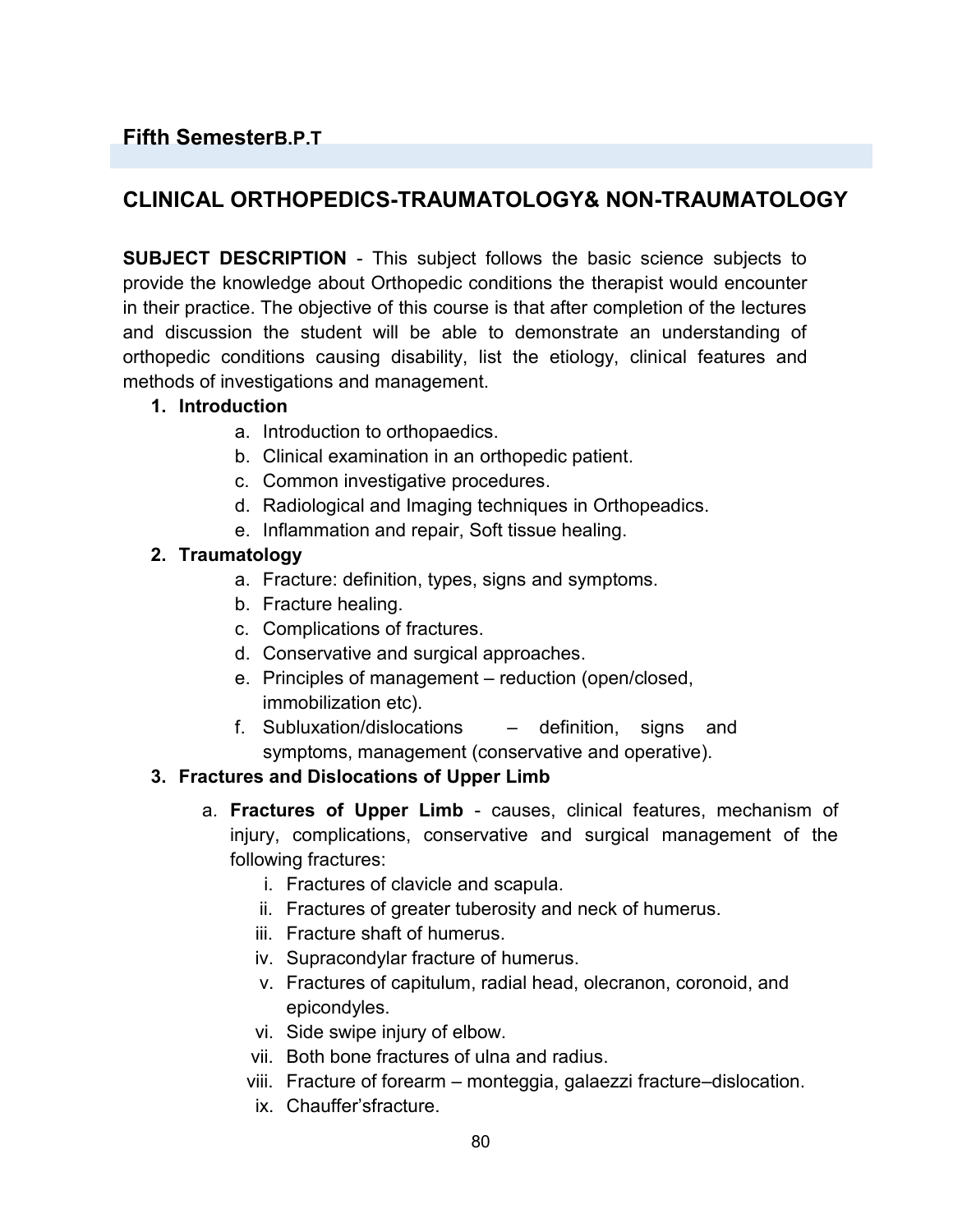## Fifth SemesterB.P.T

# CLINICAL ORTHOPEDICS-TRAUMATOLOGY& NON-TRAUMATOLOGY

**SUBJECT DESCRIPTION** - This subject follows the basic science subjects to provide the knowledge about Orthopedic conditions the therapist would encounter in their practice. The objective of this course is that after completion of the lectures and discussion the student will be able to demonstrate an understanding of orthopedic conditions causing disability, list the etiology, clinical features and methods of investigations and management.

1. **Introduction**
    a. Introduction to orthopaedics.
    b. Clinical examination in an orthopedic patient.
    c. Common investigative procedures.
    d. Radiological and Imaging techniques in Orthopeadics.
    e. Inflammation and repair, Soft tissue healing.
2. **Traumatology**
    a. Fracture: definition, types, signs and symptoms.
    b. Fracture healing.
    c. Complications of fractures.
    d. Conservative and surgical approaches.
    e. Principles of management – reduction (open/closed, immobilization etc).
    f. Subluxation/dislocations – definition, signs and symptoms, management (conservative and operative).
3. **Fractures and Dislocations of Upper Limb**
    a. **Fractures of Upper Limb** - causes, clinical features, mechanism of injury, complications, conservative and surgical management of the following fractures:
        i. Fractures of clavicle and scapula.
        ii. Fractures of greater tuberosity and neck of humerus.
        iii. Fracture shaft of humerus.
        iv. Supracondylar fracture of humerus.
        v. Fractures of capitulum, radial head, olecranon, coronoid, and epicondyles.
        vi. Side swipe injury of elbow.
        vii. Both bone fractures of ulna and radius.
        viii. Fracture of forearm – monteggia, galaezzi fracture–dislocation.
        ix. Chauffer'sfracture.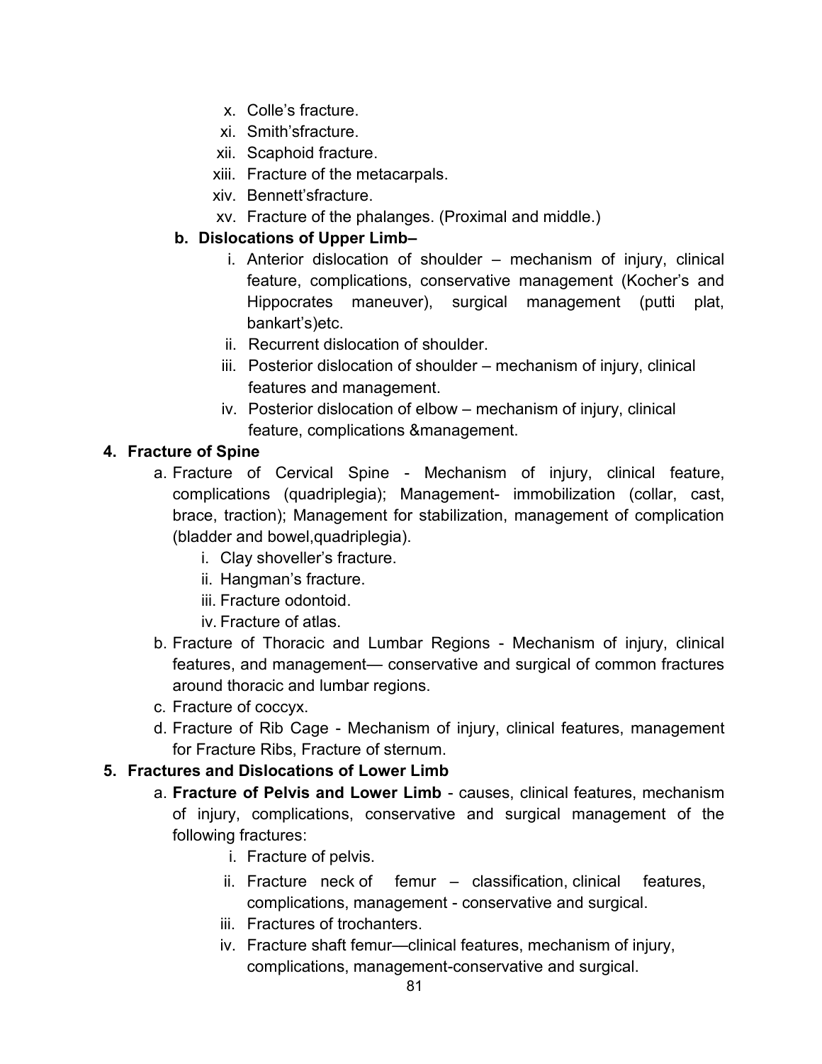x. Colle's fracture.
xi. Smith'sfracture.
xii. Scaphoid fracture.
xiii. Fracture of the metacarpals.
xiv. Bennett'sfracture.
xv. Fracture of the phalanges. (Proximal and middle.)

**b. Dislocations of Upper Limb–**

i. Anterior dislocation of shoulder – mechanism of injury, clinical feature, complications, conservative management (Kocher's and Hippocrates maneuver), surgical management (putti plat, bankart's)etc.
ii. Recurrent dislocation of shoulder.
iii. Posterior dislocation of shoulder – mechanism of injury, clinical features and management.
iv. Posterior dislocation of elbow – mechanism of injury, clinical feature, complications &management.

**4. Fracture of Spine**

a. Fracture of Cervical Spine - Mechanism of injury, clinical feature, complications (quadriplegia); Management- immobilization (collar, cast, brace, traction); Management for stabilization, management of complication (bladder and bowel,quadriplegia).
   i. Clay shoveller's fracture.
   ii. Hangman's fracture.
   iii. Fracture odontoid.
   iv. Fracture of atlas.

b. Fracture of Thoracic and Lumbar Regions - Mechanism of injury, clinical features, and management— conservative and surgical of common fractures around thoracic and lumbar regions.

c. Fracture of coccyx.

d. Fracture of Rib Cage - Mechanism of injury, clinical features, management for Fracture Ribs, Fracture of sternum.

**5. Fractures and Dislocations of Lower Limb**

a. **Fracture of Pelvis and Lower Limb** - causes, clinical features, mechanism of injury, complications, conservative and surgical management of the following fractures:
   i. Fracture of pelvis.
   ii. Fracture neck of femur – classification, clinical features, complications, management - conservative and surgical.
   iii. Fractures of trochanters.
   iv. Fracture shaft femur—clinical features, mechanism of injury, complications, management-conservative and surgical.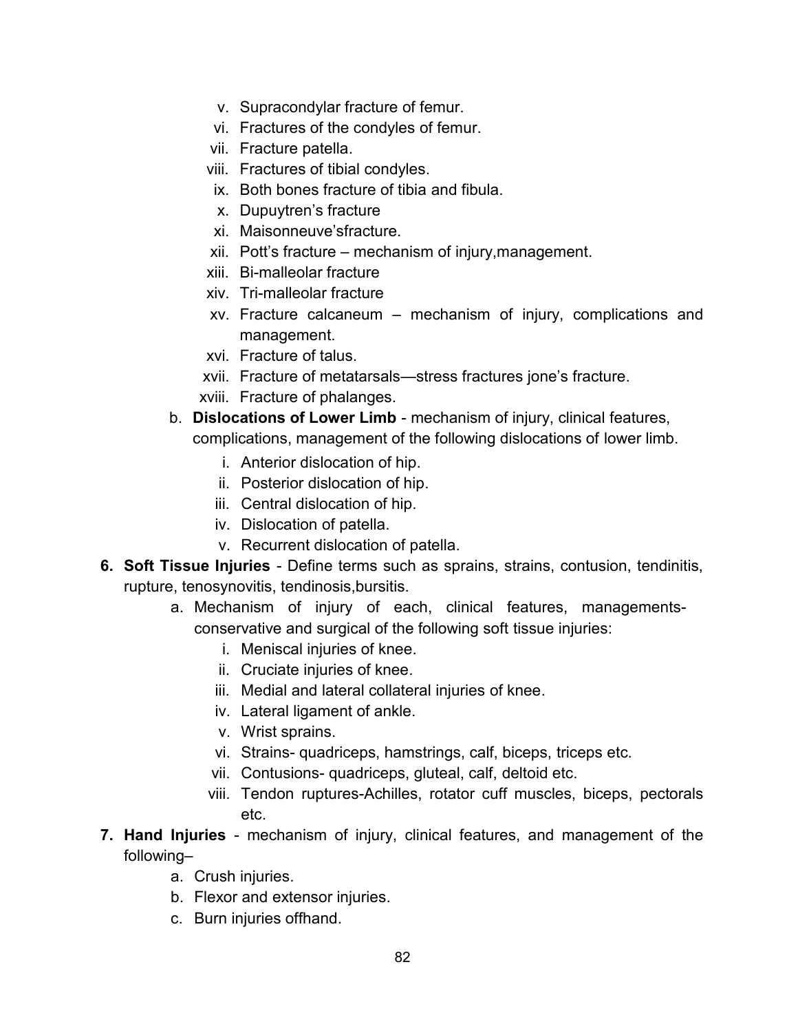v. Supracondylar fracture of femur.
vi. Fractures of the condyles of femur.
vii. Fracture patella.
viii. Fractures of tibial condyles.
ix. Both bones fracture of tibia and fibula.
x. Dupuytren's fracture
xi. Maisonneuve'sfracture.
xii. Pott's fracture – mechanism of injury,management.
xiii. Bi-malleolar fracture
xiv. Tri-malleolar fracture
xv. Fracture calcaneum – mechanism of injury, complications and management.
xvi. Fracture of talus.
xvii. Fracture of metatarsals—stress fractures jone's fracture.
xviii. Fracture of phalanges.

b. **Dislocations of Lower Limb** - mechanism of injury, clinical features, complications, management of the following dislocations of lower limb.
   i. Anterior dislocation of hip.
   ii. Posterior dislocation of hip.
   iii. Central dislocation of hip.
   iv. Dislocation of patella.
   v. Recurrent dislocation of patella.

6. **Soft Tissue Injuries** - Define terms such as sprains, strains, contusion, tendinitis, rupture, tenosynovitis, tendinosis,bursitis.
   a. Mechanism of injury of each, clinical features, managements-conservative and surgical of the following soft tissue injuries:
      i. Meniscal injuries of knee.
      ii. Cruciate injuries of knee.
      iii. Medial and lateral collateral injuries of knee.
      iv. Lateral ligament of ankle.
      v. Wrist sprains.
      vi. Strains- quadriceps, hamstrings, calf, biceps, triceps etc.
      vii. Contusions- quadriceps, gluteal, calf, deltoid etc.
      viii. Tendon ruptures-Achilles, rotator cuff muscles, biceps, pectorals etc.

7. **Hand Injuries** - mechanism of injury, clinical features, and management of the following–
   a. Crush injuries.
   b. Flexor and extensor injuries.
   c. Burn injuries offhand.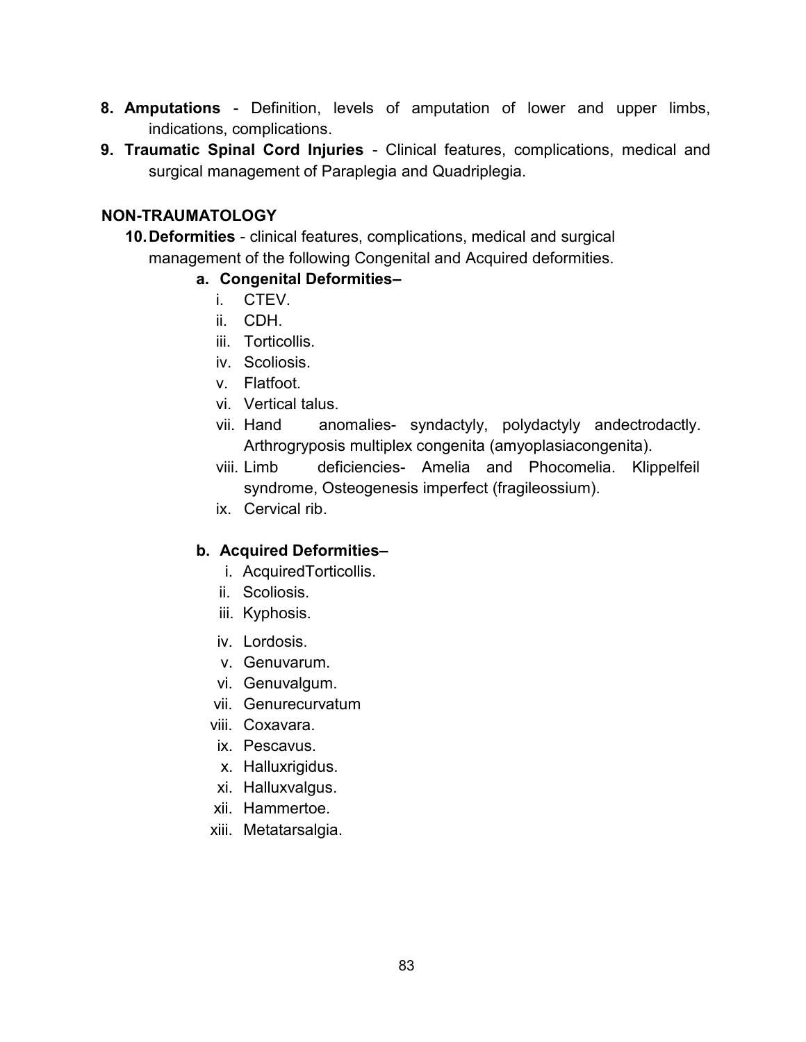**8. Amputations** - Definition, levels of amputation of lower and upper limbs, indications, complications.

**9. Traumatic Spinal Cord Injuries** - Clinical features, complications, medical and surgical management of Paraplegia and Quadriplegia.

**NON-TRAUMATOLOGY**

**10. Deformities** - clinical features, complications, medical and surgical management of the following Congenital and Acquired deformities.

**a. Congenital Deformities–**

i. CTEV.
ii. CDH.
iii. Torticollis.
iv. Scoliosis.
v. Flatfoot.
vi. Vertical talus.
vii. Hand anomalies- syndactyly, polydactyly andectrodactly. Arthrogryposis multiplex congenita (amyoplasiacongenita).
viii. Limb deficiencies- Amelia and Phocomelia. Klippelfeil syndrome, Osteogenesis imperfect (fragileossium).
ix. Cervical rib.

**b. Acquired Deformities–**

i. AcquiredTorticollis.
ii. Scoliosis.
iii. Kyphosis.
iv. Lordosis.
v. Genuvarum.
vi. Genuvalgum.
vii. Genurecurvatum
viii. Coxavara.
ix. Pescavus.
x. Halluxrigidus.
xi. Halluxvalgus.
xii. Hammertoe.
xiii. Metatarsalgia.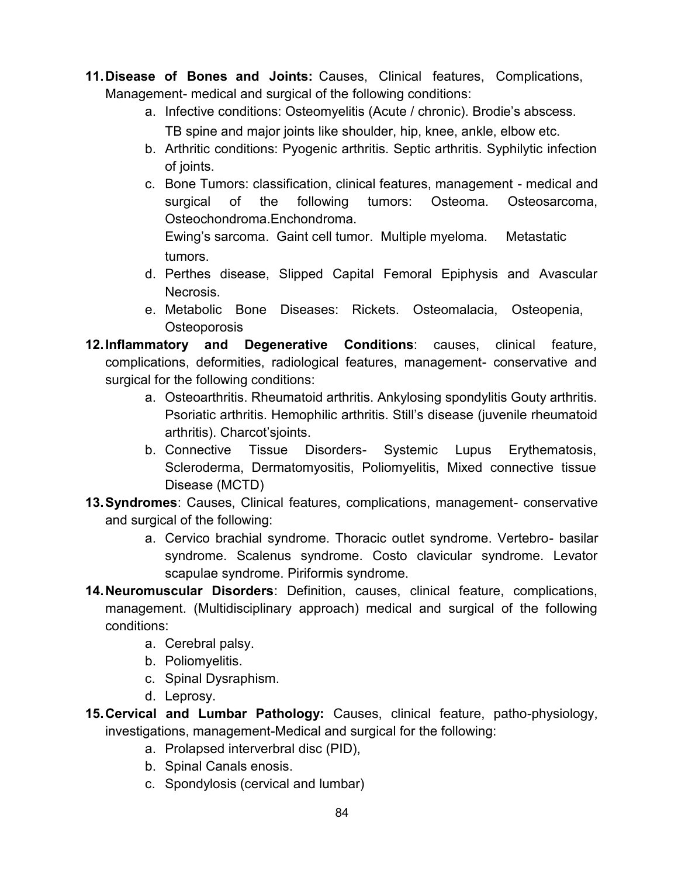11. **Disease of Bones and Joints:** Causes, Clinical features, Complications, Management- medical and surgical of the following conditions:
    a. Infective conditions: Osteomyelitis (Acute / chronic). Brodie's abscess. TB spine and major joints like shoulder, hip, knee, ankle, elbow etc.
    b. Arthritic conditions: Pyogenic arthritis. Septic arthritis. Syphilytic infection of joints.
    c. Bone Tumors: classification, clinical features, management - medical and surgical of the following tumors: Osteoma. Osteosarcoma, Osteochondroma.Enchondroma.
       Ewing's sarcoma. Gaint cell tumor. Multiple myeloma. Metastatic tumors.
    d. Perthes disease, Slipped Capital Femoral Epiphysis and Avascular Necrosis.
    e. Metabolic Bone Diseases: Rickets. Osteomalacia, Osteopenia, Osteoporosis
12. **Inflammatory and Degenerative Conditions**: causes, clinical feature, complications, deformities, radiological features, management- conservative and surgical for the following conditions:
    a. Osteoarthritis. Rheumatoid arthritis. Ankylosing spondylitis Gouty arthritis. Psoriatic arthritis. Hemophilic arthritis. Still's disease (juvenile rheumatoid arthritis). Charcot'sjoints.
    b. Connective Tissue Disorders- Systemic Lupus Erythematosis, Scleroderma, Dermatomyositis, Poliomyelitis, Mixed connective tissue Disease (MCTD)
13. **Syndromes**: Causes, Clinical features, complications, management- conservative and surgical of the following:
    a. Cervico brachial syndrome. Thoracic outlet syndrome. Vertebro- basilar syndrome. Scalenus syndrome. Costo clavicular syndrome. Levator scapulae syndrome. Piriformis syndrome.
14. **Neuromuscular Disorders**: Definition, causes, clinical feature, complications, management. (Multidisciplinary approach) medical and surgical of the following conditions:
    a. Cerebral palsy.
    b. Poliomyelitis.
    c. Spinal Dysraphism.
    d. Leprosy.
15. **Cervical and Lumbar Pathology:** Causes, clinical feature, patho-physiology, investigations, management-Medical and surgical for the following:
    a. Prolapsed interverbral disc (PID),
    b. Spinal Canals enosis.
    c. Spondylosis (cervical and lumbar)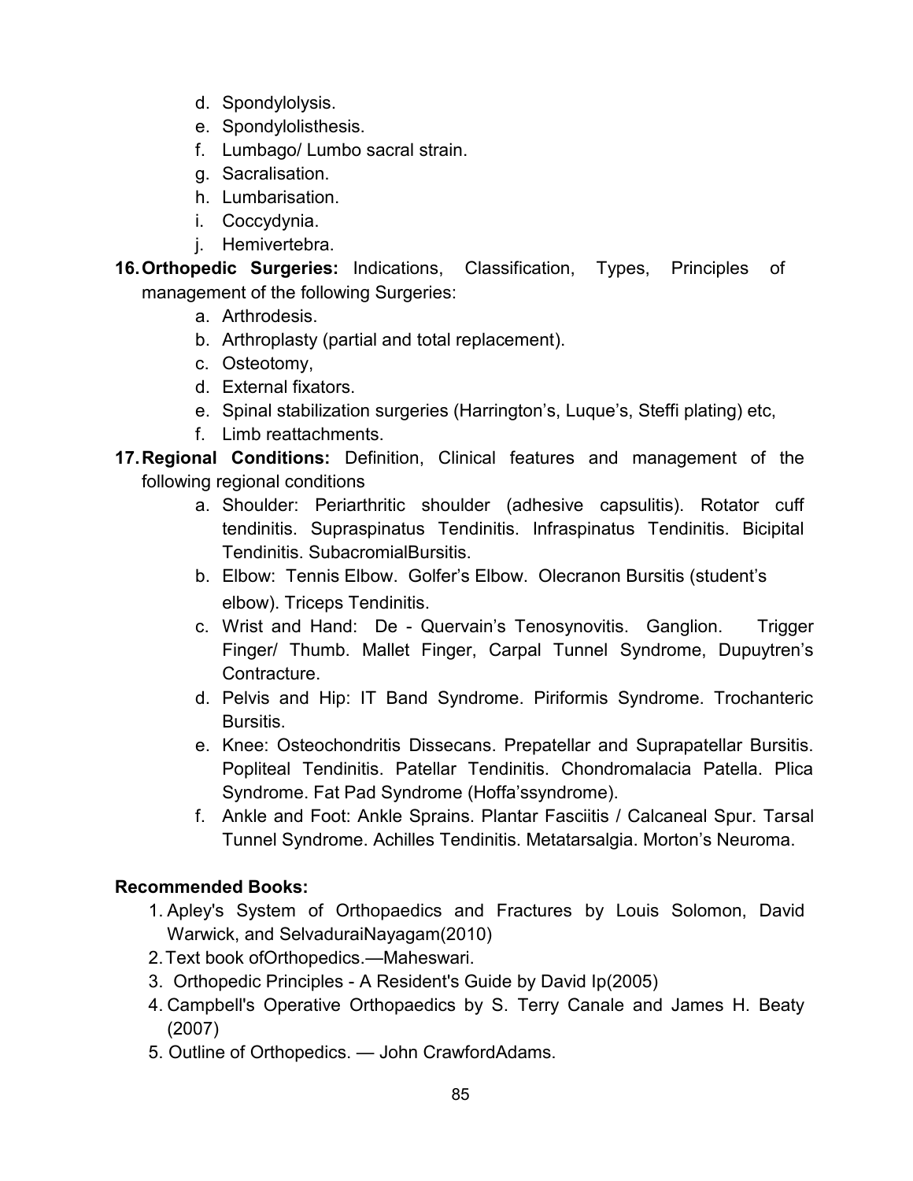d. Spondylolysis.
e. Spondylolisthesis.
f. Lumbago/ Lumbo sacral strain.
g. Sacralisation.
h. Lumbarisation.
i. Coccydynia.
j. Hemivertebra.

16. **Orthopedic Surgeries:** Indications, Classification, Types, Principles of management of the following Surgeries:
    a. Arthrodesis.
    b. Arthroplasty (partial and total replacement).
    c. Osteotomy,
    d. External fixators.
    e. Spinal stabilization surgeries (Harrington's, Luque's, Steffi plating) etc,
    f. Limb reattachments.

17. **Regional Conditions:** Definition, Clinical features and management of the following regional conditions
    a. Shoulder: Periarthritic shoulder (adhesive capsulitis). Rotator cuff tendinitis. Supraspinatus Tendinitis. Infraspinatus Tendinitis. Bicipital Tendinitis. SubacromialBursitis.
    b. Elbow: Tennis Elbow. Golfer's Elbow. Olecranon Bursitis (student's elbow). Triceps Tendinitis.
    c. Wrist and Hand: De - Quervain's Tenosynovitis. Ganglion. Trigger Finger/ Thumb. Mallet Finger, Carpal Tunnel Syndrome, Dupuytren's Contracture.
    d. Pelvis and Hip: IT Band Syndrome. Piriformis Syndrome. Trochanteric Bursitis.
    e. Knee: Osteochondritis Dissecans. Prepatellar and Suprapatellar Bursitis. Popliteal Tendinitis. Patellar Tendinitis. Chondromalacia Patella. Plica Syndrome. Fat Pad Syndrome (Hoffa'ssyndrome).
    f. Ankle and Foot: Ankle Sprains. Plantar Fasciitis / Calcaneal Spur. Tarsal Tunnel Syndrome. Achilles Tendinitis. Metatarsalgia. Morton's Neuroma.

**Recommended Books:**

1. Apley's System of Orthopaedics and Fractures by Louis Solomon, David Warwick, and SelvaduraiNayagam(2010)
2. Text book ofOrthopedics.—Maheswari.
3. Orthopedic Principles - A Resident's Guide by David Ip(2005)
4. Campbell's Operative Orthopaedics by S. Terry Canale and James H. Beaty (2007)
5. Outline of Orthopedics. — John CrawfordAdams.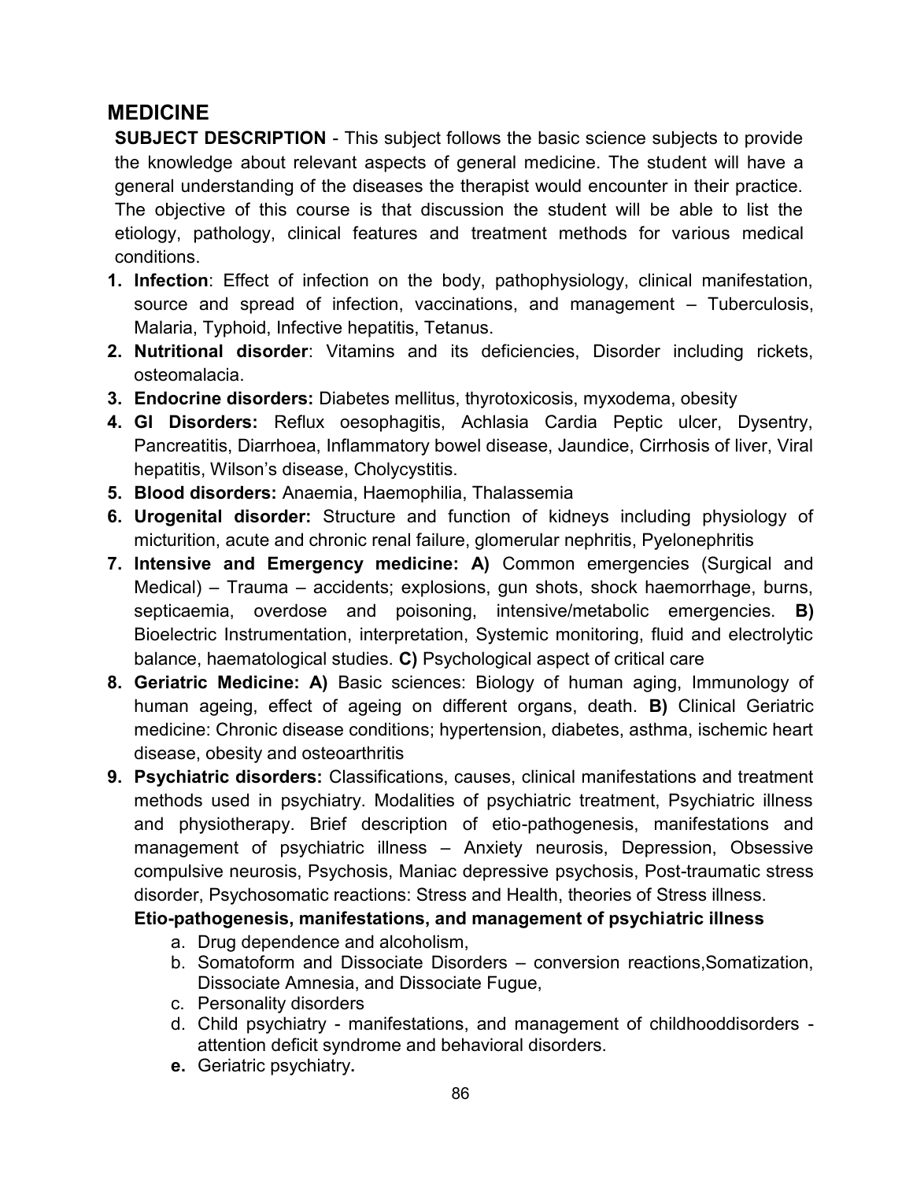## MEDICINE

**SUBJECT DESCRIPTION** - This subject follows the basic science subjects to provide the knowledge about relevant aspects of general medicine. The student will have a general understanding of the diseases the therapist would encounter in their practice. The objective of this course is that discussion the student will be able to list the etiology, pathology, clinical features and treatment methods for various medical conditions.

1. **Infection**: Effect of infection on the body, pathophysiology, clinical manifestation, source and spread of infection, vaccinations, and management – Tuberculosis, Malaria, Typhoid, Infective hepatitis, Tetanus.
2. **Nutritional disorder**: Vitamins and its deficiencies, Disorder including rickets, osteomalacia.
3. **Endocrine disorders:** Diabetes mellitus, thyrotoxicosis, myxodema, obesity
4. **GI Disorders:** Reflux oesophagitis, Achlasia Cardia Peptic ulcer, Dysentry, Pancreatitis, Diarrhoea, Inflammatory bowel disease, Jaundice, Cirrhosis of liver, Viral hepatitis, Wilson's disease, Cholycystitis.
5. **Blood disorders:** Anaemia, Haemophilia, Thalassemia
6. **Urogenital disorder:** Structure and function of kidneys including physiology of micturition, acute and chronic renal failure, glomerular nephritis, Pyelonephritis
7. **Intensive and Emergency medicine: A)** Common emergencies (Surgical and Medical) – Trauma – accidents; explosions, gun shots, shock haemorrhage, burns, septicaemia, overdose and poisoning, intensive/metabolic emergencies. **B)** Bioelectric Instrumentation, interpretation, Systemic monitoring, fluid and electrolytic balance, haematological studies. **C)** Psychological aspect of critical care
8. **Geriatric Medicine: A)** Basic sciences: Biology of human aging, Immunology of human ageing, effect of ageing on different organs, death. **B)** Clinical Geriatric medicine: Chronic disease conditions; hypertension, diabetes, asthma, ischemic heart disease, obesity and osteoarthritis
9. **Psychiatric disorders:** Classifications, causes, clinical manifestations and treatment methods used in psychiatry. Modalities of psychiatric treatment, Psychiatric illness and physiotherapy. Brief description of etio-pathogenesis, manifestations and management of psychiatric illness – Anxiety neurosis, Depression, Obsessive compulsive neurosis, Psychosis, Maniac depressive psychosis, Post-traumatic stress disorder, Psychosomatic reactions: Stress and Health, theories of Stress illness.

   **Etio-pathogenesis, manifestations, and management of psychiatric illness**

   a. Drug dependence and alcoholism,
   b. Somatoform and Dissociate Disorders – conversion reactions,Somatization, Dissociate Amnesia, and Dissociate Fugue,
   c. Personality disorders
   d. Child psychiatry - manifestations, and management of childhooddisorders - attention deficit syndrome and behavioral disorders.
   e. Geriatric psychiatry.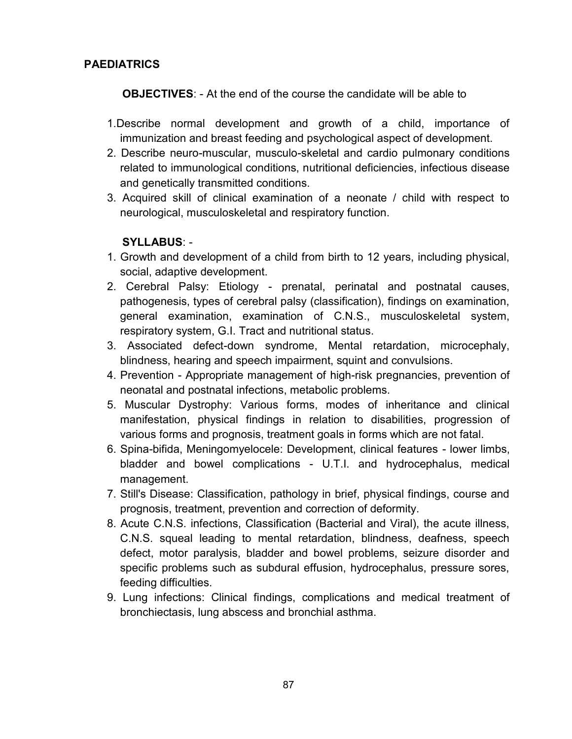## PAEDIATRICS

**OBJECTIVES**: - At the end of the course the candidate will be able to

1. Describe normal development and growth of a child, importance of immunization and breast feeding and psychological aspect of development.
2. Describe neuro-muscular, musculo-skeletal and cardio pulmonary conditions related to immunological conditions, nutritional deficiencies, infectious disease and genetically transmitted conditions.
3. Acquired skill of clinical examination of a neonate / child with respect to neurological, musculoskeletal and respiratory function.

**SYLLABUS**: -

1. Growth and development of a child from birth to 12 years, including physical, social, adaptive development.
2. Cerebral Palsy: Etiology - prenatal, perinatal and postnatal causes, pathogenesis, types of cerebral palsy (classification), findings on examination, general examination, examination of C.N.S., musculoskeletal system, respiratory system, G.I. Tract and nutritional status.
3. Associated defect-down syndrome, Mental retardation, microcephaly, blindness, hearing and speech impairment, squint and convulsions.
4. Prevention - Appropriate management of high-risk pregnancies, prevention of neonatal and postnatal infections, metabolic problems.
5. Muscular Dystrophy: Various forms, modes of inheritance and clinical manifestation, physical findings in relation to disabilities, progression of various forms and prognosis, treatment goals in forms which are not fatal.
6. Spina-bifida, Meningomyelocele: Development, clinical features - lower limbs, bladder and bowel complications - U.T.I. and hydrocephalus, medical management.
7. Still's Disease: Classification, pathology in brief, physical findings, course and prognosis, treatment, prevention and correction of deformity.
8. Acute C.N.S. infections, Classification (Bacterial and Viral), the acute illness, C.N.S. squeal leading to mental retardation, blindness, deafness, speech defect, motor paralysis, bladder and bowel problems, seizure disorder and specific problems such as subdural effusion, hydrocephalus, pressure sores, feeding difficulties.
9. Lung infections: Clinical findings, complications and medical treatment of bronchiectasis, lung abscess and bronchial asthma.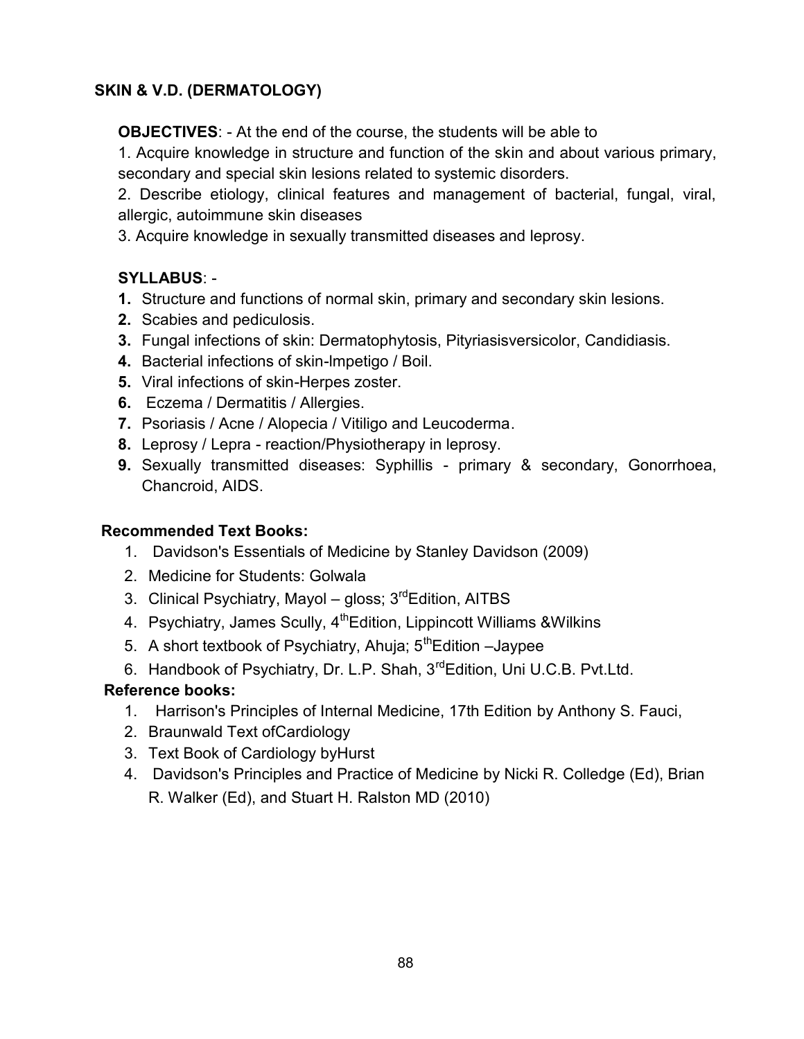## SKIN & V.D. (DERMATOLOGY)

**OBJECTIVES**: - At the end of the course, the students will be able to

1. Acquire knowledge in structure and function of the skin and about various primary, secondary and special skin lesions related to systemic disorders.
2. Describe etiology, clinical features and management of bacterial, fungal, viral, allergic, autoimmune skin diseases
3. Acquire knowledge in sexually transmitted diseases and leprosy.

**SYLLABUS**: -

1. Structure and functions of normal skin, primary and secondary skin lesions.
2. Scabies and pediculosis.
3. Fungal infections of skin: Dermatophytosis, Pityriasisversicolor, Candidiasis.
4. Bacterial infections of skin-Impetigo / Boil.
5. Viral infections of skin-Herpes zoster.
6. Eczema / Dermatitis / Allergies.
7. Psoriasis / Acne / Alopecia / Vitiligo and Leucoderma.
8. Leprosy / Lepra - reaction/Physiotherapy in leprosy.
9. Sexually transmitted diseases: Syphillis - primary & secondary, Gonorrhoea, Chancroid, AIDS.

**Recommended Text Books:**

1. Davidson's Essentials of Medicine by Stanley Davidson (2009)
2. Medicine for Students: Golwala
3. Clinical Psychiatry, Mayol – gloss; 3rdEdition, AITBS
4. Psychiatry, James Scully, 4thEdition, Lippincott Williams &Wilkins
5. A short textbook of Psychiatry, Ahuja; 5thEdition –Jaypee
6. Handbook of Psychiatry, Dr. L.P. Shah, 3rdEdition, Uni U.C.B. Pvt.Ltd.

**Reference books:**

1. Harrison's Principles of Internal Medicine, 17th Edition by Anthony S. Fauci,
2. Braunwald Text ofCardiology
3. Text Book of Cardiology byHurst
4. Davidson's Principles and Practice of Medicine by Nicki R. Colledge (Ed), Brian R. Walker (Ed), and Stuart H. Ralston MD (2010)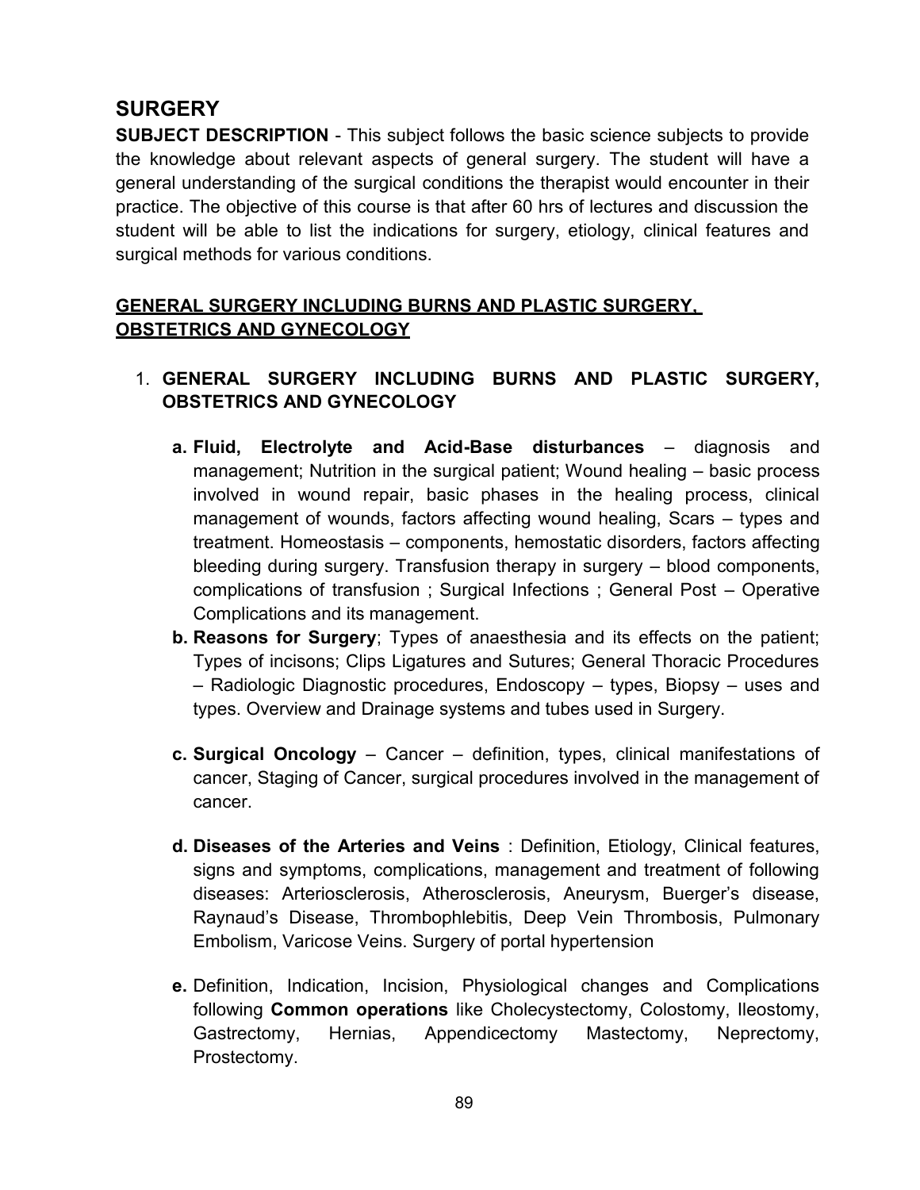## SURGERY

**SUBJECT DESCRIPTION** - This subject follows the basic science subjects to provide the knowledge about relevant aspects of general surgery. The student will have a general understanding of the surgical conditions the therapist would encounter in their practice. The objective of this course is that after 60 hrs of lectures and discussion the student will be able to list the indications for surgery, etiology, clinical features and surgical methods for various conditions.

### GENERAL SURGERY INCLUDING BURNS AND PLASTIC SURGERY, OBSTETRICS AND GYNECOLOGY

1. **GENERAL SURGERY INCLUDING BURNS AND PLASTIC SURGERY, OBSTETRICS AND GYNECOLOGY**

    a. **Fluid, Electrolyte and Acid-Base disturbances** – diagnosis and management; Nutrition in the surgical patient; Wound healing – basic process involved in wound repair, basic phases in the healing process, clinical management of wounds, factors affecting wound healing, Scars – types and treatment. Homeostasis – components, hemostatic disorders, factors affecting bleeding during surgery. Transfusion therapy in surgery – blood components, complications of transfusion ; Surgical Infections ; General Post – Operative Complications and its management.

    b. **Reasons for Surgery**; Types of anaesthesia and its effects on the patient; Types of incisons; Clips Ligatures and Sutures; General Thoracic Procedures – Radiologic Diagnostic procedures, Endoscopy – types, Biopsy – uses and types. Overview and Drainage systems and tubes used in Surgery.

    c. **Surgical Oncology** – Cancer – definition, types, clinical manifestations of cancer, Staging of Cancer, surgical procedures involved in the management of cancer.

    d. **Diseases of the Arteries and Veins** : Definition, Etiology, Clinical features, signs and symptoms, complications, management and treatment of following diseases: Arteriosclerosis, Atherosclerosis, Aneurysm, Buerger's disease, Raynaud's Disease, Thrombophlebitis, Deep Vein Thrombosis, Pulmonary Embolism, Varicose Veins. Surgery of portal hypertension

    e. Definition, Indication, Incision, Physiological changes and Complications following **Common operations** like Cholecystectomy, Colostomy, Ileostomy, Gastrectomy, Hernias, Appendicectomy Mastectomy, Neprectomy, Prostectomy.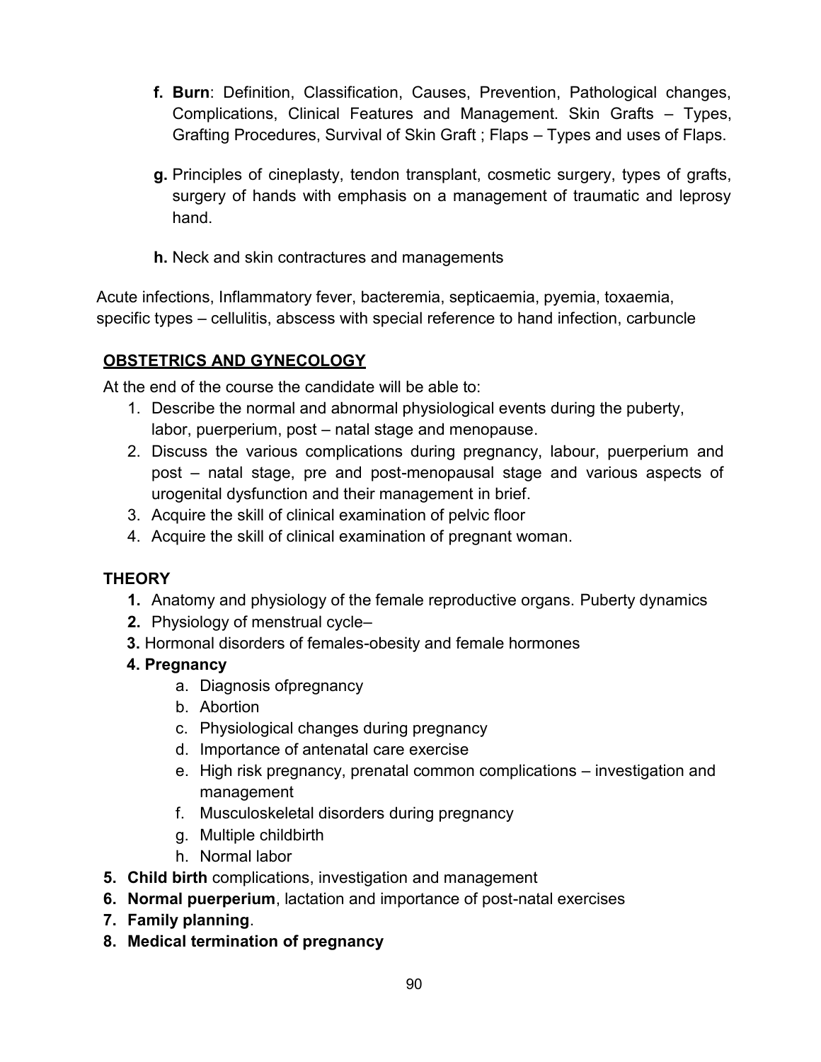- **f. Burn**: Definition, Classification, Causes, Prevention, Pathological changes, Complications, Clinical Features and Management. Skin Grafts – Types, Grafting Procedures, Survival of Skin Graft ; Flaps – Types and uses of Flaps.

- **g.** Principles of cineplasty, tendon transplant, cosmetic surgery, types of grafts, surgery of hands with emphasis on a management of traumatic and leprosy hand.

- **h.** Neck and skin contractures and managements

Acute infections, Inflammatory fever, bacteremia, septicaemia, pyemia, toxaemia, specific types – cellulitis, abscess with special reference to hand infection, carbuncle

## OBSTETRICS AND GYNECOLOGY

At the end of the course the candidate will be able to:

1. Describe the normal and abnormal physiological events during the puberty, labor, puerperium, post – natal stage and menopause.
2. Discuss the various complications during pregnancy, labour, puerperium and post – natal stage, pre and post-menopausal stage and various aspects of urogenital dysfunction and their management in brief.
3. Acquire the skill of clinical examination of pelvic floor
4. Acquire the skill of clinical examination of pregnant woman.

### THEORY

1. Anatomy and physiology of the female reproductive organs. Puberty dynamics
2. Physiology of menstrual cycle–
3. Hormonal disorders of females-obesity and female hormones
4. **Pregnancy**
    a. Diagnosis ofpregnancy
    b. Abortion
    c. Physiological changes during pregnancy
    d. Importance of antenatal care exercise
    e. High risk pregnancy, prenatal common complications – investigation and management
    f. Musculoskeletal disorders during pregnancy
    g. Multiple childbirth
    h. Normal labor
5. **Child birth** complications, investigation and management
6. **Normal puerperium**, lactation and importance of post-natal exercises
7. **Family planning**.
8. **Medical termination of pregnancy**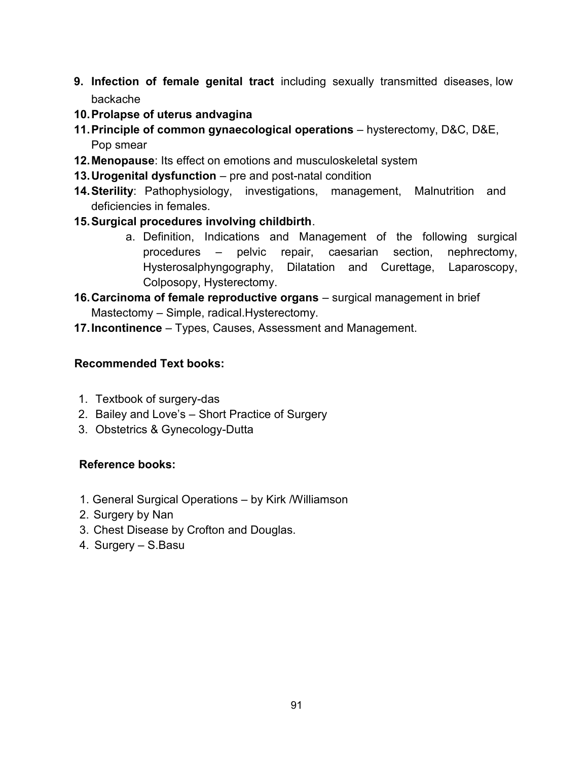9. **Infection of female genital tract** including sexually transmitted diseases, low backache
10. **Prolapse of uterus andvagina**
11. **Principle of common gynaecological operations** – hysterectomy, D&C, D&E, Pop smear
12. **Menopause**: Its effect on emotions and musculoskeletal system
13. **Urogenital dysfunction** – pre and post-natal condition
14. **Sterility**: Pathophysiology, investigations, management, Malnutrition and deficiencies in females.
15. **Surgical procedures involving childbirth**.
    a. Definition, Indications and Management of the following surgical procedures – pelvic repair, caesarian section, nephrectomy, Hysterosalphyngography, Dilatation and Curettage, Laparoscopy, Colposopy, Hysterectomy.
16. **Carcinoma of female reproductive organs** – surgical management in brief Mastectomy – Simple, radical.Hysterectomy.
17. **Incontinence** – Types, Causes, Assessment and Management.

**Recommended Text books:**

1. Textbook of surgery-das
2. Bailey and Love's – Short Practice of Surgery
3. Obstetrics & Gynecology-Dutta

**Reference books:**

1. General Surgical Operations – by Kirk /Williamson
2. Surgery by Nan
3. Chest Disease by Crofton and Douglas.
4. Surgery – S.Basu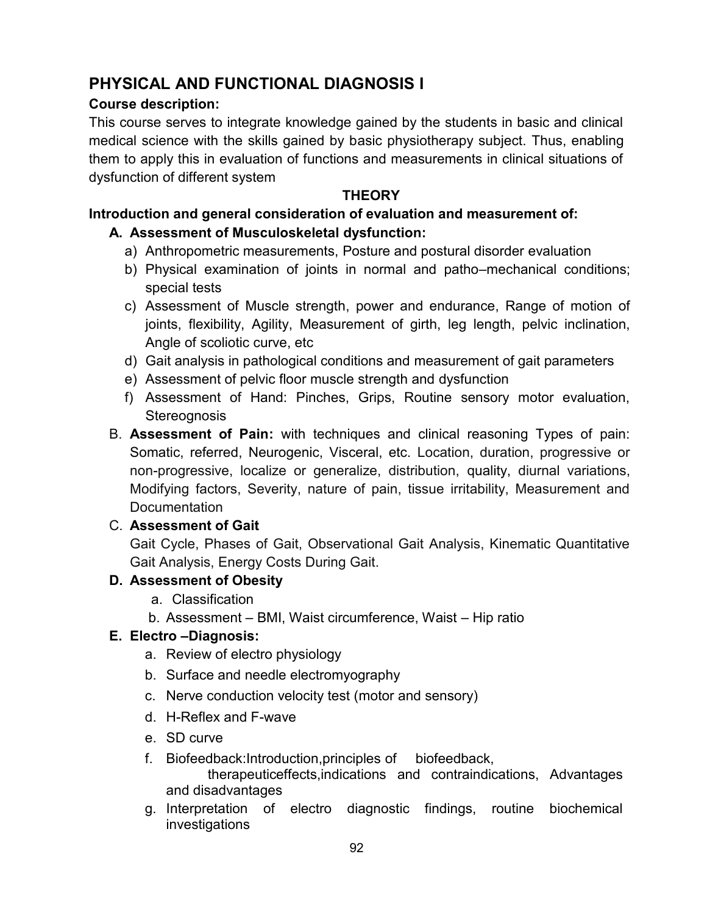# PHYSICAL AND FUNCTIONAL DIAGNOSIS I

**Course description:**

This course serves to integrate knowledge gained by the students in basic and clinical medical science with the skills gained by basic physiotherapy subject. Thus, enabling them to apply this in evaluation of functions and measurements in clinical situations of dysfunction of different system

**THEORY**

**Introduction and general consideration of evaluation and measurement of:**

**A. Assessment of Musculoskeletal dysfunction:**

a) Anthropometric measurements, Posture and postural disorder evaluation
b) Physical examination of joints in normal and patho–mechanical conditions; special tests
c) Assessment of Muscle strength, power and endurance, Range of motion of joints, flexibility, Agility, Measurement of girth, leg length, pelvic inclination, Angle of scoliotic curve, etc
d) Gait analysis in pathological conditions and measurement of gait parameters
e) Assessment of pelvic floor muscle strength and dysfunction
f) Assessment of Hand: Pinches, Grips, Routine sensory motor evaluation, Stereognosis

B. **Assessment of Pain:** with techniques and clinical reasoning Types of pain: Somatic, referred, Neurogenic, Visceral, etc. Location, duration, progressive or non-progressive, localize or generalize, distribution, quality, diurnal variations, Modifying factors, Severity, nature of pain, tissue irritability, Measurement and Documentation

C. **Assessment of Gait**

Gait Cycle, Phases of Gait, Observational Gait Analysis, Kinematic Quantitative Gait Analysis, Energy Costs During Gait.

**D. Assessment of Obesity**

a. Classification
b. Assessment – BMI, Waist circumference, Waist – Hip ratio

**E. Electro –Diagnosis:**

a. Review of electro physiology
b. Surface and needle electromyography
c. Nerve conduction velocity test (motor and sensory)
d. H-Reflex and F-wave
e. SD curve
f. Biofeedback:Introduction,principles of biofeedback, therapeuticeffects,indications and contraindications, Advantages and disadvantages
g. Interpretation of electro diagnostic findings, routine biochemical investigations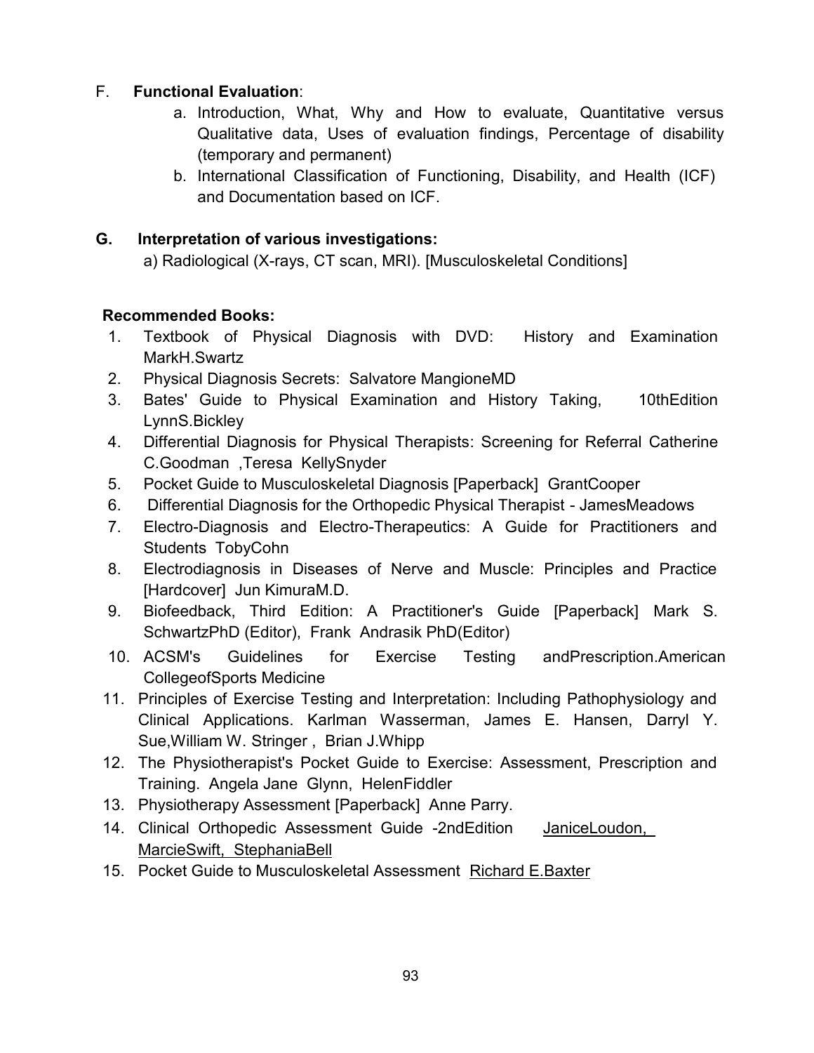F. **Functional Evaluation**:

a. Introduction, What, Why and How to evaluate, Quantitative versus Qualitative data, Uses of evaluation findings, Percentage of disability (temporary and permanent)
b. International Classification of Functioning, Disability, and Health (ICF) and Documentation based on ICF.

**G. Interpretation of various investigations:**

a) Radiological (X-rays, CT scan, MRI). [Musculoskeletal Conditions]

**Recommended Books:**

1. Textbook of Physical Diagnosis with DVD: History and Examination MarkH.Swartz
2. Physical Diagnosis Secrets: Salvatore MangioneMD
3. Bates' Guide to Physical Examination and History Taking, 10thEdition LynnS.Bickley
4. Differential Diagnosis for Physical Therapists: Screening for Referral Catherine C.Goodman ,Teresa KellySnyder
5. Pocket Guide to Musculoskeletal Diagnosis [Paperback] GrantCooper
6. Differential Diagnosis for the Orthopedic Physical Therapist - JamesMeadows
7. Electro-Diagnosis and Electro-Therapeutics: A Guide for Practitioners and Students TobyCohn
8. Electrodiagnosis in Diseases of Nerve and Muscle: Principles and Practice [Hardcover] Jun KimuraM.D.
9. Biofeedback, Third Edition: A Practitioner's Guide [Paperback] Mark S. SchwartzPhD (Editor), Frank Andrasik PhD(Editor)
10. ACSM's Guidelines for Exercise Testing andPrescription.American CollegeofSports Medicine
11. Principles of Exercise Testing and Interpretation: Including Pathophysiology and Clinical Applications. Karlman Wasserman, James E. Hansen, Darryl Y. Sue,William W. Stringer , Brian J.Whipp
12. The Physiotherapist's Pocket Guide to Exercise: Assessment, Prescription and Training. Angela Jane Glynn, HelenFiddler
13. Physiotherapy Assessment [Paperback] Anne Parry.
14. Clinical Orthopedic Assessment Guide -2ndEdition JaniceLoudon, MarcieSwift, StephaniaBell
15. Pocket Guide to Musculoskeletal Assessment Richard E.Baxter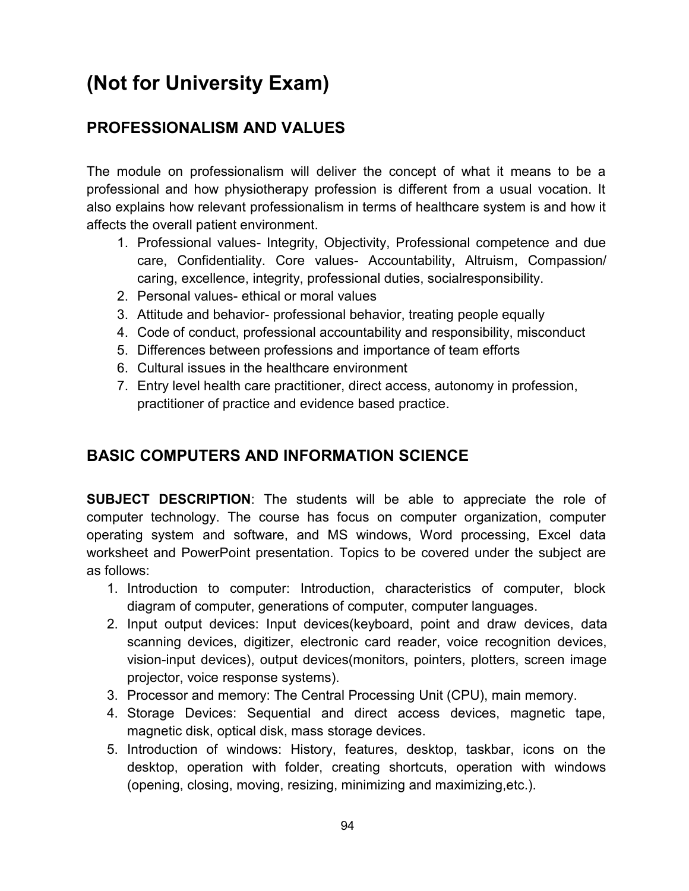# (Not for University Exam)

## PROFESSIONALISM AND VALUES

The module on professionalism will deliver the concept of what it means to be a professional and how physiotherapy profession is different from a usual vocation. It also explains how relevant professionalism in terms of healthcare system is and how it affects the overall patient environment.

1. Professional values- Integrity, Objectivity, Professional competence and due care, Confidentiality. Core values- Accountability, Altruism, Compassion/ caring, excellence, integrity, professional duties, socialresponsibility.
2. Personal values- ethical or moral values
3. Attitude and behavior- professional behavior, treating people equally
4. Code of conduct, professional accountability and responsibility, misconduct
5. Differences between professions and importance of team efforts
6. Cultural issues in the healthcare environment
7. Entry level health care practitioner, direct access, autonomy in profession, practitioner of practice and evidence based practice.

## BASIC COMPUTERS AND INFORMATION SCIENCE

**SUBJECT DESCRIPTION**: The students will be able to appreciate the role of computer technology. The course has focus on computer organization, computer operating system and software, and MS windows, Word processing, Excel data worksheet and PowerPoint presentation. Topics to be covered under the subject are as follows:

1. Introduction to computer: Introduction, characteristics of computer, block diagram of computer, generations of computer, computer languages.
2. Input output devices: Input devices(keyboard, point and draw devices, data scanning devices, digitizer, electronic card reader, voice recognition devices, vision-input devices), output devices(monitors, pointers, plotters, screen image projector, voice response systems).
3. Processor and memory: The Central Processing Unit (CPU), main memory.
4. Storage Devices: Sequential and direct access devices, magnetic tape, magnetic disk, optical disk, mass storage devices.
5. Introduction of windows: History, features, desktop, taskbar, icons on the desktop, operation with folder, creating shortcuts, operation with windows (opening, closing, moving, resizing, minimizing and maximizing,etc.).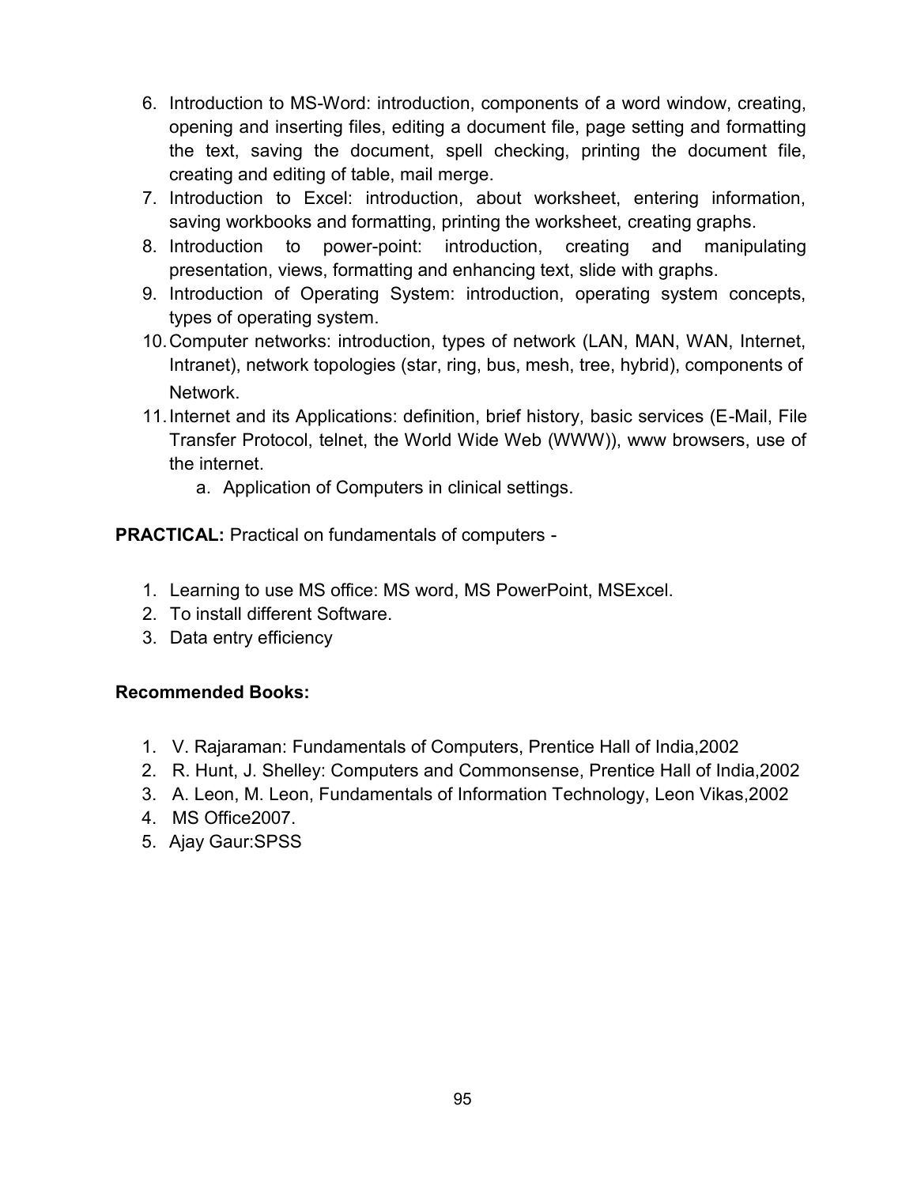6. Introduction to MS-Word: introduction, components of a word window, creating, opening and inserting files, editing a document file, page setting and formatting the text, saving the document, spell checking, printing the document file, creating and editing of table, mail merge.
7. Introduction to Excel: introduction, about worksheet, entering information, saving workbooks and formatting, printing the worksheet, creating graphs.
8. Introduction to power-point: introduction, creating and manipulating presentation, views, formatting and enhancing text, slide with graphs.
9. Introduction of Operating System: introduction, operating system concepts, types of operating system.
10. Computer networks: introduction, types of network (LAN, MAN, WAN, Internet, Intranet), network topologies (star, ring, bus, mesh, tree, hybrid), components of Network.
11. Internet and its Applications: definition, brief history, basic services (E-Mail, File Transfer Protocol, telnet, the World Wide Web (WWW)), www browsers, use of the internet.
    a. Application of Computers in clinical settings.

**PRACTICAL:** Practical on fundamentals of computers -

1. Learning to use MS office: MS word, MS PowerPoint, MSExcel.
2. To install different Software.
3. Data entry efficiency

**Recommended Books:**

1. V. Rajaraman: Fundamentals of Computers, Prentice Hall of India,2002
2. R. Hunt, J. Shelley: Computers and Commonsense, Prentice Hall of India,2002
3. A. Leon, M. Leon, Fundamentals of Information Technology, Leon Vikas,2002
4. MS Office2007.
5. Ajay Gaur:SPSS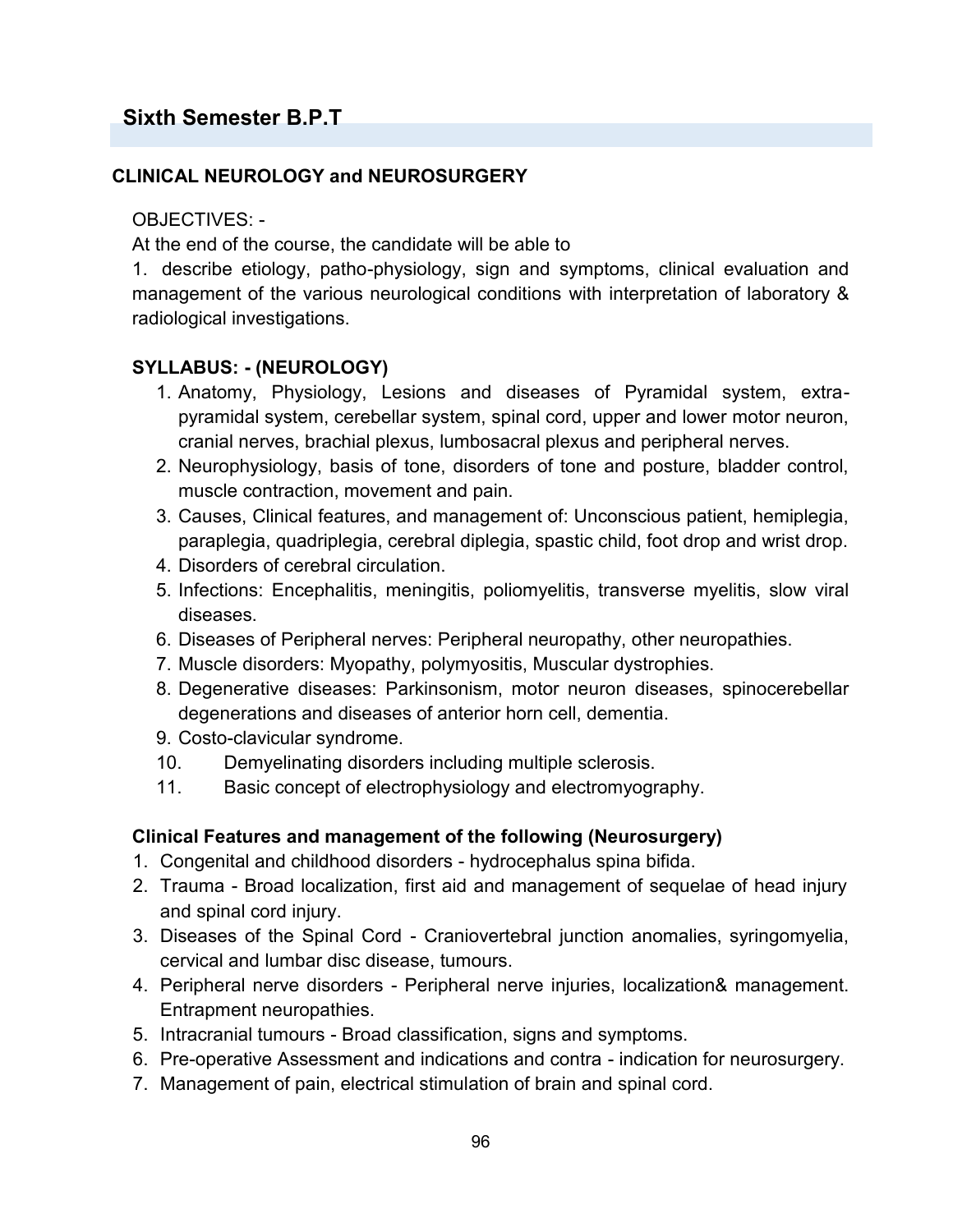## Sixth Semester B.P.T

### CLINICAL NEUROLOGY and NEUROSURGERY

OBJECTIVES: -

At the end of the course, the candidate will be able to

1. describe etiology, patho-physiology, sign and symptoms, clinical evaluation and management of the various neurological conditions with interpretation of laboratory & radiological investigations.

**SYLLABUS: - (NEUROLOGY)**

1. Anatomy, Physiology, Lesions and diseases of Pyramidal system, extra-pyramidal system, cerebellar system, spinal cord, upper and lower motor neuron, cranial nerves, brachial plexus, lumbosacral plexus and peripheral nerves.
2. Neurophysiology, basis of tone, disorders of tone and posture, bladder control, muscle contraction, movement and pain.
3. Causes, Clinical features, and management of: Unconscious patient, hemiplegia, paraplegia, quadriplegia, cerebral diplegia, spastic child, foot drop and wrist drop.
4. Disorders of cerebral circulation.
5. Infections: Encephalitis, meningitis, poliomyelitis, transverse myelitis, slow viral diseases.
6. Diseases of Peripheral nerves: Peripheral neuropathy, other neuropathies.
7. Muscle disorders: Myopathy, polymyositis, Muscular dystrophies.
8. Degenerative diseases: Parkinsonism, motor neuron diseases, spinocerebellar degenerations and diseases of anterior horn cell, dementia.
9. Costo-clavicular syndrome.
10. Demyelinating disorders including multiple sclerosis.
11. Basic concept of electrophysiology and electromyography.

**Clinical Features and management of the following (Neurosurgery)**

1. Congenital and childhood disorders - hydrocephalus spina bifida.
2. Trauma - Broad localization, first aid and management of sequelae of head injury and spinal cord injury.
3. Diseases of the Spinal Cord - Craniovertebral junction anomalies, syringomyelia, cervical and lumbar disc disease, tumours.
4. Peripheral nerve disorders - Peripheral nerve injuries, localization& management. Entrapment neuropathies.
5. Intracranial tumours - Broad classification, signs and symptoms.
6. Pre-operative Assessment and indications and contra - indication for neurosurgery.
7. Management of pain, electrical stimulation of brain and spinal cord.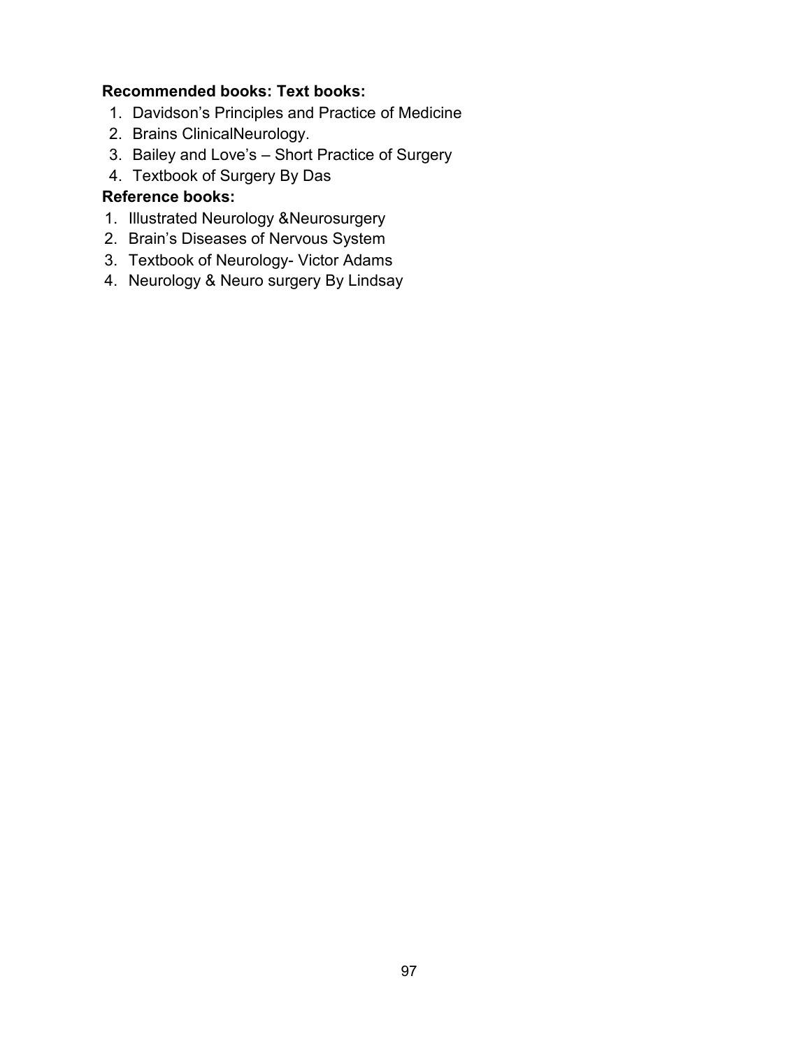**Recommended books: Text books:**

1. Davidson's Principles and Practice of Medicine
2. Brains ClinicalNeurology.
3. Bailey and Love's – Short Practice of Surgery
4. Textbook of Surgery By Das

**Reference books:**

1. Illustrated Neurology &Neurosurgery
2. Brain's Diseases of Nervous System
3. Textbook of Neurology- Victor Adams
4. Neurology & Neuro surgery By Lindsay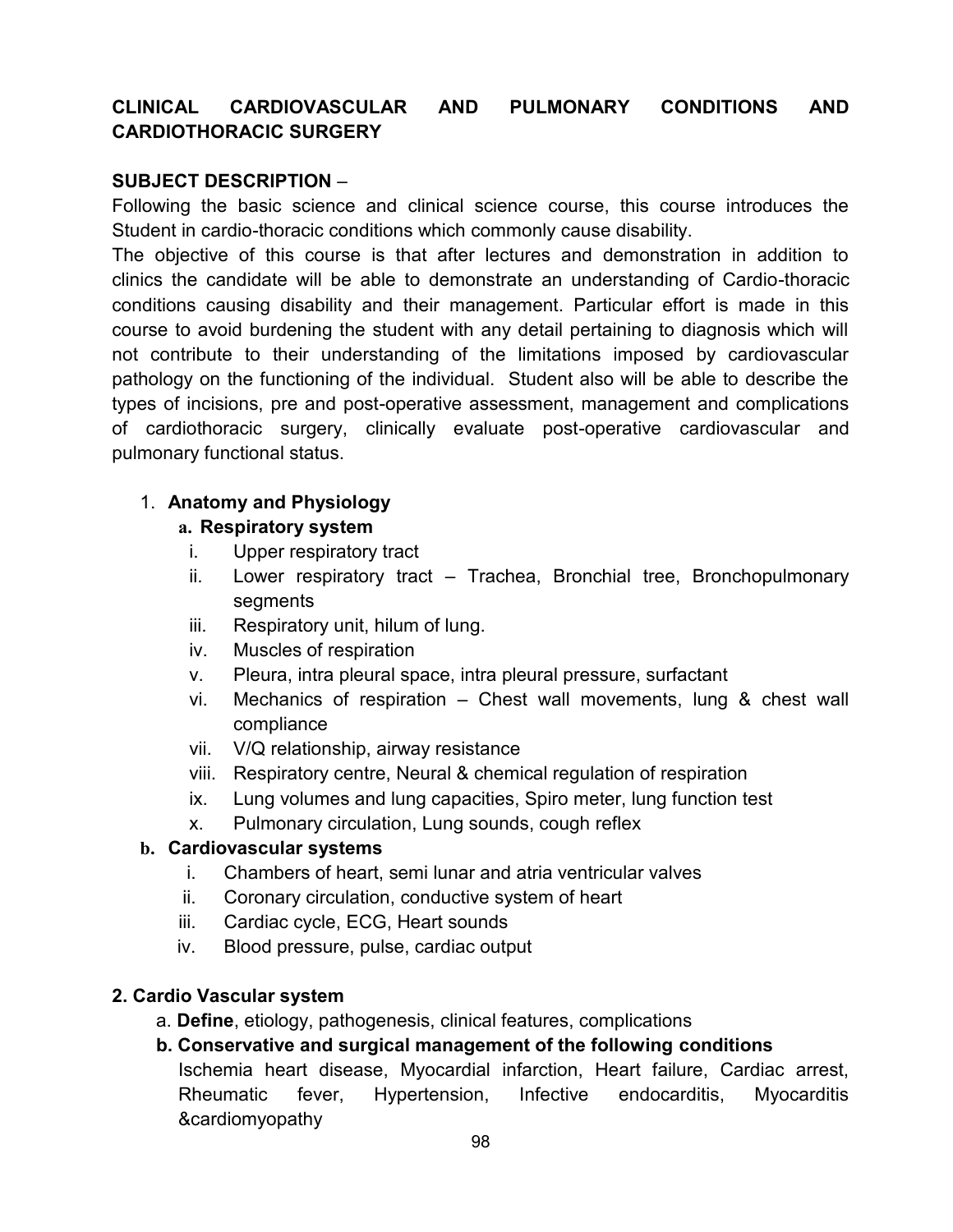## CLINICAL CARDIOVASCULAR AND PULMONARY CONDITIONS AND CARDIOTHORACIC SURGERY

**SUBJECT DESCRIPTION** –

Following the basic science and clinical science course, this course introduces the Student in cardio-thoracic conditions which commonly cause disability.

The objective of this course is that after lectures and demonstration in addition to clinics the candidate will be able to demonstrate an understanding of Cardio-thoracic conditions causing disability and their management. Particular effort is made in this course to avoid burdening the student with any detail pertaining to diagnosis which will not contribute to their understanding of the limitations imposed by cardiovascular pathology on the functioning of the individual. Student also will be able to describe the types of incisions, pre and post-operative assessment, management and complications of cardiothoracic surgery, clinically evaluate post-operative cardiovascular and pulmonary functional status.

1. **Anatomy and Physiology**
   - **a. Respiratory system**
     - i. Upper respiratory tract
     - ii. Lower respiratory tract – Trachea, Bronchial tree, Bronchopulmonary segments
     - iii. Respiratory unit, hilum of lung.
     - iv. Muscles of respiration
     - v. Pleura, intra pleural space, intra pleural pressure, surfactant
     - vi. Mechanics of respiration – Chest wall movements, lung & chest wall compliance
     - vii. V/Q relationship, airway resistance
     - viii. Respiratory centre, Neural & chemical regulation of respiration
     - ix. Lung volumes and lung capacities, Spiro meter, lung function test
     - x. Pulmonary circulation, Lung sounds, cough reflex
   - **b. Cardiovascular systems**
     - i. Chambers of heart, semi lunar and atria ventricular valves
     - ii. Coronary circulation, conductive system of heart
     - iii. Cardiac cycle, ECG, Heart sounds
     - iv. Blood pressure, pulse, cardiac output

**2. Cardio Vascular system**

- a. **Define**, etiology, pathogenesis, clinical features, complications
- **b. Conservative and surgical management of the following conditions**

  Ischemia heart disease, Myocardial infarction, Heart failure, Cardiac arrest, Rheumatic fever, Hypertension, Infective endocarditis, Myocarditis &cardiomyopathy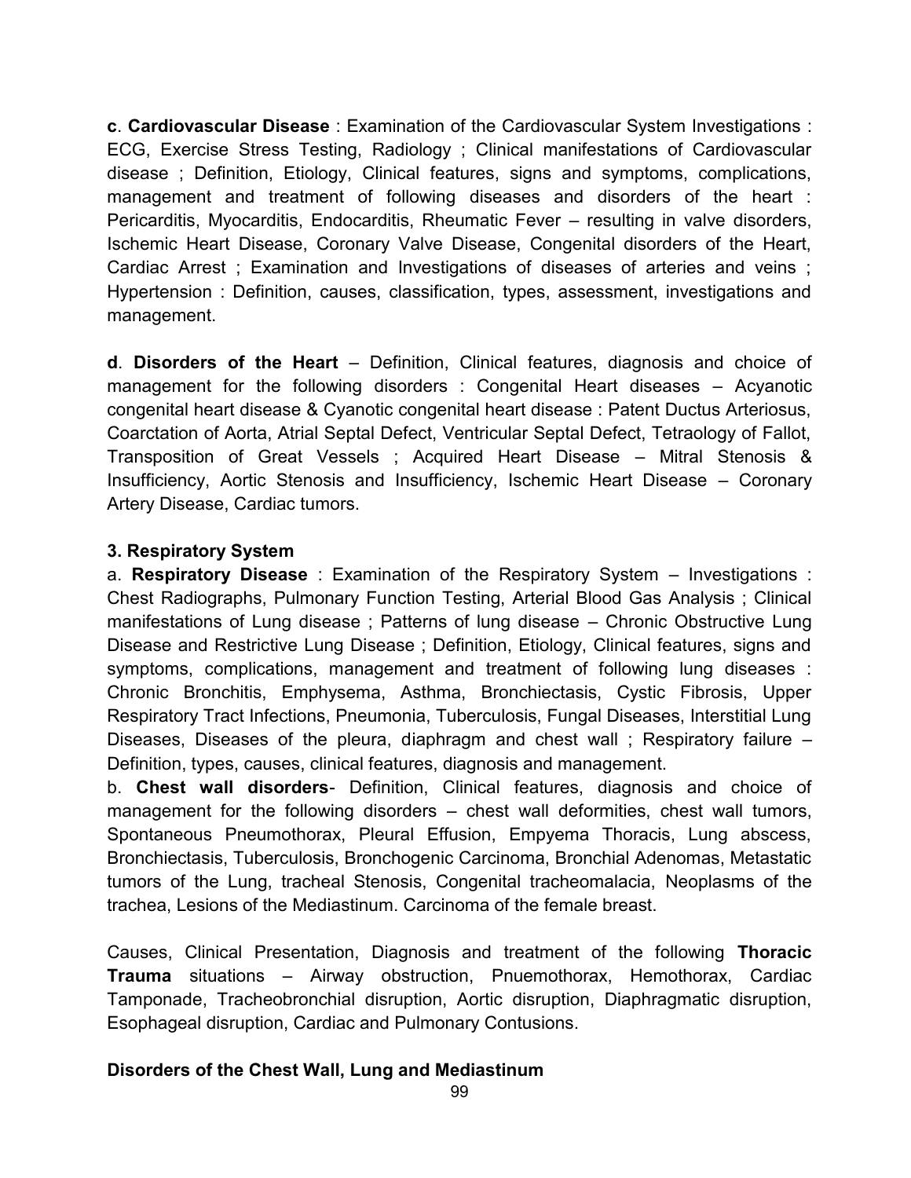**c**. **Cardiovascular Disease** : Examination of the Cardiovascular System Investigations : ECG, Exercise Stress Testing, Radiology ; Clinical manifestations of Cardiovascular disease ; Definition, Etiology, Clinical features, signs and symptoms, complications, management and treatment of following diseases and disorders of the heart : Pericarditis, Myocarditis, Endocarditis, Rheumatic Fever – resulting in valve disorders, Ischemic Heart Disease, Coronary Valve Disease, Congenital disorders of the Heart, Cardiac Arrest ; Examination and Investigations of diseases of arteries and veins ; Hypertension : Definition, causes, classification, types, assessment, investigations and management.

**d**. **Disorders of the Heart** – Definition, Clinical features, diagnosis and choice of management for the following disorders : Congenital Heart diseases – Acyanotic congenital heart disease & Cyanotic congenital heart disease : Patent Ductus Arteriosus, Coarctation of Aorta, Atrial Septal Defect, Ventricular Septal Defect, Tetraology of Fallot, Transposition of Great Vessels ; Acquired Heart Disease – Mitral Stenosis & Insufficiency, Aortic Stenosis and Insufficiency, Ischemic Heart Disease – Coronary Artery Disease, Cardiac tumors.

### 3. Respiratory System

a. **Respiratory Disease** : Examination of the Respiratory System – Investigations : Chest Radiographs, Pulmonary Function Testing, Arterial Blood Gas Analysis ; Clinical manifestations of Lung disease ; Patterns of lung disease – Chronic Obstructive Lung Disease and Restrictive Lung Disease ; Definition, Etiology, Clinical features, signs and symptoms, complications, management and treatment of following lung diseases : Chronic Bronchitis, Emphysema, Asthma, Bronchiectasis, Cystic Fibrosis, Upper Respiratory Tract Infections, Pneumonia, Tuberculosis, Fungal Diseases, Interstitial Lung Diseases, Diseases of the pleura, diaphragm and chest wall ; Respiratory failure – Definition, types, causes, clinical features, diagnosis and management.

b. **Chest wall disorders**- Definition, Clinical features, diagnosis and choice of management for the following disorders – chest wall deformities, chest wall tumors, Spontaneous Pneumothorax, Pleural Effusion, Empyema Thoracis, Lung abscess, Bronchiectasis, Tuberculosis, Bronchogenic Carcinoma, Bronchial Adenomas, Metastatic tumors of the Lung, tracheal Stenosis, Congenital tracheomalacia, Neoplasms of the trachea, Lesions of the Mediastinum. Carcinoma of the female breast.

Causes, Clinical Presentation, Diagnosis and treatment of the following **Thoracic Trauma** situations – Airway obstruction, Pnuemothorax, Hemothorax, Cardiac Tamponade, Tracheobronchial disruption, Aortic disruption, Diaphragmatic disruption, Esophageal disruption, Cardiac and Pulmonary Contusions.

**Disorders of the Chest Wall, Lung and Mediastinum**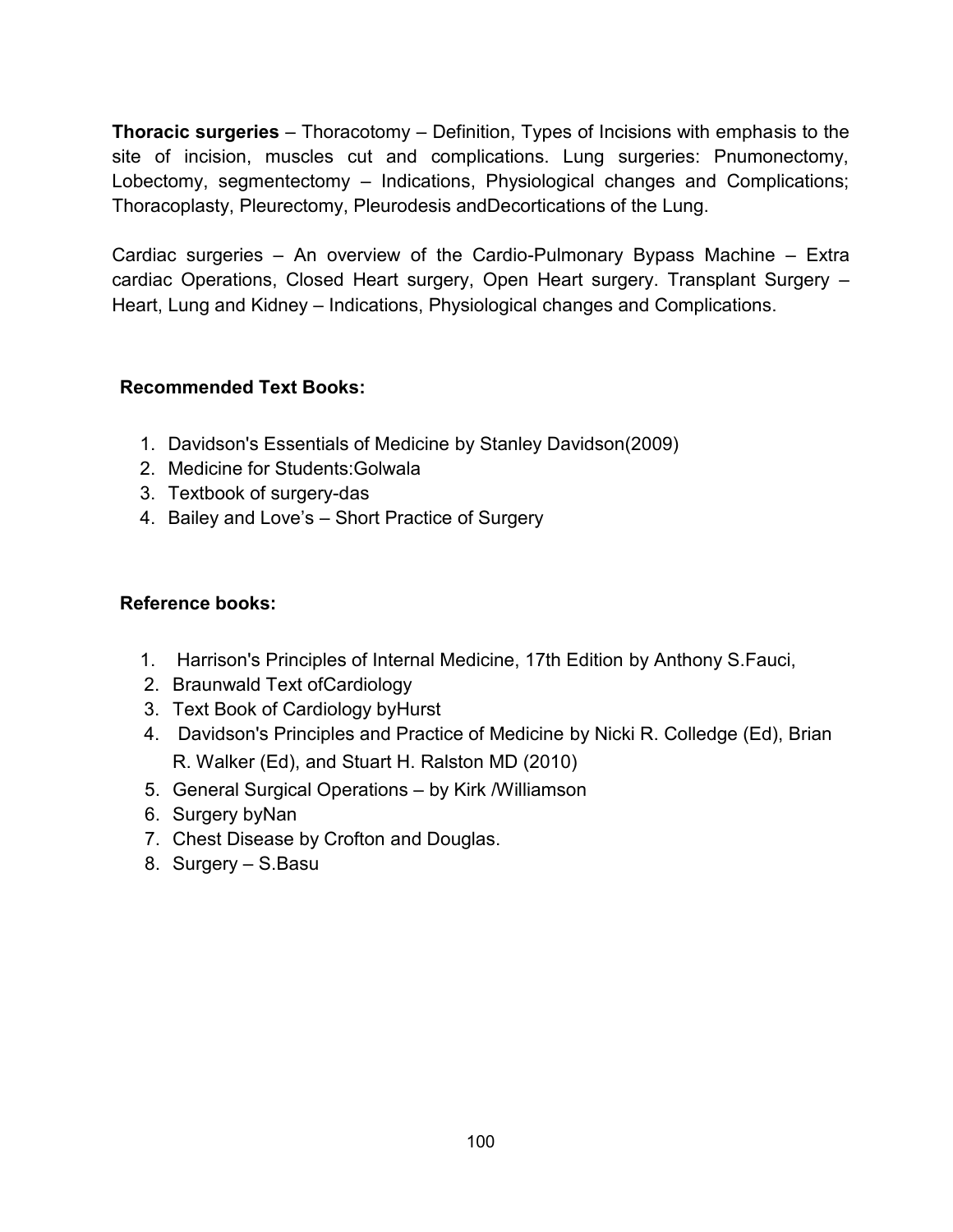**Thoracic surgeries** – Thoracotomy – Definition, Types of Incisions with emphasis to the site of incision, muscles cut and complications. Lung surgeries: Pnumonectomy, Lobectomy, segmentectomy – Indications, Physiological changes and Complications; Thoracoplasty, Pleurectomy, Pleurodesis andDecortications of the Lung.

Cardiac surgeries – An overview of the Cardio-Pulmonary Bypass Machine – Extra cardiac Operations, Closed Heart surgery, Open Heart surgery. Transplant Surgery – Heart, Lung and Kidney – Indications, Physiological changes and Complications.

**Recommended Text Books:**

1. Davidson's Essentials of Medicine by Stanley Davidson(2009)
2. Medicine for Students:Golwala
3. Textbook of surgery-das
4. Bailey and Love's – Short Practice of Surgery

**Reference books:**

1. Harrison's Principles of Internal Medicine, 17th Edition by Anthony S.Fauci,
2. Braunwald Text ofCardiology
3. Text Book of Cardiology byHurst
4. Davidson's Principles and Practice of Medicine by Nicki R. Colledge (Ed), Brian R. Walker (Ed), and Stuart H. Ralston MD (2010)
5. General Surgical Operations – by Kirk /Williamson
6. Surgery byNan
7. Chest Disease by Crofton and Douglas.
8. Surgery – S.Basu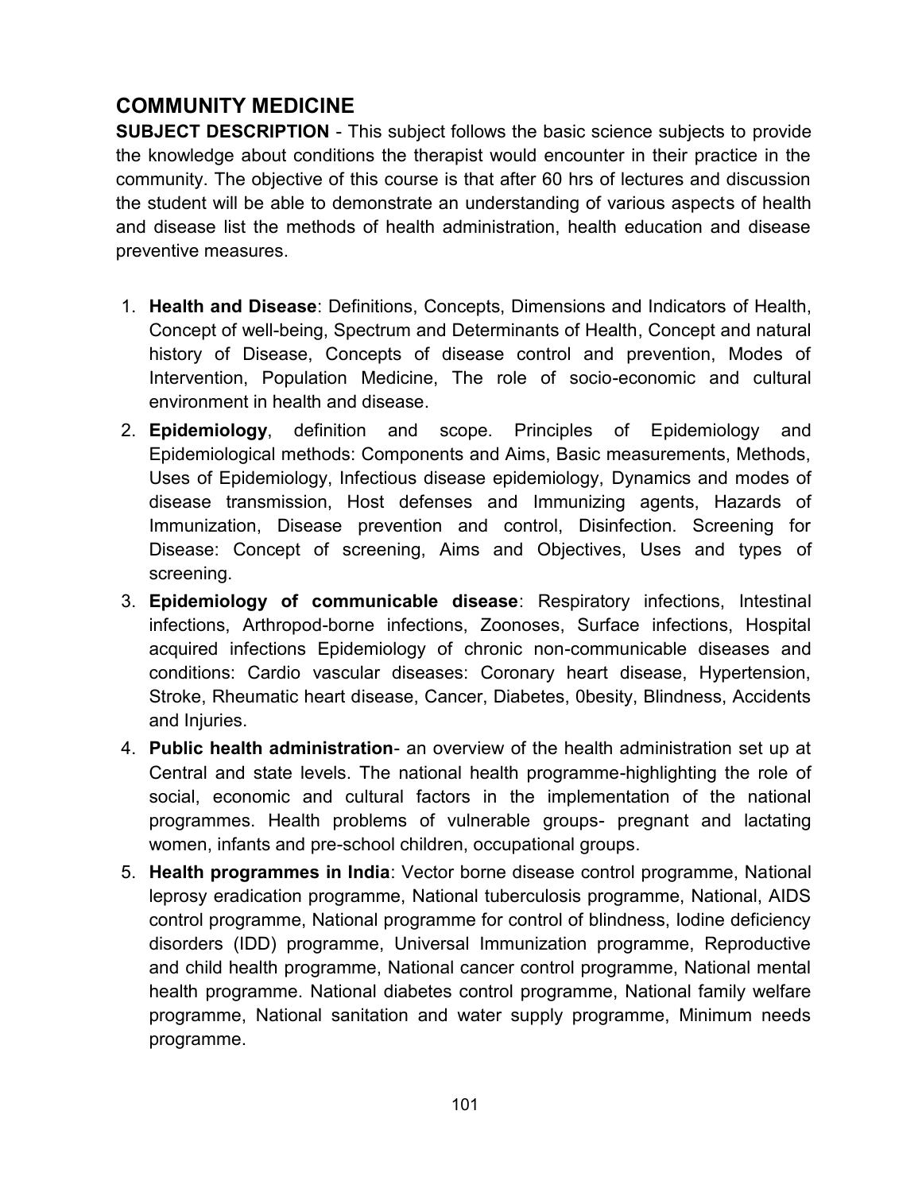## COMMUNITY MEDICINE

**SUBJECT DESCRIPTION** - This subject follows the basic science subjects to provide the knowledge about conditions the therapist would encounter in their practice in the community. The objective of this course is that after 60 hrs of lectures and discussion the student will be able to demonstrate an understanding of various aspects of health and disease list the methods of health administration, health education and disease preventive measures.

1. **Health and Disease**: Definitions, Concepts, Dimensions and Indicators of Health, Concept of well-being, Spectrum and Determinants of Health, Concept and natural history of Disease, Concepts of disease control and prevention, Modes of Intervention, Population Medicine, The role of socio-economic and cultural environment in health and disease.
2. **Epidemiology**, definition and scope. Principles of Epidemiology and Epidemiological methods: Components and Aims, Basic measurements, Methods, Uses of Epidemiology, Infectious disease epidemiology, Dynamics and modes of disease transmission, Host defenses and Immunizing agents, Hazards of Immunization, Disease prevention and control, Disinfection. Screening for Disease: Concept of screening, Aims and Objectives, Uses and types of screening.
3. **Epidemiology of communicable disease**: Respiratory infections, Intestinal infections, Arthropod-borne infections, Zoonoses, Surface infections, Hospital acquired infections Epidemiology of chronic non-communicable diseases and conditions: Cardio vascular diseases: Coronary heart disease, Hypertension, Stroke, Rheumatic heart disease, Cancer, Diabetes, 0besity, Blindness, Accidents and Injuries.
4. **Public health administration**- an overview of the health administration set up at Central and state levels. The national health programme-highlighting the role of social, economic and cultural factors in the implementation of the national programmes. Health problems of vulnerable groups- pregnant and lactating women, infants and pre-school children, occupational groups.
5. **Health programmes in India**: Vector borne disease control programme, National leprosy eradication programme, National tuberculosis programme, National, AIDS control programme, National programme for control of blindness, Iodine deficiency disorders (IDD) programme, Universal Immunization programme, Reproductive and child health programme, National cancer control programme, National mental health programme. National diabetes control programme, National family welfare programme, National sanitation and water supply programme, Minimum needs programme.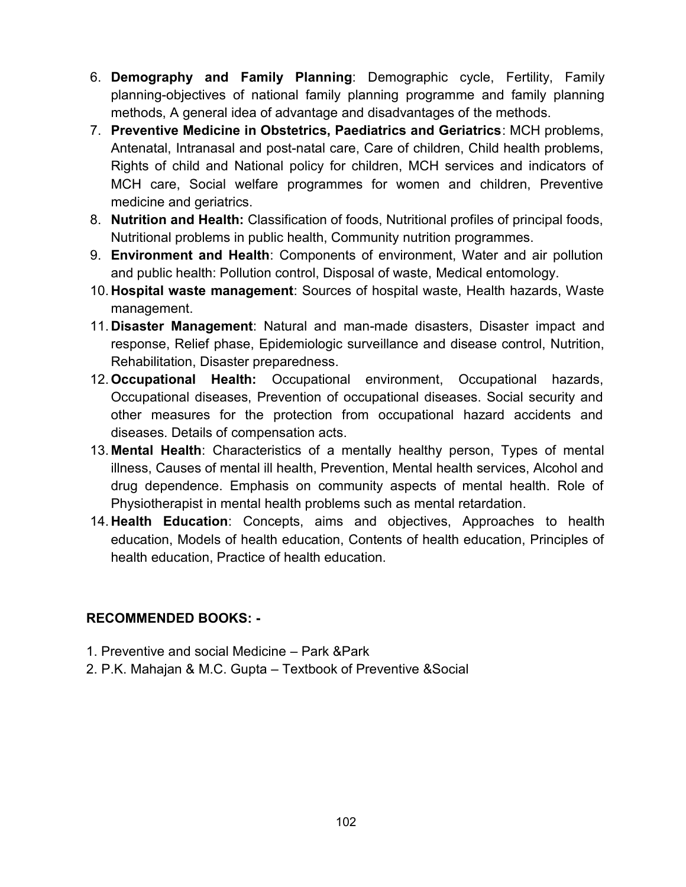6. **Demography and Family Planning**: Demographic cycle, Fertility, Family planning-objectives of national family planning programme and family planning methods, A general idea of advantage and disadvantages of the methods.
7. **Preventive Medicine in Obstetrics, Paediatrics and Geriatrics**: MCH problems, Antenatal, Intranasal and post-natal care, Care of children, Child health problems, Rights of child and National policy for children, MCH services and indicators of MCH care, Social welfare programmes for women and children, Preventive medicine and geriatrics.
8. **Nutrition and Health:** Classification of foods, Nutritional profiles of principal foods, Nutritional problems in public health, Community nutrition programmes.
9. **Environment and Health**: Components of environment, Water and air pollution and public health: Pollution control, Disposal of waste, Medical entomology.
10. **Hospital waste management**: Sources of hospital waste, Health hazards, Waste management.
11. **Disaster Management**: Natural and man-made disasters, Disaster impact and response, Relief phase, Epidemiologic surveillance and disease control, Nutrition, Rehabilitation, Disaster preparedness.
12. **Occupational Health:** Occupational environment, Occupational hazards, Occupational diseases, Prevention of occupational diseases. Social security and other measures for the protection from occupational hazard accidents and diseases. Details of compensation acts.
13. **Mental Health**: Characteristics of a mentally healthy person, Types of mental illness, Causes of mental ill health, Prevention, Mental health services, Alcohol and drug dependence. Emphasis on community aspects of mental health. Role of Physiotherapist in mental health problems such as mental retardation.
14. **Health Education**: Concepts, aims and objectives, Approaches to health education, Models of health education, Contents of health education, Principles of health education, Practice of health education.

**RECOMMENDED BOOKS: -**

1. Preventive and social Medicine – Park &Park
2. P.K. Mahajan & M.C. Gupta – Textbook of Preventive &Social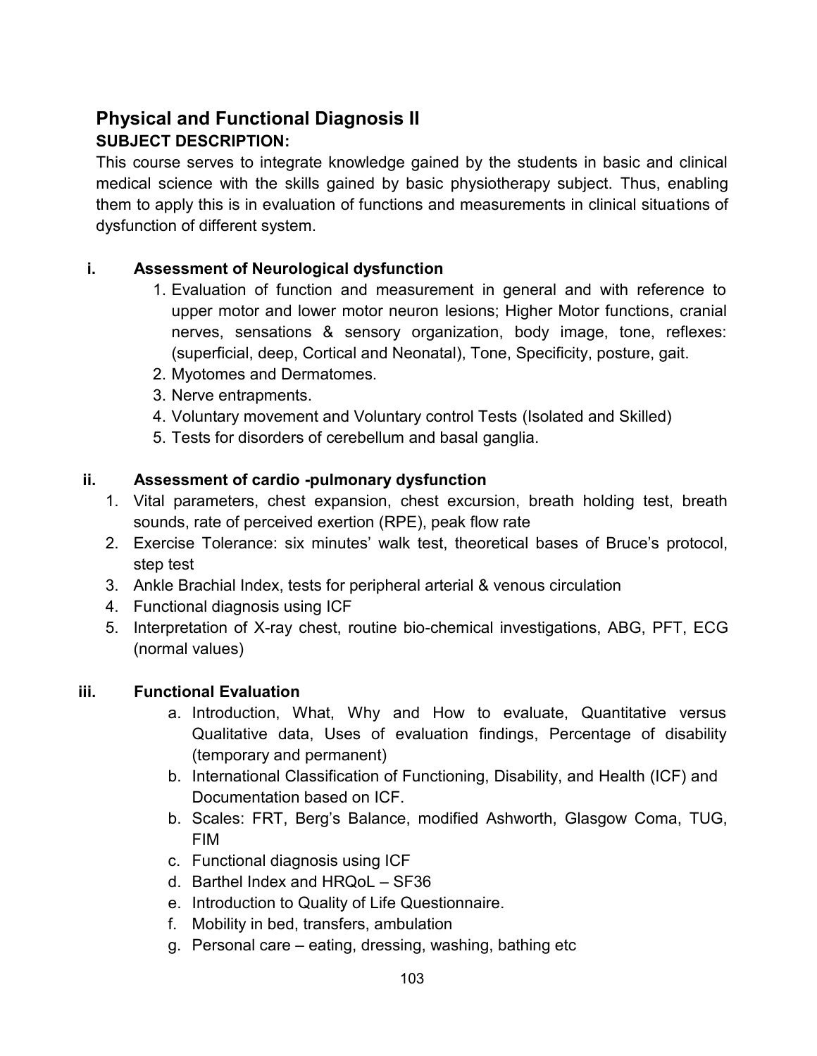## Physical and Functional Diagnosis II

### SUBJECT DESCRIPTION:

This course serves to integrate knowledge gained by the students in basic and clinical medical science with the skills gained by basic physiotherapy subject. Thus, enabling them to apply this is in evaluation of functions and measurements in clinical situations of dysfunction of different system.

#### i. Assessment of Neurological dysfunction

1. Evaluation of function and measurement in general and with reference to upper motor and lower motor neuron lesions; Higher Motor functions, cranial nerves, sensations & sensory organization, body image, tone, reflexes: (superficial, deep, Cortical and Neonatal), Tone, Specificity, posture, gait.
2. Myotomes and Dermatomes.
3. Nerve entrapments.
4. Voluntary movement and Voluntary control Tests (Isolated and Skilled)
5. Tests for disorders of cerebellum and basal ganglia.

#### ii. Assessment of cardio -pulmonary dysfunction

1. Vital parameters, chest expansion, chest excursion, breath holding test, breath sounds, rate of perceived exertion (RPE), peak flow rate
2. Exercise Tolerance: six minutes' walk test, theoretical bases of Bruce's protocol, step test
3. Ankle Brachial Index, tests for peripheral arterial & venous circulation
4. Functional diagnosis using ICF
5. Interpretation of X-ray chest, routine bio-chemical investigations, ABG, PFT, ECG (normal values)

#### iii. Functional Evaluation

a. Introduction, What, Why and How to evaluate, Quantitative versus Qualitative data, Uses of evaluation findings, Percentage of disability (temporary and permanent)

b. International Classification of Functioning, Disability, and Health (ICF) and Documentation based on ICF.

b. Scales: FRT, Berg's Balance, modified Ashworth, Glasgow Coma, TUG, FIM

c. Functional diagnosis using ICF

d. Barthel Index and HRQoL – SF36

e. Introduction to Quality of Life Questionnaire.

f. Mobility in bed, transfers, ambulation

g. Personal care – eating, dressing, washing, bathing etc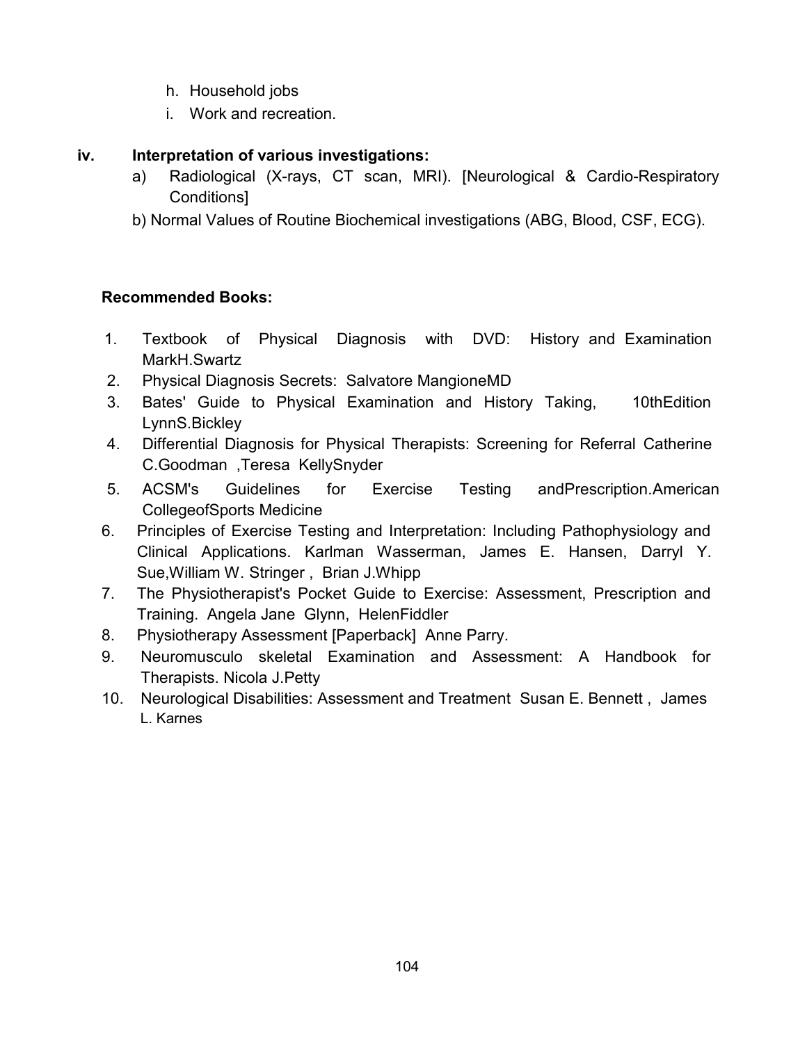h. Household jobs
i. Work and recreation.

**iv. Interpretation of various investigations:**

a) Radiological (X-rays, CT scan, MRI). [Neurological & Cardio-Respiratory Conditions]

b) Normal Values of Routine Biochemical investigations (ABG, Blood, CSF, ECG).

**Recommended Books:**

1. Textbook of Physical Diagnosis with DVD: History and Examination MarkH.Swartz
2. Physical Diagnosis Secrets: Salvatore MangioneMD
3. Bates' Guide to Physical Examination and History Taking, 10thEdition LynnS.Bickley
4. Differential Diagnosis for Physical Therapists: Screening for Referral Catherine C.Goodman ,Teresa KellySnyder
5. ACSM's Guidelines for Exercise Testing andPrescription.American CollegeofSports Medicine
6. Principles of Exercise Testing and Interpretation: Including Pathophysiology and Clinical Applications. Karlman Wasserman, James E. Hansen, Darryl Y. Sue,William W. Stringer , Brian J.Whipp
7. The Physiotherapist's Pocket Guide to Exercise: Assessment, Prescription and Training. Angela Jane Glynn, HelenFiddler
8. Physiotherapy Assessment [Paperback] Anne Parry.
9. Neuromusculo skeletal Examination and Assessment: A Handbook for Therapists. Nicola J.Petty
10. Neurological Disabilities: Assessment and Treatment Susan E. Bennett , James L. Karnes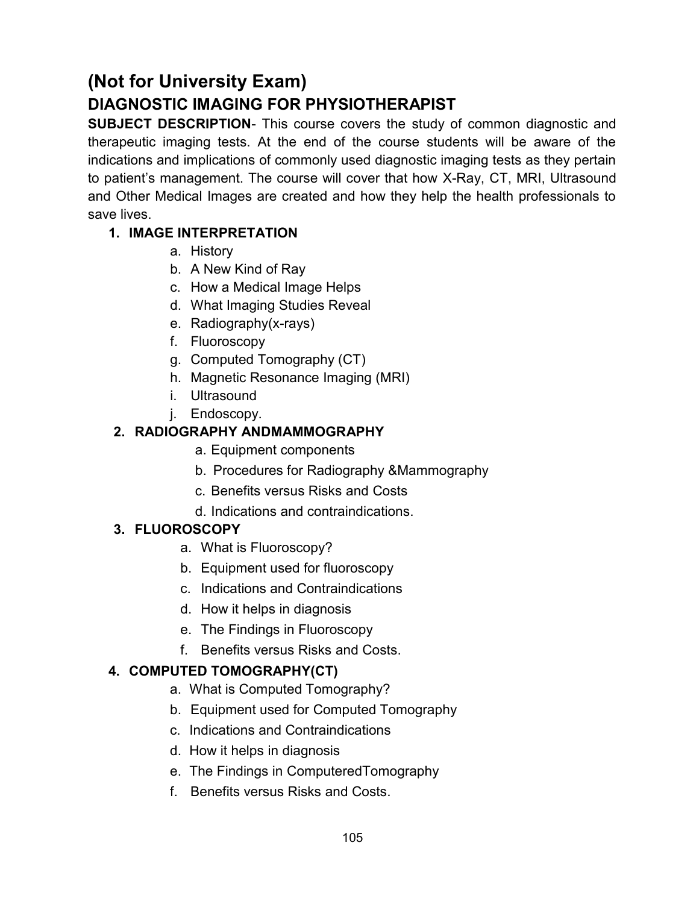# (Not for University Exam)

## DIAGNOSTIC IMAGING FOR PHYSIOTHERAPIST

**SUBJECT DESCRIPTION**- This course covers the study of common diagnostic and therapeutic imaging tests. At the end of the course students will be aware of the indications and implications of commonly used diagnostic imaging tests as they pertain to patient's management. The course will cover that how X-Ray, CT, MRI, Ultrasound and Other Medical Images are created and how they help the health professionals to save lives.

1. **IMAGE INTERPRETATION**
   a. History
   b. A New Kind of Ray
   c. How a Medical Image Helps
   d. What Imaging Studies Reveal
   e. Radiography(x-rays)
   f. Fluoroscopy
   g. Computed Tomography (CT)
   h. Magnetic Resonance Imaging (MRI)
   i. Ultrasound
   j. Endoscopy.
2. **RADIOGRAPHY ANDMAMMOGRAPHY**
   a. Equipment components
   b. Procedures for Radiography &Mammography
   c. Benefits versus Risks and Costs
   d. Indications and contraindications.
3. **FLUOROSCOPY**
   a. What is Fluoroscopy?
   b. Equipment used for fluoroscopy
   c. Indications and Contraindications
   d. How it helps in diagnosis
   e. The Findings in Fluoroscopy
   f. Benefits versus Risks and Costs.
4. **COMPUTED TOMOGRAPHY(CT)**
   a. What is Computed Tomography?
   b. Equipment used for Computed Tomography
   c. Indications and Contraindications
   d. How it helps in diagnosis
   e. The Findings in ComputeredTomography
   f. Benefits versus Risks and Costs.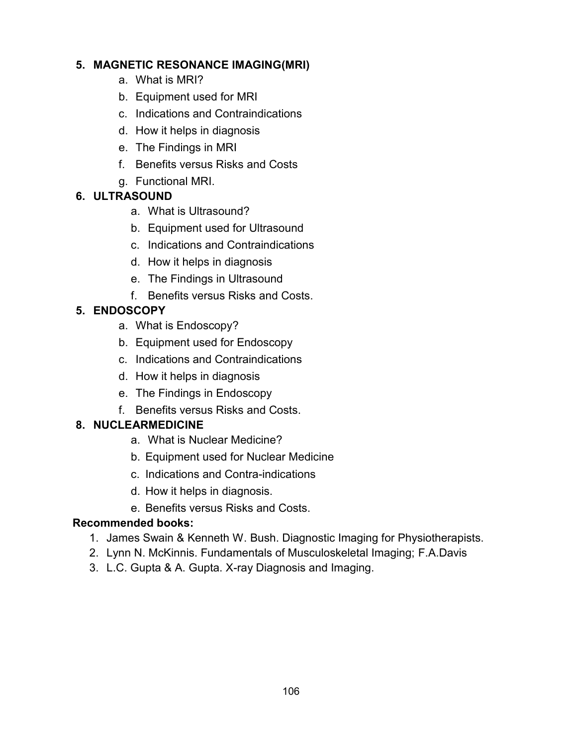**5. MAGNETIC RESONANCE IMAGING(MRI)**

a. What is MRI?
b. Equipment used for MRI
c. Indications and Contraindications
d. How it helps in diagnosis
e. The Findings in MRI
f. Benefits versus Risks and Costs
g. Functional MRI.

**6. ULTRASOUND**

a. What is Ultrasound?
b. Equipment used for Ultrasound
c. Indications and Contraindications
d. How it helps in diagnosis
e. The Findings in Ultrasound
f. Benefits versus Risks and Costs.

**5. ENDOSCOPY**

a. What is Endoscopy?
b. Equipment used for Endoscopy
c. Indications and Contraindications
d. How it helps in diagnosis
e. The Findings in Endoscopy
f. Benefits versus Risks and Costs.

**8. NUCLEARMEDICINE**

a. What is Nuclear Medicine?
b. Equipment used for Nuclear Medicine
c. Indications and Contra-indications
d. How it helps in diagnosis.
e. Benefits versus Risks and Costs.

**Recommended books:**

1. James Swain & Kenneth W. Bush. Diagnostic Imaging for Physiotherapists.
2. Lynn N. McKinnis. Fundamentals of Musculoskeletal Imaging; F.A.Davis
3. L.C. Gupta & A. Gupta. X-ray Diagnosis and Imaging.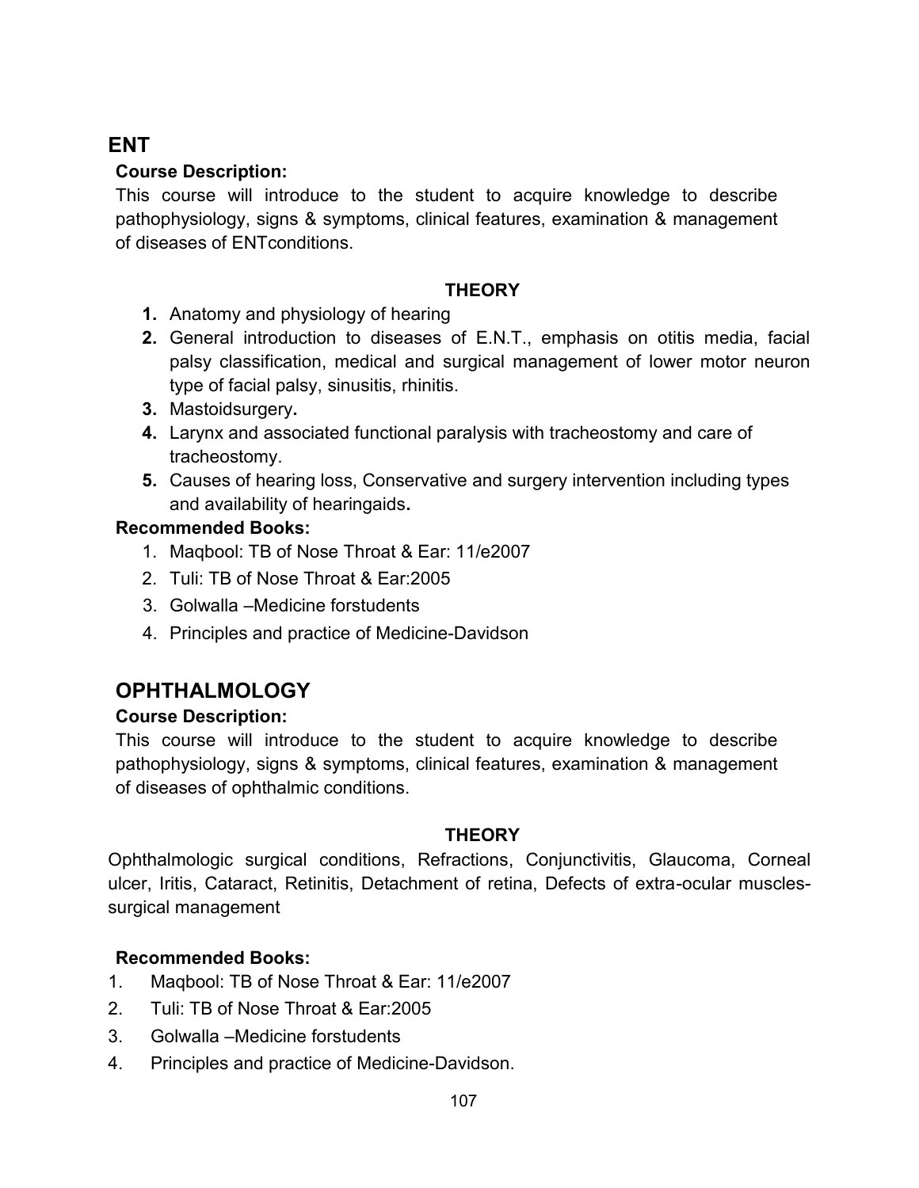## ENT

**Course Description:**

This course will introduce to the student to acquire knowledge to describe pathophysiology, signs & symptoms, clinical features, examination & management of diseases of ENTconditions.

**THEORY**

1. Anatomy and physiology of hearing
2. General introduction to diseases of E.N.T., emphasis on otitis media, facial palsy classification, medical and surgical management of lower motor neuron type of facial palsy, sinusitis, rhinitis.
3. Mastoidsurgery**.**
4. Larynx and associated functional paralysis with tracheostomy and care of tracheostomy.
5. Causes of hearing loss, Conservative and surgery intervention including types and availability of hearingaids**.**

**Recommended Books:**

1. Maqbool: TB of Nose Throat & Ear: 11/e2007
2. Tuli: TB of Nose Throat & Ear:2005
3. Golwalla –Medicine forstudents
4. Principles and practice of Medicine-Davidson

## OPHTHALMOLOGY

**Course Description:**

This course will introduce to the student to acquire knowledge to describe pathophysiology, signs & symptoms, clinical features, examination & management of diseases of ophthalmic conditions.

**THEORY**

Ophthalmologic surgical conditions, Refractions, Conjunctivitis, Glaucoma, Corneal ulcer, Iritis, Cataract, Retinitis, Detachment of retina, Defects of extra-ocular muscles-surgical management

**Recommended Books:**

1. Maqbool: TB of Nose Throat & Ear: 11/e2007
2. Tuli: TB of Nose Throat & Ear:2005
3. Golwalla –Medicine forstudents
4. Principles and practice of Medicine-Davidson.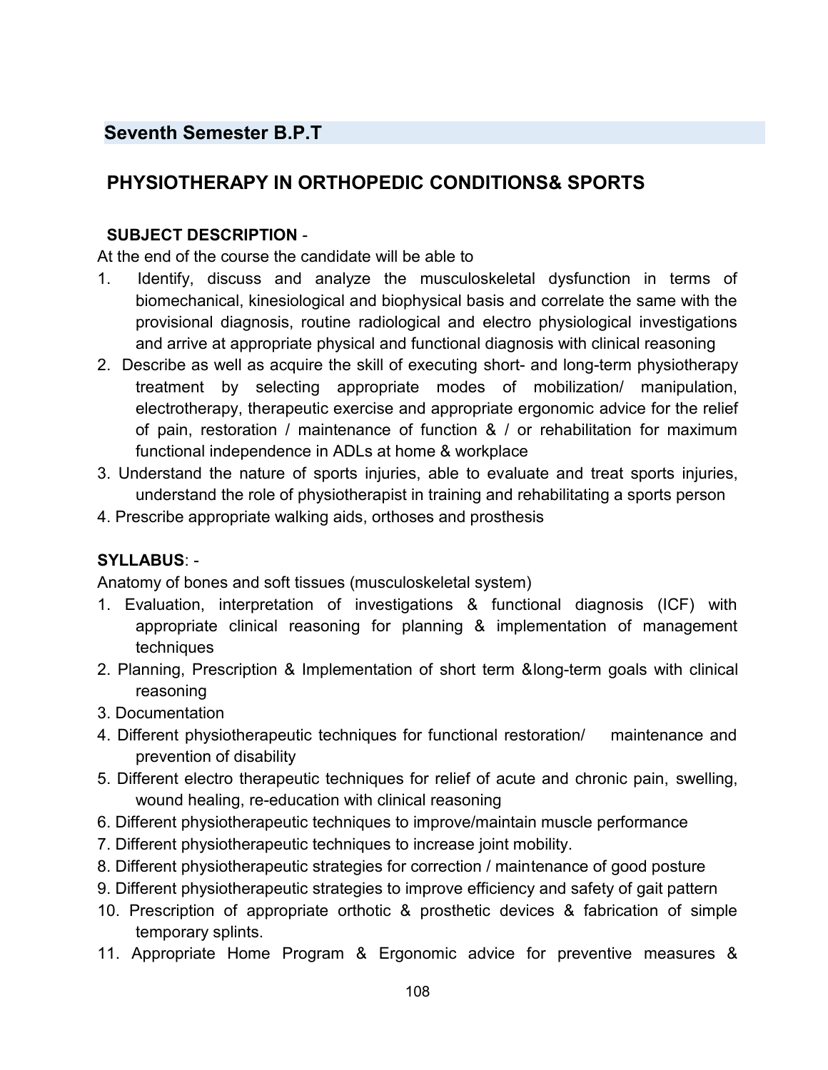## Seventh Semester B.P.T

## PHYSIOTHERAPY IN ORTHOPEDIC CONDITIONS& SPORTS

**SUBJECT DESCRIPTION** -

At the end of the course the candidate will be able to

1. Identify, discuss and analyze the musculoskeletal dysfunction in terms of biomechanical, kinesiological and biophysical basis and correlate the same with the provisional diagnosis, routine radiological and electro physiological investigations and arrive at appropriate physical and functional diagnosis with clinical reasoning
2. Describe as well as acquire the skill of executing short- and long-term physiotherapy treatment by selecting appropriate modes of mobilization/ manipulation, electrotherapy, therapeutic exercise and appropriate ergonomic advice for the relief of pain, restoration / maintenance of function & / or rehabilitation for maximum functional independence in ADLs at home & workplace
3. Understand the nature of sports injuries, able to evaluate and treat sports injuries, understand the role of physiotherapist in training and rehabilitating a sports person
4. Prescribe appropriate walking aids, orthoses and prosthesis

**SYLLABUS**: -

Anatomy of bones and soft tissues (musculoskeletal system)

1. Evaluation, interpretation of investigations & functional diagnosis (ICF) with appropriate clinical reasoning for planning & implementation of management techniques
2. Planning, Prescription & Implementation of short term &long-term goals with clinical reasoning
3. Documentation
4. Different physiotherapeutic techniques for functional restoration/ maintenance and prevention of disability
5. Different electro therapeutic techniques for relief of acute and chronic pain, swelling, wound healing, re-education with clinical reasoning
6. Different physiotherapeutic techniques to improve/maintain muscle performance
7. Different physiotherapeutic techniques to increase joint mobility.
8. Different physiotherapeutic strategies for correction / maintenance of good posture
9. Different physiotherapeutic strategies to improve efficiency and safety of gait pattern
10. Prescription of appropriate orthotic & prosthetic devices & fabrication of simple temporary splints.
11. Appropriate Home Program & Ergonomic advice for preventive measures &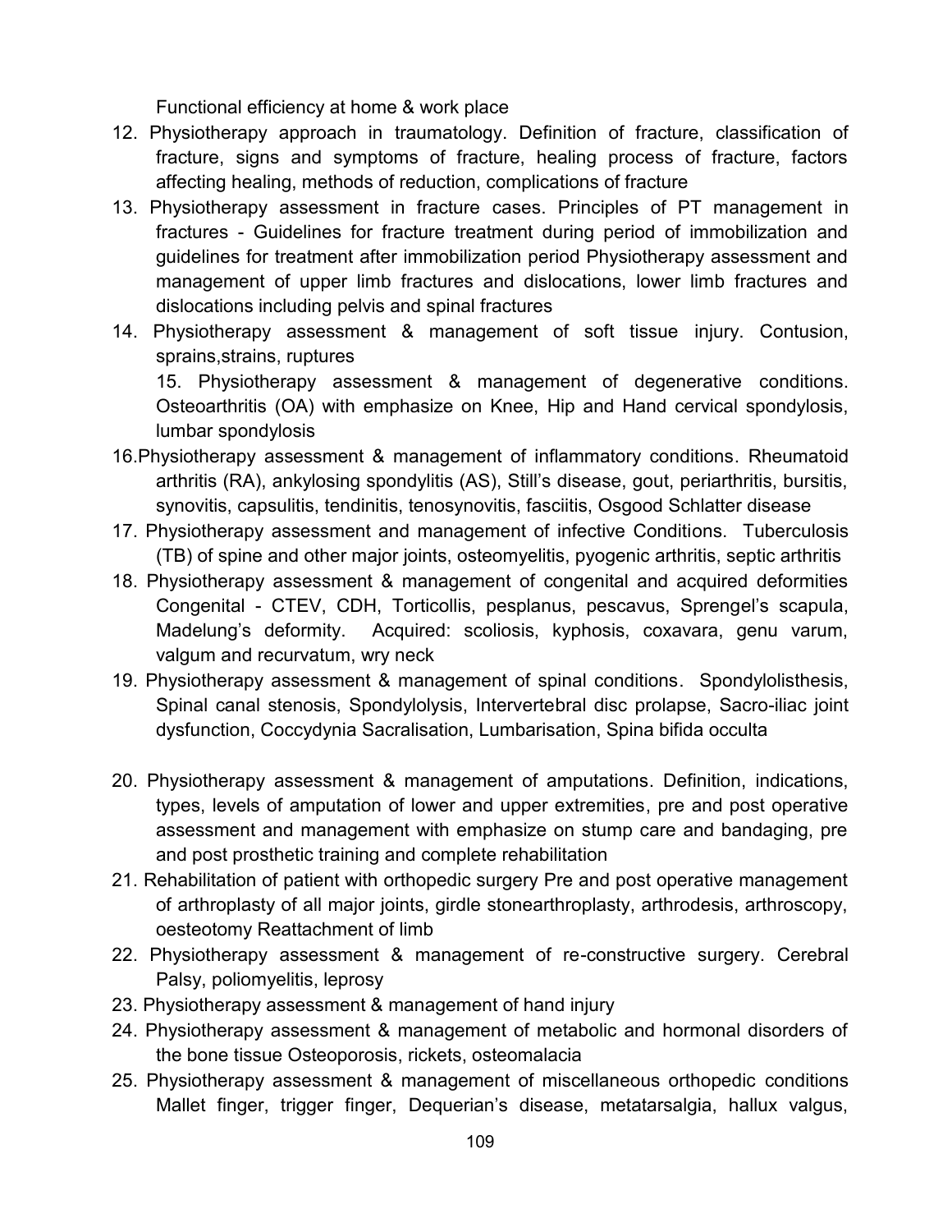Functional efficiency at home & work place

12. Physiotherapy approach in traumatology. Definition of fracture, classification of fracture, signs and symptoms of fracture, healing process of fracture, factors affecting healing, methods of reduction, complications of fracture
13. Physiotherapy assessment in fracture cases. Principles of PT management in fractures - Guidelines for fracture treatment during period of immobilization and guidelines for treatment after immobilization period Physiotherapy assessment and management of upper limb fractures and dislocations, lower limb fractures and dislocations including pelvis and spinal fractures
14. Physiotherapy assessment & management of soft tissue injury. Contusion, sprains,strains, ruptures
15. Physiotherapy assessment & management of degenerative conditions. Osteoarthritis (OA) with emphasize on Knee, Hip and Hand cervical spondylosis, lumbar spondylosis
16. Physiotherapy assessment & management of inflammatory conditions. Rheumatoid arthritis (RA), ankylosing spondylitis (AS), Still's disease, gout, periarthritis, bursitis, synovitis, capsulitis, tendinitis, tenosynovitis, fasciitis, Osgood Schlatter disease
17. Physiotherapy assessment and management of infective Conditions. Tuberculosis (TB) of spine and other major joints, osteomyelitis, pyogenic arthritis, septic arthritis
18. Physiotherapy assessment & management of congenital and acquired deformities Congenital - CTEV, CDH, Torticollis, pesplanus, pescavus, Sprengel's scapula, Madelung's deformity. Acquired: scoliosis, kyphosis, coxavara, genu varum, valgum and recurvatum, wry neck
19. Physiotherapy assessment & management of spinal conditions. Spondylolisthesis, Spinal canal stenosis, Spondylolysis, Intervertebral disc prolapse, Sacro-iliac joint dysfunction, Coccydynia Sacralisation, Lumbarisation, Spina bifida occulta
20. Physiotherapy assessment & management of amputations. Definition, indications, types, levels of amputation of lower and upper extremities, pre and post operative assessment and management with emphasize on stump care and bandaging, pre and post prosthetic training and complete rehabilitation
21. Rehabilitation of patient with orthopedic surgery Pre and post operative management of arthroplasty of all major joints, girdle stonearthroplasty, arthrodesis, arthroscopy, oesteotomy Reattachment of limb
22. Physiotherapy assessment & management of re-constructive surgery. Cerebral Palsy, poliomyelitis, leprosy
23. Physiotherapy assessment & management of hand injury
24. Physiotherapy assessment & management of metabolic and hormonal disorders of the bone tissue Osteoporosis, rickets, osteomalacia
25. Physiotherapy assessment & management of miscellaneous orthopedic conditions Mallet finger, trigger finger, Dequerian's disease, metatarsalgia, hallux valgus,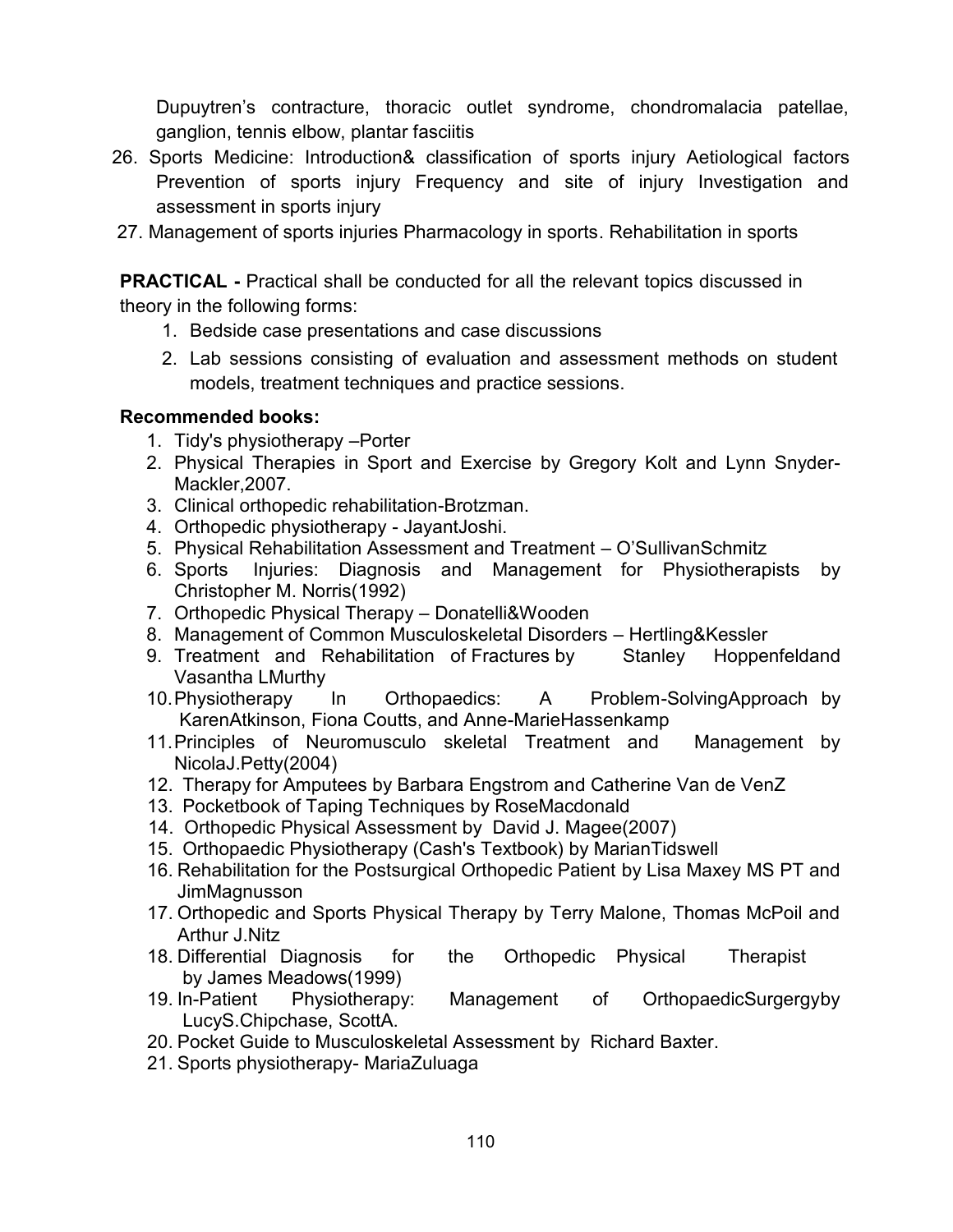Dupuytren's contracture, thoracic outlet syndrome, chondromalacia patellae, ganglion, tennis elbow, plantar fasciitis

26. Sports Medicine: Introduction& classification of sports injury Aetiological factors Prevention of sports injury Frequency and site of injury Investigation and assessment in sports injury
27. Management of sports injuries Pharmacology in sports. Rehabilitation in sports

**PRACTICAL -** Practical shall be conducted for all the relevant topics discussed in theory in the following forms:

1. Bedside case presentations and case discussions
2. Lab sessions consisting of evaluation and assessment methods on student models, treatment techniques and practice sessions.

**Recommended books:**

1. Tidy's physiotherapy –Porter
2. Physical Therapies in Sport and Exercise by Gregory Kolt and Lynn Snyder-Mackler,2007.
3. Clinical orthopedic rehabilitation-Brotzman.
4. Orthopedic physiotherapy - JayantJoshi.
5. Physical Rehabilitation Assessment and Treatment – O'SullivanSchmitz
6. Sports Injuries: Diagnosis and Management for Physiotherapists by Christopher M. Norris(1992)
7. Orthopedic Physical Therapy – Donatelli&Wooden
8. Management of Common Musculoskeletal Disorders – Hertling&Kessler
9. Treatment and Rehabilitation of Fractures by Stanley Hoppenfeldand Vasantha LMurthy
10. Physiotherapy In Orthopaedics: A Problem-SolvingApproach by KarenAtkinson, Fiona Coutts, and Anne-MarieHassenkamp
11. Principles of Neuromusculo skeletal Treatment and Management by NicolaJ.Petty(2004)
12. Therapy for Amputees by Barbara Engstrom and Catherine Van de VenZ
13. Pocketbook of Taping Techniques by RoseMacdonald
14. Orthopedic Physical Assessment by David J. Magee(2007)
15. Orthopaedic Physiotherapy (Cash's Textbook) by MarianTidswell
16. Rehabilitation for the Postsurgical Orthopedic Patient by Lisa Maxey MS PT and JimMagnusson
17. Orthopedic and Sports Physical Therapy by Terry Malone, Thomas McPoil and Arthur J.Nitz
18. Differential Diagnosis for the Orthopedic Physical Therapist by James Meadows(1999)
19. In-Patient Physiotherapy: Management of OrthopaedicSurgergyby LucyS.Chipchase, ScottA.
20. Pocket Guide to Musculoskeletal Assessment by Richard Baxter.
21. Sports physiotherapy- MariaZuluaga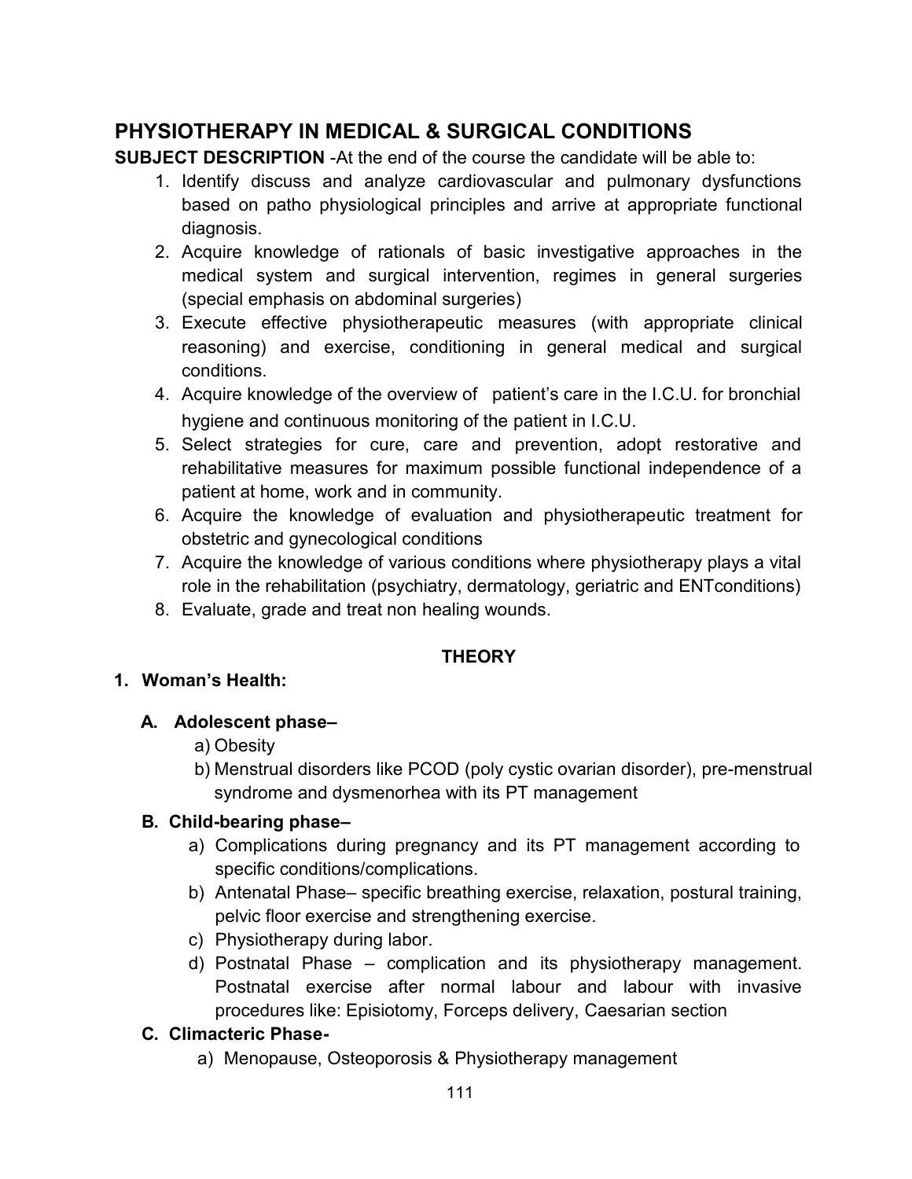## PHYSIOTHERAPY IN MEDICAL & SURGICAL CONDITIONS

**SUBJECT DESCRIPTION** -At the end of the course the candidate will be able to:

1. Identify discuss and analyze cardiovascular and pulmonary dysfunctions based on patho physiological principles and arrive at appropriate functional diagnosis.
2. Acquire knowledge of rationals of basic investigative approaches in the medical system and surgical intervention, regimes in general surgeries (special emphasis on abdominal surgeries)
3. Execute effective physiotherapeutic measures (with appropriate clinical reasoning) and exercise, conditioning in general medical and surgical conditions.
4. Acquire knowledge of the overview of patient's care in the I.C.U. for bronchial hygiene and continuous monitoring of the patient in I.C.U.
5. Select strategies for cure, care and prevention, adopt restorative and rehabilitative measures for maximum possible functional independence of a patient at home, work and in community.
6. Acquire the knowledge of evaluation and physiotherapeutic treatment for obstetric and gynecological conditions
7. Acquire the knowledge of various conditions where physiotherapy plays a vital role in the rehabilitation (psychiatry, dermatology, geriatric and ENTconditions)
8. Evaluate, grade and treat non healing wounds.

### THEORY

**1. Woman's Health:**

**A. Adolescent phase–**

a) Obesity

b) Menstrual disorders like PCOD (poly cystic ovarian disorder), pre-menstrual syndrome and dysmenorhea with its PT management

**B. Child-bearing phase–**

a) Complications during pregnancy and its PT management according to specific conditions/complications.

b) Antenatal Phase– specific breathing exercise, relaxation, postural training, pelvic floor exercise and strengthening exercise.

c) Physiotherapy during labor.

d) Postnatal Phase – complication and its physiotherapy management. Postnatal exercise after normal labour and labour with invasive procedures like: Episiotomy, Forceps delivery, Caesarian section

**C. Climacteric Phase-**

a) Menopause, Osteoporosis & Physiotherapy management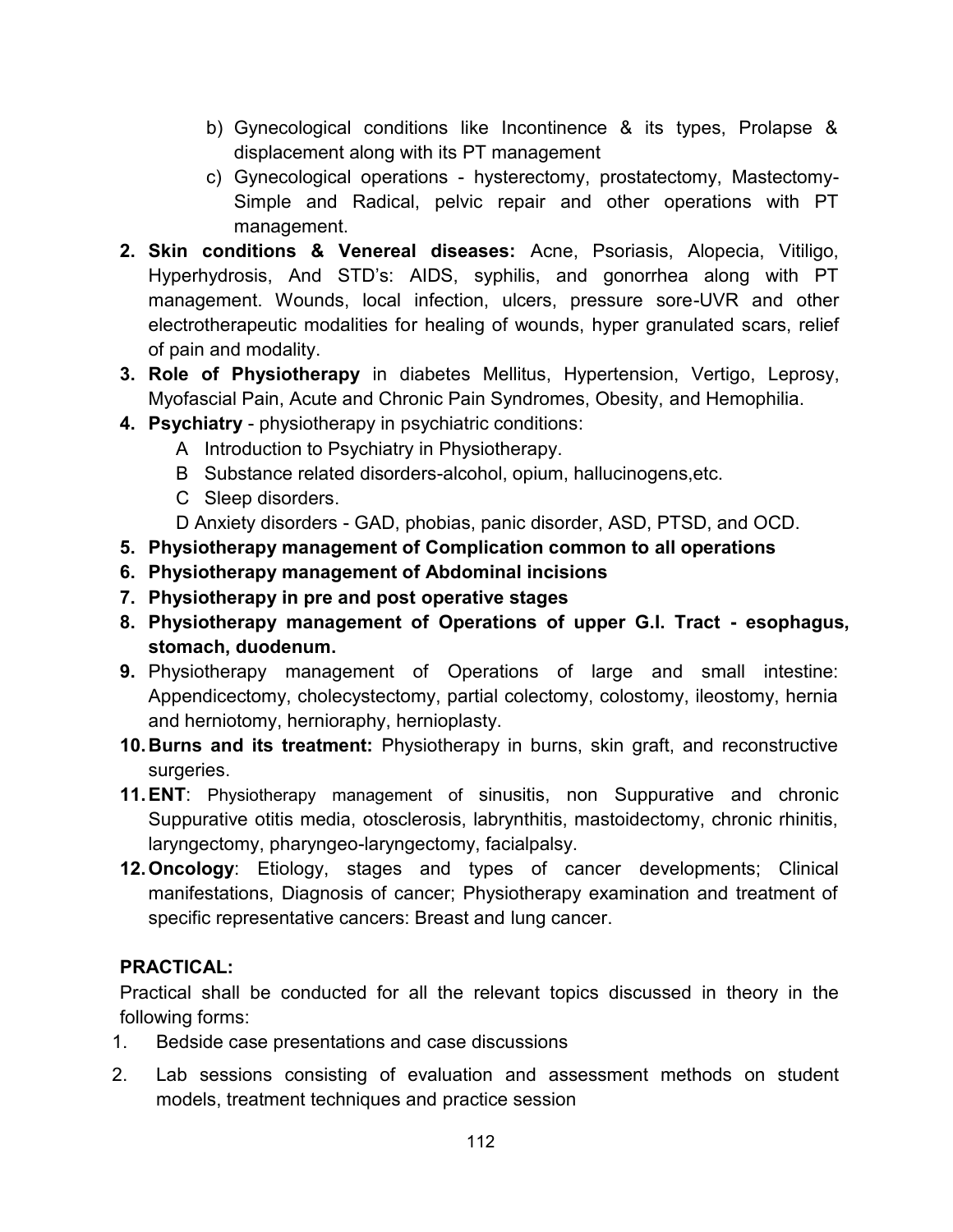b) Gynecological conditions like Incontinence & its types, Prolapse & displacement along with its PT management
   c) Gynecological operations - hysterectomy, prostatectomy, Mastectomy- Simple and Radical, pelvic repair and other operations with PT management.

2. **Skin conditions & Venereal diseases:** Acne, Psoriasis, Alopecia, Vitiligo, Hyperhydrosis, And STD's: AIDS, syphilis, and gonorrhea along with PT management. Wounds, local infection, ulcers, pressure sore-UVR and other electrotherapeutic modalities for healing of wounds, hyper granulated scars, relief of pain and modality.
3. **Role of Physiotherapy** in diabetes Mellitus, Hypertension, Vertigo, Leprosy, Myofascial Pain, Acute and Chronic Pain Syndromes, Obesity, and Hemophilia.
4. **Psychiatry** - physiotherapy in psychiatric conditions:
   A Introduction to Psychiatry in Physiotherapy.
   B Substance related disorders-alcohol, opium, hallucinogens,etc.
   C Sleep disorders.
   D Anxiety disorders - GAD, phobias, panic disorder, ASD, PTSD, and OCD.
5. **Physiotherapy management of Complication common to all operations**
6. **Physiotherapy management of Abdominal incisions**
7. **Physiotherapy in pre and post operative stages**
8. **Physiotherapy management of Operations of upper G.I. Tract - esophagus, stomach, duodenum.**
9. Physiotherapy management of Operations of large and small intestine: Appendicectomy, cholecystectomy, partial colectomy, colostomy, ileostomy, hernia and herniotomy, hernioraphy, hernioplasty.
10. **Burns and its treatment:** Physiotherapy in burns, skin graft, and reconstructive surgeries.
11. **ENT**: Physiotherapy management of sinusitis, non Suppurative and chronic Suppurative otitis media, otosclerosis, labrynthitis, mastoidectomy, chronic rhinitis, laryngectomy, pharyngeo-laryngectomy, facialpalsy.
12. **Oncology**: Etiology, stages and types of cancer developments; Clinical manifestations, Diagnosis of cancer; Physiotherapy examination and treatment of specific representative cancers: Breast and lung cancer.

**PRACTICAL:**

Practical shall be conducted for all the relevant topics discussed in theory in the following forms:

1. Bedside case presentations and case discussions
2. Lab sessions consisting of evaluation and assessment methods on student models, treatment techniques and practice session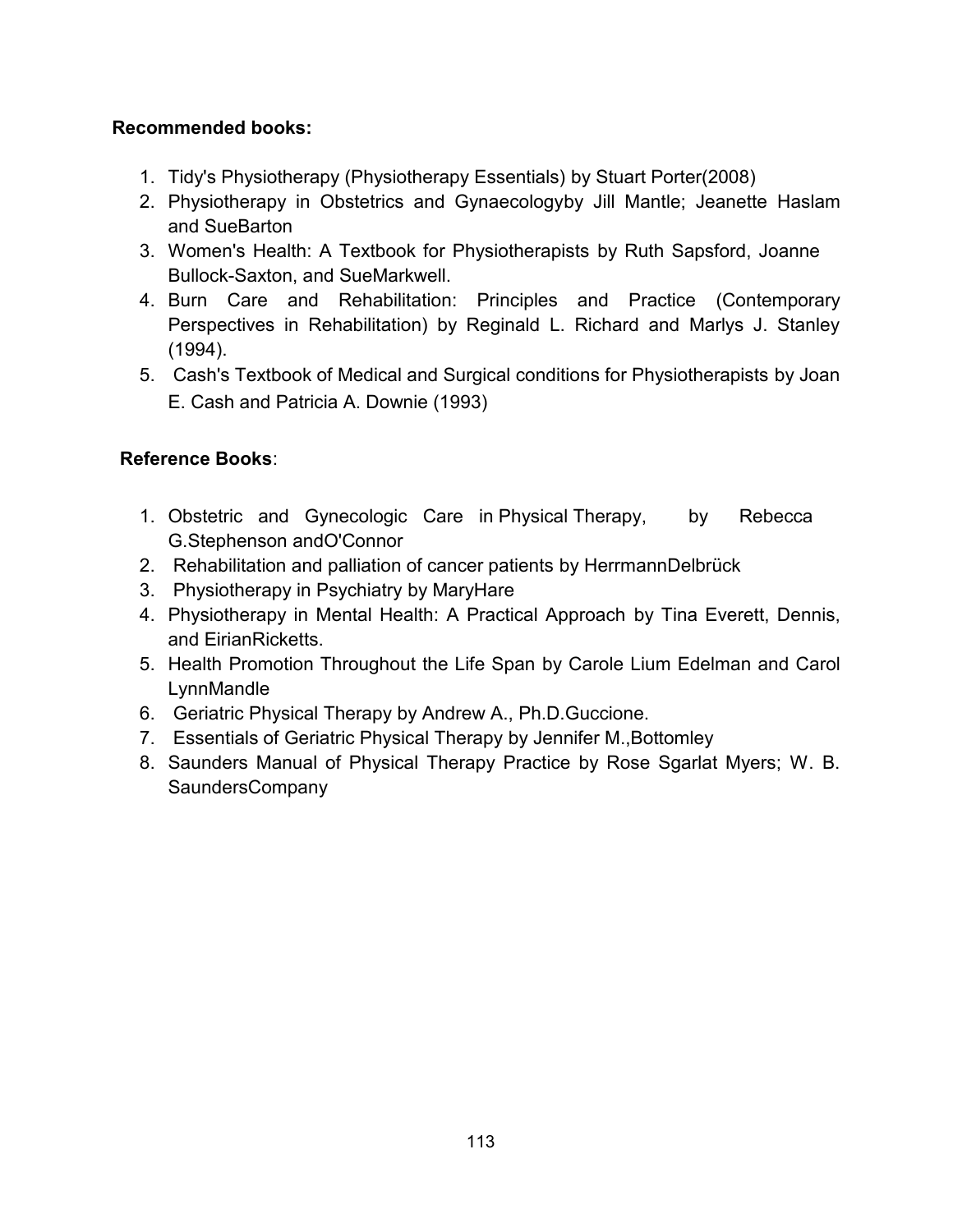**Recommended books:**

1. Tidy's Physiotherapy (Physiotherapy Essentials) by Stuart Porter(2008)
2. Physiotherapy in Obstetrics and Gynaecologyby Jill Mantle; Jeanette Haslam and SueBarton
3. Women's Health: A Textbook for Physiotherapists by Ruth Sapsford, Joanne Bullock-Saxton, and SueMarkwell.
4. Burn Care and Rehabilitation: Principles and Practice (Contemporary Perspectives in Rehabilitation) by Reginald L. Richard and Marlys J. Stanley (1994).
5. Cash's Textbook of Medical and Surgical conditions for Physiotherapists by Joan E. Cash and Patricia A. Downie (1993)

**Reference Books**:

1. Obstetric and Gynecologic Care in Physical Therapy, by Rebecca G.Stephenson andO'Connor
2. Rehabilitation and palliation of cancer patients by HerrmannDelbrück
3. Physiotherapy in Psychiatry by MaryHare
4. Physiotherapy in Mental Health: A Practical Approach by Tina Everett, Dennis, and EirianRicketts.
5. Health Promotion Throughout the Life Span by Carole Lium Edelman and Carol LynnMandle
6. Geriatric Physical Therapy by Andrew A., Ph.D.Guccione.
7. Essentials of Geriatric Physical Therapy by Jennifer M.,Bottomley
8. Saunders Manual of Physical Therapy Practice by Rose Sgarlat Myers; W. B. SaundersCompany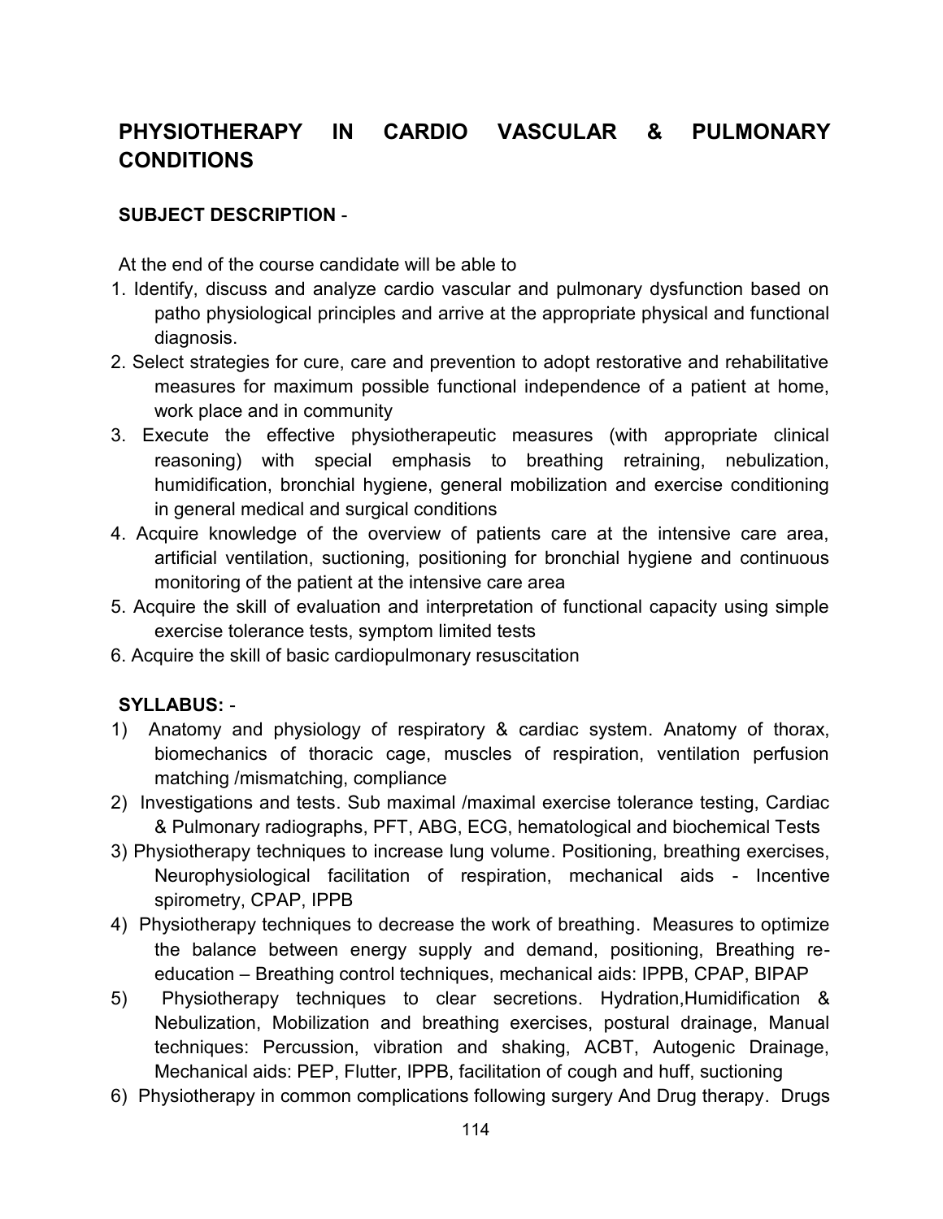# PHYSIOTHERAPY IN CARDIO VASCULAR & PULMONARY CONDITIONS

**SUBJECT DESCRIPTION** -

At the end of the course candidate will be able to

1. Identify, discuss and analyze cardio vascular and pulmonary dysfunction based on patho physiological principles and arrive at the appropriate physical and functional diagnosis.
2. Select strategies for cure, care and prevention to adopt restorative and rehabilitative measures for maximum possible functional independence of a patient at home, work place and in community
3. Execute the effective physiotherapeutic measures (with appropriate clinical reasoning) with special emphasis to breathing retraining, nebulization, humidification, bronchial hygiene, general mobilization and exercise conditioning in general medical and surgical conditions
4. Acquire knowledge of the overview of patients care at the intensive care area, artificial ventilation, suctioning, positioning for bronchial hygiene and continuous monitoring of the patient at the intensive care area
5. Acquire the skill of evaluation and interpretation of functional capacity using simple exercise tolerance tests, symptom limited tests
6. Acquire the skill of basic cardiopulmonary resuscitation

**SYLLABUS:** -

1) Anatomy and physiology of respiratory & cardiac system. Anatomy of thorax, biomechanics of thoracic cage, muscles of respiration, ventilation perfusion matching /mismatching, compliance
2) Investigations and tests. Sub maximal /maximal exercise tolerance testing, Cardiac & Pulmonary radiographs, PFT, ABG, ECG, hematological and biochemical Tests
3) Physiotherapy techniques to increase lung volume. Positioning, breathing exercises, Neurophysiological facilitation of respiration, mechanical aids - Incentive spirometry, CPAP, IPPB
4) Physiotherapy techniques to decrease the work of breathing. Measures to optimize the balance between energy supply and demand, positioning, Breathing re-education – Breathing control techniques, mechanical aids: IPPB, CPAP, BIPAP
5) Physiotherapy techniques to clear secretions. Hydration,Humidification & Nebulization, Mobilization and breathing exercises, postural drainage, Manual techniques: Percussion, vibration and shaking, ACBT, Autogenic Drainage, Mechanical aids: PEP, Flutter, IPPB, facilitation of cough and huff, suctioning
6) Physiotherapy in common complications following surgery And Drug therapy. Drugs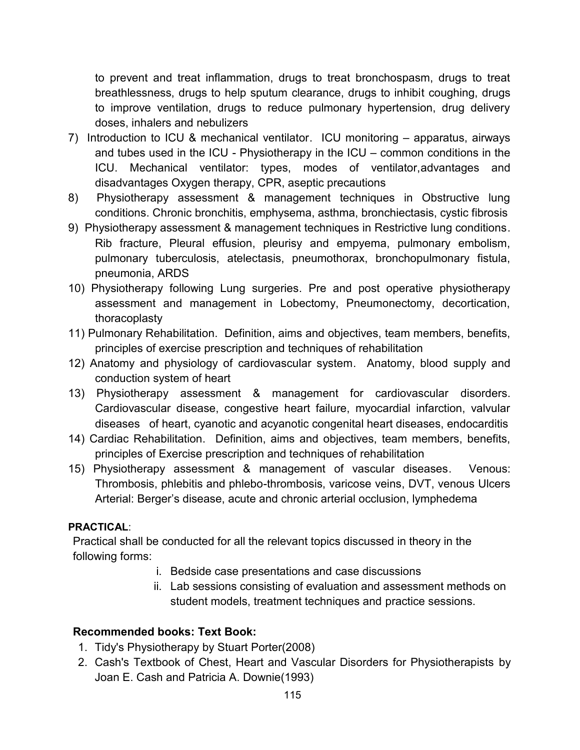to prevent and treat inflammation, drugs to treat bronchospasm, drugs to treat breathlessness, drugs to help sputum clearance, drugs to inhibit coughing, drugs to improve ventilation, drugs to reduce pulmonary hypertension, drug delivery doses, inhalers and nebulizers

7) Introduction to ICU & mechanical ventilator. ICU monitoring – apparatus, airways and tubes used in the ICU - Physiotherapy in the ICU – common conditions in the ICU. Mechanical ventilator: types, modes of ventilator,advantages and disadvantages Oxygen therapy, CPR, aseptic precautions
8) Physiotherapy assessment & management techniques in Obstructive lung conditions. Chronic bronchitis, emphysema, asthma, bronchiectasis, cystic fibrosis
9) Physiotherapy assessment & management techniques in Restrictive lung conditions. Rib fracture, Pleural effusion, pleurisy and empyema, pulmonary embolism, pulmonary tuberculosis, atelectasis, pneumothorax, bronchopulmonary fistula, pneumonia, ARDS
10) Physiotherapy following Lung surgeries. Pre and post operative physiotherapy assessment and management in Lobectomy, Pneumonectomy, decortication, thoracoplasty
11) Pulmonary Rehabilitation. Definition, aims and objectives, team members, benefits, principles of exercise prescription and techniques of rehabilitation
12) Anatomy and physiology of cardiovascular system. Anatomy, blood supply and conduction system of heart
13) Physiotherapy assessment & management for cardiovascular disorders. Cardiovascular disease, congestive heart failure, myocardial infarction, valvular diseases of heart, cyanotic and acyanotic congenital heart diseases, endocarditis
14) Cardiac Rehabilitation. Definition, aims and objectives, team members, benefits, principles of Exercise prescription and techniques of rehabilitation
15) Physiotherapy assessment & management of vascular diseases. Venous: Thrombosis, phlebitis and phlebo-thrombosis, varicose veins, DVT, venous Ulcers Arterial: Berger's disease, acute and chronic arterial occlusion, lymphedema

**PRACTICAL**:

Practical shall be conducted for all the relevant topics discussed in theory in the following forms:

i. Bedside case presentations and case discussions
ii. Lab sessions consisting of evaluation and assessment methods on student models, treatment techniques and practice sessions.

**Recommended books: Text Book:**

1. Tidy's Physiotherapy by Stuart Porter(2008)
2. Cash's Textbook of Chest, Heart and Vascular Disorders for Physiotherapists by Joan E. Cash and Patricia A. Downie(1993)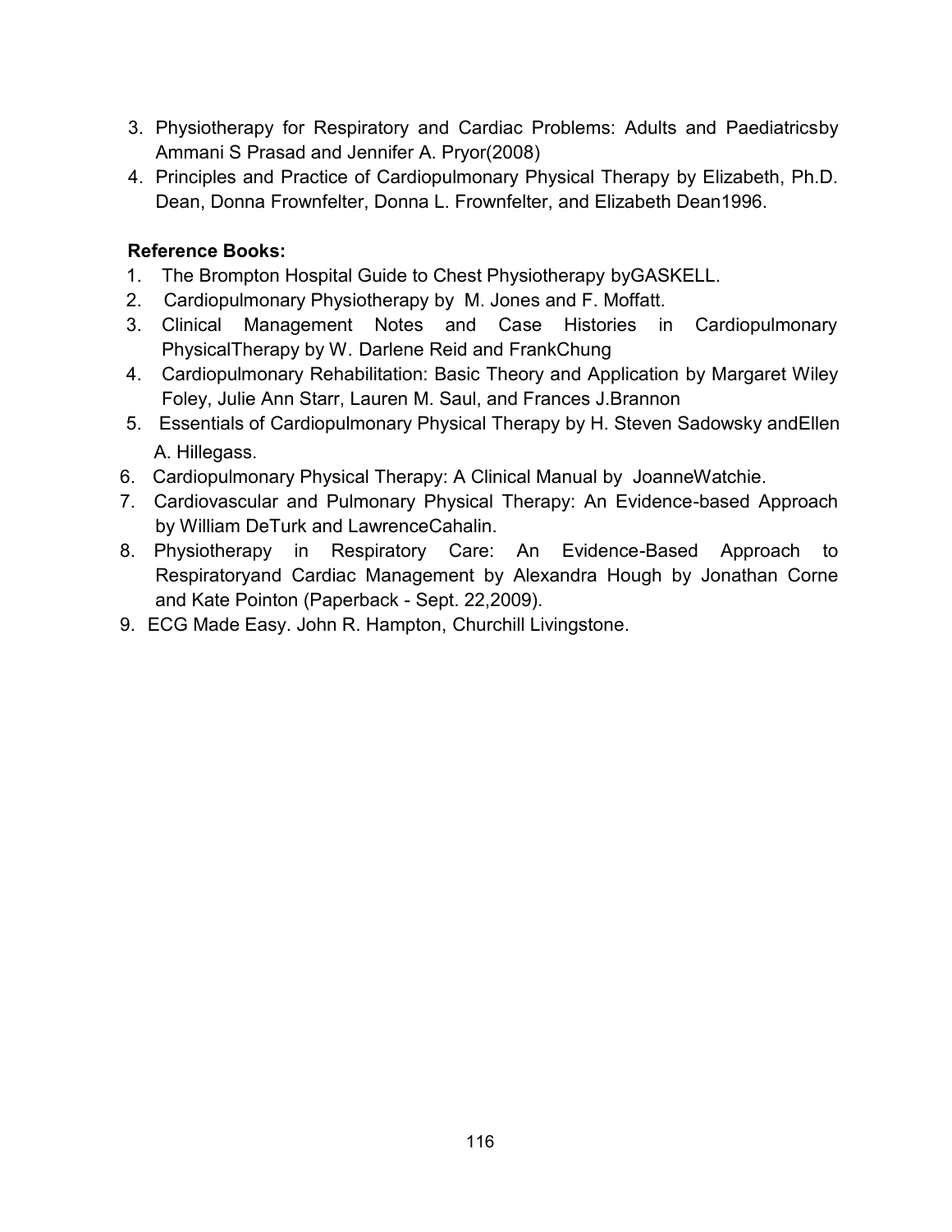3. Physiotherapy for Respiratory and Cardiac Problems: Adults and Paediatricsby Ammani S Prasad and Jennifer A. Pryor(2008)
4. Principles and Practice of Cardiopulmonary Physical Therapy by Elizabeth, Ph.D. Dean, Donna Frownfelter, Donna L. Frownfelter, and Elizabeth Dean1996.

**Reference Books:**

1. The Brompton Hospital Guide to Chest Physiotherapy byGASKELL.
2. Cardiopulmonary Physiotherapy by M. Jones and F. Moffatt.
3. Clinical Management Notes and Case Histories in Cardiopulmonary PhysicalTherapy by W. Darlene Reid and FrankChung
4. Cardiopulmonary Rehabilitation: Basic Theory and Application by Margaret Wiley Foley, Julie Ann Starr, Lauren M. Saul, and Frances J.Brannon
5. Essentials of Cardiopulmonary Physical Therapy by H. Steven Sadowsky andEllen A. Hillegass.
6. Cardiopulmonary Physical Therapy: A Clinical Manual by JoanneWatchie.
7. Cardiovascular and Pulmonary Physical Therapy: An Evidence-based Approach by William DeTurk and LawrenceCahalin.
8. Physiotherapy in Respiratory Care: An Evidence-Based Approach to Respiratoryand Cardiac Management by Alexandra Hough by Jonathan Corne and Kate Pointon (Paperback - Sept. 22,2009).
9. ECG Made Easy. John R. Hampton, Churchill Livingstone.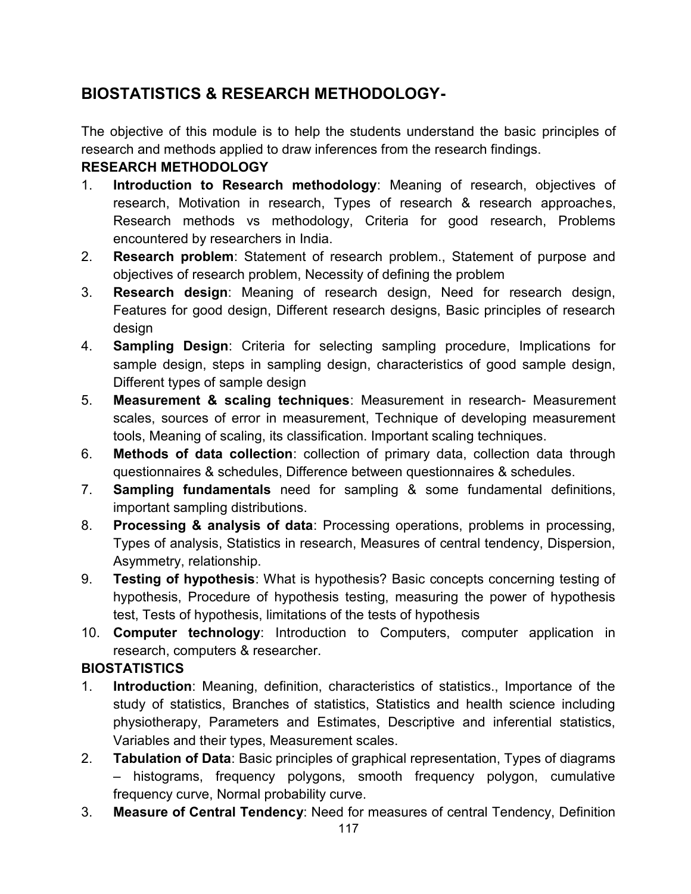## BIOSTATISTICS & RESEARCH METHODOLOGY-

The objective of this module is to help the students understand the basic principles of research and methods applied to draw inferences from the research findings.

### RESEARCH METHODOLOGY

1. **Introduction to Research methodology**: Meaning of research, objectives of research, Motivation in research, Types of research & research approaches, Research methods vs methodology, Criteria for good research, Problems encountered by researchers in India.
2. **Research problem**: Statement of research problem., Statement of purpose and objectives of research problem, Necessity of defining the problem
3. **Research design**: Meaning of research design, Need for research design, Features for good design, Different research designs, Basic principles of research design
4. **Sampling Design**: Criteria for selecting sampling procedure, Implications for sample design, steps in sampling design, characteristics of good sample design, Different types of sample design
5. **Measurement & scaling techniques**: Measurement in research- Measurement scales, sources of error in measurement, Technique of developing measurement tools, Meaning of scaling, its classification. Important scaling techniques.
6. **Methods of data collection**: collection of primary data, collection data through questionnaires & schedules, Difference between questionnaires & schedules.
7. **Sampling fundamentals** need for sampling & some fundamental definitions, important sampling distributions.
8. **Processing & analysis of data**: Processing operations, problems in processing, Types of analysis, Statistics in research, Measures of central tendency, Dispersion, Asymmetry, relationship.
9. **Testing of hypothesis**: What is hypothesis? Basic concepts concerning testing of hypothesis, Procedure of hypothesis testing, measuring the power of hypothesis test, Tests of hypothesis, limitations of the tests of hypothesis
10. **Computer technology**: Introduction to Computers, computer application in research, computers & researcher.

### BIOSTATISTICS

1. **Introduction**: Meaning, definition, characteristics of statistics., Importance of the study of statistics, Branches of statistics, Statistics and health science including physiotherapy, Parameters and Estimates, Descriptive and inferential statistics, Variables and their types, Measurement scales.
2. **Tabulation of Data**: Basic principles of graphical representation, Types of diagrams – histograms, frequency polygons, smooth frequency polygon, cumulative frequency curve, Normal probability curve.
3. **Measure of Central Tendency**: Need for measures of central Tendency, Definition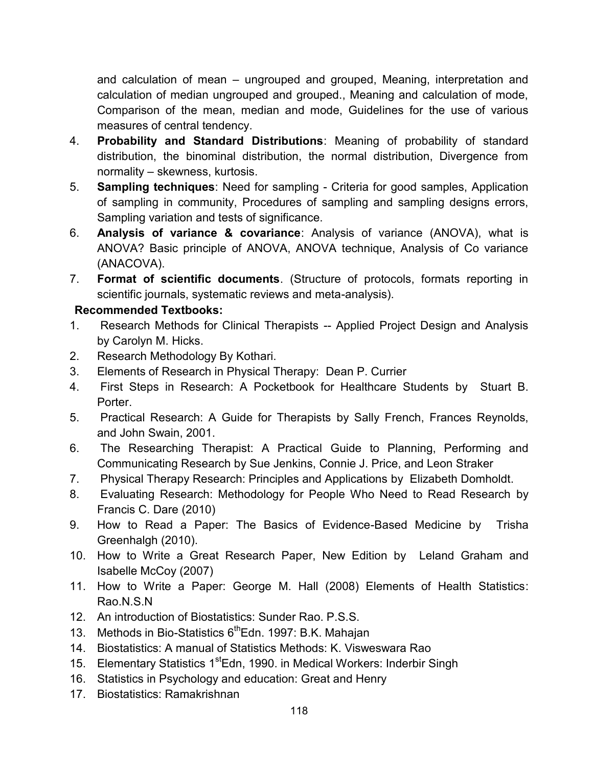and calculation of mean – ungrouped and grouped, Meaning, interpretation and calculation of median ungrouped and grouped., Meaning and calculation of mode, Comparison of the mean, median and mode, Guidelines for the use of various measures of central tendency.

4. **Probability and Standard Distributions**: Meaning of probability of standard distribution, the binominal distribution, the normal distribution, Divergence from normality – skewness, kurtosis.
5. **Sampling techniques**: Need for sampling - Criteria for good samples, Application of sampling in community, Procedures of sampling and sampling designs errors, Sampling variation and tests of significance.
6. **Analysis of variance & covariance**: Analysis of variance (ANOVA), what is ANOVA? Basic principle of ANOVA, ANOVA technique, Analysis of Co variance (ANACOVA).
7. **Format of scientific documents**. (Structure of protocols, formats reporting in scientific journals, systematic reviews and meta-analysis).

**Recommended Textbooks:**

1. Research Methods for Clinical Therapists -- Applied Project Design and Analysis by Carolyn M. Hicks.
2. Research Methodology By Kothari.
3. Elements of Research in Physical Therapy: Dean P. Currier
4. First Steps in Research: A Pocketbook for Healthcare Students by Stuart B. Porter.
5. Practical Research: A Guide for Therapists by Sally French, Frances Reynolds, and John Swain, 2001.
6. The Researching Therapist: A Practical Guide to Planning, Performing and Communicating Research by Sue Jenkins, Connie J. Price, and Leon Straker
7. Physical Therapy Research: Principles and Applications by Elizabeth Domholdt.
8. Evaluating Research: Methodology for People Who Need to Read Research by Francis C. Dare (2010)
9. How to Read a Paper: The Basics of Evidence-Based Medicine by Trisha Greenhalgh (2010).
10. How to Write a Great Research Paper, New Edition by Leland Graham and Isabelle McCoy (2007)
11. How to Write a Paper: George M. Hall (2008) Elements of Health Statistics: Rao.N.S.N
12. An introduction of Biostatistics: Sunder Rao. P.S.S.
13. Methods in Bio-Statistics 6thEdn. 1997: B.K. Mahajan
14. Biostatistics: A manual of Statistics Methods: K. Visweswara Rao
15. Elementary Statistics 1stEdn, 1990. in Medical Workers: Inderbir Singh
16. Statistics in Psychology and education: Great and Henry
17. Biostatistics: Ramakrishnan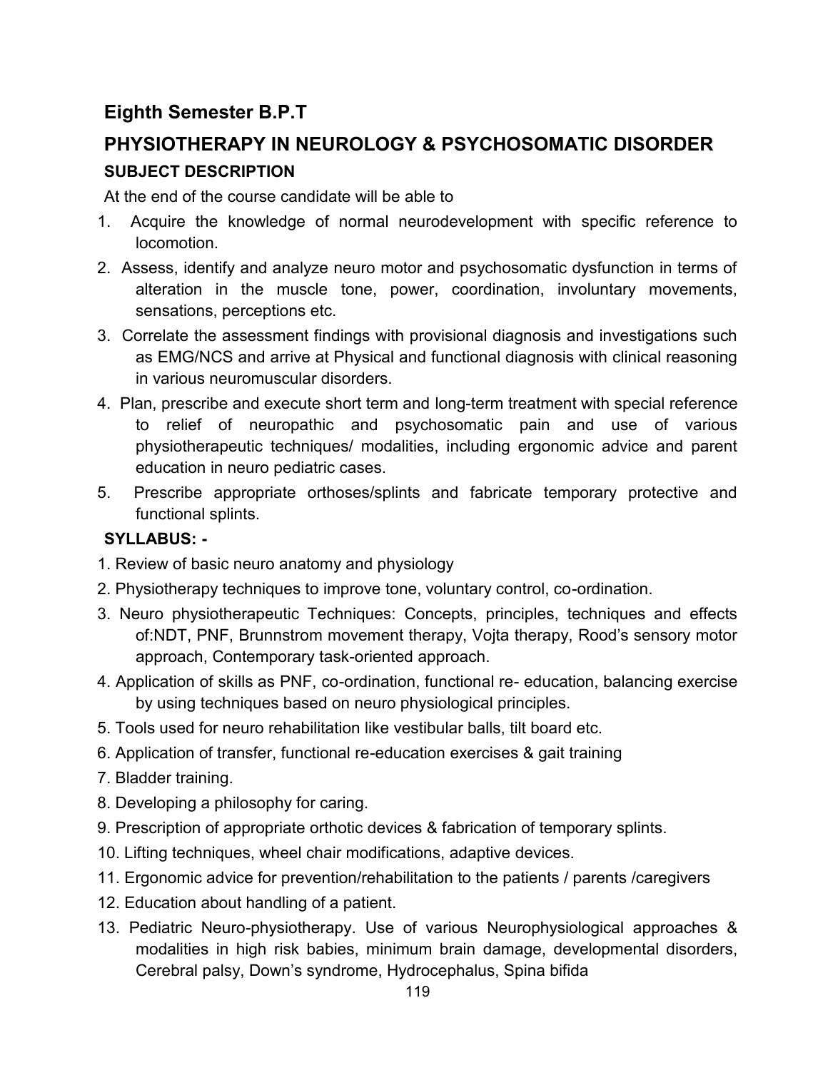## Eighth Semester B.P.T

## PHYSIOTHERAPY IN NEUROLOGY & PSYCHOSOMATIC DISORDER

### SUBJECT DESCRIPTION

At the end of the course candidate will be able to

1. Acquire the knowledge of normal neurodevelopment with specific reference to locomotion.
2. Assess, identify and analyze neuro motor and psychosomatic dysfunction in terms of alteration in the muscle tone, power, coordination, involuntary movements, sensations, perceptions etc.
3. Correlate the assessment findings with provisional diagnosis and investigations such as EMG/NCS and arrive at Physical and functional diagnosis with clinical reasoning in various neuromuscular disorders.
4. Plan, prescribe and execute short term and long-term treatment with special reference to relief of neuropathic and psychosomatic pain and use of various physiotherapeutic techniques/ modalities, including ergonomic advice and parent education in neuro pediatric cases.
5. Prescribe appropriate orthoses/splints and fabricate temporary protective and functional splints.

### SYLLABUS: -

1. Review of basic neuro anatomy and physiology
2. Physiotherapy techniques to improve tone, voluntary control, co-ordination.
3. Neuro physiotherapeutic Techniques: Concepts, principles, techniques and effects of:NDT, PNF, Brunnstrom movement therapy, Vojta therapy, Rood's sensory motor approach, Contemporary task-oriented approach.
4. Application of skills as PNF, co-ordination, functional re- education, balancing exercise by using techniques based on neuro physiological principles.
5. Tools used for neuro rehabilitation like vestibular balls, tilt board etc.
6. Application of transfer, functional re-education exercises & gait training
7. Bladder training.
8. Developing a philosophy for caring.
9. Prescription of appropriate orthotic devices & fabrication of temporary splints.
10. Lifting techniques, wheel chair modifications, adaptive devices.
11. Ergonomic advice for prevention/rehabilitation to the patients / parents /caregivers
12. Education about handling of a patient.
13. Pediatric Neuro-physiotherapy. Use of various Neurophysiological approaches & modalities in high risk babies, minimum brain damage, developmental disorders, Cerebral palsy, Down's syndrome, Hydrocephalus, Spina bifida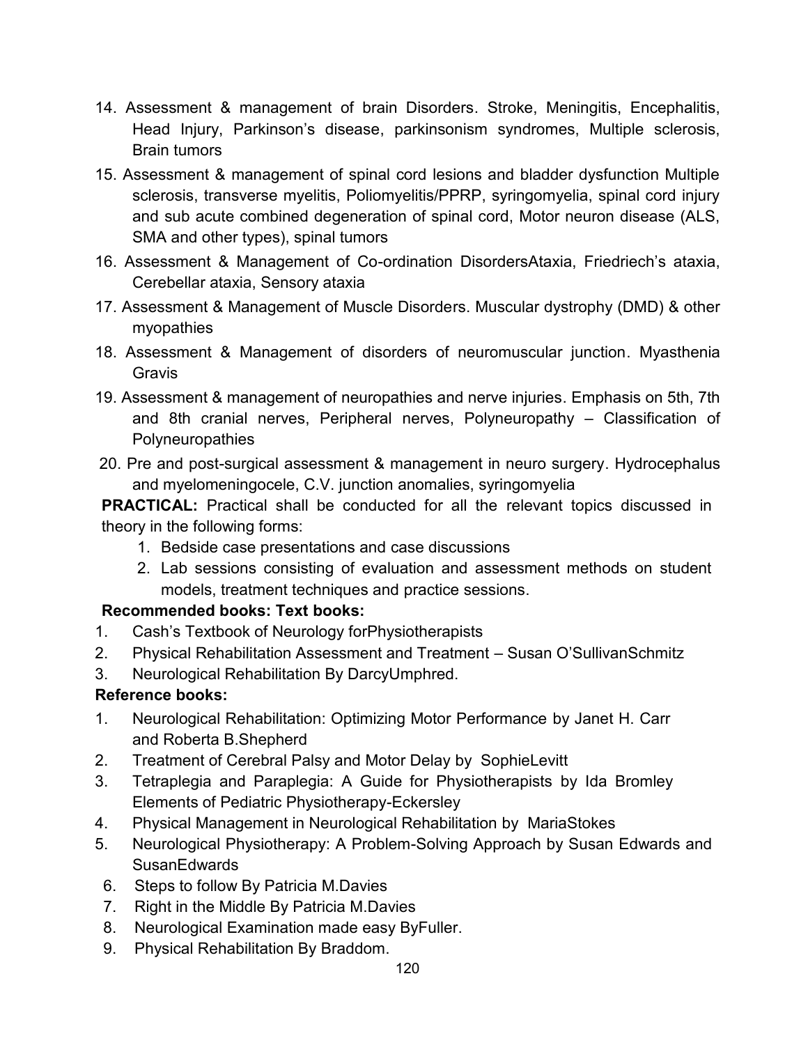14. Assessment & management of brain Disorders. Stroke, Meningitis, Encephalitis, Head Injury, Parkinson's disease, parkinsonism syndromes, Multiple sclerosis, Brain tumors
15. Assessment & management of spinal cord lesions and bladder dysfunction Multiple sclerosis, transverse myelitis, Poliomyelitis/PPRP, syringomyelia, spinal cord injury and sub acute combined degeneration of spinal cord, Motor neuron disease (ALS, SMA and other types), spinal tumors
16. Assessment & Management of Co-ordination DisordersAtaxia, Friedriech's ataxia, Cerebellar ataxia, Sensory ataxia
17. Assessment & Management of Muscle Disorders. Muscular dystrophy (DMD) & other myopathies
18. Assessment & Management of disorders of neuromuscular junction. Myasthenia Gravis
19. Assessment & management of neuropathies and nerve injuries. Emphasis on 5th, 7th and 8th cranial nerves, Peripheral nerves, Polyneuropathy – Classification of Polyneuropathies
20. Pre and post-surgical assessment & management in neuro surgery. Hydrocephalus and myelomeningocele, C.V. junction anomalies, syringomyelia

**PRACTICAL:** Practical shall be conducted for all the relevant topics discussed in theory in the following forms:

1. Bedside case presentations and case discussions
2. Lab sessions consisting of evaluation and assessment methods on student models, treatment techniques and practice sessions.

**Recommended books: Text books:**

1. Cash's Textbook of Neurology forPhysiotherapists
2. Physical Rehabilitation Assessment and Treatment – Susan O'SullivanSchmitz
3. Neurological Rehabilitation By DarcyUmphred.

**Reference books:**

1. Neurological Rehabilitation: Optimizing Motor Performance by Janet H. Carr and Roberta B.Shepherd
2. Treatment of Cerebral Palsy and Motor Delay by SophieLevitt
3. Tetraplegia and Paraplegia: A Guide for Physiotherapists by Ida Bromley Elements of Pediatric Physiotherapy-Eckersley
4. Physical Management in Neurological Rehabilitation by MariaStokes
5. Neurological Physiotherapy: A Problem-Solving Approach by Susan Edwards and SusanEdwards
6. Steps to follow By Patricia M.Davies
7. Right in the Middle By Patricia M.Davies
8. Neurological Examination made easy ByFuller.
9. Physical Rehabilitation By Braddom.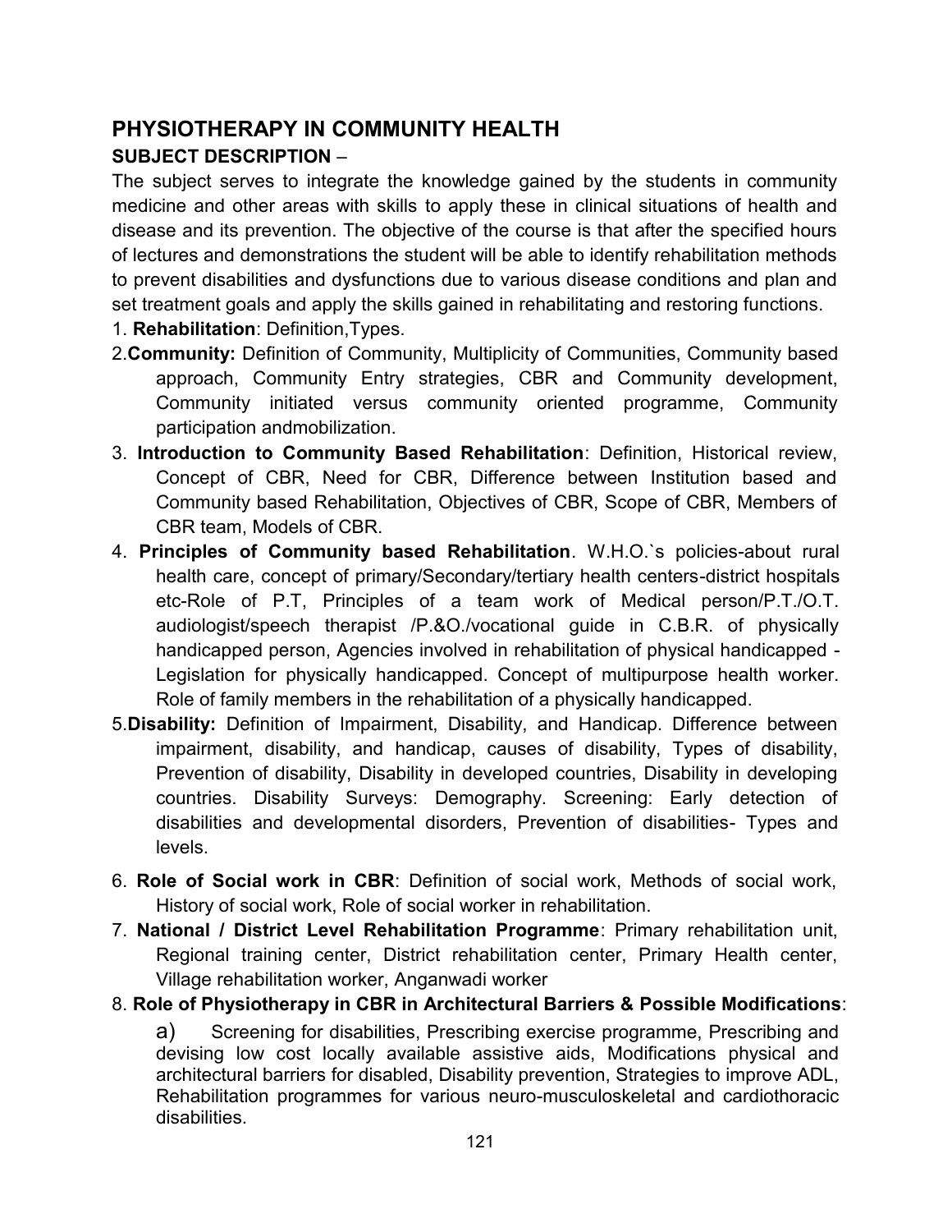## PHYSIOTHERAPY IN COMMUNITY HEALTH

### SUBJECT DESCRIPTION –

The subject serves to integrate the knowledge gained by the students in community medicine and other areas with skills to apply these in clinical situations of health and disease and its prevention. The objective of the course is that after the specified hours of lectures and demonstrations the student will be able to identify rehabilitation methods to prevent disabilities and dysfunctions due to various disease conditions and plan and set treatment goals and apply the skills gained in rehabilitating and restoring functions.

1. **Rehabilitation**: Definition,Types.
2. **Community:** Definition of Community, Multiplicity of Communities, Community based approach, Community Entry strategies, CBR and Community development, Community initiated versus community oriented programme, Community participation andmobilization.
3. **Introduction to Community Based Rehabilitation**: Definition, Historical review, Concept of CBR, Need for CBR, Difference between Institution based and Community based Rehabilitation, Objectives of CBR, Scope of CBR, Members of CBR team, Models of CBR.
4. **Principles of Community based Rehabilitation**. W.H.O.`s policies-about rural health care, concept of primary/Secondary/tertiary health centers-district hospitals etc-Role of P.T, Principles of a team work of Medical person/P.T./O.T. audiologist/speech therapist /P.&O./vocational guide in C.B.R. of physically handicapped person, Agencies involved in rehabilitation of physical handicapped - Legislation for physically handicapped. Concept of multipurpose health worker. Role of family members in the rehabilitation of a physically handicapped.
5. **Disability:** Definition of Impairment, Disability, and Handicap. Difference between impairment, disability, and handicap, causes of disability, Types of disability, Prevention of disability, Disability in developed countries, Disability in developing countries. Disability Surveys: Demography. Screening: Early detection of disabilities and developmental disorders, Prevention of disabilities- Types and levels.
6. **Role of Social work in CBR**: Definition of social work, Methods of social work, History of social work, Role of social worker in rehabilitation.
7. **National / District Level Rehabilitation Programme**: Primary rehabilitation unit, Regional training center, District rehabilitation center, Primary Health center, Village rehabilitation worker, Anganwadi worker
8. **Role of Physiotherapy in CBR in Architectural Barriers & Possible Modifications**:

   a) Screening for disabilities, Prescribing exercise programme, Prescribing and devising low cost locally available assistive aids, Modifications physical and architectural barriers for disabled, Disability prevention, Strategies to improve ADL, Rehabilitation programmes for various neuro-musculoskeletal and cardiothoracic disabilities.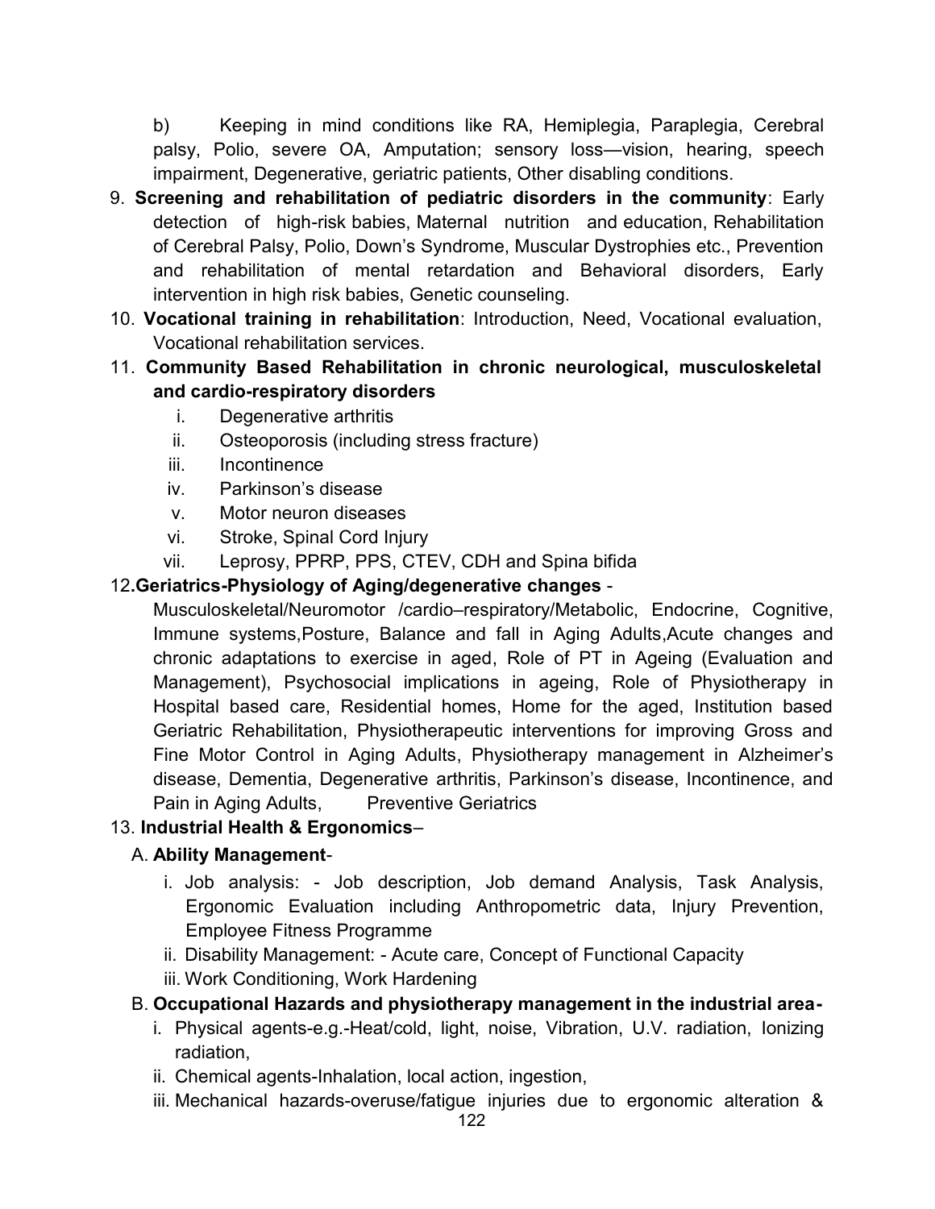b) Keeping in mind conditions like RA, Hemiplegia, Paraplegia, Cerebral palsy, Polio, severe OA, Amputation; sensory loss—vision, hearing, speech impairment, Degenerative, geriatric patients, Other disabling conditions.

9. **Screening and rehabilitation of pediatric disorders in the community**: Early detection of high-risk babies, Maternal nutrition and education, Rehabilitation of Cerebral Palsy, Polio, Down's Syndrome, Muscular Dystrophies etc., Prevention and rehabilitation of mental retardation and Behavioral disorders, Early intervention in high risk babies, Genetic counseling.
10. **Vocational training in rehabilitation**: Introduction, Need, Vocational evaluation, Vocational rehabilitation services.
11. **Community Based Rehabilitation in chronic neurological, musculoskeletal and cardio-respiratory disorders**
    i. Degenerative arthritis
    ii. Osteoporosis (including stress fracture)
    iii. Incontinence
    iv. Parkinson's disease
    v. Motor neuron diseases
    vi. Stroke, Spinal Cord Injury
    vii. Leprosy, PPRP, PPS, CTEV, CDH and Spina bifida
12. **Geriatrics-Physiology of Aging/degenerative changes** - Musculoskeletal/Neuromotor /cardio–respiratory/Metabolic, Endocrine, Cognitive, Immune systems,Posture, Balance and fall in Aging Adults,Acute changes and chronic adaptations to exercise in aged, Role of PT in Ageing (Evaluation and Management), Psychosocial implications in ageing, Role of Physiotherapy in Hospital based care, Residential homes, Home for the aged, Institution based Geriatric Rehabilitation, Physiotherapeutic interventions for improving Gross and Fine Motor Control in Aging Adults, Physiotherapy management in Alzheimer's disease, Dementia, Degenerative arthritis, Parkinson's disease, Incontinence, and Pain in Aging Adults, Preventive Geriatrics
13. **Industrial Health & Ergonomics**–
    A. **Ability Management**-
       i. Job analysis: - Job description, Job demand Analysis, Task Analysis, Ergonomic Evaluation including Anthropometric data, Injury Prevention, Employee Fitness Programme
       ii. Disability Management: - Acute care, Concept of Functional Capacity
       iii. Work Conditioning, Work Hardening
    B. **Occupational Hazards and physiotherapy management in the industrial area-**
       i. Physical agents-e.g.-Heat/cold, light, noise, Vibration, U.V. radiation, Ionizing radiation,
       ii. Chemical agents-Inhalation, local action, ingestion,
       iii. Mechanical hazards-overuse/fatigue injuries due to ergonomic alteration &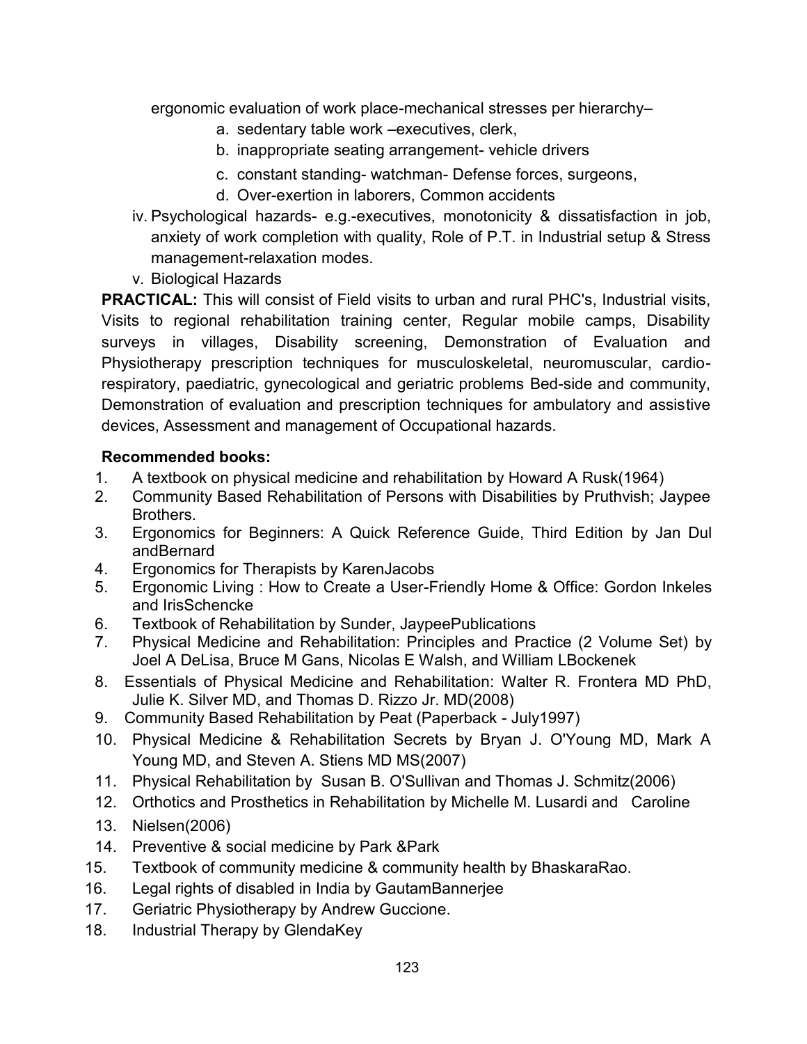ergonomic evaluation of work place-mechanical stresses per hierarchy–

a. sedentary table work –executives, clerk,
b. inappropriate seating arrangement- vehicle drivers
c. constant standing- watchman- Defense forces, surgeons,
d. Over-exertion in laborers, Common accidents

iv. Psychological hazards- e.g.-executives, monotonicity & dissatisfaction in job, anxiety of work completion with quality, Role of P.T. in Industrial setup & Stress management-relaxation modes.

v. Biological Hazards

**PRACTICAL:** This will consist of Field visits to urban and rural PHC's, Industrial visits, Visits to regional rehabilitation training center, Regular mobile camps, Disability surveys in villages, Disability screening, Demonstration of Evaluation and Physiotherapy prescription techniques for musculoskeletal, neuromuscular, cardio-respiratory, paediatric, gynecological and geriatric problems Bed-side and community, Demonstration of evaluation and prescription techniques for ambulatory and assistive devices, Assessment and management of Occupational hazards.

**Recommended books:**

1. A textbook on physical medicine and rehabilitation by Howard A Rusk(1964)
2. Community Based Rehabilitation of Persons with Disabilities by Pruthvish; Jaypee Brothers.
3. Ergonomics for Beginners: A Quick Reference Guide, Third Edition by Jan Dul andBernard
4. Ergonomics for Therapists by KarenJacobs
5. Ergonomic Living : How to Create a User-Friendly Home & Office: Gordon Inkeles and IrisSchencke
6. Textbook of Rehabilitation by Sunder, JaypeePublications
7. Physical Medicine and Rehabilitation: Principles and Practice (2 Volume Set) by Joel A DeLisa, Bruce M Gans, Nicolas E Walsh, and William LBockenek
8. Essentials of Physical Medicine and Rehabilitation: Walter R. Frontera MD PhD, Julie K. Silver MD, and Thomas D. Rizzo Jr. MD(2008)
9. Community Based Rehabilitation by Peat (Paperback - July1997)
10. Physical Medicine & Rehabilitation Secrets by Bryan J. O'Young MD, Mark A Young MD, and Steven A. Stiens MD MS(2007)
11. Physical Rehabilitation by Susan B. O'Sullivan and Thomas J. Schmitz(2006)
12. Orthotics and Prosthetics in Rehabilitation by Michelle M. Lusardi and Caroline
13. Nielsen(2006)
14. Preventive & social medicine by Park &Park
15. Textbook of community medicine & community health by BhaskaraRao.
16. Legal rights of disabled in India by GautamBannerjee
17. Geriatric Physiotherapy by Andrew Guccione.
18. Industrial Therapy by GlendaKey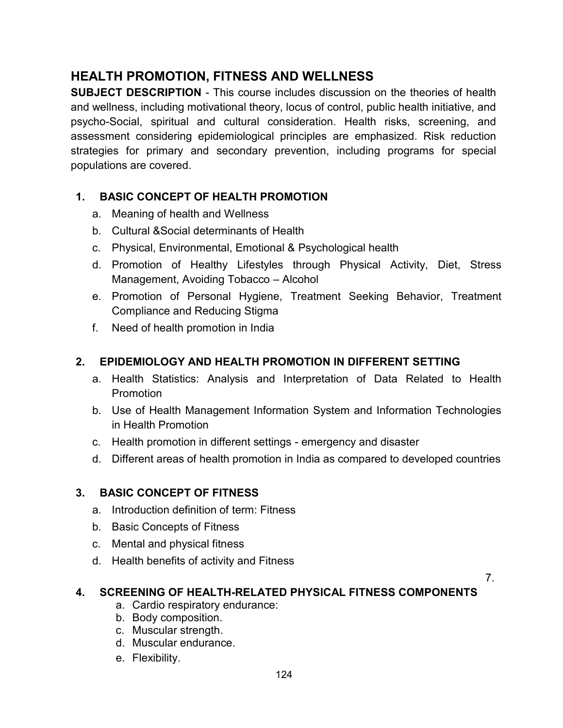# HEALTH PROMOTION, FITNESS AND WELLNESS

**SUBJECT DESCRIPTION** - This course includes discussion on the theories of health and wellness, including motivational theory, locus of control, public health initiative, and psycho-Social, spiritual and cultural consideration. Health risks, screening, and assessment considering epidemiological principles are emphasized. Risk reduction strategies for primary and secondary prevention, including programs for special populations are covered.

## 1. BASIC CONCEPT OF HEALTH PROMOTION

a. Meaning of health and Wellness
b. Cultural &Social determinants of Health
c. Physical, Environmental, Emotional & Psychological health
d. Promotion of Healthy Lifestyles through Physical Activity, Diet, Stress Management, Avoiding Tobacco – Alcohol
e. Promotion of Personal Hygiene, Treatment Seeking Behavior, Treatment Compliance and Reducing Stigma
f. Need of health promotion in India

## 2. EPIDEMIOLOGY AND HEALTH PROMOTION IN DIFFERENT SETTING

a. Health Statistics: Analysis and Interpretation of Data Related to Health Promotion
b. Use of Health Management Information System and Information Technologies in Health Promotion
c. Health promotion in different settings - emergency and disaster
d. Different areas of health promotion in India as compared to developed countries

## 3. BASIC CONCEPT OF FITNESS

a. Introduction definition of term: Fitness
b. Basic Concepts of Fitness
c. Mental and physical fitness
d. Health benefits of activity and Fitness

7.

## 4. SCREENING OF HEALTH-RELATED PHYSICAL FITNESS COMPONENTS

a. Cardio respiratory endurance:
b. Body composition.
c. Muscular strength.
d. Muscular endurance.
e. Flexibility.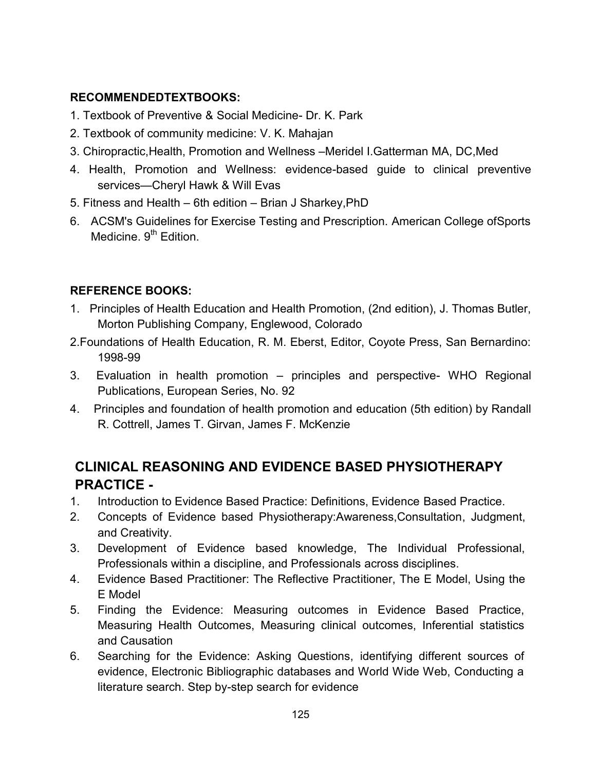**RECOMMENDEDTEXTBOOKS:**

1. Textbook of Preventive & Social Medicine- Dr. K. Park
2. Textbook of community medicine: V. K. Mahajan
3. Chiropractic,Health, Promotion and Wellness –Meridel I.Gatterman MA, DC,Med
4. Health, Promotion and Wellness: evidence-based guide to clinical preventive services—Cheryl Hawk & Will Evas
5. Fitness and Health – 6th edition – Brian J Sharkey,PhD
6. ACSM's Guidelines for Exercise Testing and Prescription. American College ofSports Medicine. 9th Edition.

**REFERENCE BOOKS:**

1. Principles of Health Education and Health Promotion, (2nd edition), J. Thomas Butler, Morton Publishing Company, Englewood, Colorado
2. Foundations of Health Education, R. M. Eberst, Editor, Coyote Press, San Bernardino: 1998-99
3. Evaluation in health promotion – principles and perspective- WHO Regional Publications, European Series, No. 92
4. Principles and foundation of health promotion and education (5th edition) by Randall R. Cottrell, James T. Girvan, James F. McKenzie

## CLINICAL REASONING AND EVIDENCE BASED PHYSIOTHERAPY PRACTICE -

1. Introduction to Evidence Based Practice: Definitions, Evidence Based Practice.
2. Concepts of Evidence based Physiotherapy:Awareness,Consultation, Judgment, and Creativity.
3. Development of Evidence based knowledge, The Individual Professional, Professionals within a discipline, and Professionals across disciplines.
4. Evidence Based Practitioner: The Reflective Practitioner, The E Model, Using the E Model
5. Finding the Evidence: Measuring outcomes in Evidence Based Practice, Measuring Health Outcomes, Measuring clinical outcomes, Inferential statistics and Causation
6. Searching for the Evidence: Asking Questions, identifying different sources of evidence, Electronic Bibliographic databases and World Wide Web, Conducting a literature search. Step by-step search for evidence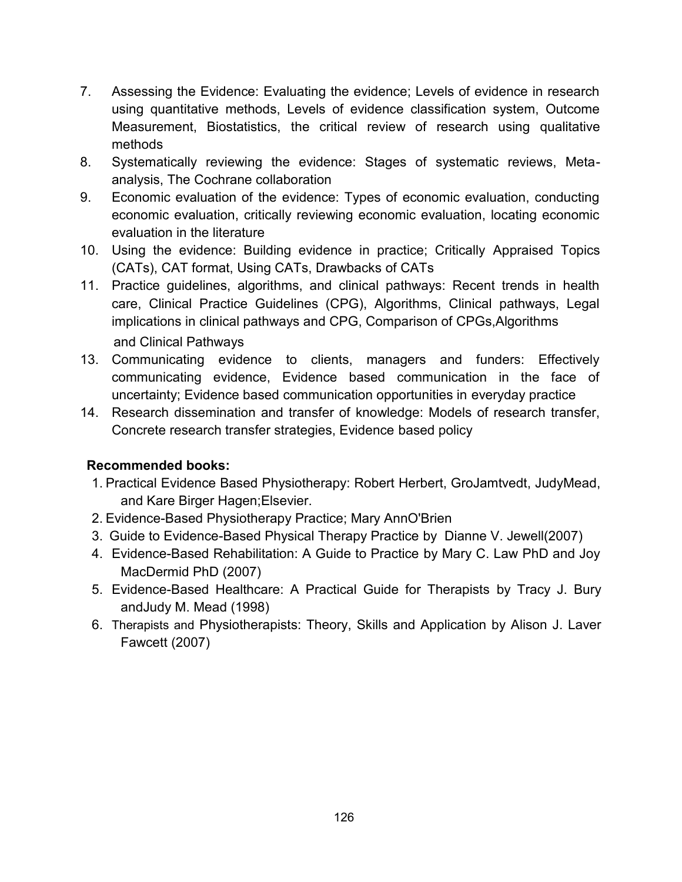7. Assessing the Evidence: Evaluating the evidence; Levels of evidence in research using quantitative methods, Levels of evidence classification system, Outcome Measurement, Biostatistics, the critical review of research using qualitative methods
8. Systematically reviewing the evidence: Stages of systematic reviews, Meta-analysis, The Cochrane collaboration
9. Economic evaluation of the evidence: Types of economic evaluation, conducting economic evaluation, critically reviewing economic evaluation, locating economic evaluation in the literature
10. Using the evidence: Building evidence in practice; Critically Appraised Topics (CATs), CAT format, Using CATs, Drawbacks of CATs
11. Practice guidelines, algorithms, and clinical pathways: Recent trends in health care, Clinical Practice Guidelines (CPG), Algorithms, Clinical pathways, Legal implications in clinical pathways and CPG, Comparison of CPGs,Algorithms and Clinical Pathways
13. Communicating evidence to clients, managers and funders: Effectively communicating evidence, Evidence based communication in the face of uncertainty; Evidence based communication opportunities in everyday practice
14. Research dissemination and transfer of knowledge: Models of research transfer, Concrete research transfer strategies, Evidence based policy

**Recommended books:**

1. Practical Evidence Based Physiotherapy: Robert Herbert, GroJamtvedt, JudyMead, and Kare Birger Hagen;Elsevier.
2. Evidence-Based Physiotherapy Practice; Mary AnnO'Brien
3. Guide to Evidence-Based Physical Therapy Practice by Dianne V. Jewell(2007)
4. Evidence-Based Rehabilitation: A Guide to Practice by Mary C. Law PhD and Joy MacDermid PhD (2007)
5. Evidence-Based Healthcare: A Practical Guide for Therapists by Tracy J. Bury andJudy M. Mead (1998)
6. Therapists and Physiotherapists: Theory, Skills and Application by Alison J. Laver Fawcett (2007)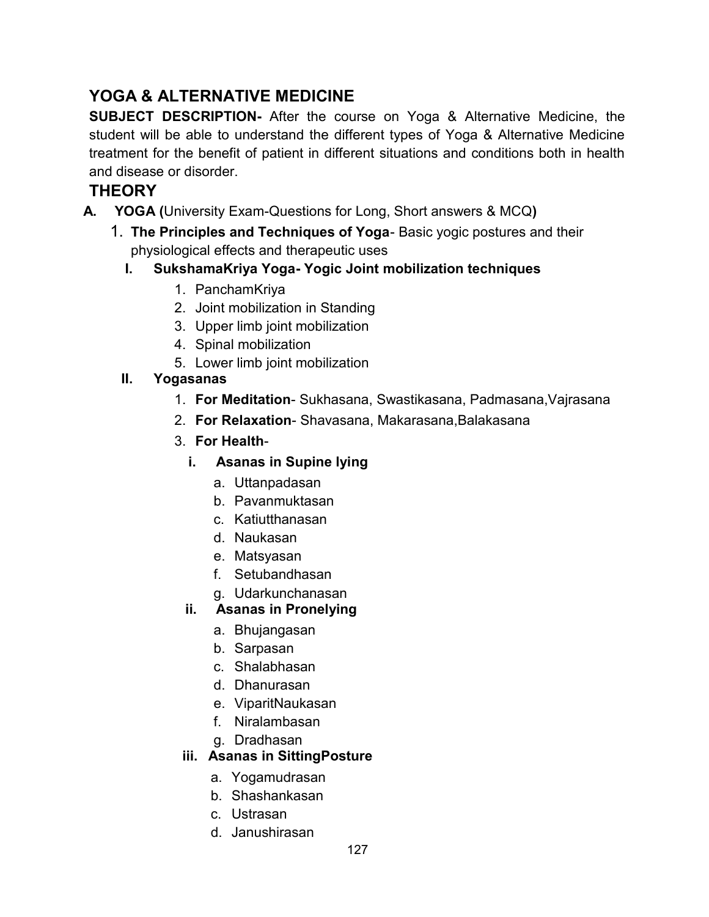## YOGA & ALTERNATIVE MEDICINE

**SUBJECT DESCRIPTION-** After the course on Yoga & Alternative Medicine, the student will be able to understand the different types of Yoga & Alternative Medicine treatment for the benefit of patient in different situations and conditions both in health and disease or disorder.

## THEORY

**A. YOGA (**University Exam-Questions for Long, Short answers & MCQ**)**

1. **The Principles and Techniques of Yoga**- Basic yogic postures and their physiological effects and therapeutic uses

   **I. SukshamaKriya Yoga- Yogic Joint mobilization techniques**

   1. PanchamKriya
   2. Joint mobilization in Standing
   3. Upper limb joint mobilization
   4. Spinal mobilization
   5. Lower limb joint mobilization

   **II. Yogasanas**

   1. **For Meditation**- Sukhasana, Swastikasana, Padmasana,Vajrasana
   2. **For Relaxation**- Shavasana, Makarasana,Balakasana
   3. **For Health**-

      **i. Asanas in Supine lying**

      a. Uttanpadasan
      b. Pavanmuktasan
      c. Katiutthanasan
      d. Naukasan
      e. Matsyasan
      f. Setubandhasan
      g. Udarkunchanasan

      **ii. Asanas in Pronelying**

      a. Bhujangasan
      b. Sarpasan
      c. Shalabhasan
      d. Dhanurasan
      e. ViparitNaukasan
      f. Niralambasan
      g. Dradhasan

      **iii. Asanas in SittingPosture**

      a. Yogamudrasan
      b. Shashankasan
      c. Ustrasan
      d. Janushirasan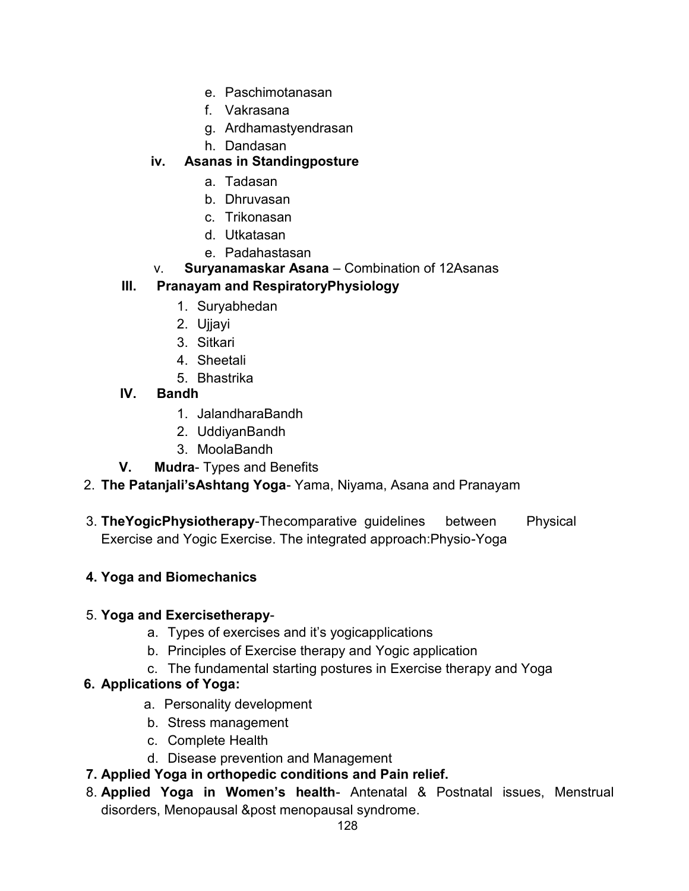e. Paschimotanasan
f. Vakrasana
g. Ardhamastyendrasan
h. Dandasan

**iv. Asanas in Standingposture**

a. Tadasan
b. Dhruvasan
c. Trikonasan
d. Utkatasan
e. Padahastasan

v. **Suryanamaskar Asana** – Combination of 12Asanas

**III. Pranayam and RespiratoryPhysiology**

1. Suryabhedan
2. Ujjayi
3. Sitkari
4. Sheetali
5. Bhastrika

**IV. Bandh**

1. JalandharaBandh
2. UddiyanBandh
3. MoolaBandh

**V. Mudra**- Types and Benefits

2. **The Patanjali'sAshtang Yoga**- Yama, Niyama, Asana and Pranayam

3. **TheYogicPhysiotherapy**-Thecomparative guidelines between Physical Exercise and Yogic Exercise. The integrated approach:Physio-Yoga

4. **Yoga and Biomechanics**

5. **Yoga and Exercisetherapy**-
   a. Types of exercises and it's yogicapplications
   b. Principles of Exercise therapy and Yogic application
   c. The fundamental starting postures in Exercise therapy and Yoga

6. **Applications of Yoga:**
   a. Personality development
   b. Stress management
   c. Complete Health
   d. Disease prevention and Management

7. **Applied Yoga in orthopedic conditions and Pain relief.**

8. **Applied Yoga in Women's health**- Antenatal & Postnatal issues, Menstrual disorders, Menopausal &post menopausal syndrome.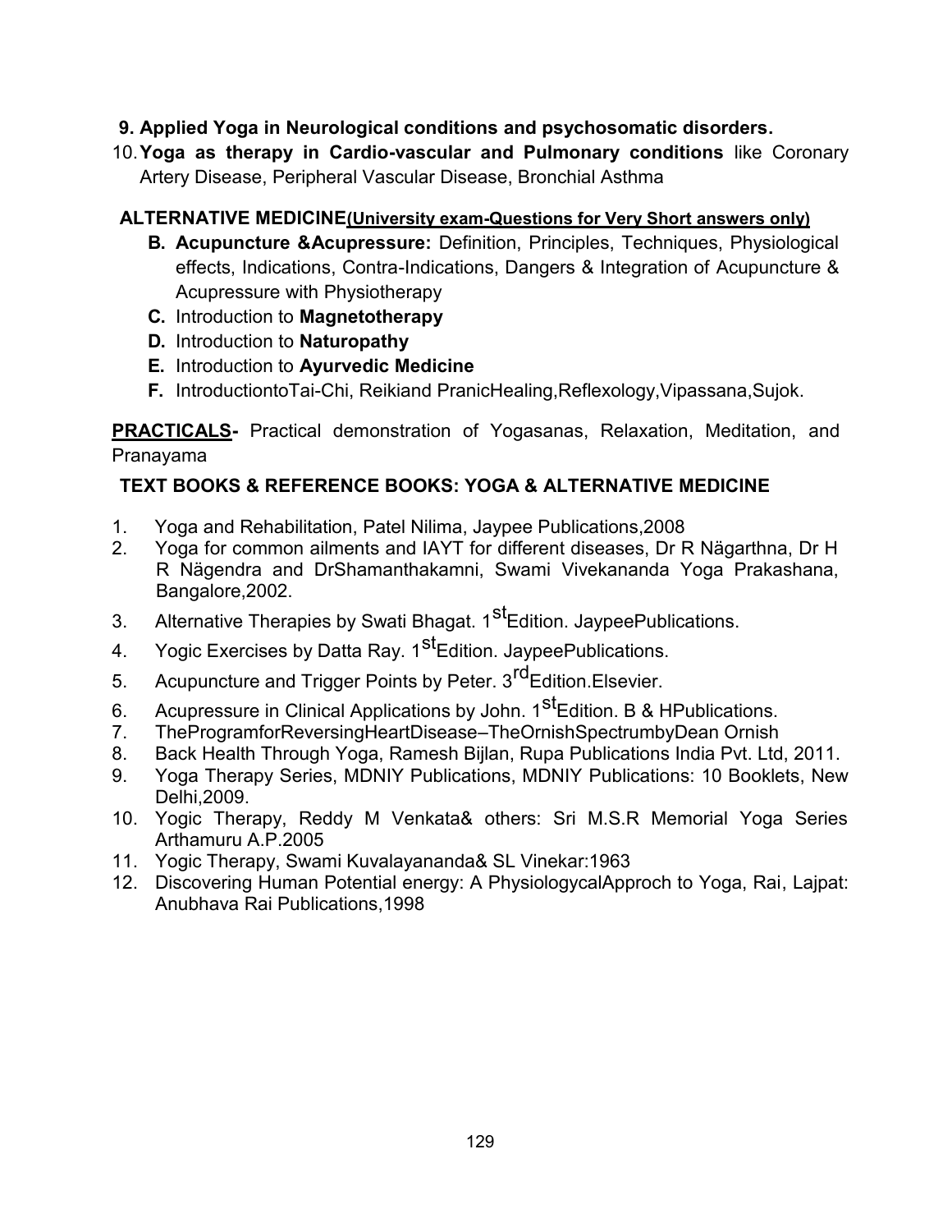**9. Applied Yoga in Neurological conditions and psychosomatic disorders.**

10. **Yoga as therapy in Cardio-vascular and Pulmonary conditions** like Coronary Artery Disease, Peripheral Vascular Disease, Bronchial Asthma

**ALTERNATIVE MEDICINE<u>(University exam-Questions for Very Short answers only)</u>**

- **B. Acupuncture &Acupressure:** Definition, Principles, Techniques, Physiological effects, Indications, Contra-Indications, Dangers & Integration of Acupuncture & Acupressure with Physiotherapy
- **C.** Introduction to **Magnetotherapy**
- **D.** Introduction to **Naturopathy**
- **E.** Introduction to **Ayurvedic Medicine**
- **F.** IntroductiontoTai-Chi, Reikiand PranicHealing,Reflexology,Vipassana,Sujok.

**<u>PRACTICALS</u>-** Practical demonstration of Yogasanas, Relaxation, Meditation, and Pranayama

**TEXT BOOKS & REFERENCE BOOKS: YOGA & ALTERNATIVE MEDICINE**

1. Yoga and Rehabilitation, Patel Nilima, Jaypee Publications,2008
2. Yoga for common ailments and IAYT for different diseases, Dr R Nägarthna, Dr H R Nägendra and DrShamanthakamni, Swami Vivekananda Yoga Prakashana, Bangalore,2002.
3. Alternative Therapies by Swati Bhagat. 1stEdition. JaypeePublications.
4. Yogic Exercises by Datta Ray. 1stEdition. JaypeePublications.
5. Acupuncture and Trigger Points by Peter. 3rdEdition.Elsevier.
6. Acupressure in Clinical Applications by John. 1stEdition. B & HPublications.
7. TheProgramforReversingHeartDisease–TheOrnishSpectrumbyDean Ornish
8. Back Health Through Yoga, Ramesh Bijlan, Rupa Publications India Pvt. Ltd, 2011.
9. Yoga Therapy Series, MDNIY Publications, MDNIY Publications: 10 Booklets, New Delhi,2009.
10. Yogic Therapy, Reddy M Venkata& others: Sri M.S.R Memorial Yoga Series Arthamuru A.P.2005
11. Yogic Therapy, Swami Kuvalayananda& SL Vinekar:1963
12. Discovering Human Potential energy: A PhysiologycalApproch to Yoga, Rai, Lajpat: Anubhava Rai Publications,1998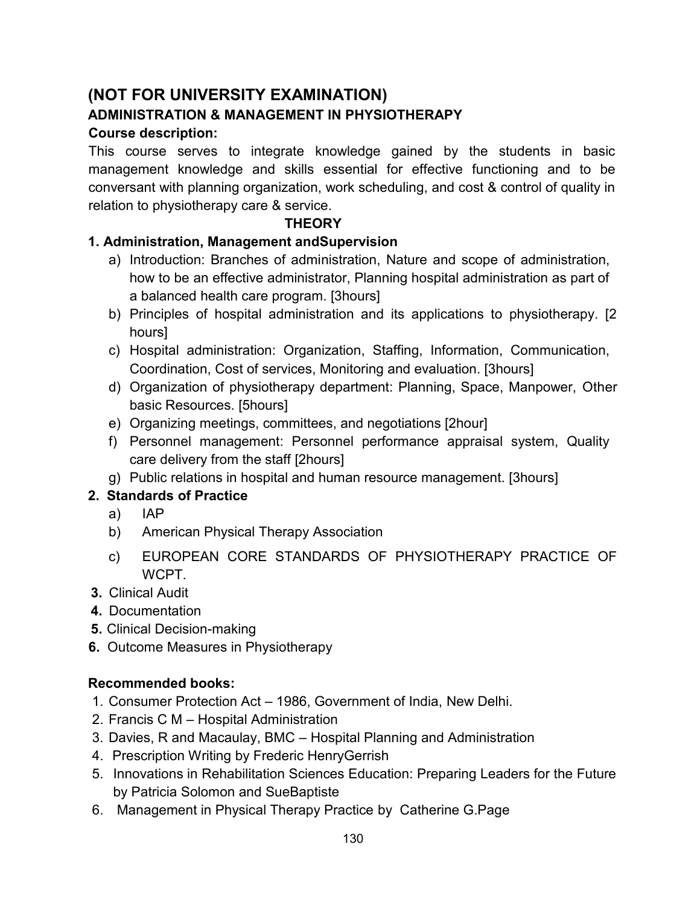# (NOT FOR UNIVERSITY EXAMINATION)

## ADMINISTRATION & MANAGEMENT IN PHYSIOTHERAPY

**Course description:**

This course serves to integrate knowledge gained by the students in basic management knowledge and skills essential for effective functioning and to be conversant with planning organization, work scheduling, and cost & control of quality in relation to physiotherapy care & service.

**THEORY**

**1. Administration, Management andSupervision**

a) Introduction: Branches of administration, Nature and scope of administration, how to be an effective administrator, Planning hospital administration as part of a balanced health care program. [3hours]

b) Principles of hospital administration and its applications to physiotherapy. [2 hours]

c) Hospital administration: Organization, Staffing, Information, Communication, Coordination, Cost of services, Monitoring and evaluation. [3hours]

d) Organization of physiotherapy department: Planning, Space, Manpower, Other basic Resources. [5hours]

e) Organizing meetings, committees, and negotiations [2hour]

f) Personnel management: Personnel performance appraisal system, Quality care delivery from the staff [2hours]

g) Public relations in hospital and human resource management. [3hours]

**2. Standards of Practice**

a) IAP

b) American Physical Therapy Association

c) EUROPEAN CORE STANDARDS OF PHYSIOTHERAPY PRACTICE OF WCPT.

**3.** Clinical Audit

**4.** Documentation

**5.** Clinical Decision-making

**6.** Outcome Measures in Physiotherapy

**Recommended books:**

1. Consumer Protection Act – 1986, Government of India, New Delhi.
2. Francis C M – Hospital Administration
3. Davies, R and Macaulay, BMC – Hospital Planning and Administration
4. Prescription Writing by Frederic HenryGerrish
5. Innovations in Rehabilitation Sciences Education: Preparing Leaders for the Future by Patricia Solomon and SueBaptiste
6. Management in Physical Therapy Practice by Catherine G.Page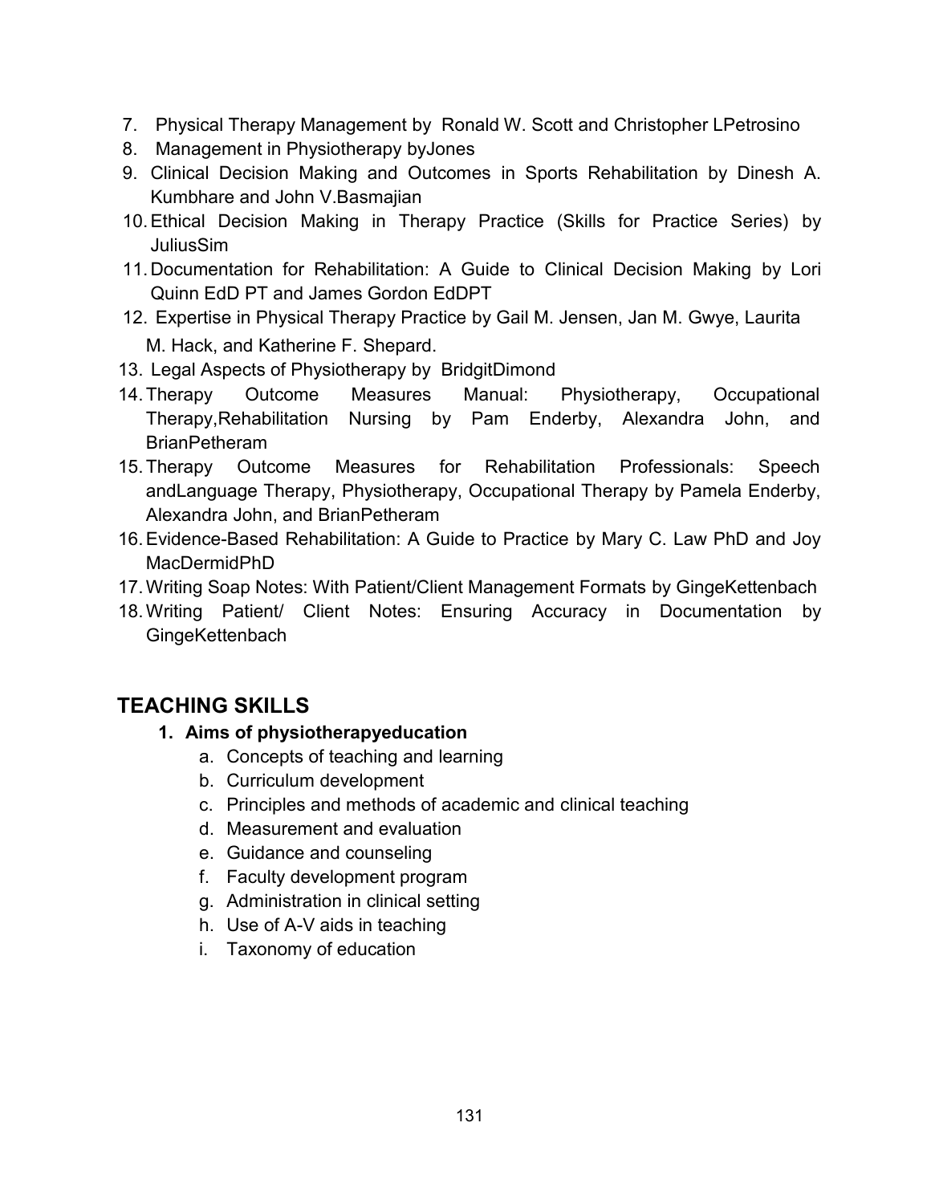7. Physical Therapy Management by Ronald W. Scott and Christopher LPetrosino
8. Management in Physiotherapy byJones
9. Clinical Decision Making and Outcomes in Sports Rehabilitation by Dinesh A. Kumbhare and John V.Basmajian
10. Ethical Decision Making in Therapy Practice (Skills for Practice Series) by JuliusSim
11. Documentation for Rehabilitation: A Guide to Clinical Decision Making by Lori Quinn EdD PT and James Gordon EdDPT
12. Expertise in Physical Therapy Practice by Gail M. Jensen, Jan M. Gwye, Laurita M. Hack, and Katherine F. Shepard.
13. Legal Aspects of Physiotherapy by BridgitDimond
14. Therapy Outcome Measures Manual: Physiotherapy, Occupational Therapy,Rehabilitation Nursing by Pam Enderby, Alexandra John, and BrianPetheram
15. Therapy Outcome Measures for Rehabilitation Professionals: Speech andLanguage Therapy, Physiotherapy, Occupational Therapy by Pamela Enderby, Alexandra John, and BrianPetheram
16. Evidence-Based Rehabilitation: A Guide to Practice by Mary C. Law PhD and Joy MacDermidPhD
17. Writing Soap Notes: With Patient/Client Management Formats by GingeKettenbach
18. Writing Patient/ Client Notes: Ensuring Accuracy in Documentation by GingeKettenbach

## TEACHING SKILLS

1. **Aims of physiotherapyeducation**
   a. Concepts of teaching and learning
   b. Curriculum development
   c. Principles and methods of academic and clinical teaching
   d. Measurement and evaluation
   e. Guidance and counseling
   f. Faculty development program
   g. Administration in clinical setting
   h. Use of A-V aids in teaching
   i. Taxonomy of education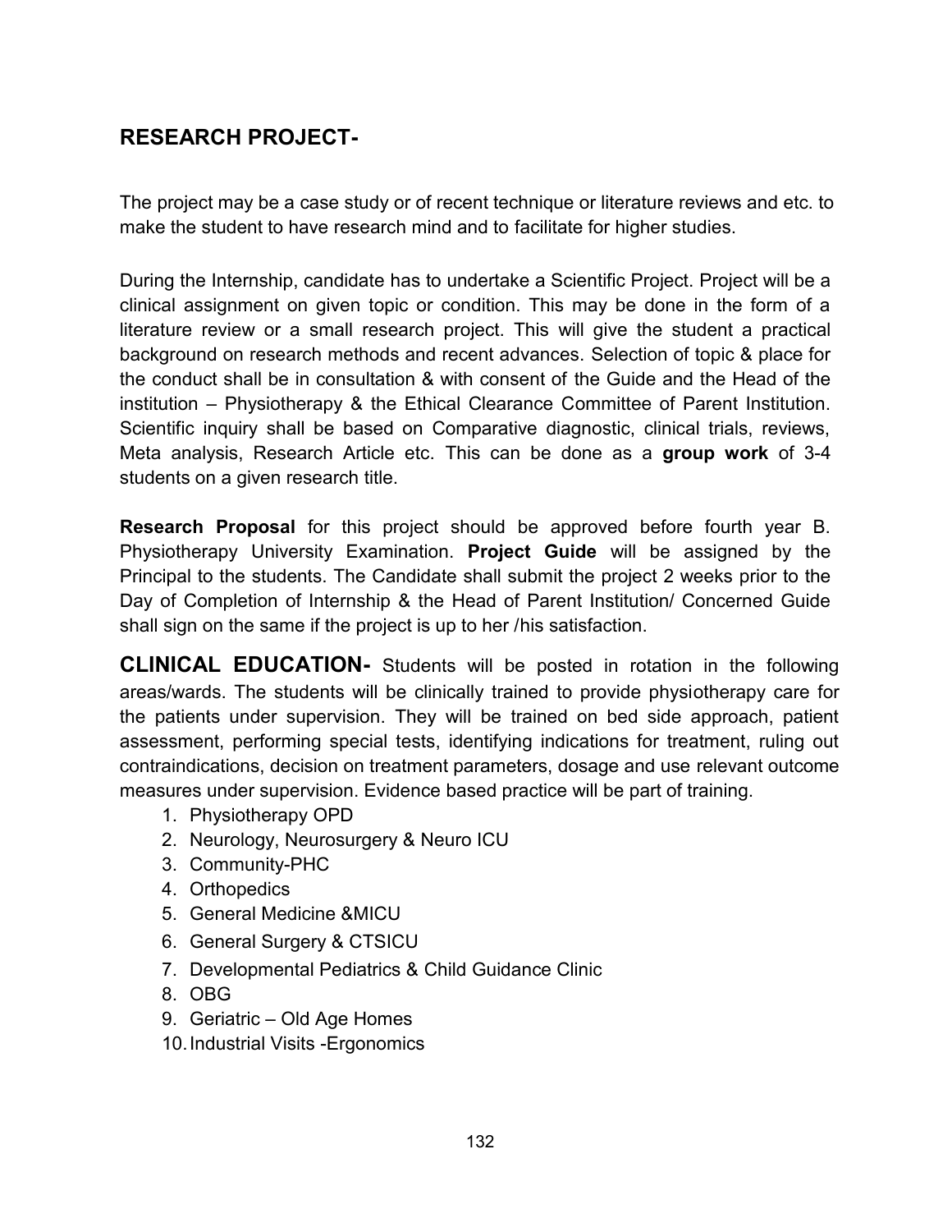## RESEARCH PROJECT-

The project may be a case study or of recent technique or literature reviews and etc. to make the student to have research mind and to facilitate for higher studies.

During the Internship, candidate has to undertake a Scientific Project. Project will be a clinical assignment on given topic or condition. This may be done in the form of a literature review or a small research project. This will give the student a practical background on research methods and recent advances. Selection of topic & place for the conduct shall be in consultation & with consent of the Guide and the Head of the institution – Physiotherapy & the Ethical Clearance Committee of Parent Institution. Scientific inquiry shall be based on Comparative diagnostic, clinical trials, reviews, Meta analysis, Research Article etc. This can be done as a **group work** of 3-4 students on a given research title.

**Research Proposal** for this project should be approved before fourth year B. Physiotherapy University Examination. **Project Guide** will be assigned by the Principal to the students. The Candidate shall submit the project 2 weeks prior to the Day of Completion of Internship & the Head of Parent Institution/ Concerned Guide shall sign on the same if the project is up to her /his satisfaction.

**CLINICAL EDUCATION-** Students will be posted in rotation in the following areas/wards. The students will be clinically trained to provide physiotherapy care for the patients under supervision. They will be trained on bed side approach, patient assessment, performing special tests, identifying indications for treatment, ruling out contraindications, decision on treatment parameters, dosage and use relevant outcome measures under supervision. Evidence based practice will be part of training.

1. Physiotherapy OPD
2. Neurology, Neurosurgery & Neuro ICU
3. Community-PHC
4. Orthopedics
5. General Medicine &MICU
6. General Surgery & CTSICU
7. Developmental Pediatrics & Child Guidance Clinic
8. OBG
9. Geriatric – Old Age Homes
10. Industrial Visits -Ergonomics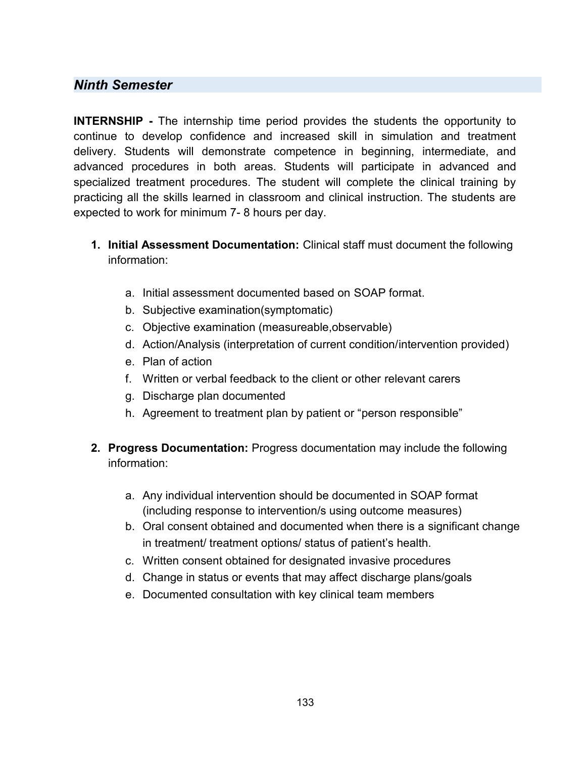## *Ninth Semester*

**INTERNSHIP -** The internship time period provides the students the opportunity to continue to develop confidence and increased skill in simulation and treatment delivery. Students will demonstrate competence in beginning, intermediate, and advanced procedures in both areas. Students will participate in advanced and specialized treatment procedures. The student will complete the clinical training by practicing all the skills learned in classroom and clinical instruction. The students are expected to work for minimum 7- 8 hours per day.

1. **Initial Assessment Documentation:** Clinical staff must document the following information:

    a. Initial assessment documented based on SOAP format.
    b. Subjective examination(symptomatic)
    c. Objective examination (measureable,observable)
    d. Action/Analysis (interpretation of current condition/intervention provided)
    e. Plan of action
    f. Written or verbal feedback to the client or other relevant carers
    g. Discharge plan documented
    h. Agreement to treatment plan by patient or "person responsible"

2. **Progress Documentation:** Progress documentation may include the following information:

    a. Any individual intervention should be documented in SOAP format (including response to intervention/s using outcome measures)
    b. Oral consent obtained and documented when there is a significant change in treatment/ treatment options/ status of patient's health.
    c. Written consent obtained for designated invasive procedures
    d. Change in status or events that may affect discharge plans/goals
    e. Documented consultation with key clinical team members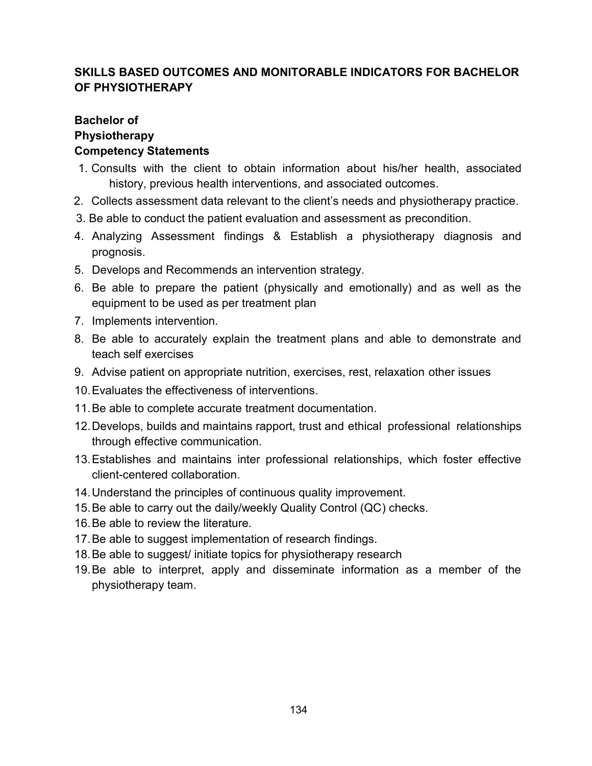## SKILLS BASED OUTCOMES AND MONITORABLE INDICATORS FOR BACHELOR OF PHYSIOTHERAPY

**Bachelor of Physiotherapy Competency Statements**

1. Consults with the client to obtain information about his/her health, associated history, previous health interventions, and associated outcomes.
2. Collects assessment data relevant to the client's needs and physiotherapy practice.
3. Be able to conduct the patient evaluation and assessment as precondition.
4. Analyzing Assessment findings & Establish a physiotherapy diagnosis and prognosis.
5. Develops and Recommends an intervention strategy.
6. Be able to prepare the patient (physically and emotionally) and as well as the equipment to be used as per treatment plan
7. Implements intervention.
8. Be able to accurately explain the treatment plans and able to demonstrate and teach self exercises
9. Advise patient on appropriate nutrition, exercises, rest, relaxation other issues
10. Evaluates the effectiveness of interventions.
11. Be able to complete accurate treatment documentation.
12. Develops, builds and maintains rapport, trust and ethical professional relationships through effective communication.
13. Establishes and maintains inter professional relationships, which foster effective client-centered collaboration.
14. Understand the principles of continuous quality improvement.
15. Be able to carry out the daily/weekly Quality Control (QC) checks.
16. Be able to review the literature.
17. Be able to suggest implementation of research findings.
18. Be able to suggest/ initiate topics for physiotherapy research
19. Be able to interpret, apply and disseminate information as a member of the physiotherapy team.